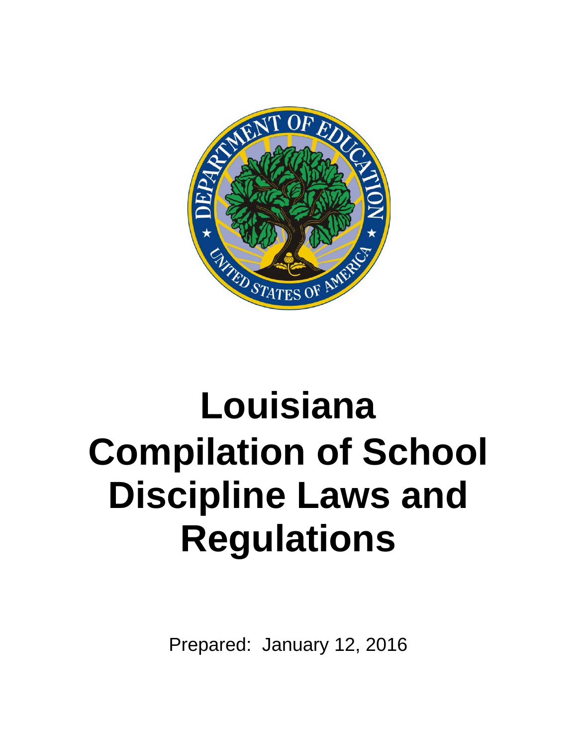# Louisiana Compilation of School Discipline Laws and Regulations

Prepared: January 12, 2016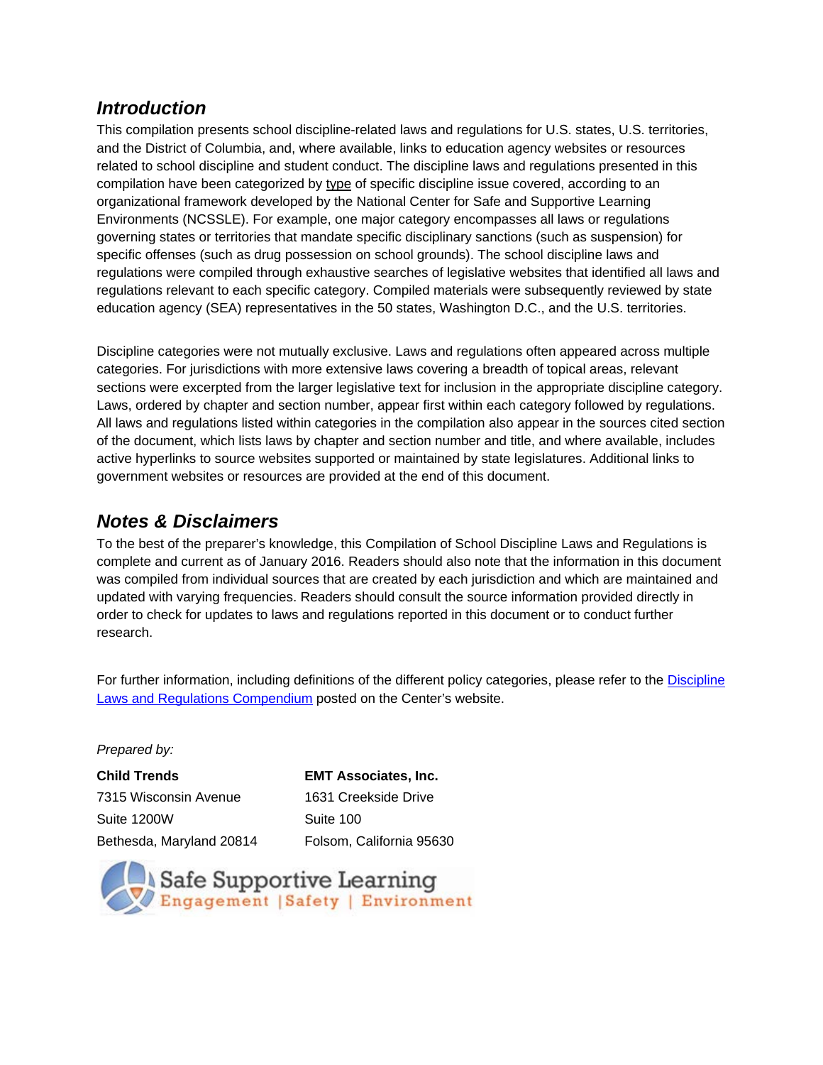## *Introduction*

This compilation presents school discipline-related laws and regulations for U.S. states, U.S. territories, and the District of Columbia, and, where available, links to education agency websites or resources related to school discipline and student conduct. The discipline laws and regulations presented in this compilation have been categorized by type of specific discipline issue covered, according to an organizational framework developed by the National Center for Safe and Supportive Learning Environments (NCSSLE). For example, one major category encompasses all laws or regulations governing states or territories that mandate specific disciplinary sanctions (such as suspension) for specific offenses (such as drug possession on school grounds). The school discipline laws and regulations were compiled through exhaustive searches of legislative websites that identified all laws and regulations relevant to each specific category. Compiled materials were subsequently reviewed by state education agency (SEA) representatives in the 50 states, Washington D.C., and the U.S. territories.

Discipline categories were not mutually exclusive. Laws and regulations often appeared across multiple categories. For jurisdictions with more extensive laws covering a breadth of topical areas, relevant sections were excerpted from the larger legislative text for inclusion in the appropriate discipline category. Laws, ordered by chapter and section number, appear first within each category followed by regulations. All laws and regulations listed within categories in the compilation also appear in the sources cited section of the document, which lists laws by chapter and section number and title, and where available, includes active hyperlinks to source websites supported or maintained by state legislatures. Additional links to government websites or resources are provided at the end of this document.

## *Notes & Disclaimers*

To the best of the preparer's knowledge, this Compilation of School Discipline Laws and Regulations is complete and current as of January 2016. Readers should also note that the information in this document was compiled from individual sources that are created by each jurisdiction and which are maintained and updated with varying frequencies. Readers should consult the source information provided directly in order to check for updates to laws and regulations reported in this document or to conduct further research.

For further information, including definitions of the different policy categories, please refer to the Discipline Laws and Regulations Compendium posted on the Center's website.

*Prepared by:*

**Child Trends**
7315 Wisconsin Avenue
Suite 1200W
Bethesda, Maryland 20814

**EMT Associates, Inc.**
1631 Creekside Drive
Suite 100
Folsom, California 95630

Safe Supportive Learning
Engagement | Safety | Environment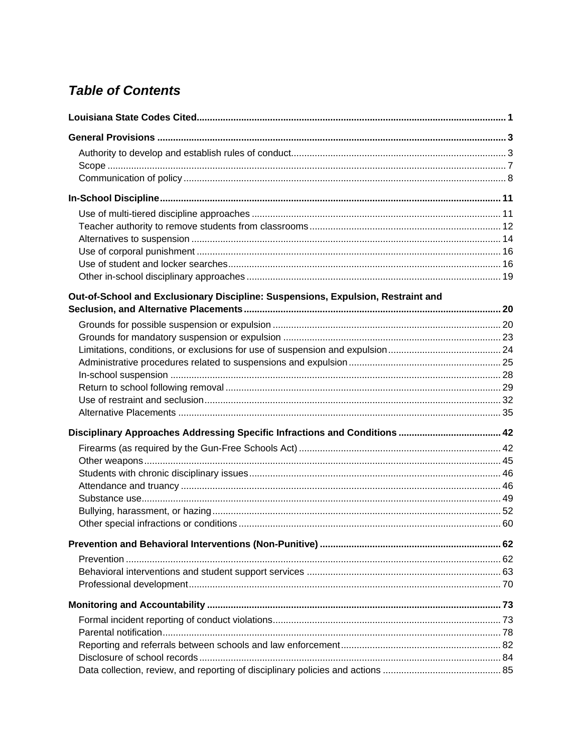## *Table of Contents*

**Louisiana State Codes Cited** .......... **1**

**General Provisions** .......... **3**

- Authority to develop and establish rules of conduct .......... 3
- Scope .......... 7
- Communication of policy .......... 8

**In-School Discipline** .......... **11**

- Use of multi-tiered discipline approaches .......... 11
- Teacher authority to remove students from classrooms .......... 12
- Alternatives to suspension .......... 14
- Use of corporal punishment .......... 16
- Use of student and locker searches .......... 16
- Other in-school disciplinary approaches .......... 19

**Out-of-School and Exclusionary Discipline: Suspensions, Expulsion, Restraint and Seclusion, and Alternative Placements** .......... **20**

- Grounds for possible suspension or expulsion .......... 20
- Grounds for mandatory suspension or expulsion .......... 23
- Limitations, conditions, or exclusions for use of suspension and expulsion .......... 24
- Administrative procedures related to suspensions and expulsion .......... 25
- In-school suspension .......... 28
- Return to school following removal .......... 29
- Use of restraint and seclusion .......... 32
- Alternative Placements .......... 35

**Disciplinary Approaches Addressing Specific Infractions and Conditions** .......... **42**

- Firearms (as required by the Gun-Free Schools Act) .......... 42
- Other weapons .......... 45
- Students with chronic disciplinary issues .......... 46
- Attendance and truancy .......... 46
- Substance use .......... 49
- Bullying, harassment, or hazing .......... 52
- Other special infractions or conditions .......... 60

**Prevention and Behavioral Interventions (Non-Punitive)** .......... **62**

- Prevention .......... 62
- Behavioral interventions and student support services .......... 63
- Professional development .......... 70

**Monitoring and Accountability** .......... **73**

- Formal incident reporting of conduct violations .......... 73
- Parental notification .......... 78
- Reporting and referrals between schools and law enforcement .......... 82
- Disclosure of school records .......... 84
- Data collection, review, and reporting of disciplinary policies and actions .......... 85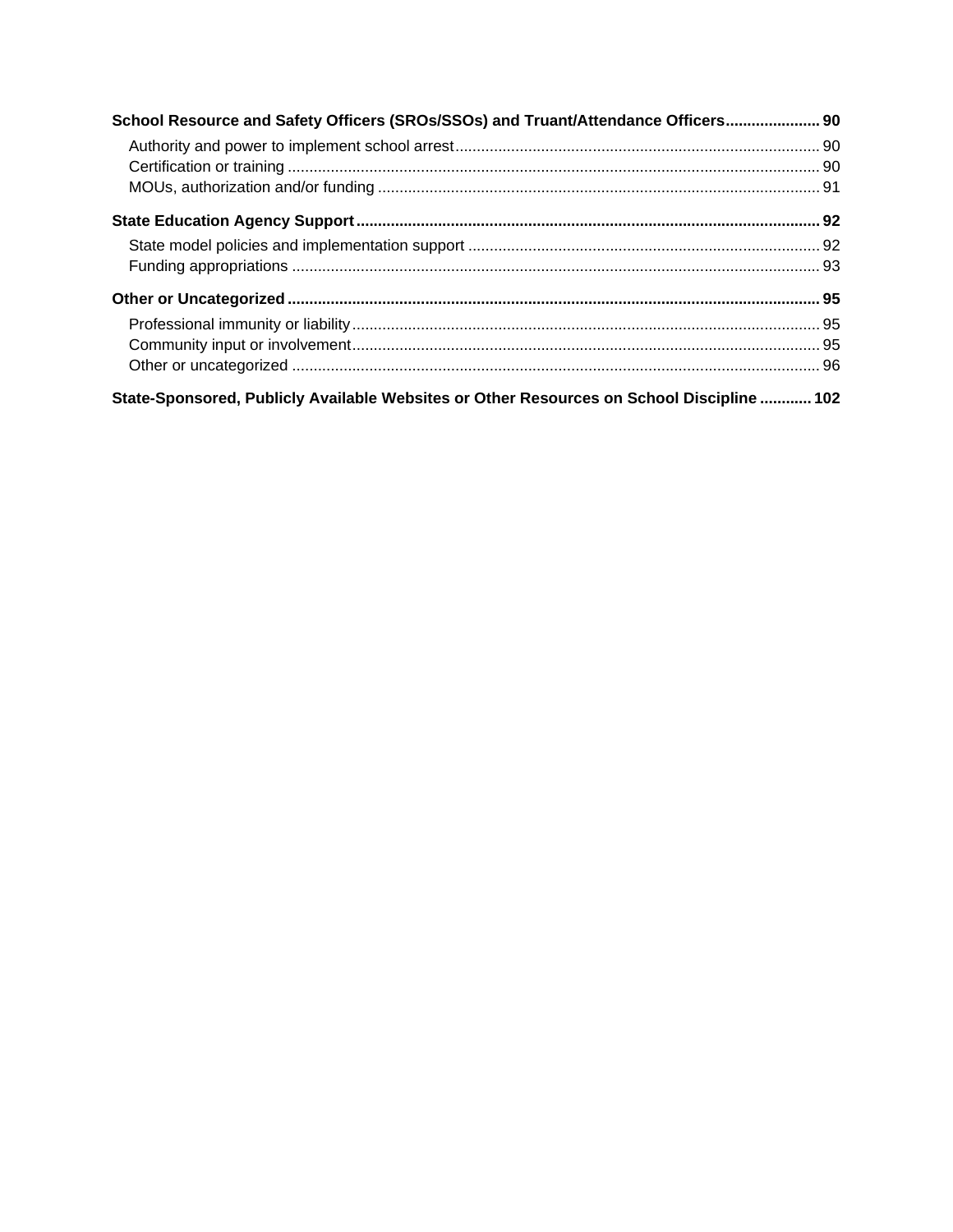**School Resource and Safety Officers (SROs/SSOs) and Truant/Attendance Officers** ...................... 90

- Authority and power to implement school arrest ........................................................................ 90
- Certification or training .............................................................................................................. 90
- MOUs, authorization and/or funding .......................................................................................... 91

**State Education Agency Support** ............................................................................................ 92

- State model policies and implementation support ...................................................................... 92
- Funding appropriations .............................................................................................................. 93

**Other or Uncategorized** .......................................................................................................... 95

- Professional immunity or liability ................................................................................................ 95
- Community input or involvement ................................................................................................ 95
- Other or uncategorized .............................................................................................................. 96

**State-Sponsored, Publicly Available Websites or Other Resources on School Discipline** ............ 102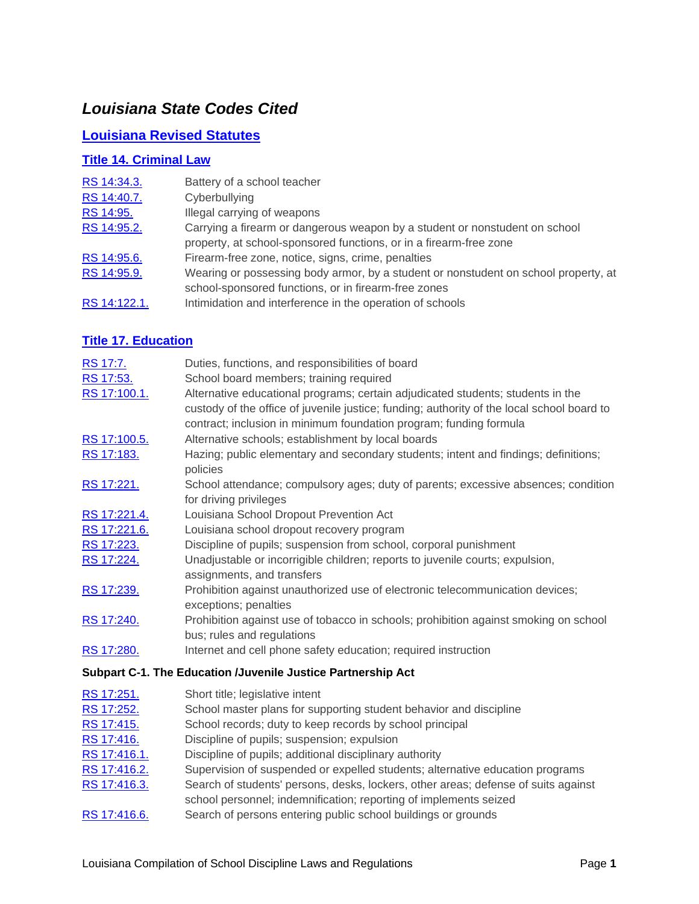# *Louisiana State Codes Cited*

## Louisiana Revised Statutes

### Title 14. Criminal Law

| | |
|---|---|
| RS 14:34.3. | Battery of a school teacher |
| RS 14:40.7. | Cyberbullying |
| RS 14:95. | Illegal carrying of weapons |
| RS 14:95.2. | Carrying a firearm or dangerous weapon by a student or nonstudent on school property, at school-sponsored functions, or in a firearm-free zone |
| RS 14:95.6. | Firearm-free zone, notice, signs, crime, penalties |
| RS 14:95.9. | Wearing or possessing body armor, by a student or nonstudent on school property, at school-sponsored functions, or in firearm-free zones |
| RS 14:122.1. | Intimidation and interference in the operation of schools |

### Title 17. Education

| | |
|---|---|
| RS 17:7. | Duties, functions, and responsibilities of board |
| RS 17:53. | School board members; training required |
| RS 17:100.1. | Alternative educational programs; certain adjudicated students; students in the custody of the office of juvenile justice; funding; authority of the local school board to contract; inclusion in minimum foundation program; funding formula |
| RS 17:100.5. | Alternative schools; establishment by local boards |
| RS 17:183. | Hazing; public elementary and secondary students; intent and findings; definitions; policies |
| RS 17:221. | School attendance; compulsory ages; duty of parents; excessive absences; condition for driving privileges |
| RS 17:221.4. | Louisiana School Dropout Prevention Act |
| RS 17:221.6. | Louisiana school dropout recovery program |
| RS 17:223. | Discipline of pupils; suspension from school, corporal punishment |
| RS 17:224. | Unadjustable or incorrigible children; reports to juvenile courts; expulsion, assignments, and transfers |
| RS 17:239. | Prohibition against unauthorized use of electronic telecommunication devices; exceptions; penalties |
| RS 17:240. | Prohibition against use of tobacco in schools; prohibition against smoking on school bus; rules and regulations |
| RS 17:280. | Internet and cell phone safety education; required instruction |

**Subpart C-1. The Education /Juvenile Justice Partnership Act**

| | |
|---|---|
| RS 17:251. | Short title; legislative intent |
| RS 17:252. | School master plans for supporting student behavior and discipline |
| RS 17:415. | School records; duty to keep records by school principal |
| RS 17:416. | Discipline of pupils; suspension; expulsion |
| RS 17:416.1. | Discipline of pupils; additional disciplinary authority |
| RS 17:416.2. | Supervision of suspended or expelled students; alternative education programs |
| RS 17:416.3. | Search of students' persons, desks, lockers, other areas; defense of suits against school personnel; indemnification; reporting of implements seized |
| RS 17:416.6. | Search of persons entering public school buildings or grounds |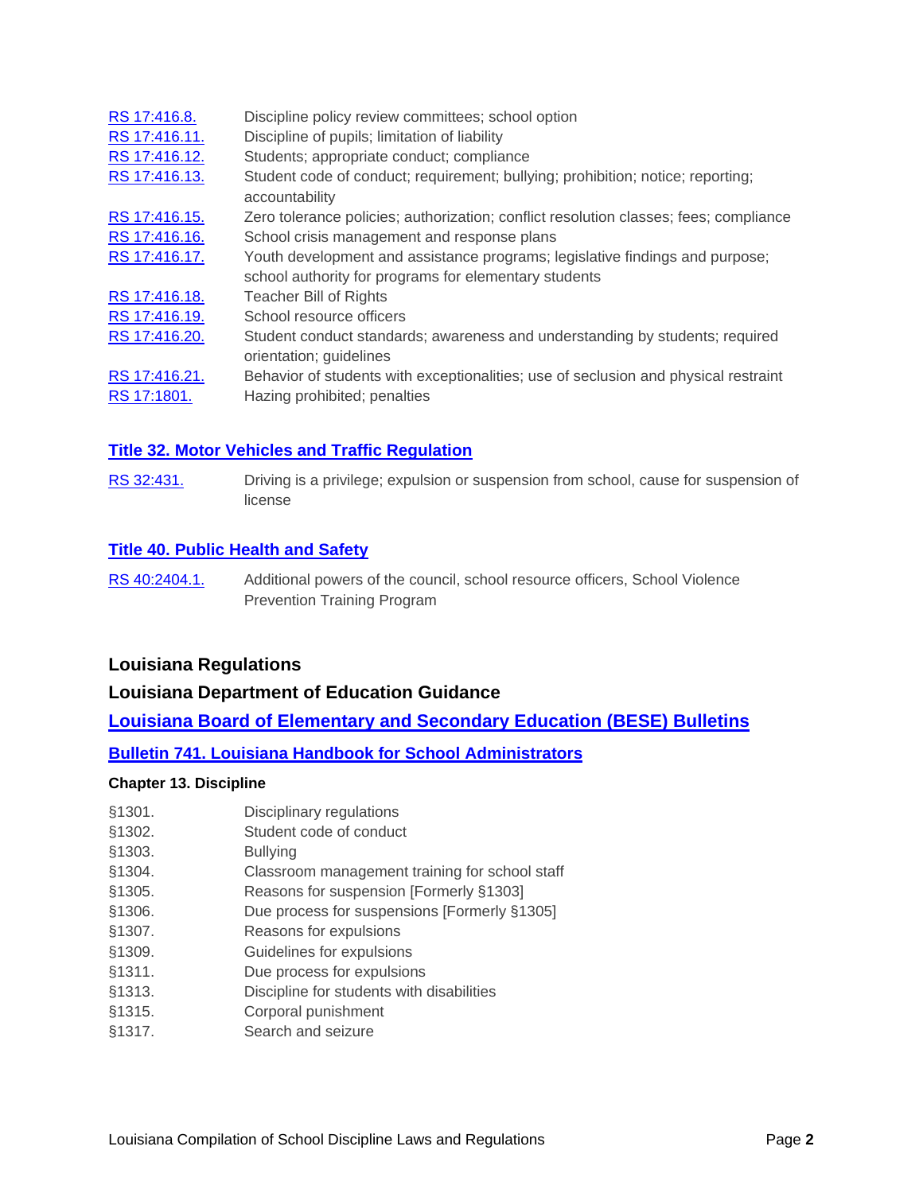| | |
|---|---|
| RS 17:416.8. | Discipline policy review committees; school option |
| RS 17:416.11. | Discipline of pupils; limitation of liability |
| RS 17:416.12. | Students; appropriate conduct; compliance |
| RS 17:416.13. | Student code of conduct; requirement; bullying; prohibition; notice; reporting; accountability |
| RS 17:416.15. | Zero tolerance policies; authorization; conflict resolution classes; fees; compliance |
| RS 17:416.16. | School crisis management and response plans |
| RS 17:416.17. | Youth development and assistance programs; legislative findings and purpose; school authority for programs for elementary students |
| RS 17:416.18. | Teacher Bill of Rights |
| RS 17:416.19. | School resource officers |
| RS 17:416.20. | Student conduct standards; awareness and understanding by students; required orientation; guidelines |
| RS 17:416.21. | Behavior of students with exceptionalities; use of seclusion and physical restraint |
| RS 17:1801. | Hazing prohibited; penalties |

### Title 32. Motor Vehicles and Traffic Regulation

| | |
|---|---|
| RS 32:431. | Driving is a privilege; expulsion or suspension from school, cause for suspension of license |

### Title 40. Public Health and Safety

| | |
|---|---|
| RS 40:2404.1. | Additional powers of the council, school resource officers, School Violence Prevention Training Program |

## Louisiana Regulations

## Louisiana Department of Education Guidance

## Louisiana Board of Elementary and Secondary Education (BESE) Bulletins

### Bulletin 741. Louisiana Handbook for School Administrators

**Chapter 13. Discipline**

| | |
|---|---|
| §1301. | Disciplinary regulations |
| §1302. | Student code of conduct |
| §1303. | Bullying |
| §1304. | Classroom management training for school staff |
| §1305. | Reasons for suspension [Formerly §1303] |
| §1306. | Due process for suspensions [Formerly §1305] |
| §1307. | Reasons for expulsions |
| §1309. | Guidelines for expulsions |
| §1311. | Due process for expulsions |
| §1313. | Discipline for students with disabilities |
| §1315. | Corporal punishment |
| §1317. | Search and seizure |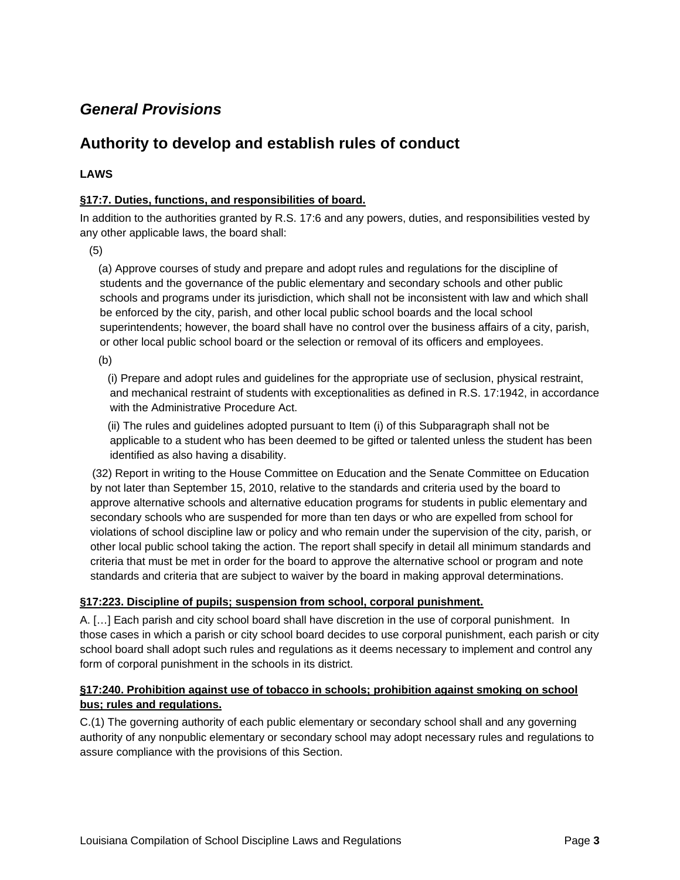## *General Provisions*

## Authority to develop and establish rules of conduct

**LAWS**

**§17:7. Duties, functions, and responsibilities of board.**

In addition to the authorities granted by R.S. 17:6 and any powers, duties, and responsibilities vested by any other applicable laws, the board shall:

(5)

(a) Approve courses of study and prepare and adopt rules and regulations for the discipline of students and the governance of the public elementary and secondary schools and other public schools and programs under its jurisdiction, which shall not be inconsistent with law and which shall be enforced by the city, parish, and other local public school boards and the local school superintendents; however, the board shall have no control over the business affairs of a city, parish, or other local public school board or the selection or removal of its officers and employees.

(b)

(i) Prepare and adopt rules and guidelines for the appropriate use of seclusion, physical restraint, and mechanical restraint of students with exceptionalities as defined in R.S. 17:1942, in accordance with the Administrative Procedure Act.

(ii) The rules and guidelines adopted pursuant to Item (i) of this Subparagraph shall not be applicable to a student who has been deemed to be gifted or talented unless the student has been identified as also having a disability.

(32) Report in writing to the House Committee on Education and the Senate Committee on Education by not later than September 15, 2010, relative to the standards and criteria used by the board to approve alternative schools and alternative education programs for students in public elementary and secondary schools who are suspended for more than ten days or who are expelled from school for violations of school discipline law or policy and who remain under the supervision of the city, parish, or other local public school taking the action. The report shall specify in detail all minimum standards and criteria that must be met in order for the board to approve the alternative school or program and note standards and criteria that are subject to waiver by the board in making approval determinations.

**§17:223. Discipline of pupils; suspension from school, corporal punishment.**

A. […] Each parish and city school board shall have discretion in the use of corporal punishment. In those cases in which a parish or city school board decides to use corporal punishment, each parish or city school board shall adopt such rules and regulations as it deems necessary to implement and control any form of corporal punishment in the schools in its district.

**§17:240. Prohibition against use of tobacco in schools; prohibition against smoking on school bus; rules and regulations.**

C.(1) The governing authority of each public elementary or secondary school shall and any governing authority of any nonpublic elementary or secondary school may adopt necessary rules and regulations to assure compliance with the provisions of this Section.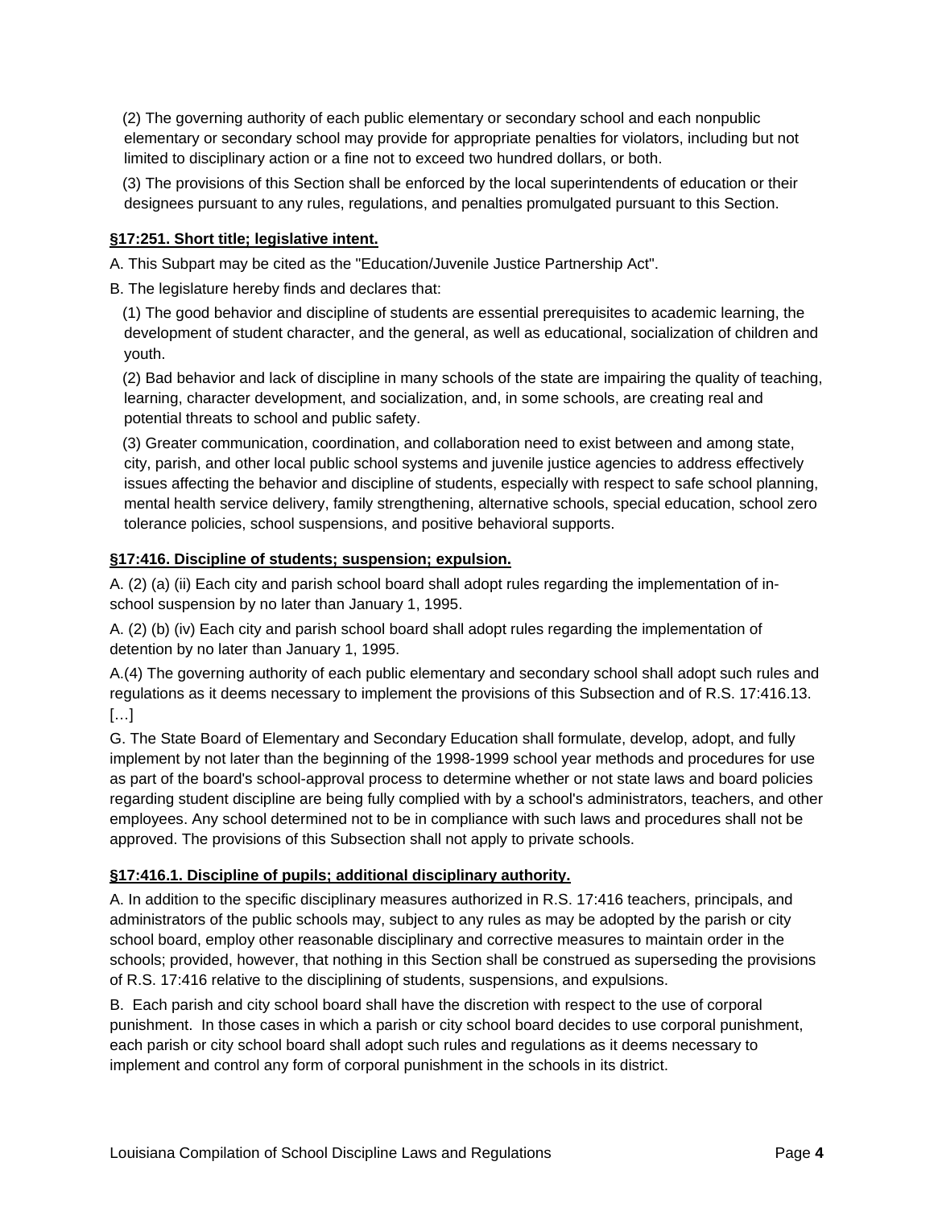(2) The governing authority of each public elementary or secondary school and each nonpublic elementary or secondary school may provide for appropriate penalties for violators, including but not limited to disciplinary action or a fine not to exceed two hundred dollars, or both.

(3) The provisions of this Section shall be enforced by the local superintendents of education or their designees pursuant to any rules, regulations, and penalties promulgated pursuant to this Section.

**§17:251. Short title; legislative intent.**

A. This Subpart may be cited as the "Education/Juvenile Justice Partnership Act".

B. The legislature hereby finds and declares that:

(1) The good behavior and discipline of students are essential prerequisites to academic learning, the development of student character, and the general, as well as educational, socialization of children and youth.

(2) Bad behavior and lack of discipline in many schools of the state are impairing the quality of teaching, learning, character development, and socialization, and, in some schools, are creating real and potential threats to school and public safety.

(3) Greater communication, coordination, and collaboration need to exist between and among state, city, parish, and other local public school systems and juvenile justice agencies to address effectively issues affecting the behavior and discipline of students, especially with respect to safe school planning, mental health service delivery, family strengthening, alternative schools, special education, school zero tolerance policies, school suspensions, and positive behavioral supports.

**§17:416. Discipline of students; suspension; expulsion.**

A. (2) (a) (ii) Each city and parish school board shall adopt rules regarding the implementation of in-school suspension by no later than January 1, 1995.

A. (2) (b) (iv) Each city and parish school board shall adopt rules regarding the implementation of detention by no later than January 1, 1995.

A.(4) The governing authority of each public elementary and secondary school shall adopt such rules and regulations as it deems necessary to implement the provisions of this Subsection and of R.S. 17:416.13.
[…]

G. The State Board of Elementary and Secondary Education shall formulate, develop, adopt, and fully implement by not later than the beginning of the 1998-1999 school year methods and procedures for use as part of the board's school-approval process to determine whether or not state laws and board policies regarding student discipline are being fully complied with by a school's administrators, teachers, and other employees. Any school determined not to be in compliance with such laws and procedures shall not be approved. The provisions of this Subsection shall not apply to private schools.

**§17:416.1. Discipline of pupils; additional disciplinary authority.**

A. In addition to the specific disciplinary measures authorized in R.S. 17:416 teachers, principals, and administrators of the public schools may, subject to any rules as may be adopted by the parish or city school board, employ other reasonable disciplinary and corrective measures to maintain order in the schools; provided, however, that nothing in this Section shall be construed as superseding the provisions of R.S. 17:416 relative to the disciplining of students, suspensions, and expulsions.

B. Each parish and city school board shall have the discretion with respect to the use of corporal punishment. In those cases in which a parish or city school board decides to use corporal punishment, each parish or city school board shall adopt such rules and regulations as it deems necessary to implement and control any form of corporal punishment in the schools in its district.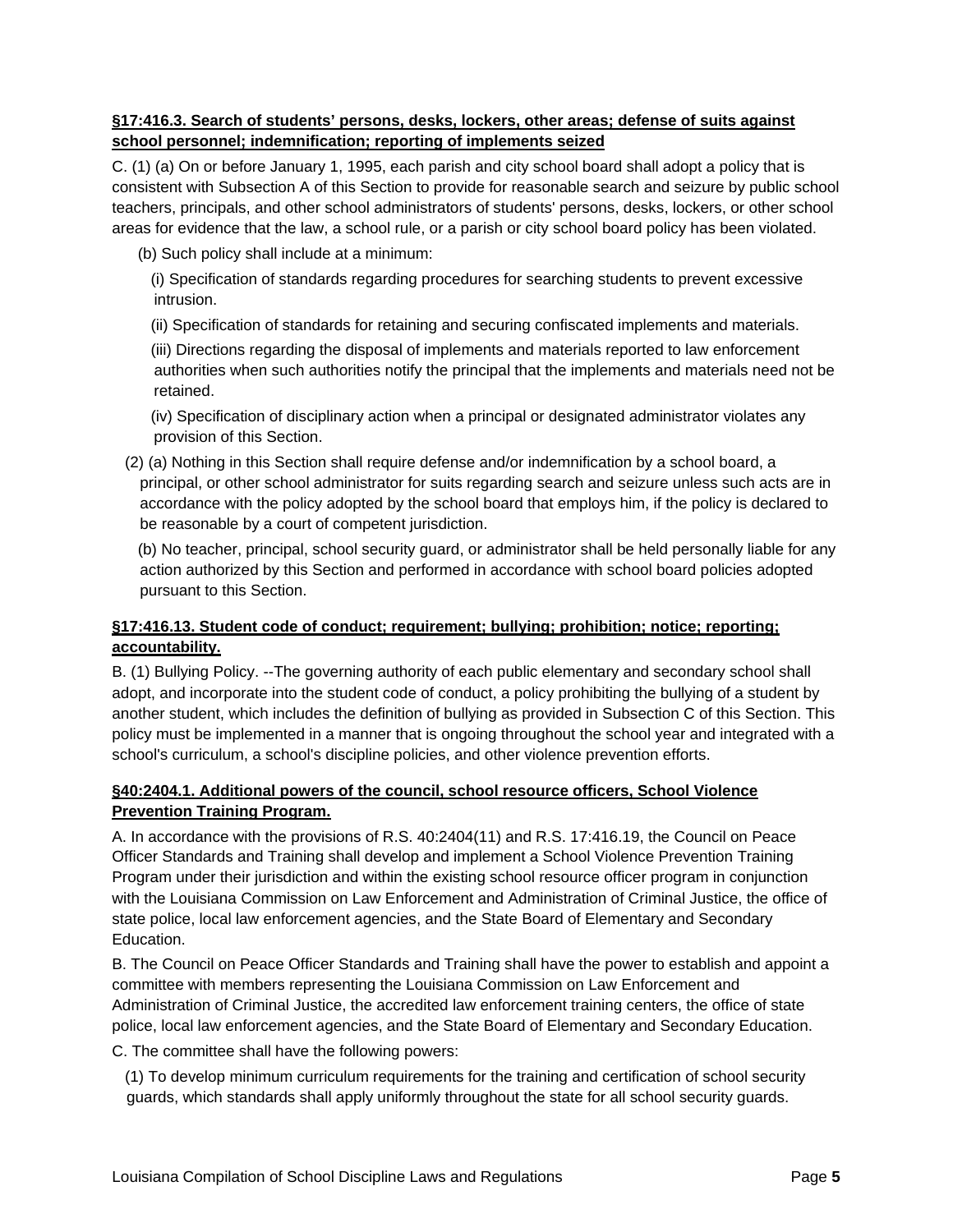**§17:416.3. Search of students' persons, desks, lockers, other areas; defense of suits against school personnel; indemnification; reporting of implements seized**

C. (1) (a) On or before January 1, 1995, each parish and city school board shall adopt a policy that is consistent with Subsection A of this Section to provide for reasonable search and seizure by public school teachers, principals, and other school administrators of students' persons, desks, lockers, or other school areas for evidence that the law, a school rule, or a parish or city school board policy has been violated.

(b) Such policy shall include at a minimum:

(i) Specification of standards regarding procedures for searching students to prevent excessive intrusion.

(ii) Specification of standards for retaining and securing confiscated implements and materials.

(iii) Directions regarding the disposal of implements and materials reported to law enforcement authorities when such authorities notify the principal that the implements and materials need not be retained.

(iv) Specification of disciplinary action when a principal or designated administrator violates any provision of this Section.

(2) (a) Nothing in this Section shall require defense and/or indemnification by a school board, a principal, or other school administrator for suits regarding search and seizure unless such acts are in accordance with the policy adopted by the school board that employs him, if the policy is declared to be reasonable by a court of competent jurisdiction.

(b) No teacher, principal, school security guard, or administrator shall be held personally liable for any action authorized by this Section and performed in accordance with school board policies adopted pursuant to this Section.

**§17:416.13. Student code of conduct; requirement; bullying; prohibition; notice; reporting; accountability.**

B. (1) Bullying Policy. --The governing authority of each public elementary and secondary school shall adopt, and incorporate into the student code of conduct, a policy prohibiting the bullying of a student by another student, which includes the definition of bullying as provided in Subsection C of this Section. This policy must be implemented in a manner that is ongoing throughout the school year and integrated with a school's curriculum, a school's discipline policies, and other violence prevention efforts.

**§40:2404.1. Additional powers of the council, school resource officers, School Violence Prevention Training Program.**

A. In accordance with the provisions of R.S. 40:2404(11) and R.S. 17:416.19, the Council on Peace Officer Standards and Training shall develop and implement a School Violence Prevention Training Program under their jurisdiction and within the existing school resource officer program in conjunction with the Louisiana Commission on Law Enforcement and Administration of Criminal Justice, the office of state police, local law enforcement agencies, and the State Board of Elementary and Secondary Education.

B. The Council on Peace Officer Standards and Training shall have the power to establish and appoint a committee with members representing the Louisiana Commission on Law Enforcement and Administration of Criminal Justice, the accredited law enforcement training centers, the office of state police, local law enforcement agencies, and the State Board of Elementary and Secondary Education.

C. The committee shall have the following powers:

(1) To develop minimum curriculum requirements for the training and certification of school security guards, which standards shall apply uniformly throughout the state for all school security guards.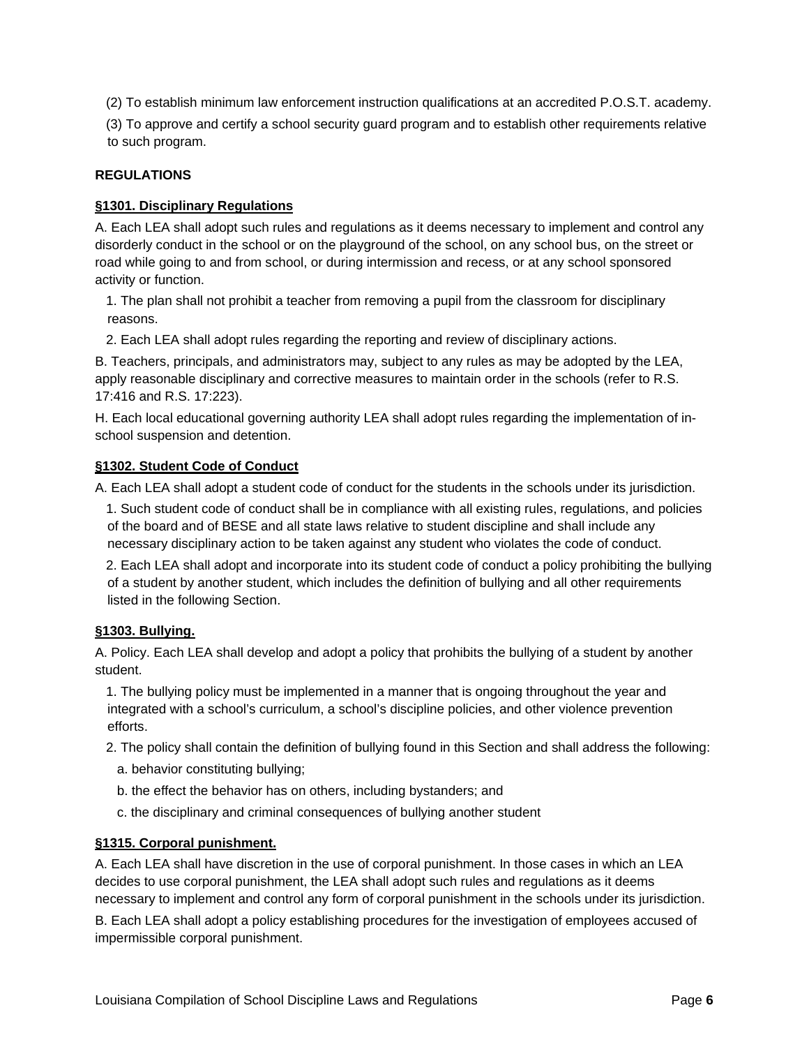(2) To establish minimum law enforcement instruction qualifications at an accredited P.O.S.T. academy.

(3) To approve and certify a school security guard program and to establish other requirements relative to such program.

**REGULATIONS**

**§1301. Disciplinary Regulations**

A. Each LEA shall adopt such rules and regulations as it deems necessary to implement and control any disorderly conduct in the school or on the playground of the school, on any school bus, on the street or road while going to and from school, or during intermission and recess, or at any school sponsored activity or function.

1. The plan shall not prohibit a teacher from removing a pupil from the classroom for disciplinary reasons.

2. Each LEA shall adopt rules regarding the reporting and review of disciplinary actions.

B. Teachers, principals, and administrators may, subject to any rules as may be adopted by the LEA, apply reasonable disciplinary and corrective measures to maintain order in the schools (refer to R.S. 17:416 and R.S. 17:223).

H. Each local educational governing authority LEA shall adopt rules regarding the implementation of in-school suspension and detention.

**§1302. Student Code of Conduct**

A. Each LEA shall adopt a student code of conduct for the students in the schools under its jurisdiction.

1. Such student code of conduct shall be in compliance with all existing rules, regulations, and policies of the board and of BESE and all state laws relative to student discipline and shall include any necessary disciplinary action to be taken against any student who violates the code of conduct.

2. Each LEA shall adopt and incorporate into its student code of conduct a policy prohibiting the bullying of a student by another student, which includes the definition of bullying and all other requirements listed in the following Section.

**§1303. Bullying.**

A. Policy. Each LEA shall develop and adopt a policy that prohibits the bullying of a student by another student.

1. The bullying policy must be implemented in a manner that is ongoing throughout the year and integrated with a school's curriculum, a school's discipline policies, and other violence prevention efforts.

2. The policy shall contain the definition of bullying found in this Section and shall address the following:

a. behavior constituting bullying;

b. the effect the behavior has on others, including bystanders; and

c. the disciplinary and criminal consequences of bullying another student

**§1315. Corporal punishment.**

A. Each LEA shall have discretion in the use of corporal punishment. In those cases in which an LEA decides to use corporal punishment, the LEA shall adopt such rules and regulations as it deems necessary to implement and control any form of corporal punishment in the schools under its jurisdiction.

B. Each LEA shall adopt a policy establishing procedures for the investigation of employees accused of impermissible corporal punishment.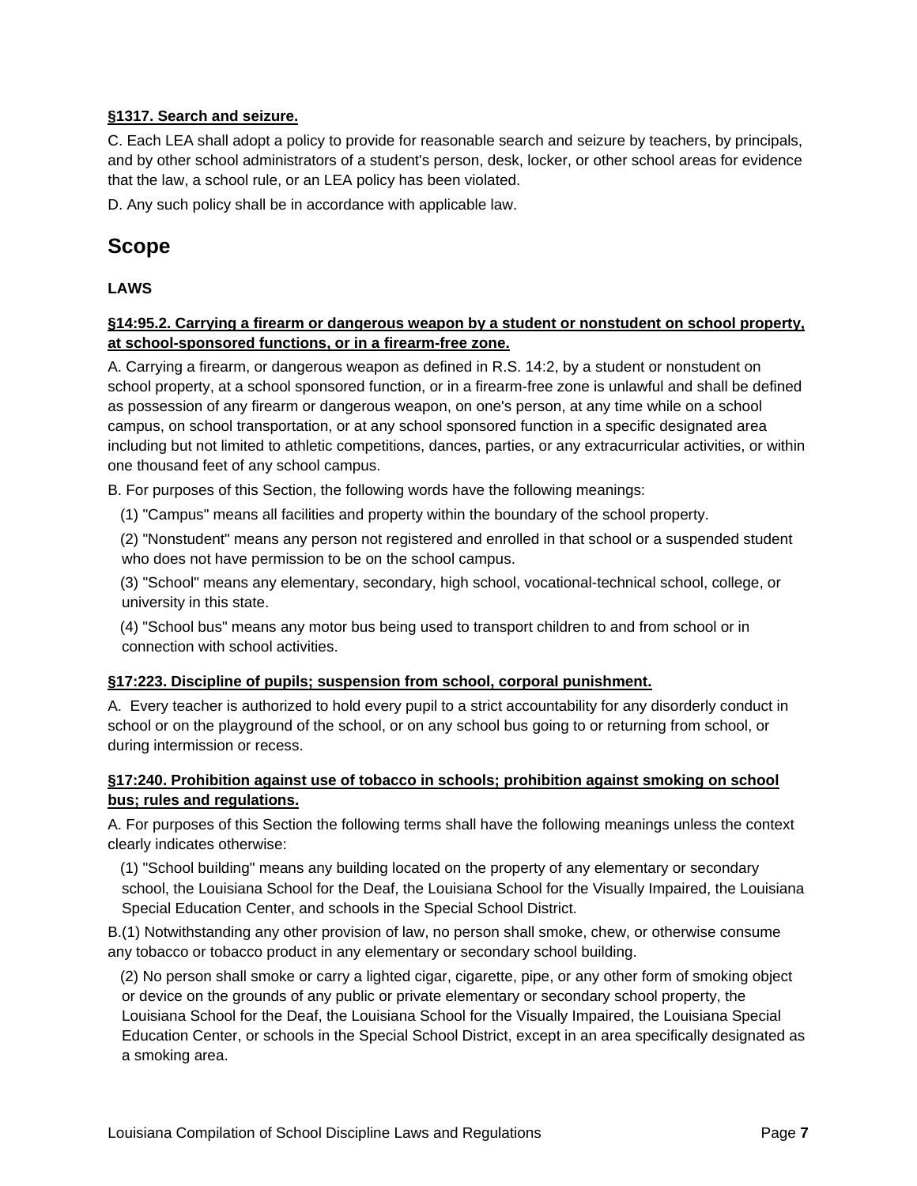**§1317. Search and seizure.**

C. Each LEA shall adopt a policy to provide for reasonable search and seizure by teachers, by principals, and by other school administrators of a student's person, desk, locker, or other school areas for evidence that the law, a school rule, or an LEA policy has been violated.

D. Any such policy shall be in accordance with applicable law.

## Scope

**LAWS**

**§14:95.2. Carrying a firearm or dangerous weapon by a student or nonstudent on school property, at school-sponsored functions, or in a firearm-free zone.**

A. Carrying a firearm, or dangerous weapon as defined in R.S. 14:2, by a student or nonstudent on school property, at a school sponsored function, or in a firearm-free zone is unlawful and shall be defined as possession of any firearm or dangerous weapon, on one's person, at any time while on a school campus, on school transportation, or at any school sponsored function in a specific designated area including but not limited to athletic competitions, dances, parties, or any extracurricular activities, or within one thousand feet of any school campus.

B. For purposes of this Section, the following words have the following meanings:

(1) "Campus" means all facilities and property within the boundary of the school property.

(2) "Nonstudent" means any person not registered and enrolled in that school or a suspended student who does not have permission to be on the school campus.

(3) "School" means any elementary, secondary, high school, vocational-technical school, college, or university in this state.

(4) "School bus" means any motor bus being used to transport children to and from school or in connection with school activities.

**§17:223. Discipline of pupils; suspension from school, corporal punishment.**

A. Every teacher is authorized to hold every pupil to a strict accountability for any disorderly conduct in school or on the playground of the school, or on any school bus going to or returning from school, or during intermission or recess.

**§17:240. Prohibition against use of tobacco in schools; prohibition against smoking on school bus; rules and regulations.**

A. For purposes of this Section the following terms shall have the following meanings unless the context clearly indicates otherwise:

(1) "School building" means any building located on the property of any elementary or secondary school, the Louisiana School for the Deaf, the Louisiana School for the Visually Impaired, the Louisiana Special Education Center, and schools in the Special School District.

B.(1) Notwithstanding any other provision of law, no person shall smoke, chew, or otherwise consume any tobacco or tobacco product in any elementary or secondary school building.

(2) No person shall smoke or carry a lighted cigar, cigarette, pipe, or any other form of smoking object or device on the grounds of any public or private elementary or secondary school property, the Louisiana School for the Deaf, the Louisiana School for the Visually Impaired, the Louisiana Special Education Center, or schools in the Special School District, except in an area specifically designated as a smoking area.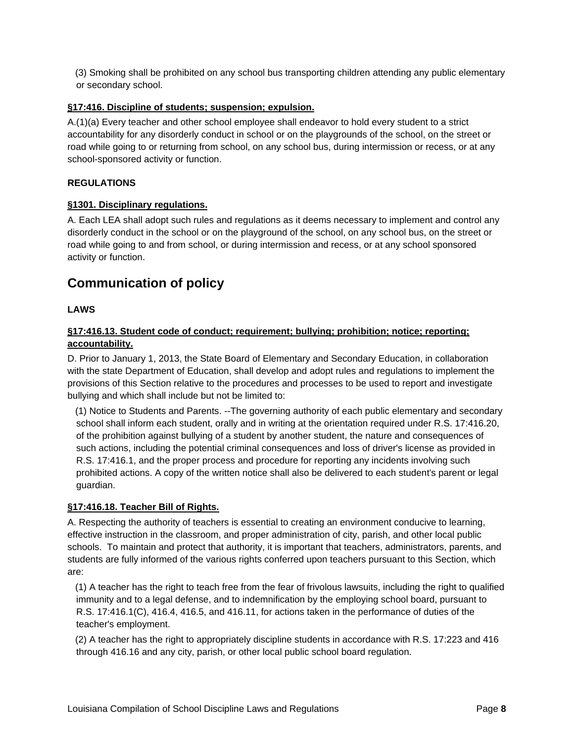(3) Smoking shall be prohibited on any school bus transporting children attending any public elementary or secondary school.

**§17:416. Discipline of students; suspension; expulsion.**

A.(1)(a) Every teacher and other school employee shall endeavor to hold every student to a strict accountability for any disorderly conduct in school or on the playgrounds of the school, on the street or road while going to or returning from school, on any school bus, during intermission or recess, or at any school-sponsored activity or function.

**REGULATIONS**

**§1301. Disciplinary regulations.**

A. Each LEA shall adopt such rules and regulations as it deems necessary to implement and control any disorderly conduct in the school or on the playground of the school, on any school bus, on the street or road while going to and from school, or during intermission and recess, or at any school sponsored activity or function.

## Communication of policy

**LAWS**

**§17:416.13. Student code of conduct; requirement; bullying; prohibition; notice; reporting; accountability.**

D. Prior to January 1, 2013, the State Board of Elementary and Secondary Education, in collaboration with the state Department of Education, shall develop and adopt rules and regulations to implement the provisions of this Section relative to the procedures and processes to be used to report and investigate bullying and which shall include but not be limited to:

(1) Notice to Students and Parents. --The governing authority of each public elementary and secondary school shall inform each student, orally and in writing at the orientation required under R.S. 17:416.20, of the prohibition against bullying of a student by another student, the nature and consequences of such actions, including the potential criminal consequences and loss of driver's license as provided in R.S. 17:416.1, and the proper process and procedure for reporting any incidents involving such prohibited actions. A copy of the written notice shall also be delivered to each student's parent or legal guardian.

**§17:416.18. Teacher Bill of Rights.**

A. Respecting the authority of teachers is essential to creating an environment conducive to learning, effective instruction in the classroom, and proper administration of city, parish, and other local public schools. To maintain and protect that authority, it is important that teachers, administrators, parents, and students are fully informed of the various rights conferred upon teachers pursuant to this Section, which are:

(1) A teacher has the right to teach free from the fear of frivolous lawsuits, including the right to qualified immunity and to a legal defense, and to indemnification by the employing school board, pursuant to R.S. 17:416.1(C), 416.4, 416.5, and 416.11, for actions taken in the performance of duties of the teacher's employment.

(2) A teacher has the right to appropriately discipline students in accordance with R.S. 17:223 and 416 through 416.16 and any city, parish, or other local public school board regulation.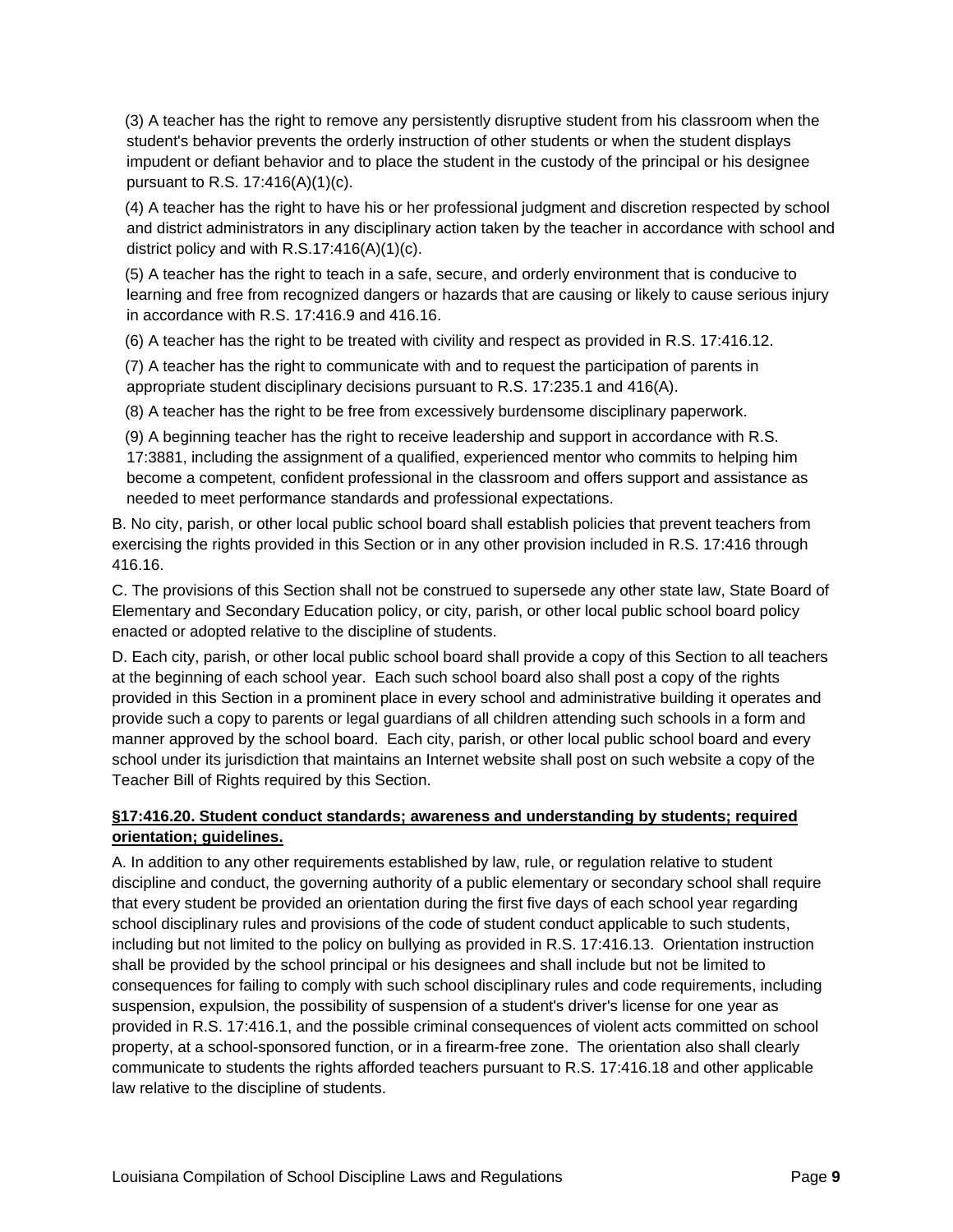(3) A teacher has the right to remove any persistently disruptive student from his classroom when the student's behavior prevents the orderly instruction of other students or when the student displays impudent or defiant behavior and to place the student in the custody of the principal or his designee pursuant to R.S. 17:416(A)(1)(c).

(4) A teacher has the right to have his or her professional judgment and discretion respected by school and district administrators in any disciplinary action taken by the teacher in accordance with school and district policy and with R.S.17:416(A)(1)(c).

(5) A teacher has the right to teach in a safe, secure, and orderly environment that is conducive to learning and free from recognized dangers or hazards that are causing or likely to cause serious injury in accordance with R.S. 17:416.9 and 416.16.

(6) A teacher has the right to be treated with civility and respect as provided in R.S. 17:416.12.

(7) A teacher has the right to communicate with and to request the participation of parents in appropriate student disciplinary decisions pursuant to R.S. 17:235.1 and 416(A).

(8) A teacher has the right to be free from excessively burdensome disciplinary paperwork.

(9) A beginning teacher has the right to receive leadership and support in accordance with R.S. 17:3881, including the assignment of a qualified, experienced mentor who commits to helping him become a competent, confident professional in the classroom and offers support and assistance as needed to meet performance standards and professional expectations.

B. No city, parish, or other local public school board shall establish policies that prevent teachers from exercising the rights provided in this Section or in any other provision included in R.S. 17:416 through 416.16.

C. The provisions of this Section shall not be construed to supersede any other state law, State Board of Elementary and Secondary Education policy, or city, parish, or other local public school board policy enacted or adopted relative to the discipline of students.

D. Each city, parish, or other local public school board shall provide a copy of this Section to all teachers at the beginning of each school year. Each such school board also shall post a copy of the rights provided in this Section in a prominent place in every school and administrative building it operates and provide such a copy to parents or legal guardians of all children attending such schools in a form and manner approved by the school board. Each city, parish, or other local public school board and every school under its jurisdiction that maintains an Internet website shall post on such website a copy of the Teacher Bill of Rights required by this Section.

**§17:416.20. Student conduct standards; awareness and understanding by students; required orientation; guidelines.**

A. In addition to any other requirements established by law, rule, or regulation relative to student discipline and conduct, the governing authority of a public elementary or secondary school shall require that every student be provided an orientation during the first five days of each school year regarding school disciplinary rules and provisions of the code of student conduct applicable to such students, including but not limited to the policy on bullying as provided in R.S. 17:416.13. Orientation instruction shall be provided by the school principal or his designees and shall include but not be limited to consequences for failing to comply with such school disciplinary rules and code requirements, including suspension, expulsion, the possibility of suspension of a student's driver's license for one year as provided in R.S. 17:416.1, and the possible criminal consequences of violent acts committed on school property, at a school-sponsored function, or in a firearm-free zone. The orientation also shall clearly communicate to students the rights afforded teachers pursuant to R.S. 17:416.18 and other applicable law relative to the discipline of students.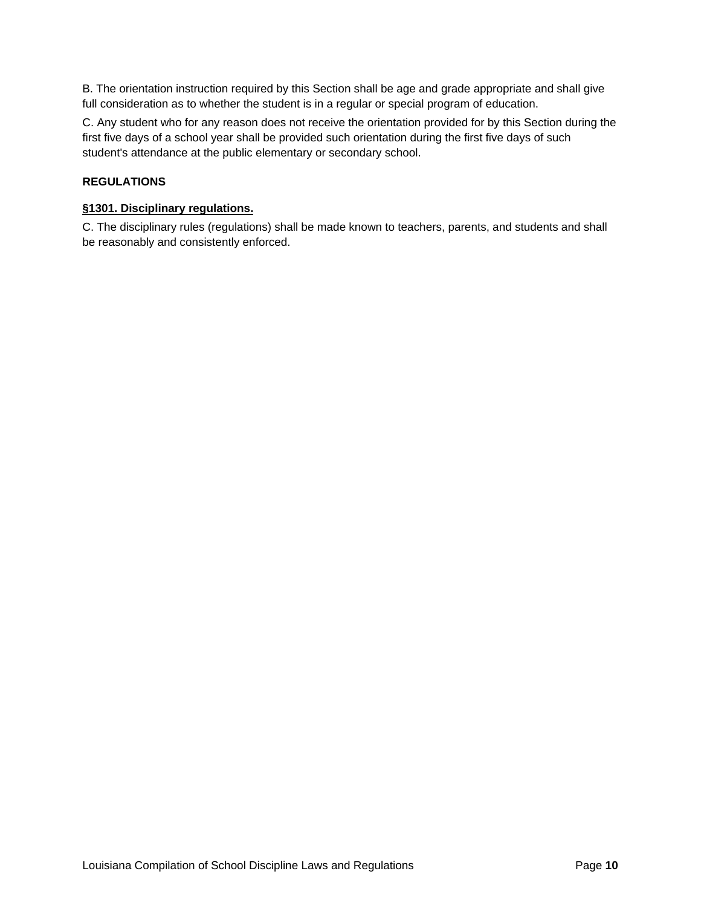B. The orientation instruction required by this Section shall be age and grade appropriate and shall give full consideration as to whether the student is in a regular or special program of education.

C. Any student who for any reason does not receive the orientation provided for by this Section during the first five days of a school year shall be provided such orientation during the first five days of such student's attendance at the public elementary or secondary school.

## REGULATIONS

### §1301. Disciplinary regulations.

C. The disciplinary rules (regulations) shall be made known to teachers, parents, and students and shall be reasonably and consistently enforced.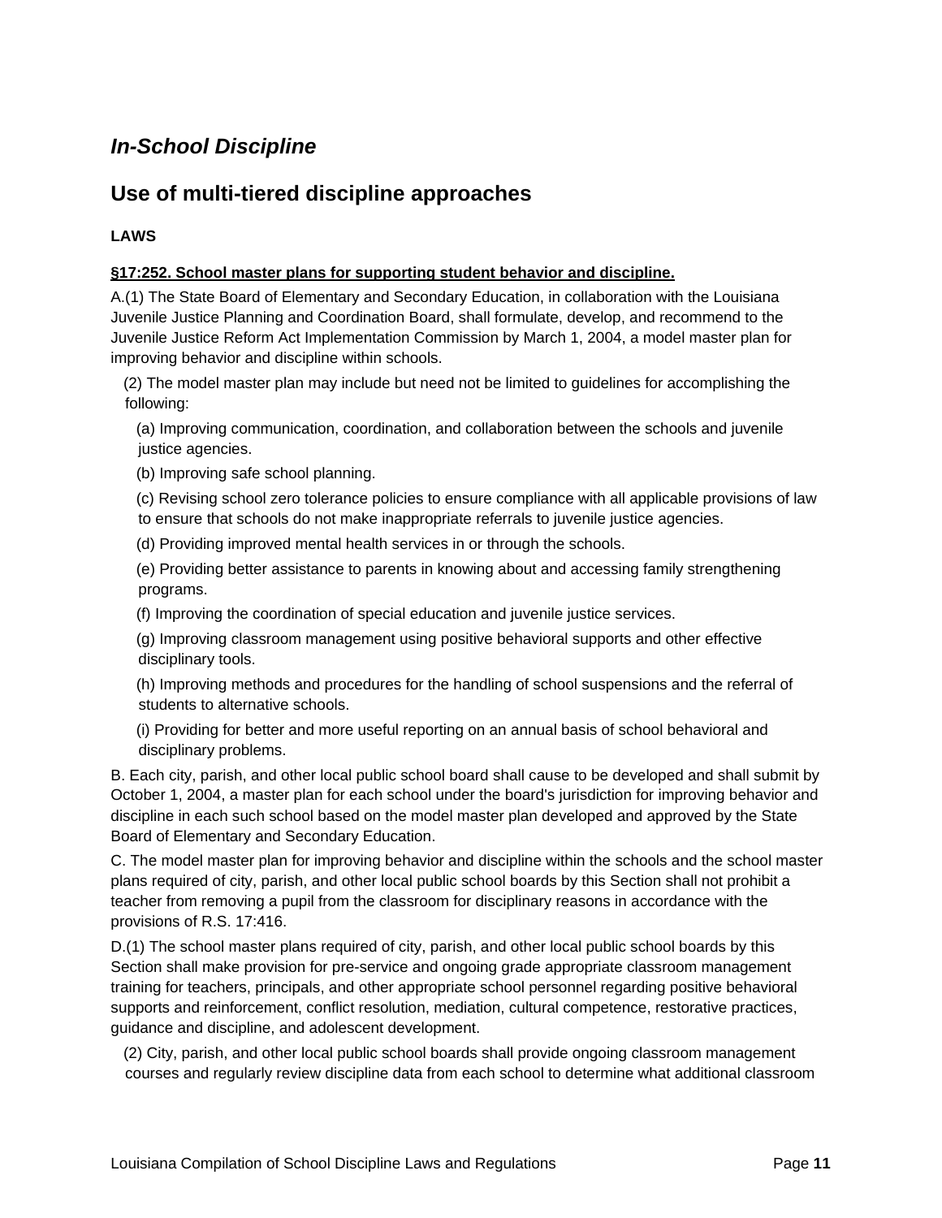## *In-School Discipline*

## Use of multi-tiered discipline approaches

**LAWS**

**§17:252. School master plans for supporting student behavior and discipline.**

A.(1) The State Board of Elementary and Secondary Education, in collaboration with the Louisiana Juvenile Justice Planning and Coordination Board, shall formulate, develop, and recommend to the Juvenile Justice Reform Act Implementation Commission by March 1, 2004, a model master plan for improving behavior and discipline within schools.

(2) The model master plan may include but need not be limited to guidelines for accomplishing the following:

(a) Improving communication, coordination, and collaboration between the schools and juvenile justice agencies.

(b) Improving safe school planning.

(c) Revising school zero tolerance policies to ensure compliance with all applicable provisions of law to ensure that schools do not make inappropriate referrals to juvenile justice agencies.

(d) Providing improved mental health services in or through the schools.

(e) Providing better assistance to parents in knowing about and accessing family strengthening programs.

(f) Improving the coordination of special education and juvenile justice services.

(g) Improving classroom management using positive behavioral supports and other effective disciplinary tools.

(h) Improving methods and procedures for the handling of school suspensions and the referral of students to alternative schools.

(i) Providing for better and more useful reporting on an annual basis of school behavioral and disciplinary problems.

B. Each city, parish, and other local public school board shall cause to be developed and shall submit by October 1, 2004, a master plan for each school under the board's jurisdiction for improving behavior and discipline in each such school based on the model master plan developed and approved by the State Board of Elementary and Secondary Education.

C. The model master plan for improving behavior and discipline within the schools and the school master plans required of city, parish, and other local public school boards by this Section shall not prohibit a teacher from removing a pupil from the classroom for disciplinary reasons in accordance with the provisions of R.S. 17:416.

D.(1) The school master plans required of city, parish, and other local public school boards by this Section shall make provision for pre-service and ongoing grade appropriate classroom management training for teachers, principals, and other appropriate school personnel regarding positive behavioral supports and reinforcement, conflict resolution, mediation, cultural competence, restorative practices, guidance and discipline, and adolescent development.

(2) City, parish, and other local public school boards shall provide ongoing classroom management courses and regularly review discipline data from each school to determine what additional classroom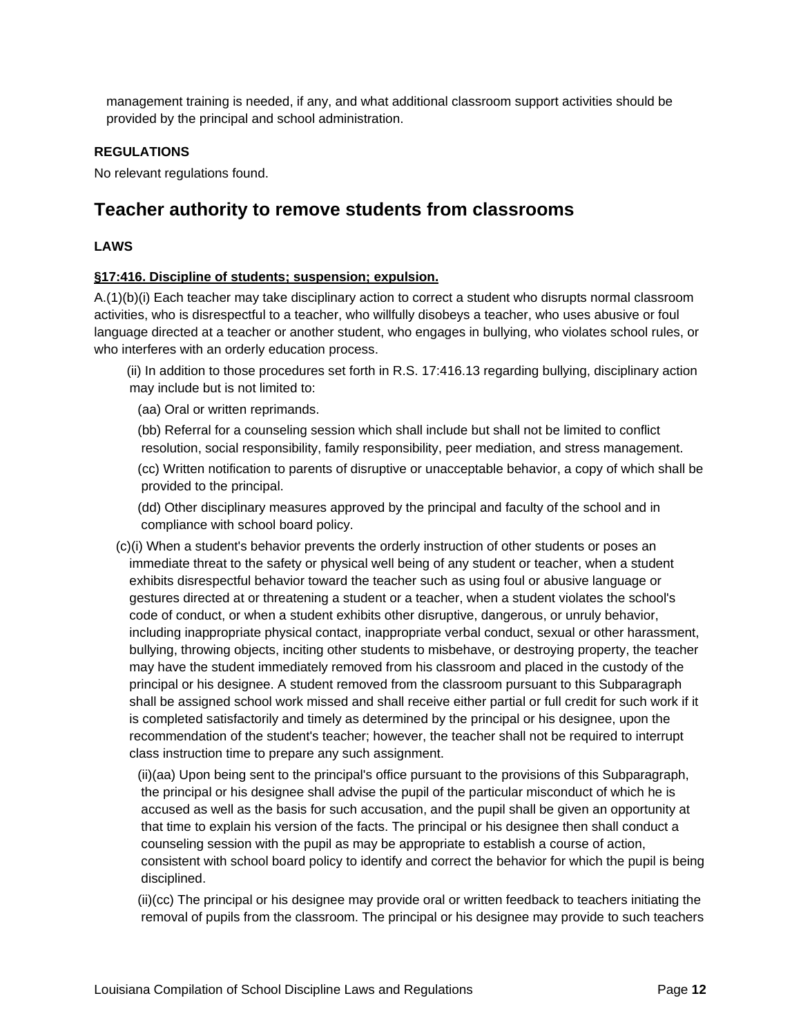management training is needed, if any, and what additional classroom support activities should be provided by the principal and school administration.

**REGULATIONS**

No relevant regulations found.

## Teacher authority to remove students from classrooms

**LAWS**

**§17:416. Discipline of students; suspension; expulsion.**

A.(1)(b)(i) Each teacher may take disciplinary action to correct a student who disrupts normal classroom activities, who is disrespectful to a teacher, who willfully disobeys a teacher, who uses abusive or foul language directed at a teacher or another student, who engages in bullying, who violates school rules, or who interferes with an orderly education process.

(ii) In addition to those procedures set forth in R.S. 17:416.13 regarding bullying, disciplinary action may include but is not limited to:

(aa) Oral or written reprimands.

(bb) Referral for a counseling session which shall include but shall not be limited to conflict resolution, social responsibility, family responsibility, peer mediation, and stress management.

(cc) Written notification to parents of disruptive or unacceptable behavior, a copy of which shall be provided to the principal.

(dd) Other disciplinary measures approved by the principal and faculty of the school and in compliance with school board policy.

(c)(i) When a student's behavior prevents the orderly instruction of other students or poses an immediate threat to the safety or physical well being of any student or teacher, when a student exhibits disrespectful behavior toward the teacher such as using foul or abusive language or gestures directed at or threatening a student or a teacher, when a student violates the school's code of conduct, or when a student exhibits other disruptive, dangerous, or unruly behavior, including inappropriate physical contact, inappropriate verbal conduct, sexual or other harassment, bullying, throwing objects, inciting other students to misbehave, or destroying property, the teacher may have the student immediately removed from his classroom and placed in the custody of the principal or his designee. A student removed from the classroom pursuant to this Subparagraph shall be assigned school work missed and shall receive either partial or full credit for such work if it is completed satisfactorily and timely as determined by the principal or his designee, upon the recommendation of the student's teacher; however, the teacher shall not be required to interrupt class instruction time to prepare any such assignment.

(ii)(aa) Upon being sent to the principal's office pursuant to the provisions of this Subparagraph, the principal or his designee shall advise the pupil of the particular misconduct of which he is accused as well as the basis for such accusation, and the pupil shall be given an opportunity at that time to explain his version of the facts. The principal or his designee then shall conduct a counseling session with the pupil as may be appropriate to establish a course of action, consistent with school board policy to identify and correct the behavior for which the pupil is being disciplined.

(ii)(cc) The principal or his designee may provide oral or written feedback to teachers initiating the removal of pupils from the classroom. The principal or his designee may provide to such teachers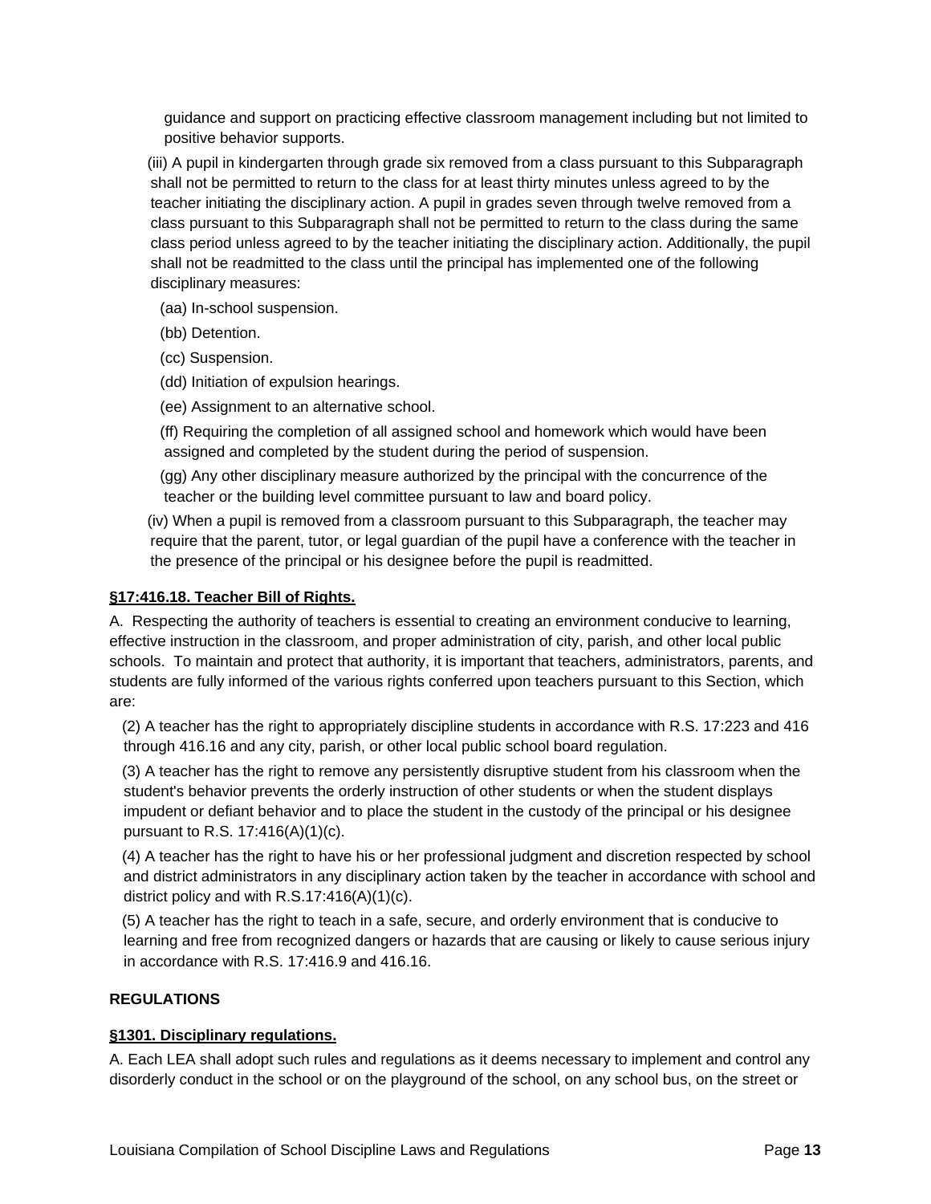guidance and support on practicing effective classroom management including but not limited to positive behavior supports.

(iii) A pupil in kindergarten through grade six removed from a class pursuant to this Subparagraph shall not be permitted to return to the class for at least thirty minutes unless agreed to by the teacher initiating the disciplinary action. A pupil in grades seven through twelve removed from a class pursuant to this Subparagraph shall not be permitted to return to the class during the same class period unless agreed to by the teacher initiating the disciplinary action. Additionally, the pupil shall not be readmitted to the class until the principal has implemented one of the following disciplinary measures:

(aa) In-school suspension.

(bb) Detention.

(cc) Suspension.

(dd) Initiation of expulsion hearings.

(ee) Assignment to an alternative school.

(ff) Requiring the completion of all assigned school and homework which would have been assigned and completed by the student during the period of suspension.

(gg) Any other disciplinary measure authorized by the principal with the concurrence of the teacher or the building level committee pursuant to law and board policy.

(iv) When a pupil is removed from a classroom pursuant to this Subparagraph, the teacher may require that the parent, tutor, or legal guardian of the pupil have a conference with the teacher in the presence of the principal or his designee before the pupil is readmitted.

### §17:416.18. Teacher Bill of Rights.

A. Respecting the authority of teachers is essential to creating an environment conducive to learning, effective instruction in the classroom, and proper administration of city, parish, and other local public schools. To maintain and protect that authority, it is important that teachers, administrators, parents, and students are fully informed of the various rights conferred upon teachers pursuant to this Section, which are:

(2) A teacher has the right to appropriately discipline students in accordance with R.S. 17:223 and 416 through 416.16 and any city, parish, or other local public school board regulation.

(3) A teacher has the right to remove any persistently disruptive student from his classroom when the student's behavior prevents the orderly instruction of other students or when the student displays impudent or defiant behavior and to place the student in the custody of the principal or his designee pursuant to R.S. 17:416(A)(1)(c).

(4) A teacher has the right to have his or her professional judgment and discretion respected by school and district administrators in any disciplinary action taken by the teacher in accordance with school and district policy and with R.S.17:416(A)(1)(c).

(5) A teacher has the right to teach in a safe, secure, and orderly environment that is conducive to learning and free from recognized dangers or hazards that are causing or likely to cause serious injury in accordance with R.S. 17:416.9 and 416.16.

## REGULATIONS

### §1301. Disciplinary regulations.

A. Each LEA shall adopt such rules and regulations as it deems necessary to implement and control any disorderly conduct in the school or on the playground of the school, on any school bus, on the street or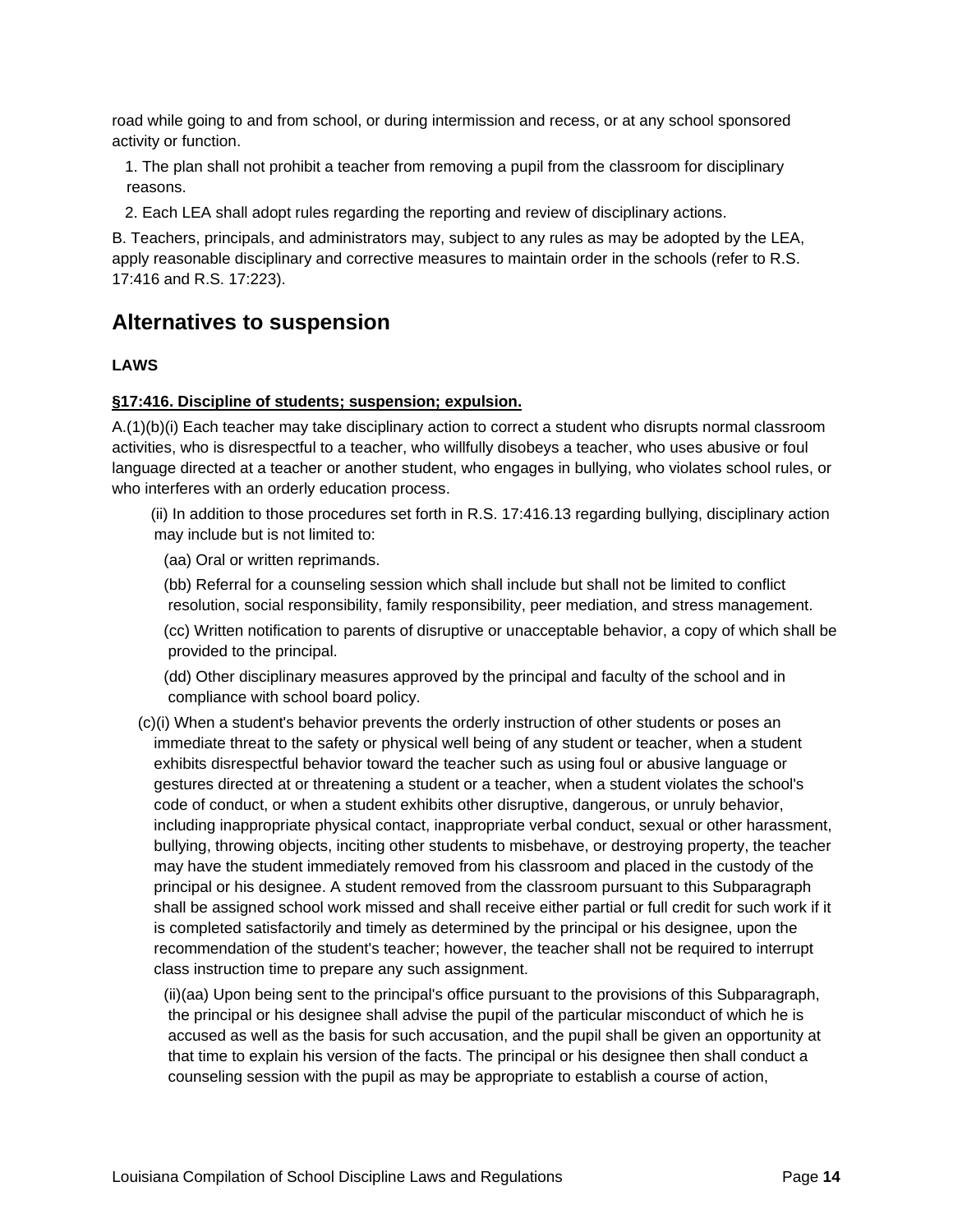road while going to and from school, or during intermission and recess, or at any school sponsored activity or function.

1. The plan shall not prohibit a teacher from removing a pupil from the classroom for disciplinary reasons.
2. Each LEA shall adopt rules regarding the reporting and review of disciplinary actions.

B. Teachers, principals, and administrators may, subject to any rules as may be adopted by the LEA, apply reasonable disciplinary and corrective measures to maintain order in the schools (refer to R.S. 17:416 and R.S. 17:223).

## Alternatives to suspension

**LAWS**

**§17:416. Discipline of students; suspension; expulsion.**

A.(1)(b)(i) Each teacher may take disciplinary action to correct a student who disrupts normal classroom activities, who is disrespectful to a teacher, who willfully disobeys a teacher, who uses abusive or foul language directed at a teacher or another student, who engages in bullying, who violates school rules, or who interferes with an orderly education process.

(ii) In addition to those procedures set forth in R.S. 17:416.13 regarding bullying, disciplinary action may include but is not limited to:

(aa) Oral or written reprimands.

(bb) Referral for a counseling session which shall include but shall not be limited to conflict resolution, social responsibility, family responsibility, peer mediation, and stress management.

(cc) Written notification to parents of disruptive or unacceptable behavior, a copy of which shall be provided to the principal.

(dd) Other disciplinary measures approved by the principal and faculty of the school and in compliance with school board policy.

(c)(i) When a student's behavior prevents the orderly instruction of other students or poses an immediate threat to the safety or physical well being of any student or teacher, when a student exhibits disrespectful behavior toward the teacher such as using foul or abusive language or gestures directed at or threatening a student or a teacher, when a student violates the school's code of conduct, or when a student exhibits other disruptive, dangerous, or unruly behavior, including inappropriate physical contact, inappropriate verbal conduct, sexual or other harassment, bullying, throwing objects, inciting other students to misbehave, or destroying property, the teacher may have the student immediately removed from his classroom and placed in the custody of the principal or his designee. A student removed from the classroom pursuant to this Subparagraph shall be assigned school work missed and shall receive either partial or full credit for such work if it is completed satisfactorily and timely as determined by the principal or his designee, upon the recommendation of the student's teacher; however, the teacher shall not be required to interrupt class instruction time to prepare any such assignment.

(ii)(aa) Upon being sent to the principal's office pursuant to the provisions of this Subparagraph, the principal or his designee shall advise the pupil of the particular misconduct of which he is accused as well as the basis for such accusation, and the pupil shall be given an opportunity at that time to explain his version of the facts. The principal or his designee then shall conduct a counseling session with the pupil as may be appropriate to establish a course of action,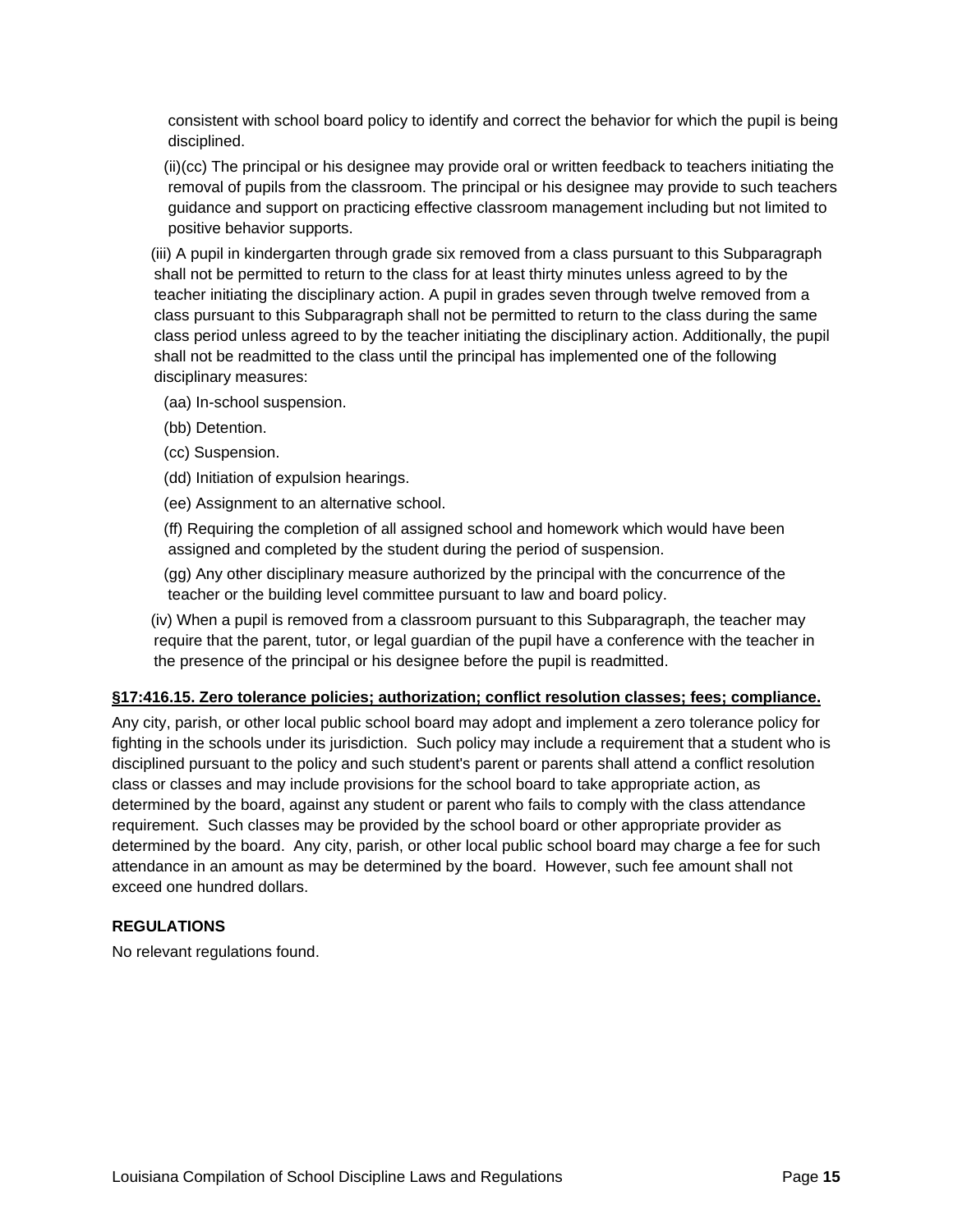consistent with school board policy to identify and correct the behavior for which the pupil is being disciplined.

(ii)(cc) The principal or his designee may provide oral or written feedback to teachers initiating the removal of pupils from the classroom. The principal or his designee may provide to such teachers guidance and support on practicing effective classroom management including but not limited to positive behavior supports.

(iii) A pupil in kindergarten through grade six removed from a class pursuant to this Subparagraph shall not be permitted to return to the class for at least thirty minutes unless agreed to by the teacher initiating the disciplinary action. A pupil in grades seven through twelve removed from a class pursuant to this Subparagraph shall not be permitted to return to the class during the same class period unless agreed to by the teacher initiating the disciplinary action. Additionally, the pupil shall not be readmitted to the class until the principal has implemented one of the following disciplinary measures:

(aa) In-school suspension.

(bb) Detention.

(cc) Suspension.

(dd) Initiation of expulsion hearings.

(ee) Assignment to an alternative school.

(ff) Requiring the completion of all assigned school and homework which would have been assigned and completed by the student during the period of suspension.

(gg) Any other disciplinary measure authorized by the principal with the concurrence of the teacher or the building level committee pursuant to law and board policy.

(iv) When a pupil is removed from a classroom pursuant to this Subparagraph, the teacher may require that the parent, tutor, or legal guardian of the pupil have a conference with the teacher in the presence of the principal or his designee before the pupil is readmitted.

**§17:416.15. Zero tolerance policies; authorization; conflict resolution classes; fees; compliance.**

Any city, parish, or other local public school board may adopt and implement a zero tolerance policy for fighting in the schools under its jurisdiction. Such policy may include a requirement that a student who is disciplined pursuant to the policy and such student's parent or parents shall attend a conflict resolution class or classes and may include provisions for the school board to take appropriate action, as determined by the board, against any student or parent who fails to comply with the class attendance requirement. Such classes may be provided by the school board or other appropriate provider as determined by the board. Any city, parish, or other local public school board may charge a fee for such attendance in an amount as may be determined by the board. However, such fee amount shall not exceed one hundred dollars.

**REGULATIONS**

No relevant regulations found.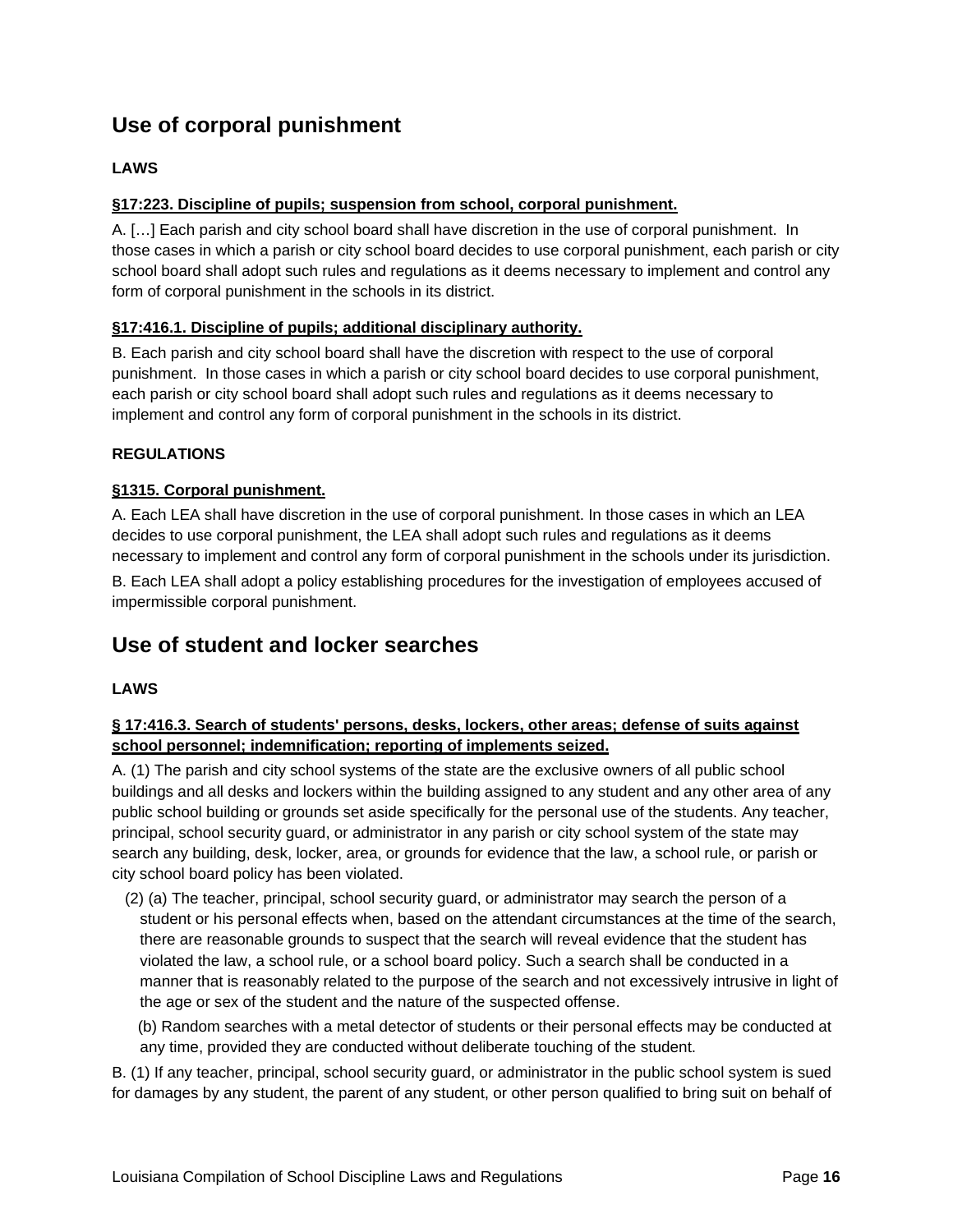## Use of corporal punishment

**LAWS**

**§17:223. Discipline of pupils; suspension from school, corporal punishment.**

A. […] Each parish and city school board shall have discretion in the use of corporal punishment. In those cases in which a parish or city school board decides to use corporal punishment, each parish or city school board shall adopt such rules and regulations as it deems necessary to implement and control any form of corporal punishment in the schools in its district.

**§17:416.1. Discipline of pupils; additional disciplinary authority.**

B. Each parish and city school board shall have the discretion with respect to the use of corporal punishment. In those cases in which a parish or city school board decides to use corporal punishment, each parish or city school board shall adopt such rules and regulations as it deems necessary to implement and control any form of corporal punishment in the schools in its district.

**REGULATIONS**

**§1315. Corporal punishment.**

A. Each LEA shall have discretion in the use of corporal punishment. In those cases in which an LEA decides to use corporal punishment, the LEA shall adopt such rules and regulations as it deems necessary to implement and control any form of corporal punishment in the schools under its jurisdiction.

B. Each LEA shall adopt a policy establishing procedures for the investigation of employees accused of impermissible corporal punishment.

## Use of student and locker searches

**LAWS**

**§ 17:416.3. Search of students' persons, desks, lockers, other areas; defense of suits against school personnel; indemnification; reporting of implements seized.**

A. (1) The parish and city school systems of the state are the exclusive owners of all public school buildings and all desks and lockers within the building assigned to any student and any other area of any public school building or grounds set aside specifically for the personal use of the students. Any teacher, principal, school security guard, or administrator in any parish or city school system of the state may search any building, desk, locker, area, or grounds for evidence that the law, a school rule, or parish or city school board policy has been violated.

(2) (a) The teacher, principal, school security guard, or administrator may search the person of a student or his personal effects when, based on the attendant circumstances at the time of the search, there are reasonable grounds to suspect that the search will reveal evidence that the student has violated the law, a school rule, or a school board policy. Such a search shall be conducted in a manner that is reasonably related to the purpose of the search and not excessively intrusive in light of the age or sex of the student and the nature of the suspected offense.

(b) Random searches with a metal detector of students or their personal effects may be conducted at any time, provided they are conducted without deliberate touching of the student.

B. (1) If any teacher, principal, school security guard, or administrator in the public school system is sued for damages by any student, the parent of any student, or other person qualified to bring suit on behalf of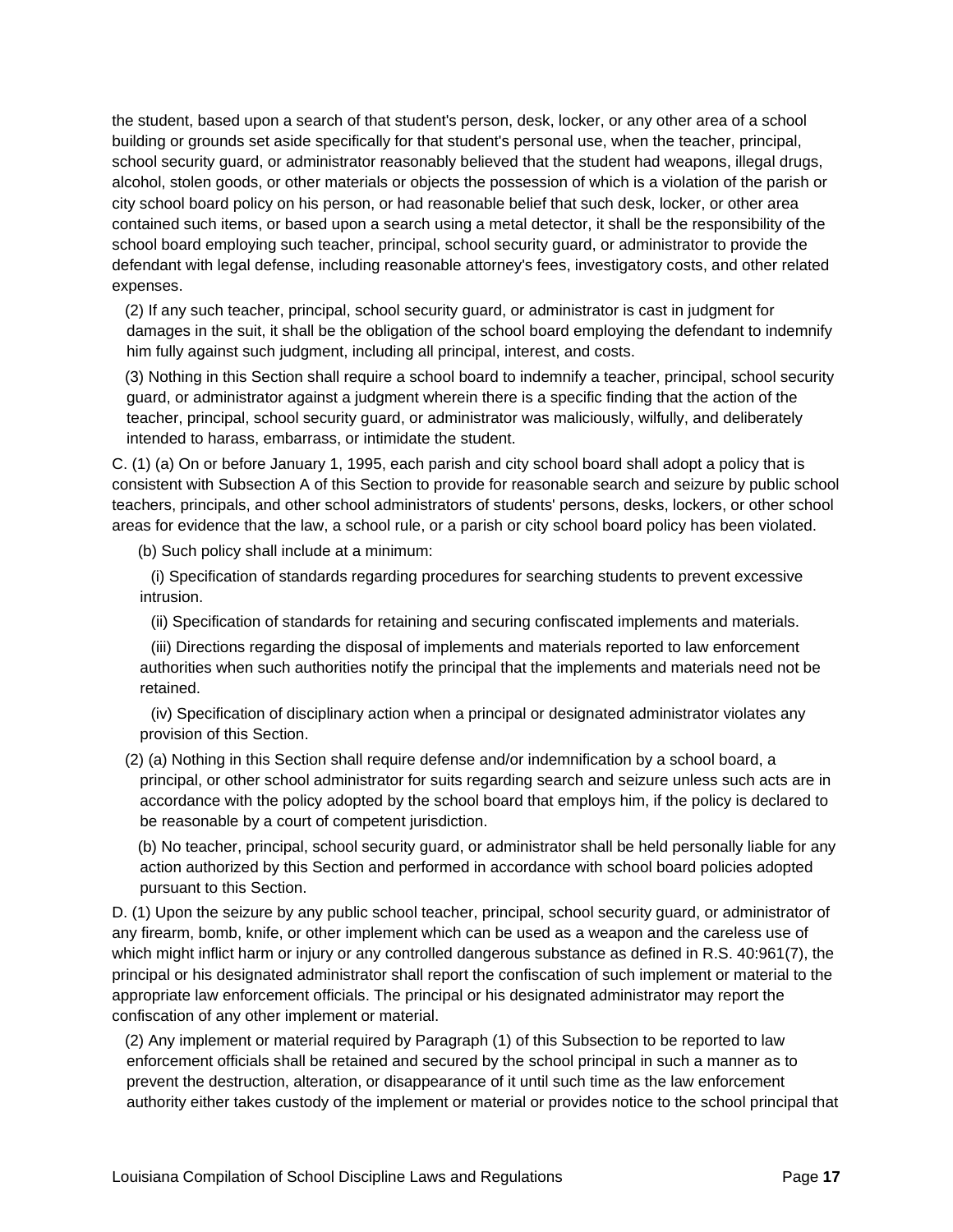the student, based upon a search of that student's person, desk, locker, or any other area of a school building or grounds set aside specifically for that student's personal use, when the teacher, principal, school security guard, or administrator reasonably believed that the student had weapons, illegal drugs, alcohol, stolen goods, or other materials or objects the possession of which is a violation of the parish or city school board policy on his person, or had reasonable belief that such desk, locker, or other area contained such items, or based upon a search using a metal detector, it shall be the responsibility of the school board employing such teacher, principal, school security guard, or administrator to provide the defendant with legal defense, including reasonable attorney's fees, investigatory costs, and other related expenses.

(2) If any such teacher, principal, school security guard, or administrator is cast in judgment for damages in the suit, it shall be the obligation of the school board employing the defendant to indemnify him fully against such judgment, including all principal, interest, and costs.

(3) Nothing in this Section shall require a school board to indemnify a teacher, principal, school security guard, or administrator against a judgment wherein there is a specific finding that the action of the teacher, principal, school security guard, or administrator was maliciously, wilfully, and deliberately intended to harass, embarrass, or intimidate the student.

C. (1) (a) On or before January 1, 1995, each parish and city school board shall adopt a policy that is consistent with Subsection A of this Section to provide for reasonable search and seizure by public school teachers, principals, and other school administrators of students' persons, desks, lockers, or other school areas for evidence that the law, a school rule, or a parish or city school board policy has been violated.

(b) Such policy shall include at a minimum:

(i) Specification of standards regarding procedures for searching students to prevent excessive intrusion.

(ii) Specification of standards for retaining and securing confiscated implements and materials.

(iii) Directions regarding the disposal of implements and materials reported to law enforcement authorities when such authorities notify the principal that the implements and materials need not be retained.

(iv) Specification of disciplinary action when a principal or designated administrator violates any provision of this Section.

(2) (a) Nothing in this Section shall require defense and/or indemnification by a school board, a principal, or other school administrator for suits regarding search and seizure unless such acts are in accordance with the policy adopted by the school board that employs him, if the policy is declared to be reasonable by a court of competent jurisdiction.

(b) No teacher, principal, school security guard, or administrator shall be held personally liable for any action authorized by this Section and performed in accordance with school board policies adopted pursuant to this Section.

D. (1) Upon the seizure by any public school teacher, principal, school security guard, or administrator of any firearm, bomb, knife, or other implement which can be used as a weapon and the careless use of which might inflict harm or injury or any controlled dangerous substance as defined in R.S. 40:961(7), the principal or his designated administrator shall report the confiscation of such implement or material to the appropriate law enforcement officials. The principal or his designated administrator may report the confiscation of any other implement or material.

(2) Any implement or material required by Paragraph (1) of this Subsection to be reported to law enforcement officials shall be retained and secured by the school principal in such a manner as to prevent the destruction, alteration, or disappearance of it until such time as the law enforcement authority either takes custody of the implement or material or provides notice to the school principal that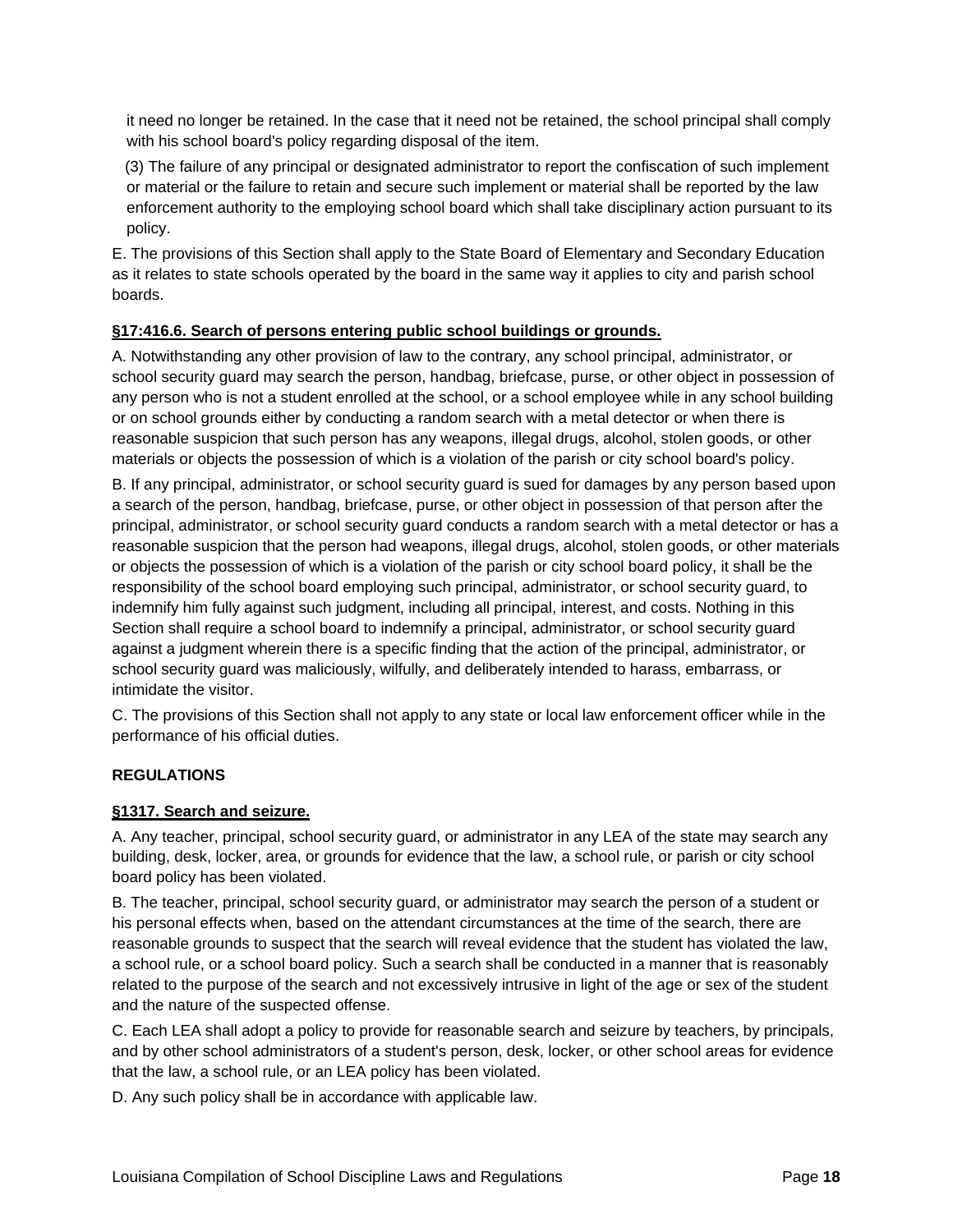it need no longer be retained. In the case that it need not be retained, the school principal shall comply with his school board's policy regarding disposal of the item.

(3) The failure of any principal or designated administrator to report the confiscation of such implement or material or the failure to retain and secure such implement or material shall be reported by the law enforcement authority to the employing school board which shall take disciplinary action pursuant to its policy.

E. The provisions of this Section shall apply to the State Board of Elementary and Secondary Education as it relates to state schools operated by the board in the same way it applies to city and parish school boards.

**§17:416.6. Search of persons entering public school buildings or grounds.**

A. Notwithstanding any other provision of law to the contrary, any school principal, administrator, or school security guard may search the person, handbag, briefcase, purse, or other object in possession of any person who is not a student enrolled at the school, or a school employee while in any school building or on school grounds either by conducting a random search with a metal detector or when there is reasonable suspicion that such person has any weapons, illegal drugs, alcohol, stolen goods, or other materials or objects the possession of which is a violation of the parish or city school board's policy.

B. If any principal, administrator, or school security guard is sued for damages by any person based upon a search of the person, handbag, briefcase, purse, or other object in possession of that person after the principal, administrator, or school security guard conducts a random search with a metal detector or has a reasonable suspicion that the person had weapons, illegal drugs, alcohol, stolen goods, or other materials or objects the possession of which is a violation of the parish or city school board policy, it shall be the responsibility of the school board employing such principal, administrator, or school security guard, to indemnify him fully against such judgment, including all principal, interest, and costs. Nothing in this Section shall require a school board to indemnify a principal, administrator, or school security guard against a judgment wherein there is a specific finding that the action of the principal, administrator, or school security guard was maliciously, wilfully, and deliberately intended to harass, embarrass, or intimidate the visitor.

C. The provisions of this Section shall not apply to any state or local law enforcement officer while in the performance of his official duties.

**REGULATIONS**

**§1317. Search and seizure.**

A. Any teacher, principal, school security guard, or administrator in any LEA of the state may search any building, desk, locker, area, or grounds for evidence that the law, a school rule, or parish or city school board policy has been violated.

B. The teacher, principal, school security guard, or administrator may search the person of a student or his personal effects when, based on the attendant circumstances at the time of the search, there are reasonable grounds to suspect that the search will reveal evidence that the student has violated the law, a school rule, or a school board policy. Such a search shall be conducted in a manner that is reasonably related to the purpose of the search and not excessively intrusive in light of the age or sex of the student and the nature of the suspected offense.

C. Each LEA shall adopt a policy to provide for reasonable search and seizure by teachers, by principals, and by other school administrators of a student's person, desk, locker, or other school areas for evidence that the law, a school rule, or an LEA policy has been violated.

D. Any such policy shall be in accordance with applicable law.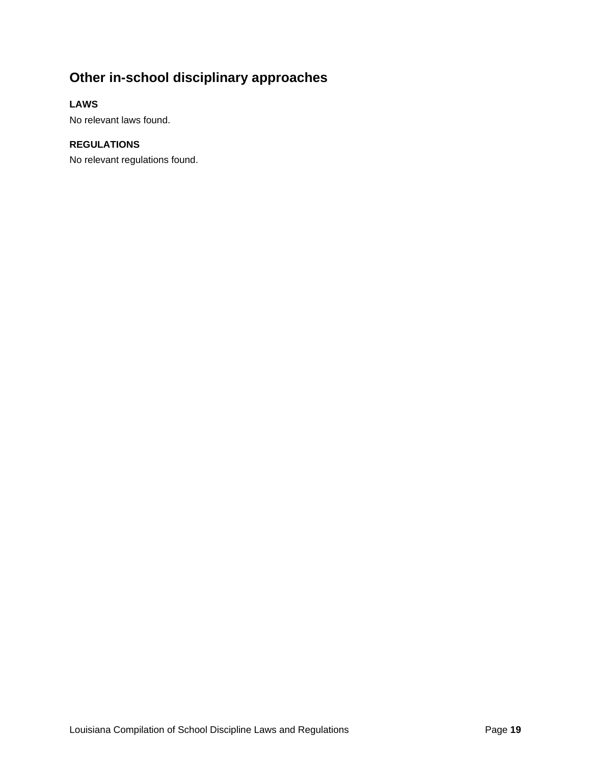## Other in-school disciplinary approaches

**LAWS**

No relevant laws found.

**REGULATIONS**

No relevant regulations found.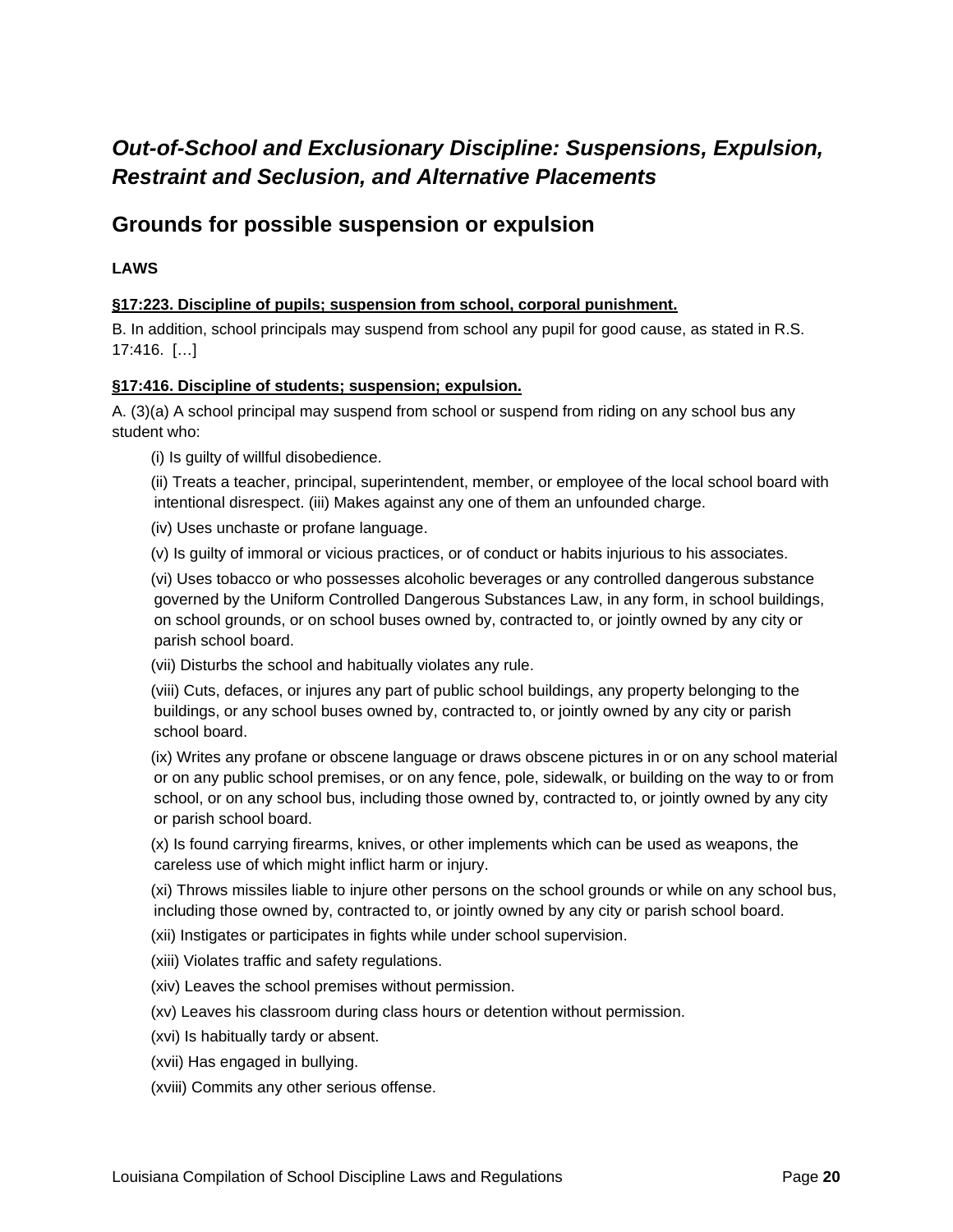## *Out-of-School and Exclusionary Discipline: Suspensions, Expulsion, Restraint and Seclusion, and Alternative Placements*

## Grounds for possible suspension or expulsion

**LAWS**

**§17:223. Discipline of pupils; suspension from school, corporal punishment.**

B. In addition, school principals may suspend from school any pupil for good cause, as stated in R.S. 17:416. […]

**§17:416. Discipline of students; suspension; expulsion.**

A. (3)(a) A school principal may suspend from school or suspend from riding on any school bus any student who:

(i) Is guilty of willful disobedience.

(ii) Treats a teacher, principal, superintendent, member, or employee of the local school board with intentional disrespect. (iii) Makes against any one of them an unfounded charge.

(iv) Uses unchaste or profane language.

(v) Is guilty of immoral or vicious practices, or of conduct or habits injurious to his associates.

(vi) Uses tobacco or who possesses alcoholic beverages or any controlled dangerous substance governed by the Uniform Controlled Dangerous Substances Law, in any form, in school buildings, on school grounds, or on school buses owned by, contracted to, or jointly owned by any city or parish school board.

(vii) Disturbs the school and habitually violates any rule.

(viii) Cuts, defaces, or injures any part of public school buildings, any property belonging to the buildings, or any school buses owned by, contracted to, or jointly owned by any city or parish school board.

(ix) Writes any profane or obscene language or draws obscene pictures in or on any school material or on any public school premises, or on any fence, pole, sidewalk, or building on the way to or from school, or on any school bus, including those owned by, contracted to, or jointly owned by any city or parish school board.

(x) Is found carrying firearms, knives, or other implements which can be used as weapons, the careless use of which might inflict harm or injury.

(xi) Throws missiles liable to injure other persons on the school grounds or while on any school bus, including those owned by, contracted to, or jointly owned by any city or parish school board.

(xii) Instigates or participates in fights while under school supervision.

(xiii) Violates traffic and safety regulations.

(xiv) Leaves the school premises without permission.

(xv) Leaves his classroom during class hours or detention without permission.

(xvi) Is habitually tardy or absent.

(xvii) Has engaged in bullying.

(xviii) Commits any other serious offense.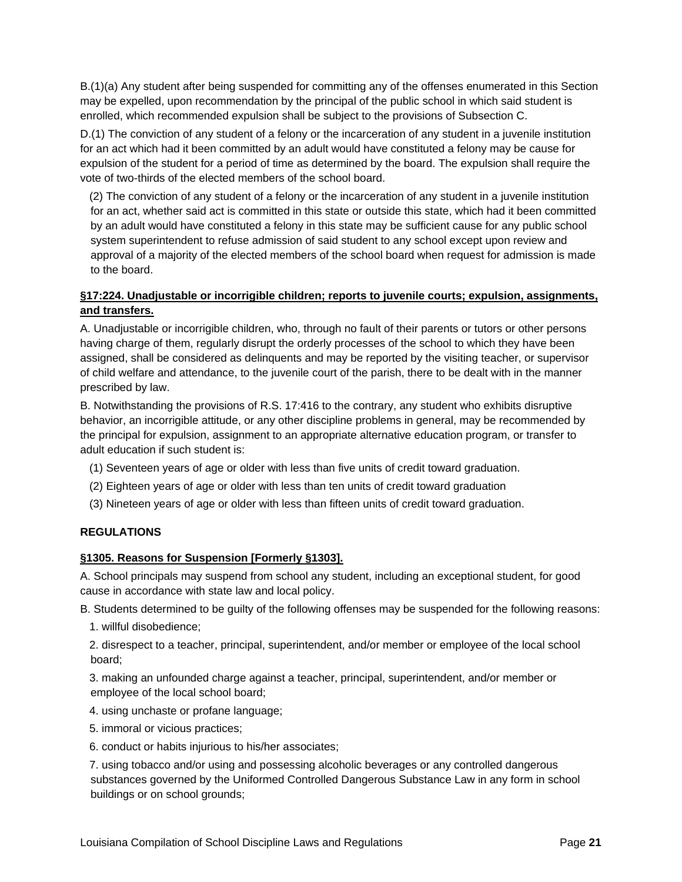B.(1)(a) Any student after being suspended for committing any of the offenses enumerated in this Section may be expelled, upon recommendation by the principal of the public school in which said student is enrolled, which recommended expulsion shall be subject to the provisions of Subsection C.

D.(1) The conviction of any student of a felony or the incarceration of any student in a juvenile institution for an act which had it been committed by an adult would have constituted a felony may be cause for expulsion of the student for a period of time as determined by the board. The expulsion shall require the vote of two-thirds of the elected members of the school board.

(2) The conviction of any student of a felony or the incarceration of any student in a juvenile institution for an act, whether said act is committed in this state or outside this state, which had it been committed by an adult would have constituted a felony in this state may be sufficient cause for any public school system superintendent to refuse admission of said student to any school except upon review and approval of a majority of the elected members of the school board when request for admission is made to the board.

**§17:224. Unadjustable or incorrigible children; reports to juvenile courts; expulsion, assignments, and transfers.**

A. Unadjustable or incorrigible children, who, through no fault of their parents or tutors or other persons having charge of them, regularly disrupt the orderly processes of the school to which they have been assigned, shall be considered as delinquents and may be reported by the visiting teacher, or supervisor of child welfare and attendance, to the juvenile court of the parish, there to be dealt with in the manner prescribed by law.

B. Notwithstanding the provisions of R.S. 17:416 to the contrary, any student who exhibits disruptive behavior, an incorrigible attitude, or any other discipline problems in general, may be recommended by the principal for expulsion, assignment to an appropriate alternative education program, or transfer to adult education if such student is:

(1) Seventeen years of age or older with less than five units of credit toward graduation.

(2) Eighteen years of age or older with less than ten units of credit toward graduation

(3) Nineteen years of age or older with less than fifteen units of credit toward graduation.

**REGULATIONS**

**§1305. Reasons for Suspension [Formerly §1303].**

A. School principals may suspend from school any student, including an exceptional student, for good cause in accordance with state law and local policy.

B. Students determined to be guilty of the following offenses may be suspended for the following reasons:

1. willful disobedience;
2. disrespect to a teacher, principal, superintendent, and/or member or employee of the local school board;
3. making an unfounded charge against a teacher, principal, superintendent, and/or member or employee of the local school board;
4. using unchaste or profane language;
5. immoral or vicious practices;
6. conduct or habits injurious to his/her associates;
7. using tobacco and/or using and possessing alcoholic beverages or any controlled dangerous substances governed by the Uniformed Controlled Dangerous Substance Law in any form in school buildings or on school grounds;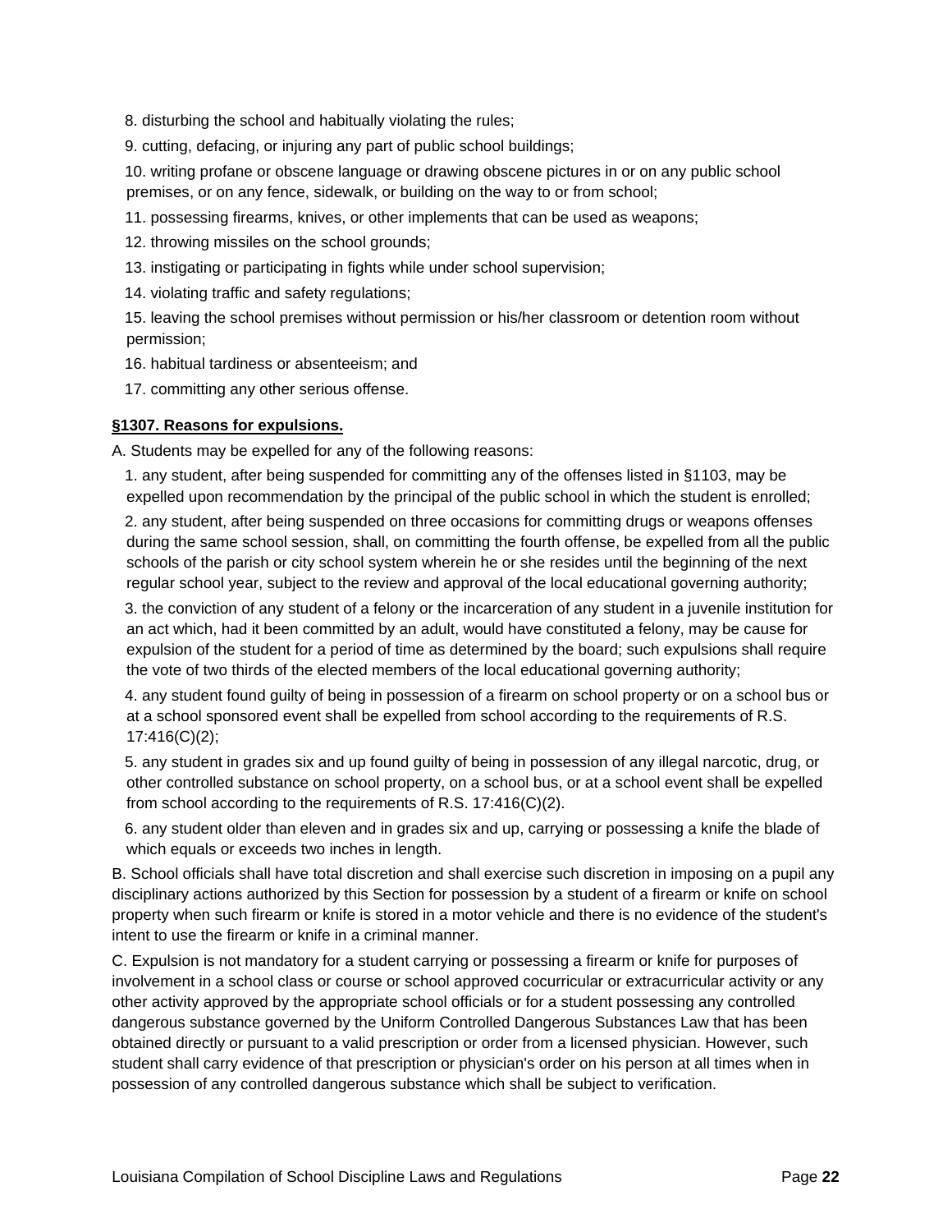8. disturbing the school and habitually violating the rules;
9. cutting, defacing, or injuring any part of public school buildings;
10. writing profane or obscene language or drawing obscene pictures in or on any public school premises, or on any fence, sidewalk, or building on the way to or from school;
11. possessing firearms, knives, or other implements that can be used as weapons;
12. throwing missiles on the school grounds;
13. instigating or participating in fights while under school supervision;
14. violating traffic and safety regulations;
15. leaving the school premises without permission or his/her classroom or detention room without permission;
16. habitual tardiness or absenteeism; and
17. committing any other serious offense.

**§1307. Reasons for expulsions.**

A. Students may be expelled for any of the following reasons:

1. any student, after being suspended for committing any of the offenses listed in §1103, may be expelled upon recommendation by the principal of the public school in which the student is enrolled;
2. any student, after being suspended on three occasions for committing drugs or weapons offenses during the same school session, shall, on committing the fourth offense, be expelled from all the public schools of the parish or city school system wherein he or she resides until the beginning of the next regular school year, subject to the review and approval of the local educational governing authority;
3. the conviction of any student of a felony or the incarceration of any student in a juvenile institution for an act which, had it been committed by an adult, would have constituted a felony, may be cause for expulsion of the student for a period of time as determined by the board; such expulsions shall require the vote of two thirds of the elected members of the local educational governing authority;
4. any student found guilty of being in possession of a firearm on school property or on a school bus or at a school sponsored event shall be expelled from school according to the requirements of R.S. 17:416(C)(2);
5. any student in grades six and up found guilty of being in possession of any illegal narcotic, drug, or other controlled substance on school property, on a school bus, or at a school event shall be expelled from school according to the requirements of R.S. 17:416(C)(2).
6. any student older than eleven and in grades six and up, carrying or possessing a knife the blade of which equals or exceeds two inches in length.

B. School officials shall have total discretion and shall exercise such discretion in imposing on a pupil any disciplinary actions authorized by this Section for possession by a student of a firearm or knife on school property when such firearm or knife is stored in a motor vehicle and there is no evidence of the student's intent to use the firearm or knife in a criminal manner.

C. Expulsion is not mandatory for a student carrying or possessing a firearm or knife for purposes of involvement in a school class or course or school approved cocurricular or extracurricular activity or any other activity approved by the appropriate school officials or for a student possessing any controlled dangerous substance governed by the Uniform Controlled Dangerous Substances Law that has been obtained directly or pursuant to a valid prescription or order from a licensed physician. However, such student shall carry evidence of that prescription or physician's order on his person at all times when in possession of any controlled dangerous substance which shall be subject to verification.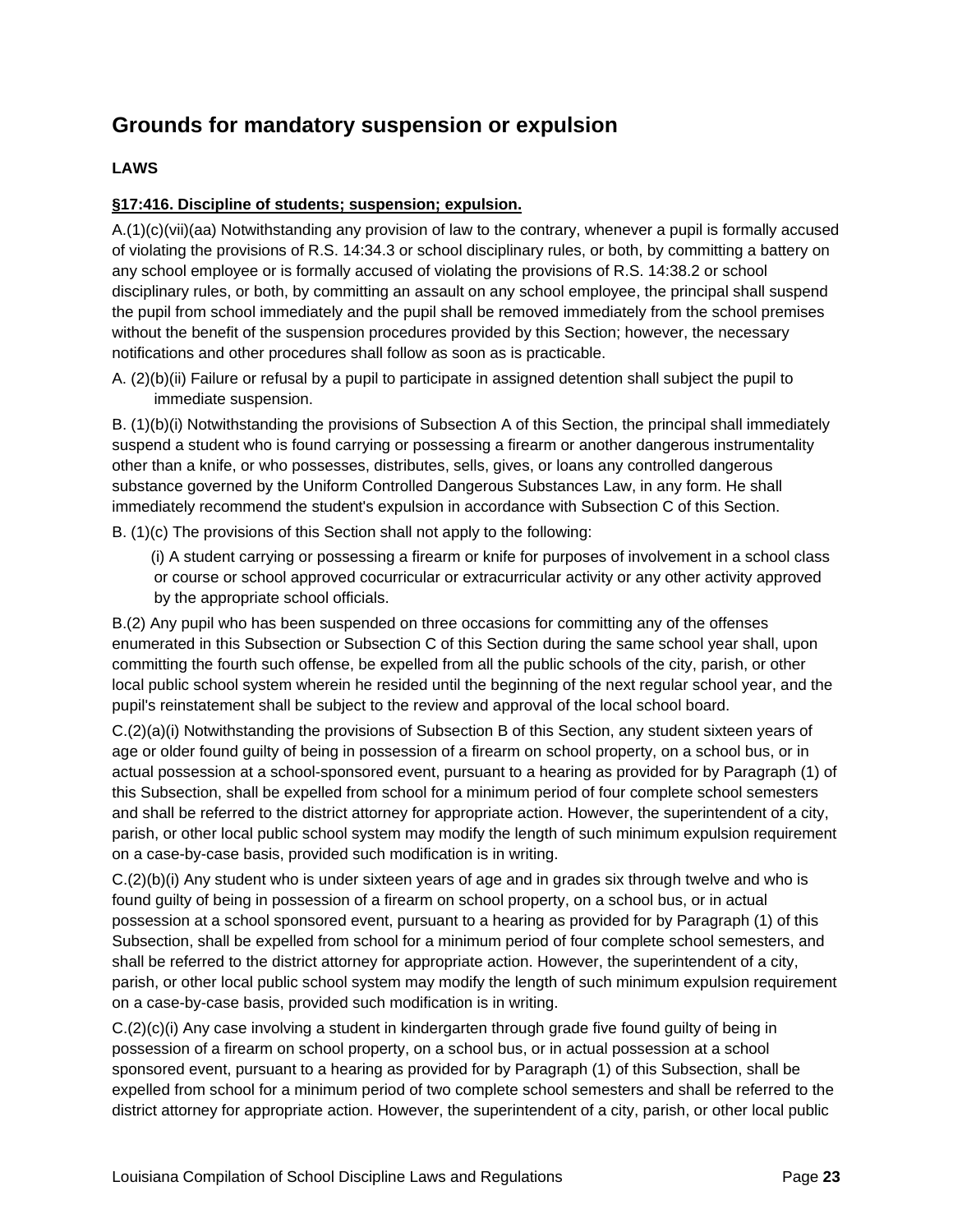## Grounds for mandatory suspension or expulsion

### LAWS

**§17:416. Discipline of students; suspension; expulsion.**

A.(1)(c)(vii)(aa) Notwithstanding any provision of law to the contrary, whenever a pupil is formally accused of violating the provisions of R.S. 14:34.3 or school disciplinary rules, or both, by committing a battery on any school employee or is formally accused of violating the provisions of R.S. 14:38.2 or school disciplinary rules, or both, by committing an assault on any school employee, the principal shall suspend the pupil from school immediately and the pupil shall be removed immediately from the school premises without the benefit of the suspension procedures provided by this Section; however, the necessary notifications and other procedures shall follow as soon as is practicable.

A. (2)(b)(ii) Failure or refusal by a pupil to participate in assigned detention shall subject the pupil to immediate suspension.

B. (1)(b)(i) Notwithstanding the provisions of Subsection A of this Section, the principal shall immediately suspend a student who is found carrying or possessing a firearm or another dangerous instrumentality other than a knife, or who possesses, distributes, sells, gives, or loans any controlled dangerous substance governed by the Uniform Controlled Dangerous Substances Law, in any form. He shall immediately recommend the student's expulsion in accordance with Subsection C of this Section.

B. (1)(c) The provisions of this Section shall not apply to the following:

(i) A student carrying or possessing a firearm or knife for purposes of involvement in a school class or course or school approved cocurricular or extracurricular activity or any other activity approved by the appropriate school officials.

B.(2) Any pupil who has been suspended on three occasions for committing any of the offenses enumerated in this Subsection or Subsection C of this Section during the same school year shall, upon committing the fourth such offense, be expelled from all the public schools of the city, parish, or other local public school system wherein he resided until the beginning of the next regular school year, and the pupil's reinstatement shall be subject to the review and approval of the local school board.

C.(2)(a)(i) Notwithstanding the provisions of Subsection B of this Section, any student sixteen years of age or older found guilty of being in possession of a firearm on school property, on a school bus, or in actual possession at a school-sponsored event, pursuant to a hearing as provided for by Paragraph (1) of this Subsection, shall be expelled from school for a minimum period of four complete school semesters and shall be referred to the district attorney for appropriate action. However, the superintendent of a city, parish, or other local public school system may modify the length of such minimum expulsion requirement on a case-by-case basis, provided such modification is in writing.

C.(2)(b)(i) Any student who is under sixteen years of age and in grades six through twelve and who is found guilty of being in possession of a firearm on school property, on a school bus, or in actual possession at a school sponsored event, pursuant to a hearing as provided for by Paragraph (1) of this Subsection, shall be expelled from school for a minimum period of four complete school semesters, and shall be referred to the district attorney for appropriate action. However, the superintendent of a city, parish, or other local public school system may modify the length of such minimum expulsion requirement on a case-by-case basis, provided such modification is in writing.

C.(2)(c)(i) Any case involving a student in kindergarten through grade five found guilty of being in possession of a firearm on school property, on a school bus, or in actual possession at a school sponsored event, pursuant to a hearing as provided for by Paragraph (1) of this Subsection, shall be expelled from school for a minimum period of two complete school semesters and shall be referred to the district attorney for appropriate action. However, the superintendent of a city, parish, or other local public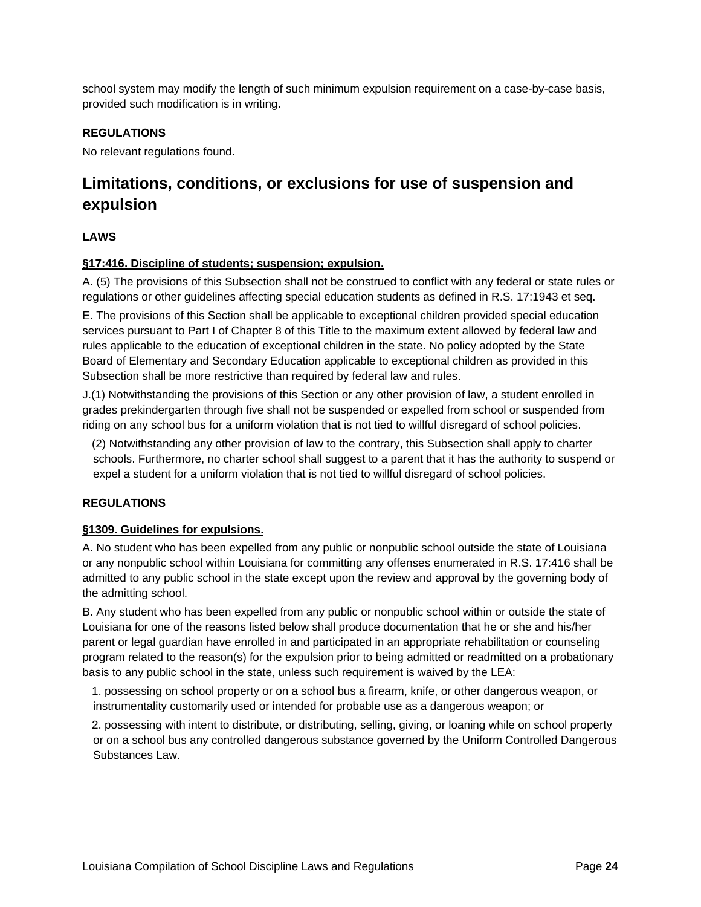school system may modify the length of such minimum expulsion requirement on a case-by-case basis, provided such modification is in writing.

**REGULATIONS**

No relevant regulations found.

## Limitations, conditions, or exclusions for use of suspension and expulsion

**LAWS**

**§17:416. Discipline of students; suspension; expulsion.**

A. (5) The provisions of this Subsection shall not be construed to conflict with any federal or state rules or regulations or other guidelines affecting special education students as defined in R.S. 17:1943 et seq.

E. The provisions of this Section shall be applicable to exceptional children provided special education services pursuant to Part I of Chapter 8 of this Title to the maximum extent allowed by federal law and rules applicable to the education of exceptional children in the state. No policy adopted by the State Board of Elementary and Secondary Education applicable to exceptional children as provided in this Subsection shall be more restrictive than required by federal law and rules.

J.(1) Notwithstanding the provisions of this Section or any other provision of law, a student enrolled in grades prekindergarten through five shall not be suspended or expelled from school or suspended from riding on any school bus for a uniform violation that is not tied to willful disregard of school policies.

(2) Notwithstanding any other provision of law to the contrary, this Subsection shall apply to charter schools. Furthermore, no charter school shall suggest to a parent that it has the authority to suspend or expel a student for a uniform violation that is not tied to willful disregard of school policies.

**REGULATIONS**

**§1309. Guidelines for expulsions.**

A. No student who has been expelled from any public or nonpublic school outside the state of Louisiana or any nonpublic school within Louisiana for committing any offenses enumerated in R.S. 17:416 shall be admitted to any public school in the state except upon the review and approval by the governing body of the admitting school.

B. Any student who has been expelled from any public or nonpublic school within or outside the state of Louisiana for one of the reasons listed below shall produce documentation that he or she and his/her parent or legal guardian have enrolled in and participated in an appropriate rehabilitation or counseling program related to the reason(s) for the expulsion prior to being admitted or readmitted on a probationary basis to any public school in the state, unless such requirement is waived by the LEA:

1. possessing on school property or on a school bus a firearm, knife, or other dangerous weapon, or instrumentality customarily used or intended for probable use as a dangerous weapon; or

2. possessing with intent to distribute, or distributing, selling, giving, or loaning while on school property or on a school bus any controlled dangerous substance governed by the Uniform Controlled Dangerous Substances Law.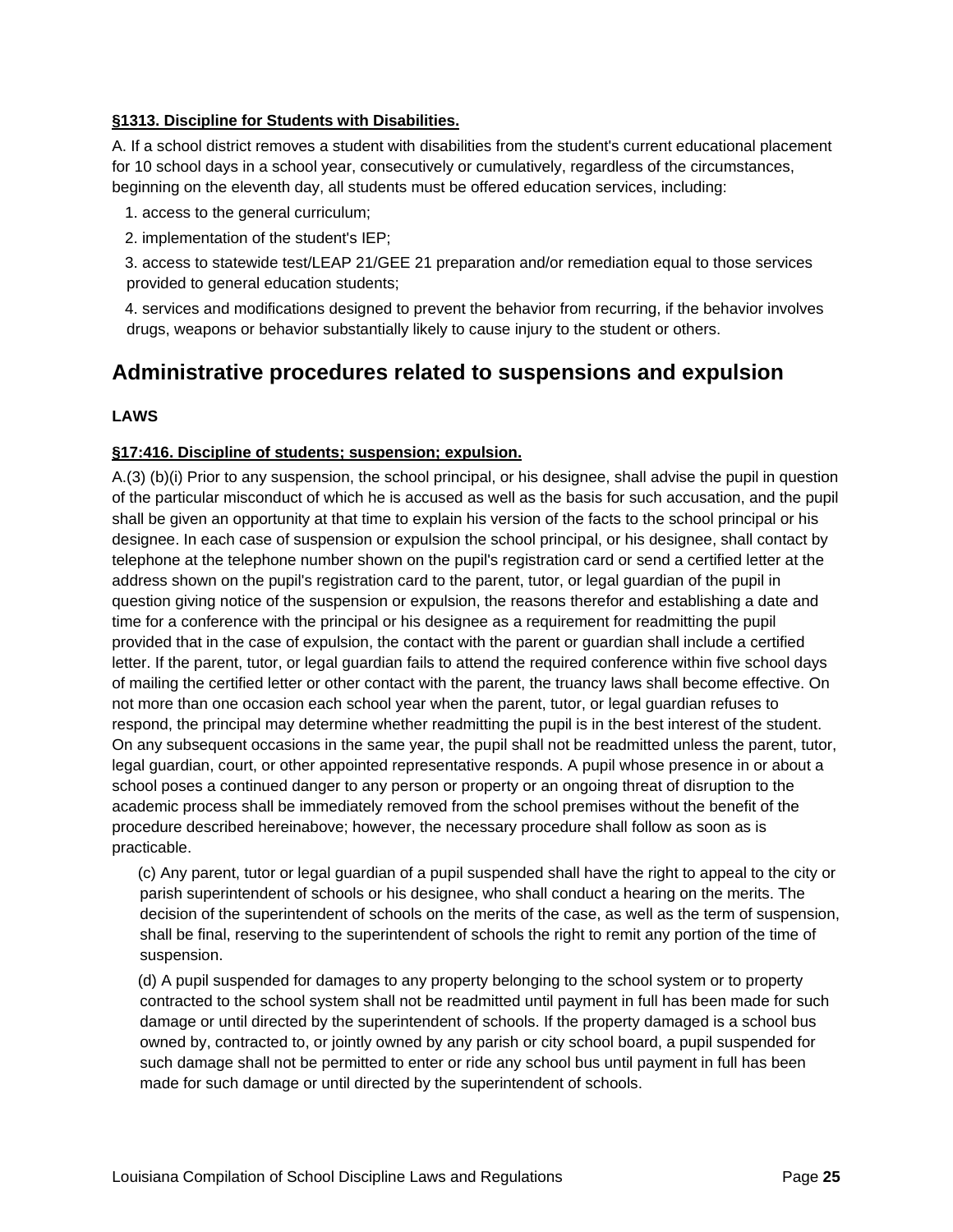**§1313. Discipline for Students with Disabilities.**

A. If a school district removes a student with disabilities from the student's current educational placement for 10 school days in a school year, consecutively or cumulatively, regardless of the circumstances, beginning on the eleventh day, all students must be offered education services, including:

1. access to the general curriculum;
2. implementation of the student's IEP;
3. access to statewide test/LEAP 21/GEE 21 preparation and/or remediation equal to those services provided to general education students;
4. services and modifications designed to prevent the behavior from recurring, if the behavior involves drugs, weapons or behavior substantially likely to cause injury to the student or others.

## Administrative procedures related to suspensions and expulsion

**LAWS**

**§17:416. Discipline of students; suspension; expulsion.**

A.(3) (b)(i) Prior to any suspension, the school principal, or his designee, shall advise the pupil in question of the particular misconduct of which he is accused as well as the basis for such accusation, and the pupil shall be given an opportunity at that time to explain his version of the facts to the school principal or his designee. In each case of suspension or expulsion the school principal, or his designee, shall contact by telephone at the telephone number shown on the pupil's registration card or send a certified letter at the address shown on the pupil's registration card to the parent, tutor, or legal guardian of the pupil in question giving notice of the suspension or expulsion, the reasons therefor and establishing a date and time for a conference with the principal or his designee as a requirement for readmitting the pupil provided that in the case of expulsion, the contact with the parent or guardian shall include a certified letter. If the parent, tutor, or legal guardian fails to attend the required conference within five school days of mailing the certified letter or other contact with the parent, the truancy laws shall become effective. On not more than one occasion each school year when the parent, tutor, or legal guardian refuses to respond, the principal may determine whether readmitting the pupil is in the best interest of the student. On any subsequent occasions in the same year, the pupil shall not be readmitted unless the parent, tutor, legal guardian, court, or other appointed representative responds. A pupil whose presence in or about a school poses a continued danger to any person or property or an ongoing threat of disruption to the academic process shall be immediately removed from the school premises without the benefit of the procedure described hereinabove; however, the necessary procedure shall follow as soon as is practicable.

(c) Any parent, tutor or legal guardian of a pupil suspended shall have the right to appeal to the city or parish superintendent of schools or his designee, who shall conduct a hearing on the merits. The decision of the superintendent of schools on the merits of the case, as well as the term of suspension, shall be final, reserving to the superintendent of schools the right to remit any portion of the time of suspension.

(d) A pupil suspended for damages to any property belonging to the school system or to property contracted to the school system shall not be readmitted until payment in full has been made for such damage or until directed by the superintendent of schools. If the property damaged is a school bus owned by, contracted to, or jointly owned by any parish or city school board, a pupil suspended for such damage shall not be permitted to enter or ride any school bus until payment in full has been made for such damage or until directed by the superintendent of schools.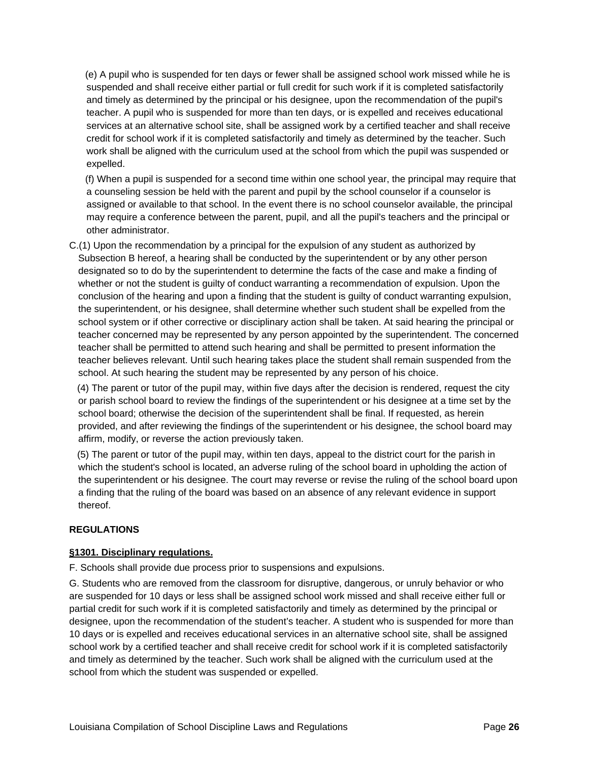(e) A pupil who is suspended for ten days or fewer shall be assigned school work missed while he is suspended and shall receive either partial or full credit for such work if it is completed satisfactorily and timely as determined by the principal or his designee, upon the recommendation of the pupil's teacher. A pupil who is suspended for more than ten days, or is expelled and receives educational services at an alternative school site, shall be assigned work by a certified teacher and shall receive credit for school work if it is completed satisfactorily and timely as determined by the teacher. Such work shall be aligned with the curriculum used at the school from which the pupil was suspended or expelled.

(f) When a pupil is suspended for a second time within one school year, the principal may require that a counseling session be held with the parent and pupil by the school counselor if a counselor is assigned or available to that school. In the event there is no school counselor available, the principal may require a conference between the parent, pupil, and all the pupil's teachers and the principal or other administrator.

C.(1) Upon the recommendation by a principal for the expulsion of any student as authorized by Subsection B hereof, a hearing shall be conducted by the superintendent or by any other person designated so to do by the superintendent to determine the facts of the case and make a finding of whether or not the student is guilty of conduct warranting a recommendation of expulsion. Upon the conclusion of the hearing and upon a finding that the student is guilty of conduct warranting expulsion, the superintendent, or his designee, shall determine whether such student shall be expelled from the school system or if other corrective or disciplinary action shall be taken. At said hearing the principal or teacher concerned may be represented by any person appointed by the superintendent. The concerned teacher shall be permitted to attend such hearing and shall be permitted to present information the teacher believes relevant. Until such hearing takes place the student shall remain suspended from the school. At such hearing the student may be represented by any person of his choice.

(4) The parent or tutor of the pupil may, within five days after the decision is rendered, request the city or parish school board to review the findings of the superintendent or his designee at a time set by the school board; otherwise the decision of the superintendent shall be final. If requested, as herein provided, and after reviewing the findings of the superintendent or his designee, the school board may affirm, modify, or reverse the action previously taken.

(5) The parent or tutor of the pupil may, within ten days, appeal to the district court for the parish in which the student's school is located, an adverse ruling of the school board in upholding the action of the superintendent or his designee. The court may reverse or revise the ruling of the school board upon a finding that the ruling of the board was based on an absence of any relevant evidence in support thereof.

**REGULATIONS**

**§1301. Disciplinary regulations.**

F. Schools shall provide due process prior to suspensions and expulsions.

G. Students who are removed from the classroom for disruptive, dangerous, or unruly behavior or who are suspended for 10 days or less shall be assigned school work missed and shall receive either full or partial credit for such work if it is completed satisfactorily and timely as determined by the principal or designee, upon the recommendation of the student's teacher. A student who is suspended for more than 10 days or is expelled and receives educational services in an alternative school site, shall be assigned school work by a certified teacher and shall receive credit for school work if it is completed satisfactorily and timely as determined by the teacher. Such work shall be aligned with the curriculum used at the school from which the student was suspended or expelled.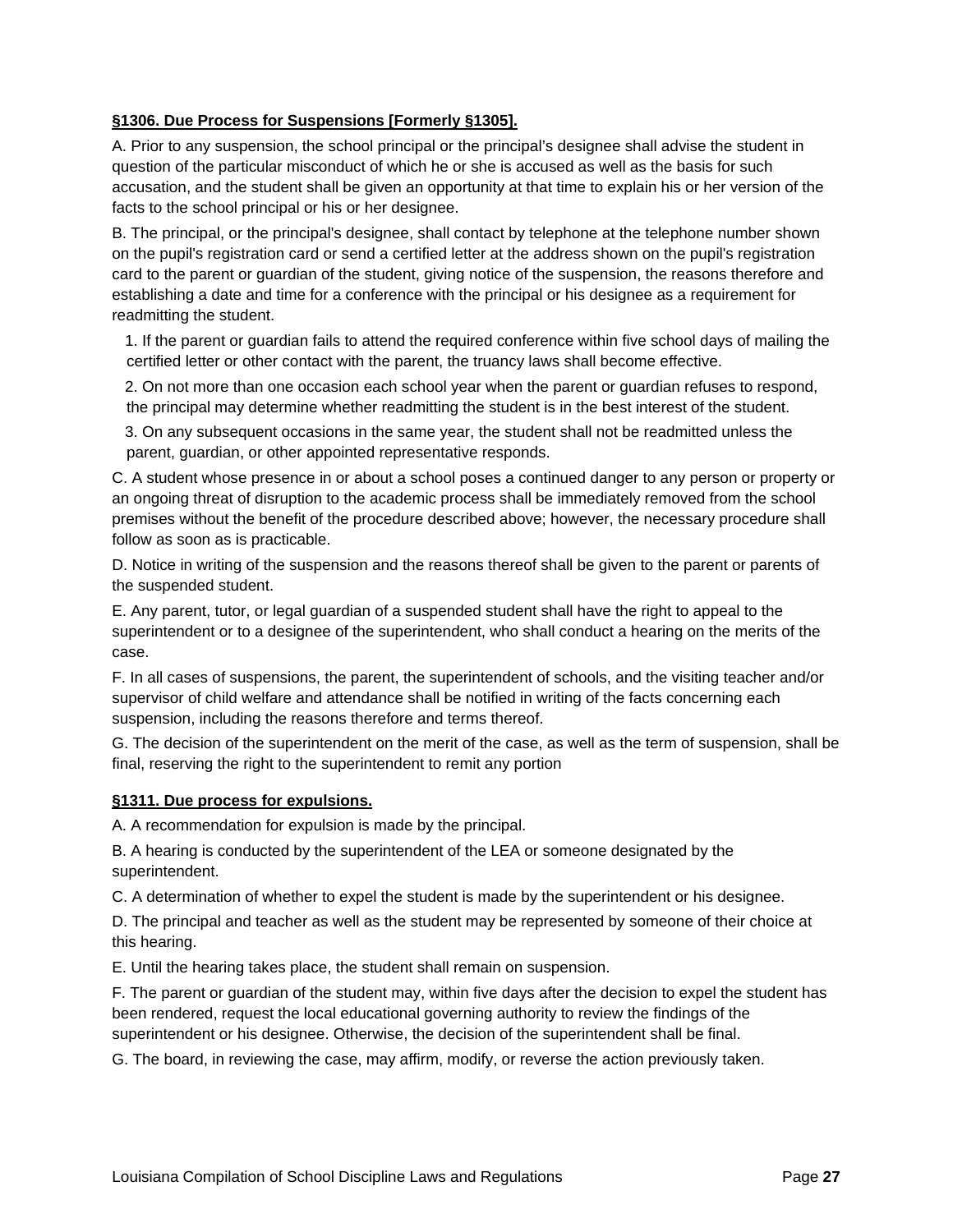**§1306. Due Process for Suspensions [Formerly §1305].**

A. Prior to any suspension, the school principal or the principal's designee shall advise the student in question of the particular misconduct of which he or she is accused as well as the basis for such accusation, and the student shall be given an opportunity at that time to explain his or her version of the facts to the school principal or his or her designee.

B. The principal, or the principal's designee, shall contact by telephone at the telephone number shown on the pupil's registration card or send a certified letter at the address shown on the pupil's registration card to the parent or guardian of the student, giving notice of the suspension, the reasons therefore and establishing a date and time for a conference with the principal or his designee as a requirement for readmitting the student.

1. If the parent or guardian fails to attend the required conference within five school days of mailing the certified letter or other contact with the parent, the truancy laws shall become effective.
2. On not more than one occasion each school year when the parent or guardian refuses to respond, the principal may determine whether readmitting the student is in the best interest of the student.
3. On any subsequent occasions in the same year, the student shall not be readmitted unless the parent, guardian, or other appointed representative responds.

C. A student whose presence in or about a school poses a continued danger to any person or property or an ongoing threat of disruption to the academic process shall be immediately removed from the school premises without the benefit of the procedure described above; however, the necessary procedure shall follow as soon as is practicable.

D. Notice in writing of the suspension and the reasons thereof shall be given to the parent or parents of the suspended student.

E. Any parent, tutor, or legal guardian of a suspended student shall have the right to appeal to the superintendent or to a designee of the superintendent, who shall conduct a hearing on the merits of the case.

F. In all cases of suspensions, the parent, the superintendent of schools, and the visiting teacher and/or supervisor of child welfare and attendance shall be notified in writing of the facts concerning each suspension, including the reasons therefore and terms thereof.

G. The decision of the superintendent on the merit of the case, as well as the term of suspension, shall be final, reserving the right to the superintendent to remit any portion

**§1311. Due process for expulsions.**

A. A recommendation for expulsion is made by the principal.

B. A hearing is conducted by the superintendent of the LEA or someone designated by the superintendent.

C. A determination of whether to expel the student is made by the superintendent or his designee.

D. The principal and teacher as well as the student may be represented by someone of their choice at this hearing.

E. Until the hearing takes place, the student shall remain on suspension.

F. The parent or guardian of the student may, within five days after the decision to expel the student has been rendered, request the local educational governing authority to review the findings of the superintendent or his designee. Otherwise, the decision of the superintendent shall be final.

G. The board, in reviewing the case, may affirm, modify, or reverse the action previously taken.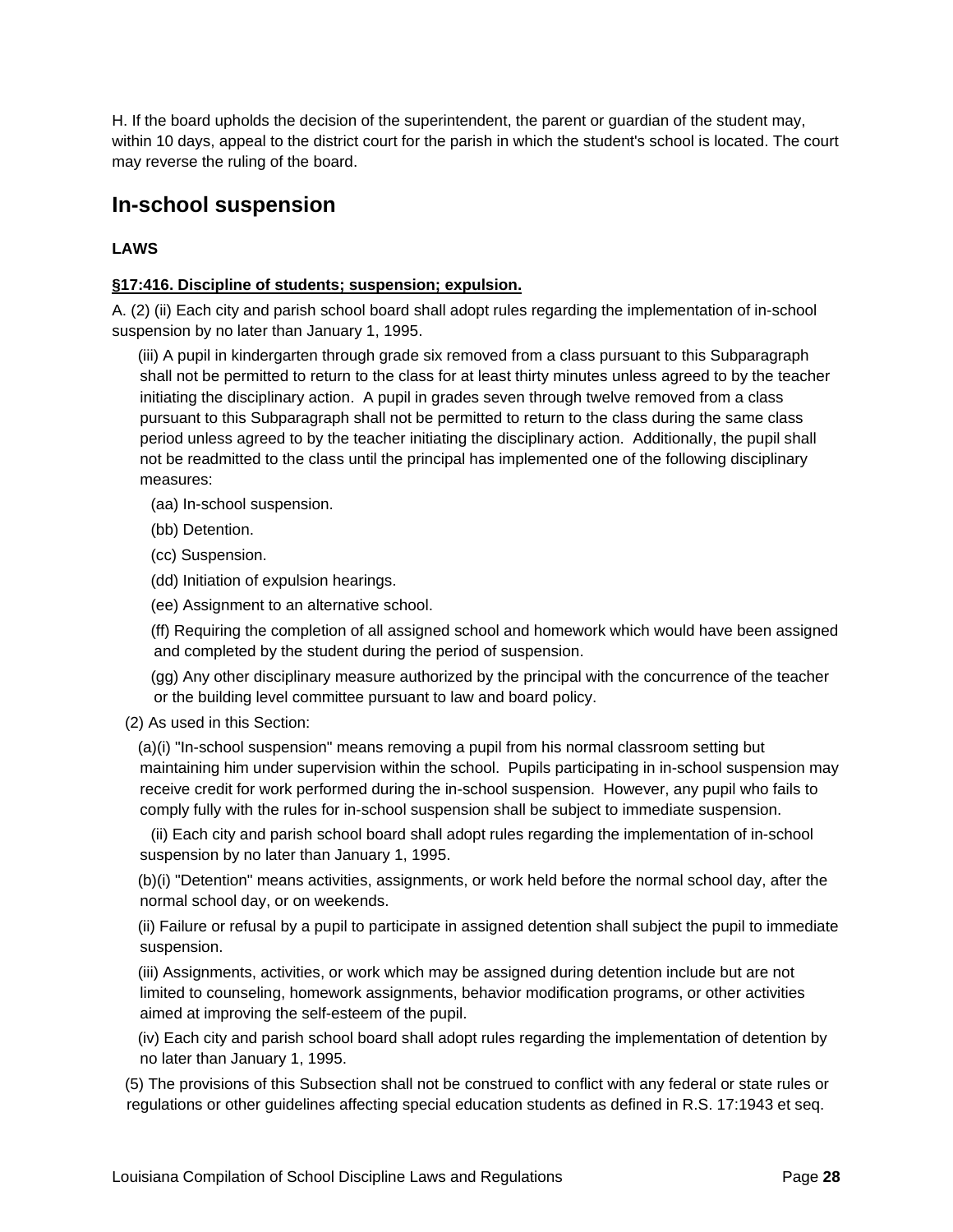H. If the board upholds the decision of the superintendent, the parent or guardian of the student may, within 10 days, appeal to the district court for the parish in which the student's school is located. The court may reverse the ruling of the board.

## In-school suspension

**LAWS**

**§17:416. Discipline of students; suspension; expulsion.**

A. (2) (ii) Each city and parish school board shall adopt rules regarding the implementation of in-school suspension by no later than January 1, 1995.

(iii) A pupil in kindergarten through grade six removed from a class pursuant to this Subparagraph shall not be permitted to return to the class for at least thirty minutes unless agreed to by the teacher initiating the disciplinary action. A pupil in grades seven through twelve removed from a class pursuant to this Subparagraph shall not be permitted to return to the class during the same class period unless agreed to by the teacher initiating the disciplinary action. Additionally, the pupil shall not be readmitted to the class until the principal has implemented one of the following disciplinary measures:

(aa) In-school suspension.

(bb) Detention.

(cc) Suspension.

(dd) Initiation of expulsion hearings.

(ee) Assignment to an alternative school.

(ff) Requiring the completion of all assigned school and homework which would have been assigned and completed by the student during the period of suspension.

(gg) Any other disciplinary measure authorized by the principal with the concurrence of the teacher or the building level committee pursuant to law and board policy.

(2) As used in this Section:

(a)(i) "In-school suspension" means removing a pupil from his normal classroom setting but maintaining him under supervision within the school. Pupils participating in in-school suspension may receive credit for work performed during the in-school suspension. However, any pupil who fails to comply fully with the rules for in-school suspension shall be subject to immediate suspension.

(ii) Each city and parish school board shall adopt rules regarding the implementation of in-school suspension by no later than January 1, 1995.

(b)(i) "Detention" means activities, assignments, or work held before the normal school day, after the normal school day, or on weekends.

(ii) Failure or refusal by a pupil to participate in assigned detention shall subject the pupil to immediate suspension.

(iii) Assignments, activities, or work which may be assigned during detention include but are not limited to counseling, homework assignments, behavior modification programs, or other activities aimed at improving the self-esteem of the pupil.

(iv) Each city and parish school board shall adopt rules regarding the implementation of detention by no later than January 1, 1995.

(5) The provisions of this Subsection shall not be construed to conflict with any federal or state rules or regulations or other guidelines affecting special education students as defined in R.S. 17:1943 et seq.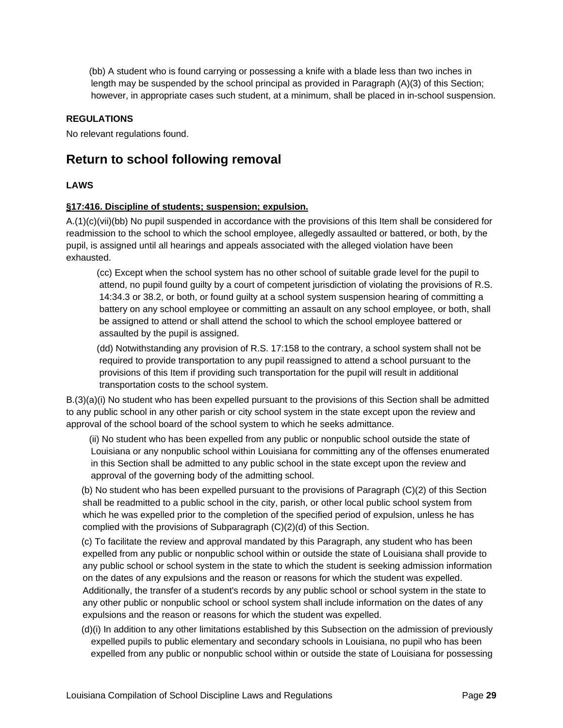(bb) A student who is found carrying or possessing a knife with a blade less than two inches in length may be suspended by the school principal as provided in Paragraph (A)(3) of this Section; however, in appropriate cases such student, at a minimum, shall be placed in in-school suspension.

**REGULATIONS**

No relevant regulations found.

## Return to school following removal

**LAWS**

**§17:416. Discipline of students; suspension; expulsion.**

A.(1)(c)(vii)(bb) No pupil suspended in accordance with the provisions of this Item shall be considered for readmission to the school to which the school employee, allegedly assaulted or battered, or both, by the pupil, is assigned until all hearings and appeals associated with the alleged violation have been exhausted.

(cc) Except when the school system has no other school of suitable grade level for the pupil to attend, no pupil found guilty by a court of competent jurisdiction of violating the provisions of R.S. 14:34.3 or 38.2, or both, or found guilty at a school system suspension hearing of committing a battery on any school employee or committing an assault on any school employee, or both, shall be assigned to attend or shall attend the school to which the school employee battered or assaulted by the pupil is assigned.

(dd) Notwithstanding any provision of R.S. 17:158 to the contrary, a school system shall not be required to provide transportation to any pupil reassigned to attend a school pursuant to the provisions of this Item if providing such transportation for the pupil will result in additional transportation costs to the school system.

B.(3)(a)(i) No student who has been expelled pursuant to the provisions of this Section shall be admitted to any public school in any other parish or city school system in the state except upon the review and approval of the school board of the school system to which he seeks admittance.

(ii) No student who has been expelled from any public or nonpublic school outside the state of Louisiana or any nonpublic school within Louisiana for committing any of the offenses enumerated in this Section shall be admitted to any public school in the state except upon the review and approval of the governing body of the admitting school.

(b) No student who has been expelled pursuant to the provisions of Paragraph (C)(2) of this Section shall be readmitted to a public school in the city, parish, or other local public school system from which he was expelled prior to the completion of the specified period of expulsion, unless he has complied with the provisions of Subparagraph (C)(2)(d) of this Section.

(c) To facilitate the review and approval mandated by this Paragraph, any student who has been expelled from any public or nonpublic school within or outside the state of Louisiana shall provide to any public school or school system in the state to which the student is seeking admission information on the dates of any expulsions and the reason or reasons for which the student was expelled. Additionally, the transfer of a student's records by any public school or school system in the state to any other public or nonpublic school or school system shall include information on the dates of any expulsions and the reason or reasons for which the student was expelled.

(d)(i) In addition to any other limitations established by this Subsection on the admission of previously expelled pupils to public elementary and secondary schools in Louisiana, no pupil who has been expelled from any public or nonpublic school within or outside the state of Louisiana for possessing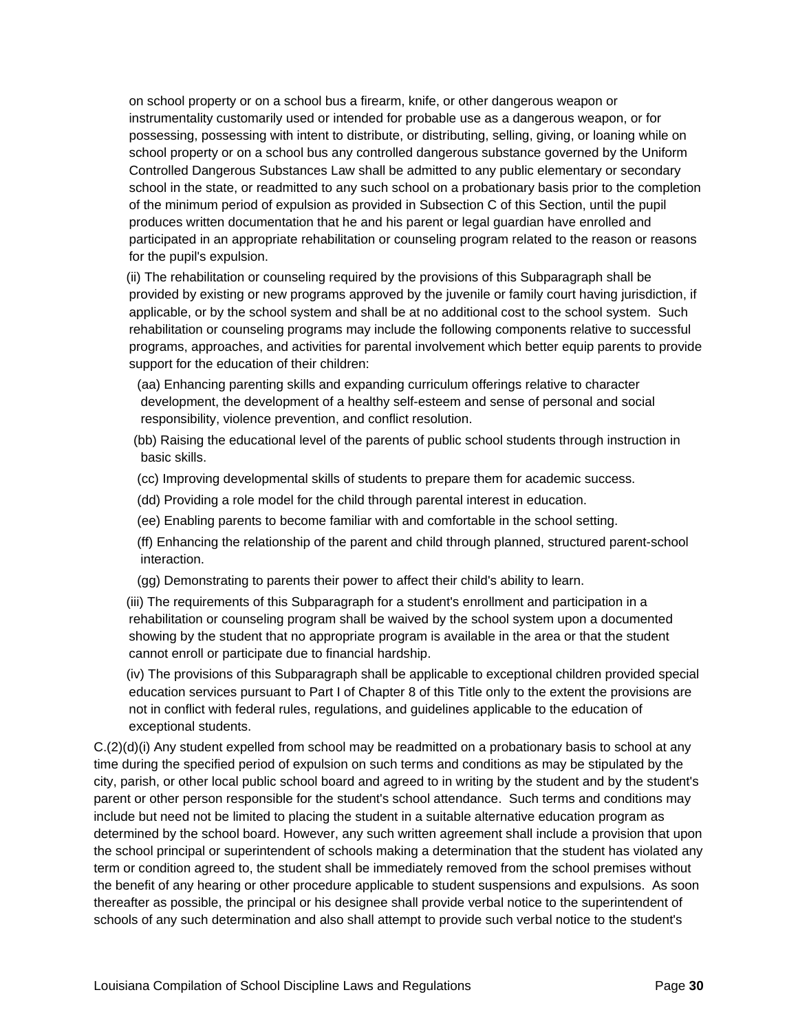on school property or on a school bus a firearm, knife, or other dangerous weapon or instrumentality customarily used or intended for probable use as a dangerous weapon, or for possessing, possessing with intent to distribute, or distributing, selling, giving, or loaning while on school property or on a school bus any controlled dangerous substance governed by the Uniform Controlled Dangerous Substances Law shall be admitted to any public elementary or secondary school in the state, or readmitted to any such school on a probationary basis prior to the completion of the minimum period of expulsion as provided in Subsection C of this Section, until the pupil produces written documentation that he and his parent or legal guardian have enrolled and participated in an appropriate rehabilitation or counseling program related to the reason or reasons for the pupil's expulsion.

(ii) The rehabilitation or counseling required by the provisions of this Subparagraph shall be provided by existing or new programs approved by the juvenile or family court having jurisdiction, if applicable, or by the school system and shall be at no additional cost to the school system. Such rehabilitation or counseling programs may include the following components relative to successful programs, approaches, and activities for parental involvement which better equip parents to provide support for the education of their children:

(aa) Enhancing parenting skills and expanding curriculum offerings relative to character development, the development of a healthy self-esteem and sense of personal and social responsibility, violence prevention, and conflict resolution.

(bb) Raising the educational level of the parents of public school students through instruction in basic skills.

(cc) Improving developmental skills of students to prepare them for academic success.

(dd) Providing a role model for the child through parental interest in education.

(ee) Enabling parents to become familiar with and comfortable in the school setting.

(ff) Enhancing the relationship of the parent and child through planned, structured parent-school interaction.

(gg) Demonstrating to parents their power to affect their child's ability to learn.

(iii) The requirements of this Subparagraph for a student's enrollment and participation in a rehabilitation or counseling program shall be waived by the school system upon a documented showing by the student that no appropriate program is available in the area or that the student cannot enroll or participate due to financial hardship.

(iv) The provisions of this Subparagraph shall be applicable to exceptional children provided special education services pursuant to Part I of Chapter 8 of this Title only to the extent the provisions are not in conflict with federal rules, regulations, and guidelines applicable to the education of exceptional students.

C.(2)(d)(i) Any student expelled from school may be readmitted on a probationary basis to school at any time during the specified period of expulsion on such terms and conditions as may be stipulated by the city, parish, or other local public school board and agreed to in writing by the student and by the student's parent or other person responsible for the student's school attendance. Such terms and conditions may include but need not be limited to placing the student in a suitable alternative education program as determined by the school board. However, any such written agreement shall include a provision that upon the school principal or superintendent of schools making a determination that the student has violated any term or condition agreed to, the student shall be immediately removed from the school premises without the benefit of any hearing or other procedure applicable to student suspensions and expulsions. As soon thereafter as possible, the principal or his designee shall provide verbal notice to the superintendent of schools of any such determination and also shall attempt to provide such verbal notice to the student's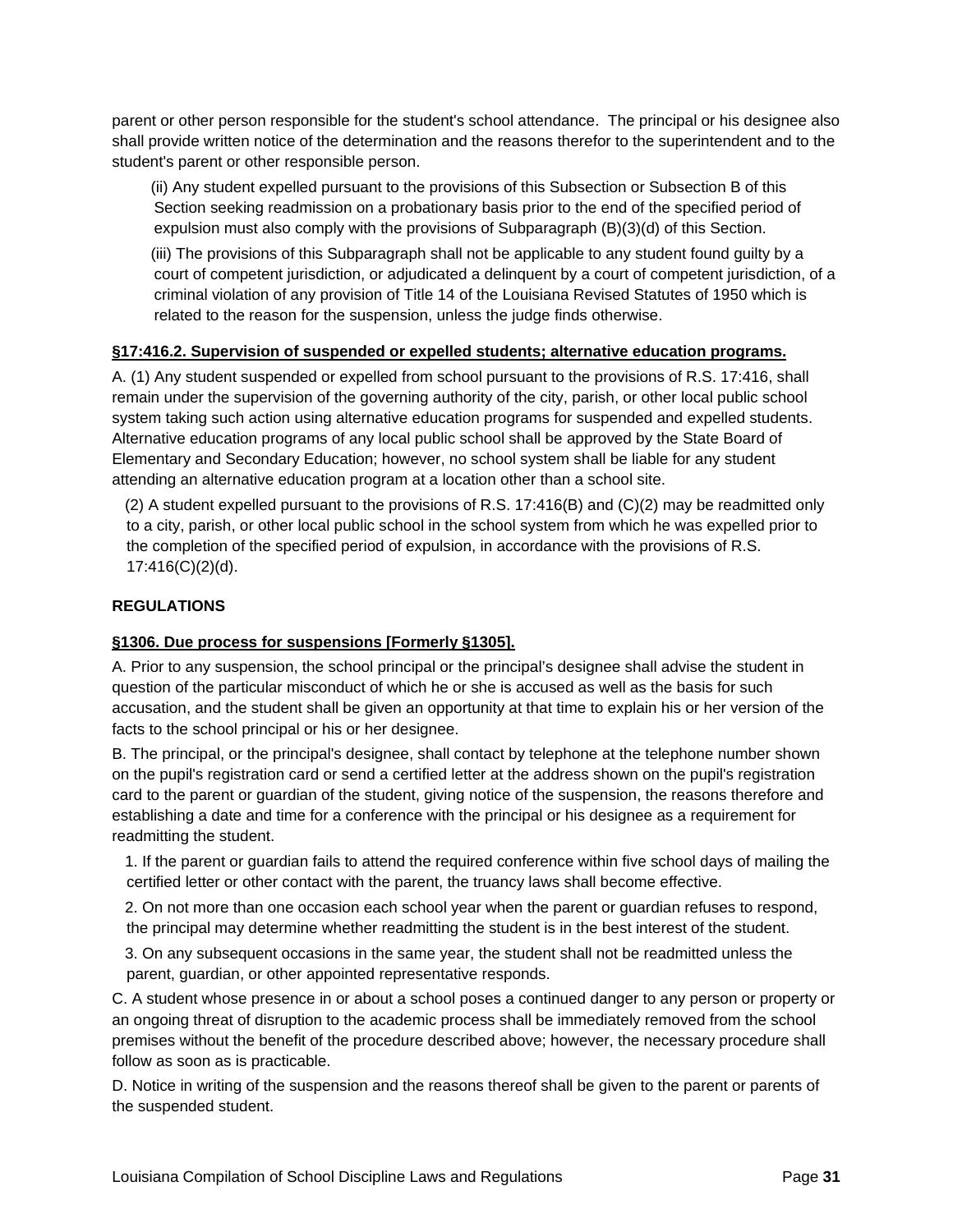parent or other person responsible for the student's school attendance. The principal or his designee also shall provide written notice of the determination and the reasons therefor to the superintendent and to the student's parent or other responsible person.

(ii) Any student expelled pursuant to the provisions of this Subsection or Subsection B of this Section seeking readmission on a probationary basis prior to the end of the specified period of expulsion must also comply with the provisions of Subparagraph (B)(3)(d) of this Section.

(iii) The provisions of this Subparagraph shall not be applicable to any student found guilty by a court of competent jurisdiction, or adjudicated a delinquent by a court of competent jurisdiction, of a criminal violation of any provision of Title 14 of the Louisiana Revised Statutes of 1950 which is related to the reason for the suspension, unless the judge finds otherwise.

**§17:416.2. Supervision of suspended or expelled students; alternative education programs.**

A. (1) Any student suspended or expelled from school pursuant to the provisions of R.S. 17:416, shall remain under the supervision of the governing authority of the city, parish, or other local public school system taking such action using alternative education programs for suspended and expelled students. Alternative education programs of any local public school shall be approved by the State Board of Elementary and Secondary Education; however, no school system shall be liable for any student attending an alternative education program at a location other than a school site.

(2) A student expelled pursuant to the provisions of R.S. 17:416(B) and (C)(2) may be readmitted only to a city, parish, or other local public school in the school system from which he was expelled prior to the completion of the specified period of expulsion, in accordance with the provisions of R.S. 17:416(C)(2)(d).

**REGULATIONS**

**§1306. Due process for suspensions [Formerly §1305].**

A. Prior to any suspension, the school principal or the principal's designee shall advise the student in question of the particular misconduct of which he or she is accused as well as the basis for such accusation, and the student shall be given an opportunity at that time to explain his or her version of the facts to the school principal or his or her designee.

B. The principal, or the principal's designee, shall contact by telephone at the telephone number shown on the pupil's registration card or send a certified letter at the address shown on the pupil's registration card to the parent or guardian of the student, giving notice of the suspension, the reasons therefore and establishing a date and time for a conference with the principal or his designee as a requirement for readmitting the student.

1. If the parent or guardian fails to attend the required conference within five school days of mailing the certified letter or other contact with the parent, the truancy laws shall become effective.
2. On not more than one occasion each school year when the parent or guardian refuses to respond, the principal may determine whether readmitting the student is in the best interest of the student.
3. On any subsequent occasions in the same year, the student shall not be readmitted unless the parent, guardian, or other appointed representative responds.

C. A student whose presence in or about a school poses a continued danger to any person or property or an ongoing threat of disruption to the academic process shall be immediately removed from the school premises without the benefit of the procedure described above; however, the necessary procedure shall follow as soon as is practicable.

D. Notice in writing of the suspension and the reasons thereof shall be given to the parent or parents of the suspended student.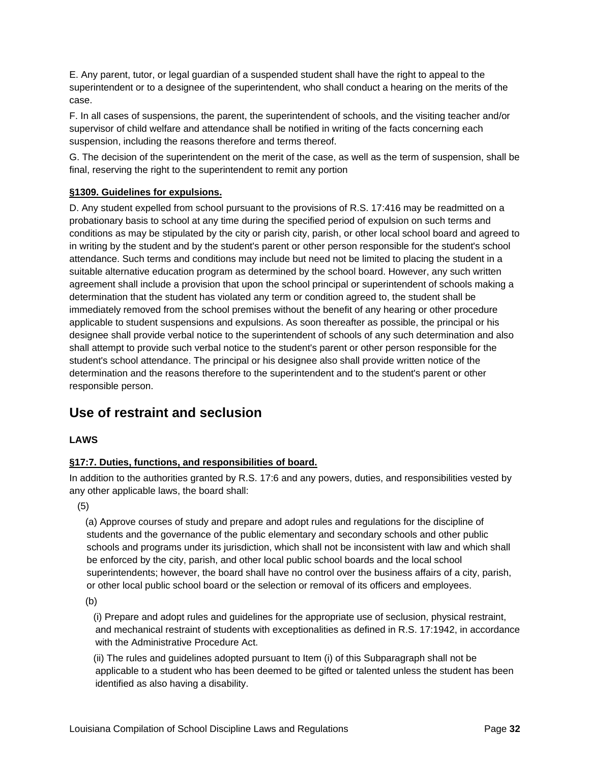E. Any parent, tutor, or legal guardian of a suspended student shall have the right to appeal to the superintendent or to a designee of the superintendent, who shall conduct a hearing on the merits of the case.

F. In all cases of suspensions, the parent, the superintendent of schools, and the visiting teacher and/or supervisor of child welfare and attendance shall be notified in writing of the facts concerning each suspension, including the reasons therefore and terms thereof.

G. The decision of the superintendent on the merit of the case, as well as the term of suspension, shall be final, reserving the right to the superintendent to remit any portion

**§1309. Guidelines for expulsions.**

D. Any student expelled from school pursuant to the provisions of R.S. 17:416 may be readmitted on a probationary basis to school at any time during the specified period of expulsion on such terms and conditions as may be stipulated by the city or parish city, parish, or other local school board and agreed to in writing by the student and by the student's parent or other person responsible for the student's school attendance. Such terms and conditions may include but need not be limited to placing the student in a suitable alternative education program as determined by the school board. However, any such written agreement shall include a provision that upon the school principal or superintendent of schools making a determination that the student has violated any term or condition agreed to, the student shall be immediately removed from the school premises without the benefit of any hearing or other procedure applicable to student suspensions and expulsions. As soon thereafter as possible, the principal or his designee shall provide verbal notice to the superintendent of schools of any such determination and also shall attempt to provide such verbal notice to the student's parent or other person responsible for the student's school attendance. The principal or his designee also shall provide written notice of the determination and the reasons therefore to the superintendent and to the student's parent or other responsible person.

## Use of restraint and seclusion

**LAWS**

**§17:7. Duties, functions, and responsibilities of board.**

In addition to the authorities granted by R.S. 17:6 and any powers, duties, and responsibilities vested by any other applicable laws, the board shall:

(5)

(a) Approve courses of study and prepare and adopt rules and regulations for the discipline of students and the governance of the public elementary and secondary schools and other public schools and programs under its jurisdiction, which shall not be inconsistent with law and which shall be enforced by the city, parish, and other local public school boards and the local school superintendents; however, the board shall have no control over the business affairs of a city, parish, or other local public school board or the selection or removal of its officers and employees.

(b)

(i) Prepare and adopt rules and guidelines for the appropriate use of seclusion, physical restraint, and mechanical restraint of students with exceptionalities as defined in R.S. 17:1942, in accordance with the Administrative Procedure Act.

(ii) The rules and guidelines adopted pursuant to Item (i) of this Subparagraph shall not be applicable to a student who has been deemed to be gifted or talented unless the student has been identified as also having a disability.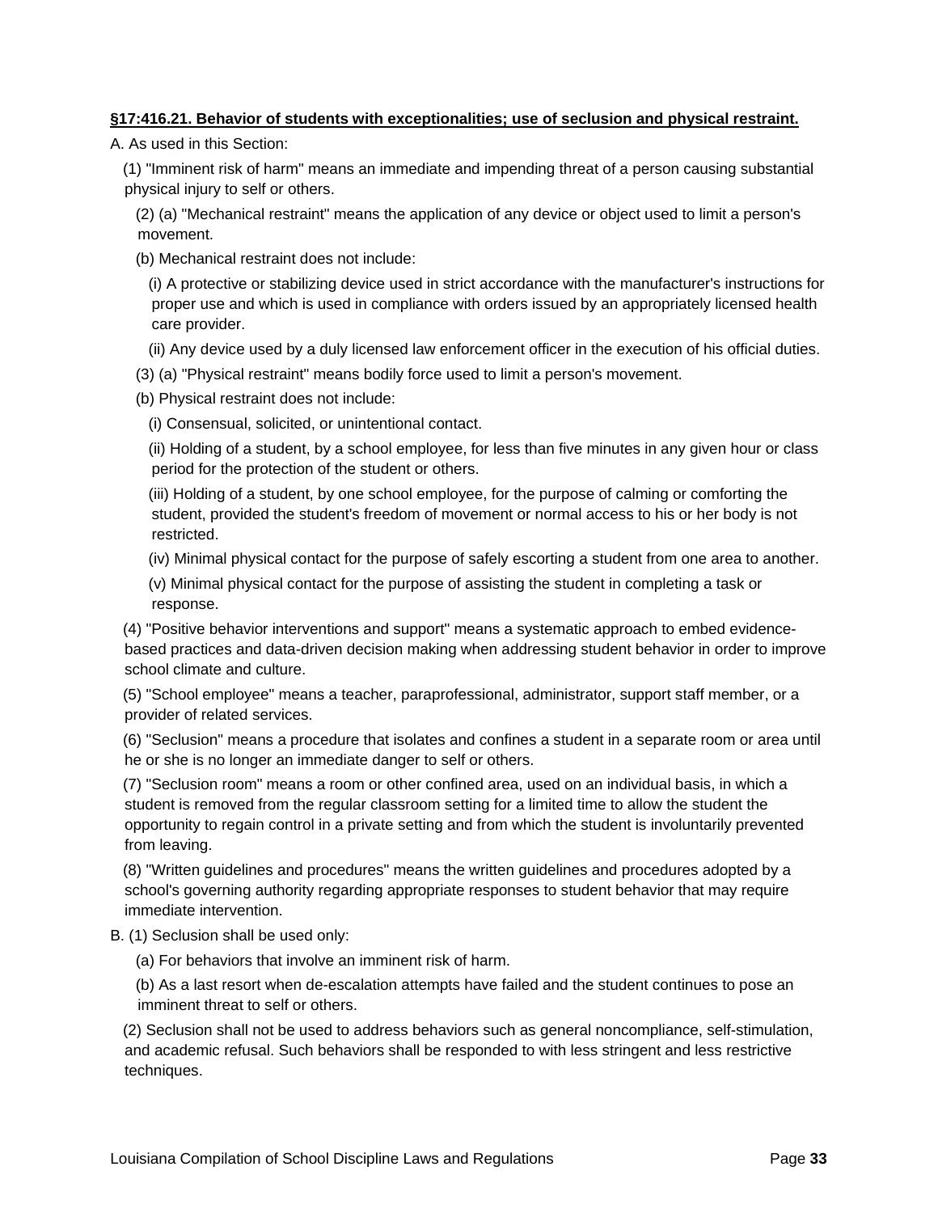**§17:416.21. Behavior of students with exceptionalities; use of seclusion and physical restraint.**

A. As used in this Section:

(1) "Imminent risk of harm" means an immediate and impending threat of a person causing substantial physical injury to self or others.

(2) (a) "Mechanical restraint" means the application of any device or object used to limit a person's movement.

(b) Mechanical restraint does not include:

(i) A protective or stabilizing device used in strict accordance with the manufacturer's instructions for proper use and which is used in compliance with orders issued by an appropriately licensed health care provider.

(ii) Any device used by a duly licensed law enforcement officer in the execution of his official duties.

(3) (a) "Physical restraint" means bodily force used to limit a person's movement.

(b) Physical restraint does not include:

(i) Consensual, solicited, or unintentional contact.

(ii) Holding of a student, by a school employee, for less than five minutes in any given hour or class period for the protection of the student or others.

(iii) Holding of a student, by one school employee, for the purpose of calming or comforting the student, provided the student's freedom of movement or normal access to his or her body is not restricted.

(iv) Minimal physical contact for the purpose of safely escorting a student from one area to another.

(v) Minimal physical contact for the purpose of assisting the student in completing a task or response.

(4) "Positive behavior interventions and support" means a systematic approach to embed evidence-based practices and data-driven decision making when addressing student behavior in order to improve school climate and culture.

(5) "School employee" means a teacher, paraprofessional, administrator, support staff member, or a provider of related services.

(6) "Seclusion" means a procedure that isolates and confines a student in a separate room or area until he or she is no longer an immediate danger to self or others.

(7) "Seclusion room" means a room or other confined area, used on an individual basis, in which a student is removed from the regular classroom setting for a limited time to allow the student the opportunity to regain control in a private setting and from which the student is involuntarily prevented from leaving.

(8) "Written guidelines and procedures" means the written guidelines and procedures adopted by a school's governing authority regarding appropriate responses to student behavior that may require immediate intervention.

B. (1) Seclusion shall be used only:

(a) For behaviors that involve an imminent risk of harm.

(b) As a last resort when de-escalation attempts have failed and the student continues to pose an imminent threat to self or others.

(2) Seclusion shall not be used to address behaviors such as general noncompliance, self-stimulation, and academic refusal. Such behaviors shall be responded to with less stringent and less restrictive techniques.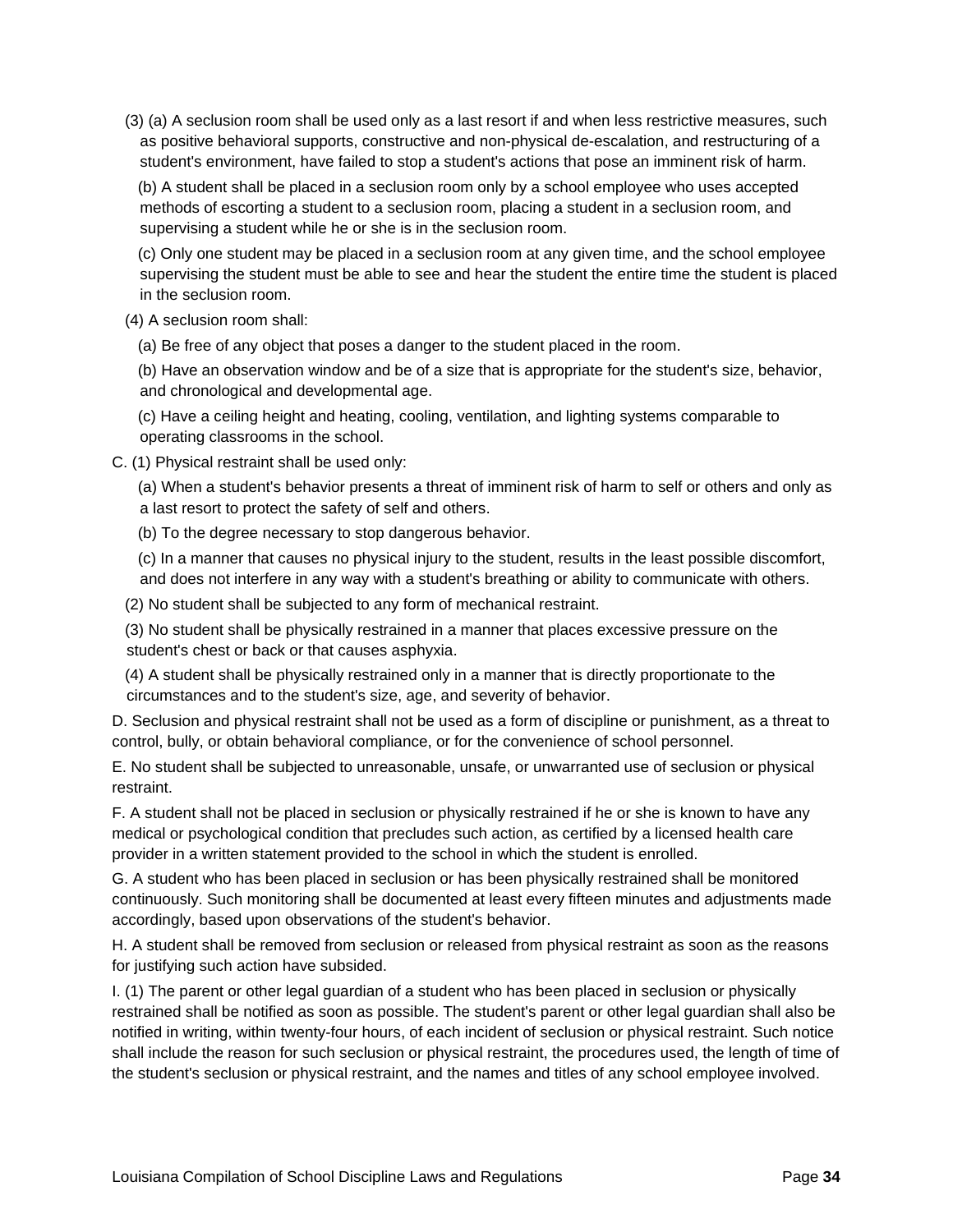(3) (a) A seclusion room shall be used only as a last resort if and when less restrictive measures, such as positive behavioral supports, constructive and non-physical de-escalation, and restructuring of a student's environment, have failed to stop a student's actions that pose an imminent risk of harm.

(b) A student shall be placed in a seclusion room only by a school employee who uses accepted methods of escorting a student to a seclusion room, placing a student in a seclusion room, and supervising a student while he or she is in the seclusion room.

(c) Only one student may be placed in a seclusion room at any given time, and the school employee supervising the student must be able to see and hear the student the entire time the student is placed in the seclusion room.

(4) A seclusion room shall:

(a) Be free of any object that poses a danger to the student placed in the room.

(b) Have an observation window and be of a size that is appropriate for the student's size, behavior, and chronological and developmental age.

(c) Have a ceiling height and heating, cooling, ventilation, and lighting systems comparable to operating classrooms in the school.

C. (1) Physical restraint shall be used only:

(a) When a student's behavior presents a threat of imminent risk of harm to self or others and only as a last resort to protect the safety of self and others.

(b) To the degree necessary to stop dangerous behavior.

(c) In a manner that causes no physical injury to the student, results in the least possible discomfort, and does not interfere in any way with a student's breathing or ability to communicate with others.

(2) No student shall be subjected to any form of mechanical restraint.

(3) No student shall be physically restrained in a manner that places excessive pressure on the student's chest or back or that causes asphyxia.

(4) A student shall be physically restrained only in a manner that is directly proportionate to the circumstances and to the student's size, age, and severity of behavior.

D. Seclusion and physical restraint shall not be used as a form of discipline or punishment, as a threat to control, bully, or obtain behavioral compliance, or for the convenience of school personnel.

E. No student shall be subjected to unreasonable, unsafe, or unwarranted use of seclusion or physical restraint.

F. A student shall not be placed in seclusion or physically restrained if he or she is known to have any medical or psychological condition that precludes such action, as certified by a licensed health care provider in a written statement provided to the school in which the student is enrolled.

G. A student who has been placed in seclusion or has been physically restrained shall be monitored continuously. Such monitoring shall be documented at least every fifteen minutes and adjustments made accordingly, based upon observations of the student's behavior.

H. A student shall be removed from seclusion or released from physical restraint as soon as the reasons for justifying such action have subsided.

I. (1) The parent or other legal guardian of a student who has been placed in seclusion or physically restrained shall be notified as soon as possible. The student's parent or other legal guardian shall also be notified in writing, within twenty-four hours, of each incident of seclusion or physical restraint. Such notice shall include the reason for such seclusion or physical restraint, the procedures used, the length of time of the student's seclusion or physical restraint, and the names and titles of any school employee involved.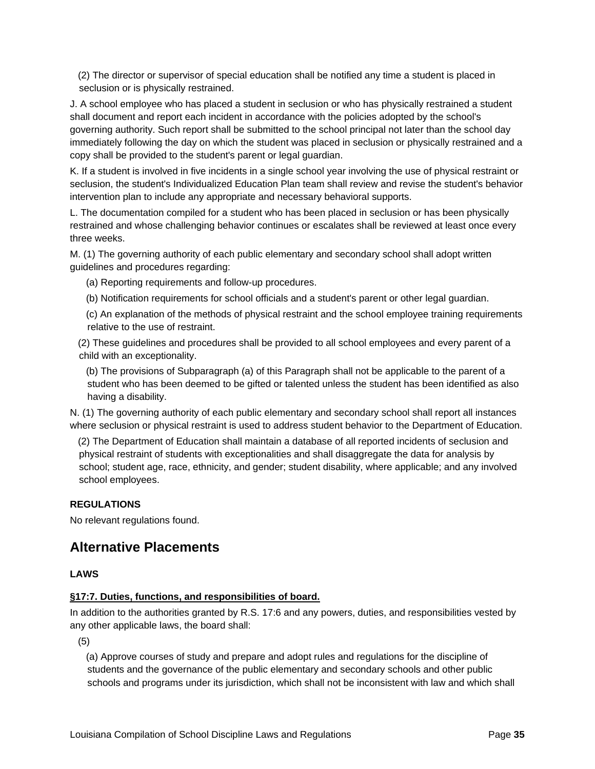(2) The director or supervisor of special education shall be notified any time a student is placed in seclusion or is physically restrained.

J. A school employee who has placed a student in seclusion or who has physically restrained a student shall document and report each incident in accordance with the policies adopted by the school's governing authority. Such report shall be submitted to the school principal not later than the school day immediately following the day on which the student was placed in seclusion or physically restrained and a copy shall be provided to the student's parent or legal guardian.

K. If a student is involved in five incidents in a single school year involving the use of physical restraint or seclusion, the student's Individualized Education Plan team shall review and revise the student's behavior intervention plan to include any appropriate and necessary behavioral supports.

L. The documentation compiled for a student who has been placed in seclusion or has been physically restrained and whose challenging behavior continues or escalates shall be reviewed at least once every three weeks.

M. (1) The governing authority of each public elementary and secondary school shall adopt written guidelines and procedures regarding:

(a) Reporting requirements and follow-up procedures.

(b) Notification requirements for school officials and a student's parent or other legal guardian.

(c) An explanation of the methods of physical restraint and the school employee training requirements relative to the use of restraint.

(2) These guidelines and procedures shall be provided to all school employees and every parent of a child with an exceptionality.

(b) The provisions of Subparagraph (a) of this Paragraph shall not be applicable to the parent of a student who has been deemed to be gifted or talented unless the student has been identified as also having a disability.

N. (1) The governing authority of each public elementary and secondary school shall report all instances where seclusion or physical restraint is used to address student behavior to the Department of Education.

(2) The Department of Education shall maintain a database of all reported incidents of seclusion and physical restraint of students with exceptionalities and shall disaggregate the data for analysis by school; student age, race, ethnicity, and gender; student disability, where applicable; and any involved school employees.

**REGULATIONS**

No relevant regulations found.

## Alternative Placements

**LAWS**

**§17:7. Duties, functions, and responsibilities of board.**

In addition to the authorities granted by R.S. 17:6 and any powers, duties, and responsibilities vested by any other applicable laws, the board shall:

(5)

(a) Approve courses of study and prepare and adopt rules and regulations for the discipline of students and the governance of the public elementary and secondary schools and other public schools and programs under its jurisdiction, which shall not be inconsistent with law and which shall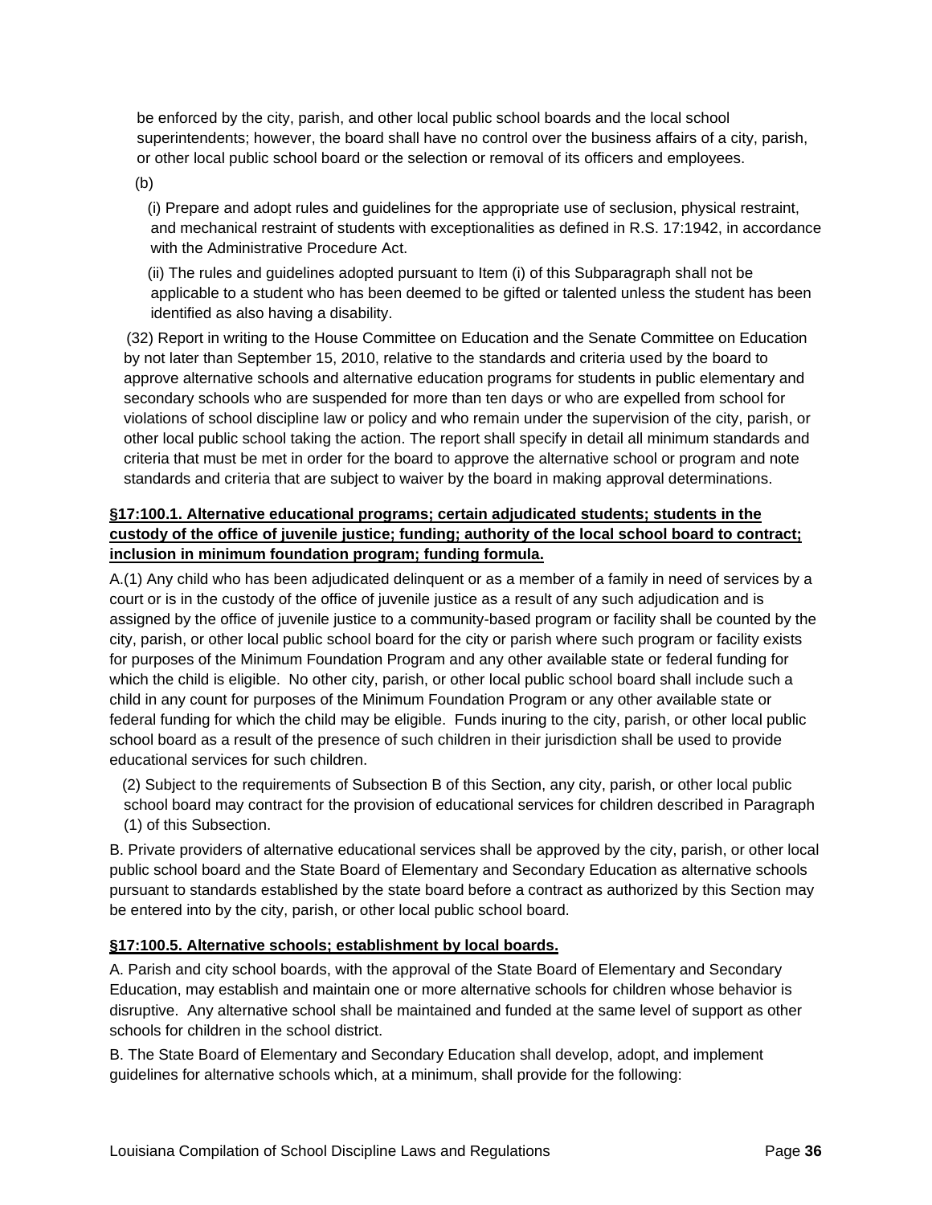be enforced by the city, parish, and other local public school boards and the local school superintendents; however, the board shall have no control over the business affairs of a city, parish, or other local public school board or the selection or removal of its officers and employees.

(b)

(i) Prepare and adopt rules and guidelines for the appropriate use of seclusion, physical restraint, and mechanical restraint of students with exceptionalities as defined in R.S. 17:1942, in accordance with the Administrative Procedure Act.

(ii) The rules and guidelines adopted pursuant to Item (i) of this Subparagraph shall not be applicable to a student who has been deemed to be gifted or talented unless the student has been identified as also having a disability.

(32) Report in writing to the House Committee on Education and the Senate Committee on Education by not later than September 15, 2010, relative to the standards and criteria used by the board to approve alternative schools and alternative education programs for students in public elementary and secondary schools who are suspended for more than ten days or who are expelled from school for violations of school discipline law or policy and who remain under the supervision of the city, parish, or other local public school taking the action. The report shall specify in detail all minimum standards and criteria that must be met in order for the board to approve the alternative school or program and note standards and criteria that are subject to waiver by the board in making approval determinations.

**§17:100.1. Alternative educational programs; certain adjudicated students; students in the custody of the office of juvenile justice; funding; authority of the local school board to contract; inclusion in minimum foundation program; funding formula.**

A.(1) Any child who has been adjudicated delinquent or as a member of a family in need of services by a court or is in the custody of the office of juvenile justice as a result of any such adjudication and is assigned by the office of juvenile justice to a community-based program or facility shall be counted by the city, parish, or other local public school board for the city or parish where such program or facility exists for purposes of the Minimum Foundation Program and any other available state or federal funding for which the child is eligible. No other city, parish, or other local public school board shall include such a child in any count for purposes of the Minimum Foundation Program or any other available state or federal funding for which the child may be eligible. Funds inuring to the city, parish, or other local public school board as a result of the presence of such children in their jurisdiction shall be used to provide educational services for such children.

(2) Subject to the requirements of Subsection B of this Section, any city, parish, or other local public school board may contract for the provision of educational services for children described in Paragraph (1) of this Subsection.

B. Private providers of alternative educational services shall be approved by the city, parish, or other local public school board and the State Board of Elementary and Secondary Education as alternative schools pursuant to standards established by the state board before a contract as authorized by this Section may be entered into by the city, parish, or other local public school board.

**§17:100.5. Alternative schools; establishment by local boards.**

A. Parish and city school boards, with the approval of the State Board of Elementary and Secondary Education, may establish and maintain one or more alternative schools for children whose behavior is disruptive. Any alternative school shall be maintained and funded at the same level of support as other schools for children in the school district.

B. The State Board of Elementary and Secondary Education shall develop, adopt, and implement guidelines for alternative schools which, at a minimum, shall provide for the following: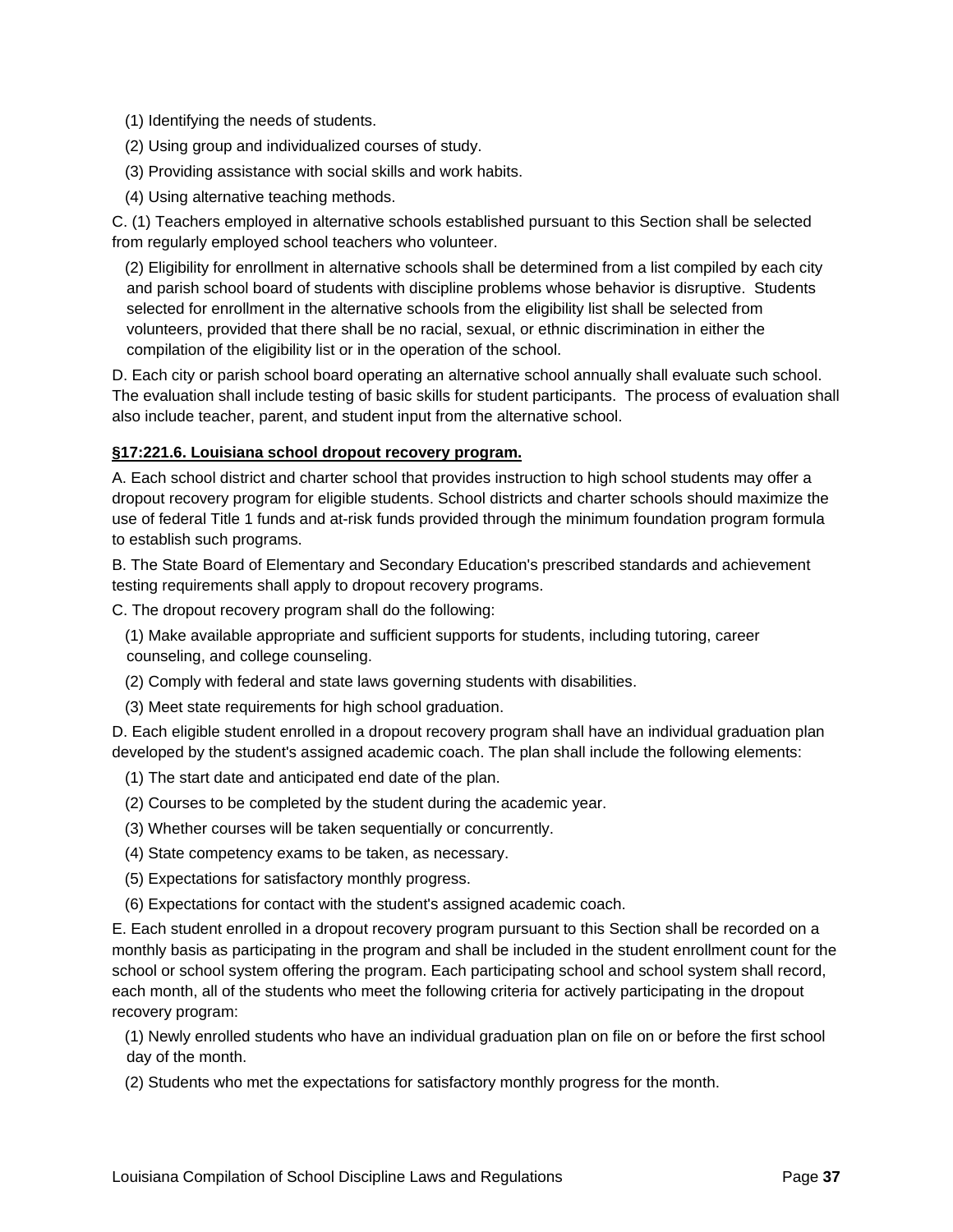(1) Identifying the needs of students.

(2) Using group and individualized courses of study.

(3) Providing assistance with social skills and work habits.

(4) Using alternative teaching methods.

C. (1) Teachers employed in alternative schools established pursuant to this Section shall be selected from regularly employed school teachers who volunteer.

(2) Eligibility for enrollment in alternative schools shall be determined from a list compiled by each city and parish school board of students with discipline problems whose behavior is disruptive. Students selected for enrollment in the alternative schools from the eligibility list shall be selected from volunteers, provided that there shall be no racial, sexual, or ethnic discrimination in either the compilation of the eligibility list or in the operation of the school.

D. Each city or parish school board operating an alternative school annually shall evaluate such school. The evaluation shall include testing of basic skills for student participants. The process of evaluation shall also include teacher, parent, and student input from the alternative school.

**§17:221.6. Louisiana school dropout recovery program.**

A. Each school district and charter school that provides instruction to high school students may offer a dropout recovery program for eligible students. School districts and charter schools should maximize the use of federal Title 1 funds and at-risk funds provided through the minimum foundation program formula to establish such programs.

B. The State Board of Elementary and Secondary Education's prescribed standards and achievement testing requirements shall apply to dropout recovery programs.

C. The dropout recovery program shall do the following:

(1) Make available appropriate and sufficient supports for students, including tutoring, career counseling, and college counseling.

(2) Comply with federal and state laws governing students with disabilities.

(3) Meet state requirements for high school graduation.

D. Each eligible student enrolled in a dropout recovery program shall have an individual graduation plan developed by the student's assigned academic coach. The plan shall include the following elements:

(1) The start date and anticipated end date of the plan.

(2) Courses to be completed by the student during the academic year.

(3) Whether courses will be taken sequentially or concurrently.

(4) State competency exams to be taken, as necessary.

(5) Expectations for satisfactory monthly progress.

(6) Expectations for contact with the student's assigned academic coach.

E. Each student enrolled in a dropout recovery program pursuant to this Section shall be recorded on a monthly basis as participating in the program and shall be included in the student enrollment count for the school or school system offering the program. Each participating school and school system shall record, each month, all of the students who meet the following criteria for actively participating in the dropout recovery program:

(1) Newly enrolled students who have an individual graduation plan on file on or before the first school day of the month.

(2) Students who met the expectations for satisfactory monthly progress for the month.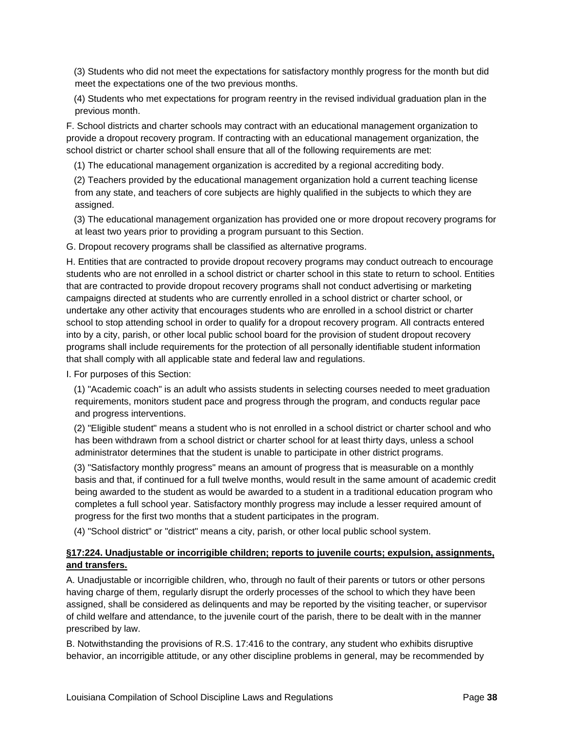(3) Students who did not meet the expectations for satisfactory monthly progress for the month but did meet the expectations one of the two previous months.

(4) Students who met expectations for program reentry in the revised individual graduation plan in the previous month.

F. School districts and charter schools may contract with an educational management organization to provide a dropout recovery program. If contracting with an educational management organization, the school district or charter school shall ensure that all of the following requirements are met:

(1) The educational management organization is accredited by a regional accrediting body.

(2) Teachers provided by the educational management organization hold a current teaching license from any state, and teachers of core subjects are highly qualified in the subjects to which they are assigned.

(3) The educational management organization has provided one or more dropout recovery programs for at least two years prior to providing a program pursuant to this Section.

G. Dropout recovery programs shall be classified as alternative programs.

H. Entities that are contracted to provide dropout recovery programs may conduct outreach to encourage students who are not enrolled in a school district or charter school in this state to return to school. Entities that are contracted to provide dropout recovery programs shall not conduct advertising or marketing campaigns directed at students who are currently enrolled in a school district or charter school, or undertake any other activity that encourages students who are enrolled in a school district or charter school to stop attending school in order to qualify for a dropout recovery program. All contracts entered into by a city, parish, or other local public school board for the provision of student dropout recovery programs shall include requirements for the protection of all personally identifiable student information that shall comply with all applicable state and federal law and regulations.

I. For purposes of this Section:

(1) "Academic coach" is an adult who assists students in selecting courses needed to meet graduation requirements, monitors student pace and progress through the program, and conducts regular pace and progress interventions.

(2) "Eligible student" means a student who is not enrolled in a school district or charter school and who has been withdrawn from a school district or charter school for at least thirty days, unless a school administrator determines that the student is unable to participate in other district programs.

(3) "Satisfactory monthly progress" means an amount of progress that is measurable on a monthly basis and that, if continued for a full twelve months, would result in the same amount of academic credit being awarded to the student as would be awarded to a student in a traditional education program who completes a full school year. Satisfactory monthly progress may include a lesser required amount of progress for the first two months that a student participates in the program.

(4) "School district" or "district" means a city, parish, or other local public school system.

**§17:224. Unadjustable or incorrigible children; reports to juvenile courts; expulsion, assignments, and transfers.**

A. Unadjustable or incorrigible children, who, through no fault of their parents or tutors or other persons having charge of them, regularly disrupt the orderly processes of the school to which they have been assigned, shall be considered as delinquents and may be reported by the visiting teacher, or supervisor of child welfare and attendance, to the juvenile court of the parish, there to be dealt with in the manner prescribed by law.

B. Notwithstanding the provisions of R.S. 17:416 to the contrary, any student who exhibits disruptive behavior, an incorrigible attitude, or any other discipline problems in general, may be recommended by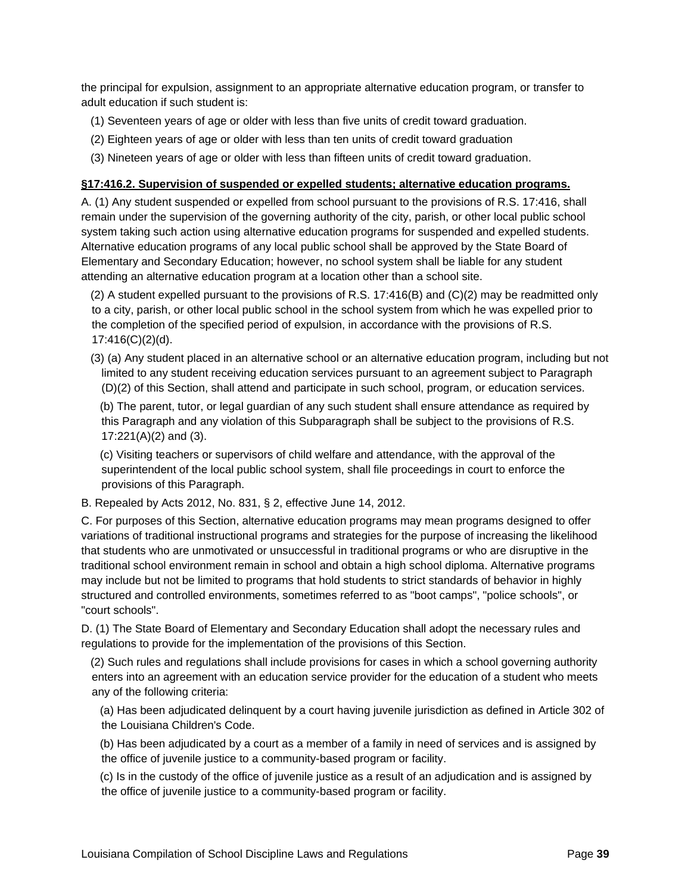the principal for expulsion, assignment to an appropriate alternative education program, or transfer to adult education if such student is:

(1) Seventeen years of age or older with less than five units of credit toward graduation.

(2) Eighteen years of age or older with less than ten units of credit toward graduation

(3) Nineteen years of age or older with less than fifteen units of credit toward graduation.

**§17:416.2. Supervision of suspended or expelled students; alternative education programs.**

A. (1) Any student suspended or expelled from school pursuant to the provisions of R.S. 17:416, shall remain under the supervision of the governing authority of the city, parish, or other local public school system taking such action using alternative education programs for suspended and expelled students. Alternative education programs of any local public school shall be approved by the State Board of Elementary and Secondary Education; however, no school system shall be liable for any student attending an alternative education program at a location other than a school site.

(2) A student expelled pursuant to the provisions of R.S. 17:416(B) and (C)(2) may be readmitted only to a city, parish, or other local public school in the school system from which he was expelled prior to the completion of the specified period of expulsion, in accordance with the provisions of R.S. 17:416(C)(2)(d).

(3) (a) Any student placed in an alternative school or an alternative education program, including but not limited to any student receiving education services pursuant to an agreement subject to Paragraph (D)(2) of this Section, shall attend and participate in such school, program, or education services.

(b) The parent, tutor, or legal guardian of any such student shall ensure attendance as required by this Paragraph and any violation of this Subparagraph shall be subject to the provisions of R.S. 17:221(A)(2) and (3).

(c) Visiting teachers or supervisors of child welfare and attendance, with the approval of the superintendent of the local public school system, shall file proceedings in court to enforce the provisions of this Paragraph.

B. Repealed by Acts 2012, No. 831, § 2, effective June 14, 2012.

C. For purposes of this Section, alternative education programs may mean programs designed to offer variations of traditional instructional programs and strategies for the purpose of increasing the likelihood that students who are unmotivated or unsuccessful in traditional programs or who are disruptive in the traditional school environment remain in school and obtain a high school diploma. Alternative programs may include but not be limited to programs that hold students to strict standards of behavior in highly structured and controlled environments, sometimes referred to as "boot camps", "police schools", or "court schools".

D. (1) The State Board of Elementary and Secondary Education shall adopt the necessary rules and regulations to provide for the implementation of the provisions of this Section.

(2) Such rules and regulations shall include provisions for cases in which a school governing authority enters into an agreement with an education service provider for the education of a student who meets any of the following criteria:

(a) Has been adjudicated delinquent by a court having juvenile jurisdiction as defined in Article 302 of the Louisiana Children's Code.

(b) Has been adjudicated by a court as a member of a family in need of services and is assigned by the office of juvenile justice to a community-based program or facility.

(c) Is in the custody of the office of juvenile justice as a result of an adjudication and is assigned by the office of juvenile justice to a community-based program or facility.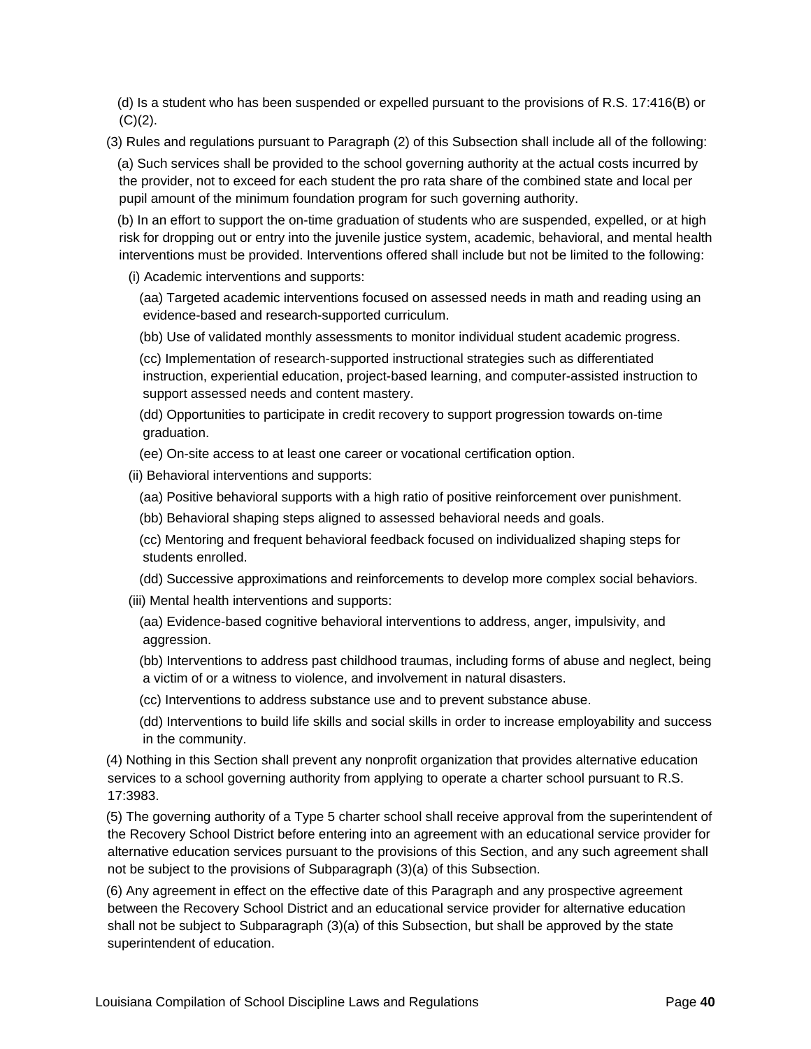(d) Is a student who has been suspended or expelled pursuant to the provisions of R.S. 17:416(B) or (C)(2).

(3) Rules and regulations pursuant to Paragraph (2) of this Subsection shall include all of the following:

(a) Such services shall be provided to the school governing authority at the actual costs incurred by the provider, not to exceed for each student the pro rata share of the combined state and local per pupil amount of the minimum foundation program for such governing authority.

(b) In an effort to support the on-time graduation of students who are suspended, expelled, or at high risk for dropping out or entry into the juvenile justice system, academic, behavioral, and mental health interventions must be provided. Interventions offered shall include but not be limited to the following:

(i) Academic interventions and supports:

(aa) Targeted academic interventions focused on assessed needs in math and reading using an evidence-based and research-supported curriculum.

(bb) Use of validated monthly assessments to monitor individual student academic progress.

(cc) Implementation of research-supported instructional strategies such as differentiated instruction, experiential education, project-based learning, and computer-assisted instruction to support assessed needs and content mastery.

(dd) Opportunities to participate in credit recovery to support progression towards on-time graduation.

(ee) On-site access to at least one career or vocational certification option.

(ii) Behavioral interventions and supports:

(aa) Positive behavioral supports with a high ratio of positive reinforcement over punishment.

(bb) Behavioral shaping steps aligned to assessed behavioral needs and goals.

(cc) Mentoring and frequent behavioral feedback focused on individualized shaping steps for students enrolled.

(dd) Successive approximations and reinforcements to develop more complex social behaviors.

(iii) Mental health interventions and supports:

(aa) Evidence-based cognitive behavioral interventions to address, anger, impulsivity, and aggression.

(bb) Interventions to address past childhood traumas, including forms of abuse and neglect, being a victim of or a witness to violence, and involvement in natural disasters.

(cc) Interventions to address substance use and to prevent substance abuse.

(dd) Interventions to build life skills and social skills in order to increase employability and success in the community.

(4) Nothing in this Section shall prevent any nonprofit organization that provides alternative education services to a school governing authority from applying to operate a charter school pursuant to R.S. 17:3983.

(5) The governing authority of a Type 5 charter school shall receive approval from the superintendent of the Recovery School District before entering into an agreement with an educational service provider for alternative education services pursuant to the provisions of this Section, and any such agreement shall not be subject to the provisions of Subparagraph (3)(a) of this Subsection.

(6) Any agreement in effect on the effective date of this Paragraph and any prospective agreement between the Recovery School District and an educational service provider for alternative education shall not be subject to Subparagraph (3)(a) of this Subsection, but shall be approved by the state superintendent of education.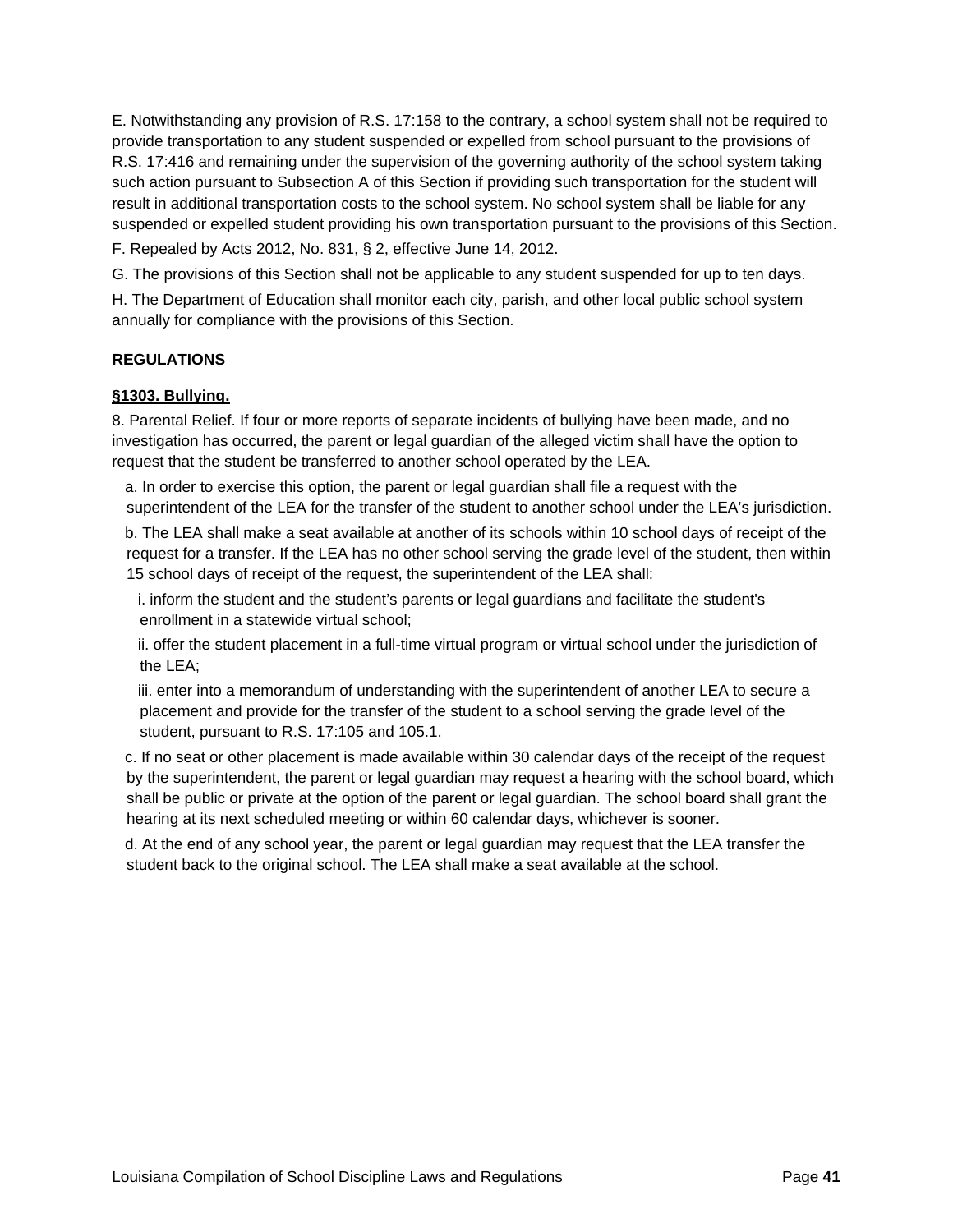E. Notwithstanding any provision of R.S. 17:158 to the contrary, a school system shall not be required to provide transportation to any student suspended or expelled from school pursuant to the provisions of R.S. 17:416 and remaining under the supervision of the governing authority of the school system taking such action pursuant to Subsection A of this Section if providing such transportation for the student will result in additional transportation costs to the school system. No school system shall be liable for any suspended or expelled student providing his own transportation pursuant to the provisions of this Section.

F. Repealed by Acts 2012, No. 831, § 2, effective June 14, 2012.

G. The provisions of this Section shall not be applicable to any student suspended for up to ten days.

H. The Department of Education shall monitor each city, parish, and other local public school system annually for compliance with the provisions of this Section.

**REGULATIONS**

**§1303. Bullying.**

8. Parental Relief. If four or more reports of separate incidents of bullying have been made, and no investigation has occurred, the parent or legal guardian of the alleged victim shall have the option to request that the student be transferred to another school operated by the LEA.

a. In order to exercise this option, the parent or legal guardian shall file a request with the superintendent of the LEA for the transfer of the student to another school under the LEA's jurisdiction.

b. The LEA shall make a seat available at another of its schools within 10 school days of receipt of the request for a transfer. If the LEA has no other school serving the grade level of the student, then within 15 school days of receipt of the request, the superintendent of the LEA shall:

i. inform the student and the student's parents or legal guardians and facilitate the student's enrollment in a statewide virtual school;

ii. offer the student placement in a full-time virtual program or virtual school under the jurisdiction of the LEA;

iii. enter into a memorandum of understanding with the superintendent of another LEA to secure a placement and provide for the transfer of the student to a school serving the grade level of the student, pursuant to R.S. 17:105 and 105.1.

c. If no seat or other placement is made available within 30 calendar days of the receipt of the request by the superintendent, the parent or legal guardian may request a hearing with the school board, which shall be public or private at the option of the parent or legal guardian. The school board shall grant the hearing at its next scheduled meeting or within 60 calendar days, whichever is sooner.

d. At the end of any school year, the parent or legal guardian may request that the LEA transfer the student back to the original school. The LEA shall make a seat available at the school.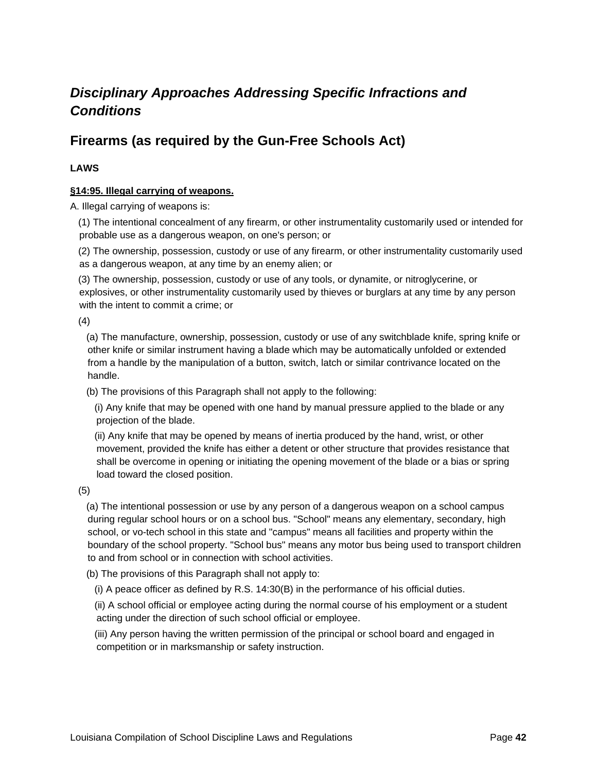## *Disciplinary Approaches Addressing Specific Infractions and Conditions*

## Firearms (as required by the Gun-Free Schools Act)

**LAWS**

**§14:95. Illegal carrying of weapons.**

A. Illegal carrying of weapons is:

(1) The intentional concealment of any firearm, or other instrumentality customarily used or intended for probable use as a dangerous weapon, on one's person; or

(2) The ownership, possession, custody or use of any firearm, or other instrumentality customarily used as a dangerous weapon, at any time by an enemy alien; or

(3) The ownership, possession, custody or use of any tools, or dynamite, or nitroglycerine, or explosives, or other instrumentality customarily used by thieves or burglars at any time by any person with the intent to commit a crime; or

(4)

(a) The manufacture, ownership, possession, custody or use of any switchblade knife, spring knife or other knife or similar instrument having a blade which may be automatically unfolded or extended from a handle by the manipulation of a button, switch, latch or similar contrivance located on the handle.

(b) The provisions of this Paragraph shall not apply to the following:

(i) Any knife that may be opened with one hand by manual pressure applied to the blade or any projection of the blade.

(ii) Any knife that may be opened by means of inertia produced by the hand, wrist, or other movement, provided the knife has either a detent or other structure that provides resistance that shall be overcome in opening or initiating the opening movement of the blade or a bias or spring load toward the closed position.

(5)

(a) The intentional possession or use by any person of a dangerous weapon on a school campus during regular school hours or on a school bus. "School" means any elementary, secondary, high school, or vo-tech school in this state and "campus" means all facilities and property within the boundary of the school property. "School bus" means any motor bus being used to transport children to and from school or in connection with school activities.

(b) The provisions of this Paragraph shall not apply to:

(i) A peace officer as defined by R.S. 14:30(B) in the performance of his official duties.

(ii) A school official or employee acting during the normal course of his employment or a student acting under the direction of such school official or employee.

(iii) Any person having the written permission of the principal or school board and engaged in competition or in marksmanship or safety instruction.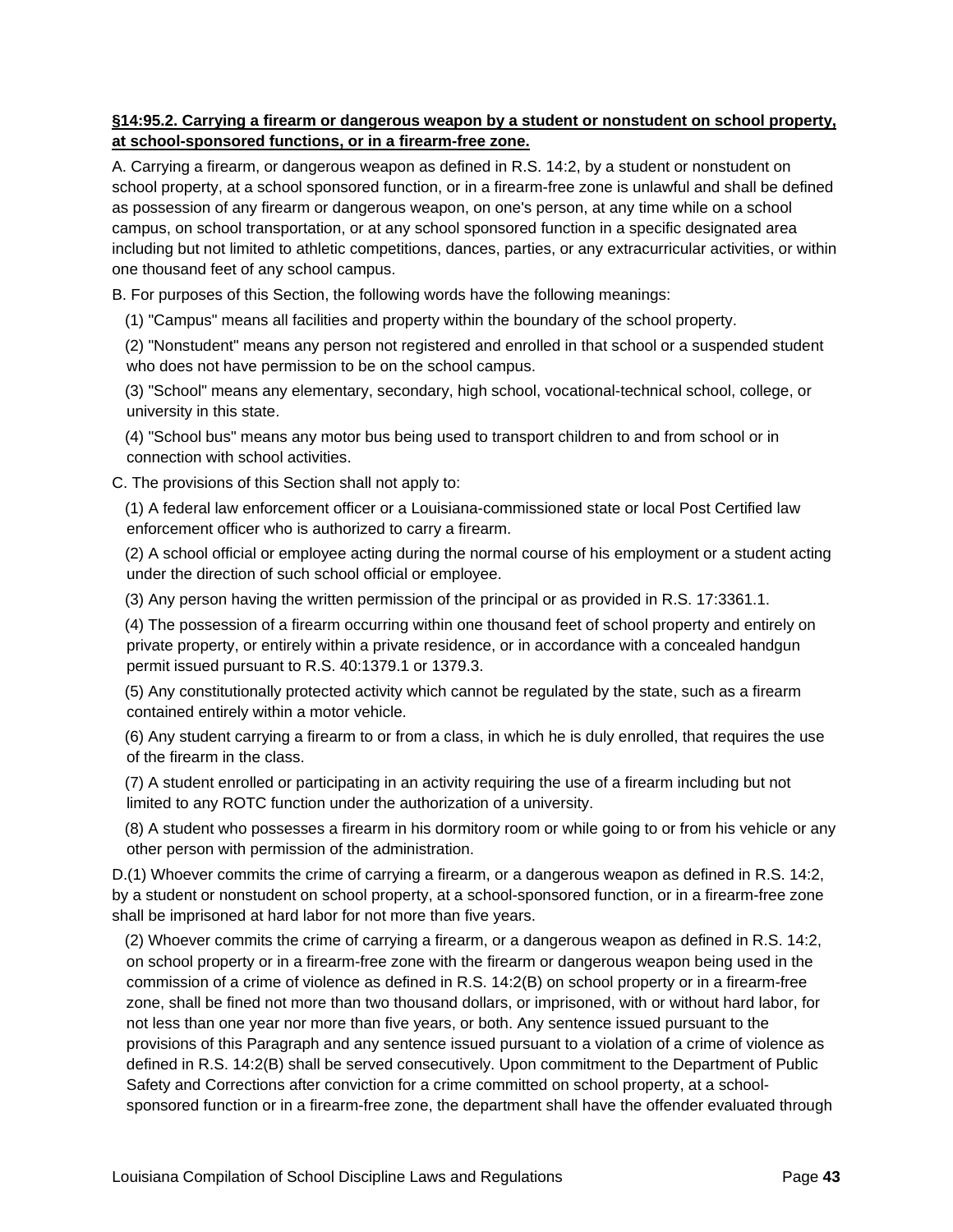**§14:95.2. Carrying a firearm or dangerous weapon by a student or nonstudent on school property, at school-sponsored functions, or in a firearm-free zone.**

A. Carrying a firearm, or dangerous weapon as defined in R.S. 14:2, by a student or nonstudent on school property, at a school sponsored function, or in a firearm-free zone is unlawful and shall be defined as possession of any firearm or dangerous weapon, on one's person, at any time while on a school campus, on school transportation, or at any school sponsored function in a specific designated area including but not limited to athletic competitions, dances, parties, or any extracurricular activities, or within one thousand feet of any school campus.

B. For purposes of this Section, the following words have the following meanings:

(1) "Campus" means all facilities and property within the boundary of the school property.

(2) "Nonstudent" means any person not registered and enrolled in that school or a suspended student who does not have permission to be on the school campus.

(3) "School" means any elementary, secondary, high school, vocational-technical school, college, or university in this state.

(4) "School bus" means any motor bus being used to transport children to and from school or in connection with school activities.

C. The provisions of this Section shall not apply to:

(1) A federal law enforcement officer or a Louisiana-commissioned state or local Post Certified law enforcement officer who is authorized to carry a firearm.

(2) A school official or employee acting during the normal course of his employment or a student acting under the direction of such school official or employee.

(3) Any person having the written permission of the principal or as provided in R.S. 17:3361.1.

(4) The possession of a firearm occurring within one thousand feet of school property and entirely on private property, or entirely within a private residence, or in accordance with a concealed handgun permit issued pursuant to R.S. 40:1379.1 or 1379.3.

(5) Any constitutionally protected activity which cannot be regulated by the state, such as a firearm contained entirely within a motor vehicle.

(6) Any student carrying a firearm to or from a class, in which he is duly enrolled, that requires the use of the firearm in the class.

(7) A student enrolled or participating in an activity requiring the use of a firearm including but not limited to any ROTC function under the authorization of a university.

(8) A student who possesses a firearm in his dormitory room or while going to or from his vehicle or any other person with permission of the administration.

D.(1) Whoever commits the crime of carrying a firearm, or a dangerous weapon as defined in R.S. 14:2, by a student or nonstudent on school property, at a school-sponsored function, or in a firearm-free zone shall be imprisoned at hard labor for not more than five years.

(2) Whoever commits the crime of carrying a firearm, or a dangerous weapon as defined in R.S. 14:2, on school property or in a firearm-free zone with the firearm or dangerous weapon being used in the commission of a crime of violence as defined in R.S. 14:2(B) on school property or in a firearm-free zone, shall be fined not more than two thousand dollars, or imprisoned, with or without hard labor, for not less than one year nor more than five years, or both. Any sentence issued pursuant to the provisions of this Paragraph and any sentence issued pursuant to a violation of a crime of violence as defined in R.S. 14:2(B) shall be served consecutively. Upon commitment to the Department of Public Safety and Corrections after conviction for a crime committed on school property, at a school-sponsored function or in a firearm-free zone, the department shall have the offender evaluated through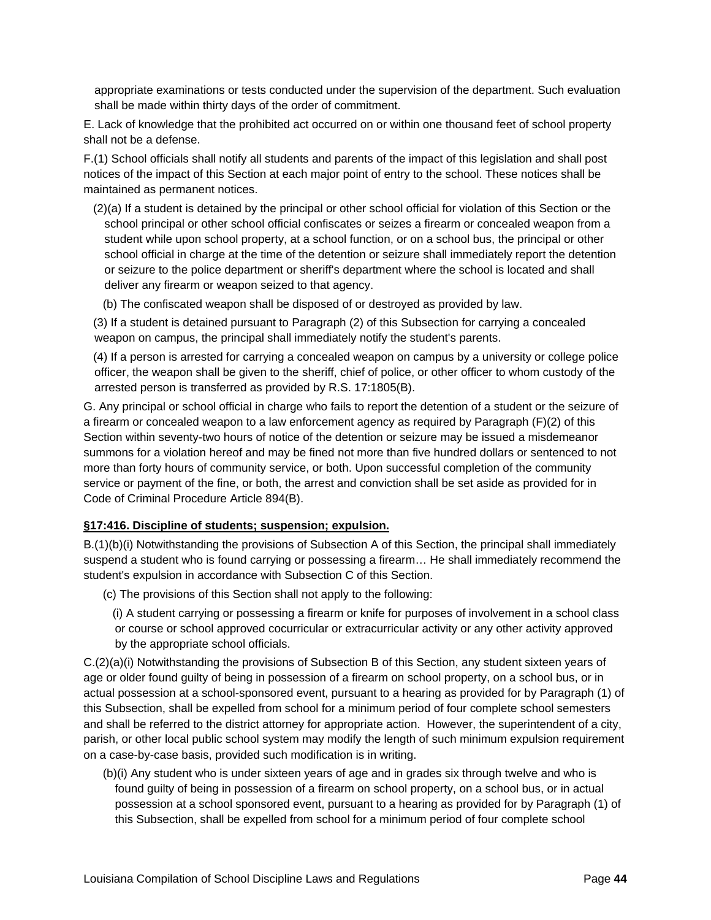appropriate examinations or tests conducted under the supervision of the department. Such evaluation shall be made within thirty days of the order of commitment.

E. Lack of knowledge that the prohibited act occurred on or within one thousand feet of school property shall not be a defense.

F.(1) School officials shall notify all students and parents of the impact of this legislation and shall post notices of the impact of this Section at each major point of entry to the school. These notices shall be maintained as permanent notices.

(2)(a) If a student is detained by the principal or other school official for violation of this Section or the school principal or other school official confiscates or seizes a firearm or concealed weapon from a student while upon school property, at a school function, or on a school bus, the principal or other school official in charge at the time of the detention or seizure shall immediately report the detention or seizure to the police department or sheriff's department where the school is located and shall deliver any firearm or weapon seized to that agency.

(b) The confiscated weapon shall be disposed of or destroyed as provided by law.

(3) If a student is detained pursuant to Paragraph (2) of this Subsection for carrying a concealed weapon on campus, the principal shall immediately notify the student's parents.

(4) If a person is arrested for carrying a concealed weapon on campus by a university or college police officer, the weapon shall be given to the sheriff, chief of police, or other officer to whom custody of the arrested person is transferred as provided by R.S. 17:1805(B).

G. Any principal or school official in charge who fails to report the detention of a student or the seizure of a firearm or concealed weapon to a law enforcement agency as required by Paragraph (F)(2) of this Section within seventy-two hours of notice of the detention or seizure may be issued a misdemeanor summons for a violation hereof and may be fined not more than five hundred dollars or sentenced to not more than forty hours of community service, or both. Upon successful completion of the community service or payment of the fine, or both, the arrest and conviction shall be set aside as provided for in Code of Criminal Procedure Article 894(B).

**§17:416. Discipline of students; suspension; expulsion.**

B.(1)(b)(i) Notwithstanding the provisions of Subsection A of this Section, the principal shall immediately suspend a student who is found carrying or possessing a firearm… He shall immediately recommend the student's expulsion in accordance with Subsection C of this Section.

(c) The provisions of this Section shall not apply to the following:

(i) A student carrying or possessing a firearm or knife for purposes of involvement in a school class or course or school approved cocurricular or extracurricular activity or any other activity approved by the appropriate school officials.

C.(2)(a)(i) Notwithstanding the provisions of Subsection B of this Section, any student sixteen years of age or older found guilty of being in possession of a firearm on school property, on a school bus, or in actual possession at a school-sponsored event, pursuant to a hearing as provided for by Paragraph (1) of this Subsection, shall be expelled from school for a minimum period of four complete school semesters and shall be referred to the district attorney for appropriate action. However, the superintendent of a city, parish, or other local public school system may modify the length of such minimum expulsion requirement on a case-by-case basis, provided such modification is in writing.

(b)(i) Any student who is under sixteen years of age and in grades six through twelve and who is found guilty of being in possession of a firearm on school property, on a school bus, or in actual possession at a school sponsored event, pursuant to a hearing as provided for by Paragraph (1) of this Subsection, shall be expelled from school for a minimum period of four complete school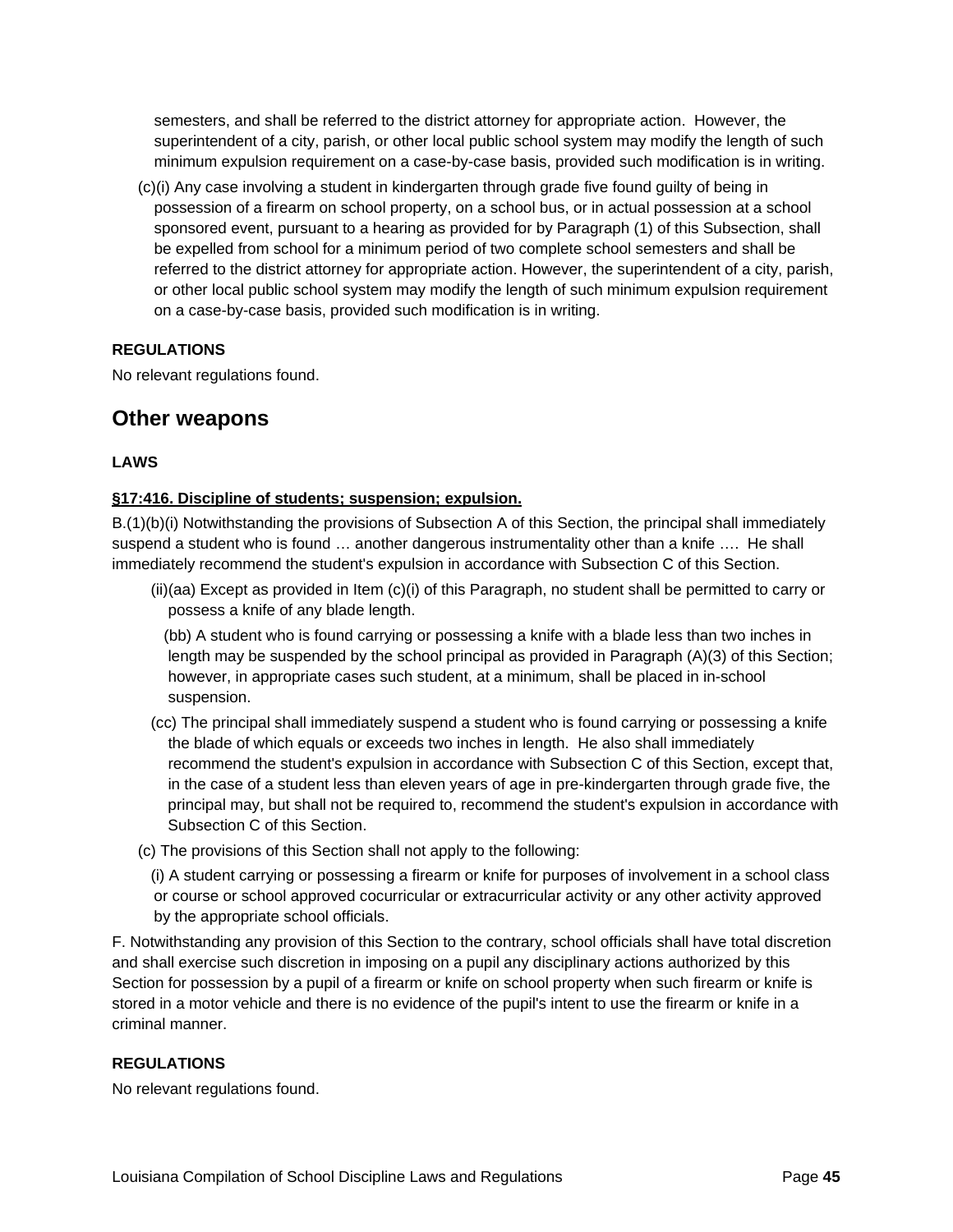semesters, and shall be referred to the district attorney for appropriate action. However, the superintendent of a city, parish, or other local public school system may modify the length of such minimum expulsion requirement on a case-by-case basis, provided such modification is in writing.

(c)(i) Any case involving a student in kindergarten through grade five found guilty of being in possession of a firearm on school property, on a school bus, or in actual possession at a school sponsored event, pursuant to a hearing as provided for by Paragraph (1) of this Subsection, shall be expelled from school for a minimum period of two complete school semesters and shall be referred to the district attorney for appropriate action. However, the superintendent of a city, parish, or other local public school system may modify the length of such minimum expulsion requirement on a case-by-case basis, provided such modification is in writing.

#### REGULATIONS

No relevant regulations found.

## Other weapons

#### LAWS

**§17:416. Discipline of students; suspension; expulsion.**

B.(1)(b)(i) Notwithstanding the provisions of Subsection A of this Section, the principal shall immediately suspend a student who is found … another dangerous instrumentality other than a knife …. He shall immediately recommend the student's expulsion in accordance with Subsection C of this Section.

(ii)(aa) Except as provided in Item (c)(i) of this Paragraph, no student shall be permitted to carry or possess a knife of any blade length.

(bb) A student who is found carrying or possessing a knife with a blade less than two inches in length may be suspended by the school principal as provided in Paragraph (A)(3) of this Section; however, in appropriate cases such student, at a minimum, shall be placed in in-school suspension.

(cc) The principal shall immediately suspend a student who is found carrying or possessing a knife the blade of which equals or exceeds two inches in length. He also shall immediately recommend the student's expulsion in accordance with Subsection C of this Section, except that, in the case of a student less than eleven years of age in pre-kindergarten through grade five, the principal may, but shall not be required to, recommend the student's expulsion in accordance with Subsection C of this Section.

(c) The provisions of this Section shall not apply to the following:

(i) A student carrying or possessing a firearm or knife for purposes of involvement in a school class or course or school approved cocurricular or extracurricular activity or any other activity approved by the appropriate school officials.

F. Notwithstanding any provision of this Section to the contrary, school officials shall have total discretion and shall exercise such discretion in imposing on a pupil any disciplinary actions authorized by this Section for possession by a pupil of a firearm or knife on school property when such firearm or knife is stored in a motor vehicle and there is no evidence of the pupil's intent to use the firearm or knife in a criminal manner.

#### REGULATIONS

No relevant regulations found.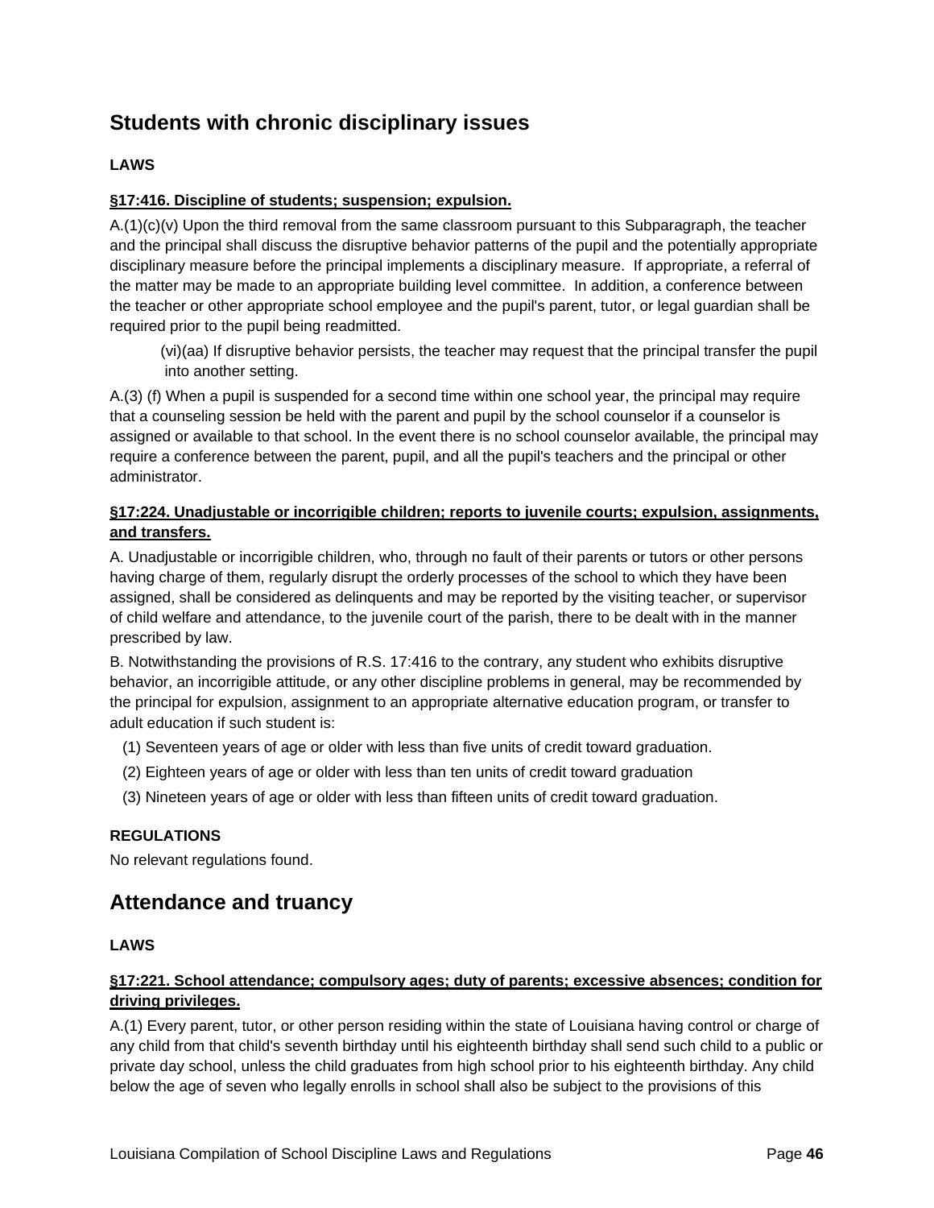## Students with chronic disciplinary issues

**LAWS**

**§17:416. Discipline of students; suspension; expulsion.**

A.(1)(c)(v) Upon the third removal from the same classroom pursuant to this Subparagraph, the teacher and the principal shall discuss the disruptive behavior patterns of the pupil and the potentially appropriate disciplinary measure before the principal implements a disciplinary measure. If appropriate, a referral of the matter may be made to an appropriate building level committee. In addition, a conference between the teacher or other appropriate school employee and the pupil's parent, tutor, or legal guardian shall be required prior to the pupil being readmitted.

(vi)(aa) If disruptive behavior persists, the teacher may request that the principal transfer the pupil into another setting.

A.(3) (f) When a pupil is suspended for a second time within one school year, the principal may require that a counseling session be held with the parent and pupil by the school counselor if a counselor is assigned or available to that school. In the event there is no school counselor available, the principal may require a conference between the parent, pupil, and all the pupil's teachers and the principal or other administrator.

**§17:224. Unadjustable or incorrigible children; reports to juvenile courts; expulsion, assignments, and transfers.**

A. Unadjustable or incorrigible children, who, through no fault of their parents or tutors or other persons having charge of them, regularly disrupt the orderly processes of the school to which they have been assigned, shall be considered as delinquents and may be reported by the visiting teacher, or supervisor of child welfare and attendance, to the juvenile court of the parish, there to be dealt with in the manner prescribed by law.

B. Notwithstanding the provisions of R.S. 17:416 to the contrary, any student who exhibits disruptive behavior, an incorrigible attitude, or any other discipline problems in general, may be recommended by the principal for expulsion, assignment to an appropriate alternative education program, or transfer to adult education if such student is:

(1) Seventeen years of age or older with less than five units of credit toward graduation.

(2) Eighteen years of age or older with less than ten units of credit toward graduation

(3) Nineteen years of age or older with less than fifteen units of credit toward graduation.

**REGULATIONS**

No relevant regulations found.

## Attendance and truancy

**LAWS**

**§17:221. School attendance; compulsory ages; duty of parents; excessive absences; condition for driving privileges.**

A.(1) Every parent, tutor, or other person residing within the state of Louisiana having control or charge of any child from that child's seventh birthday until his eighteenth birthday shall send such child to a public or private day school, unless the child graduates from high school prior to his eighteenth birthday. Any child below the age of seven who legally enrolls in school shall also be subject to the provisions of this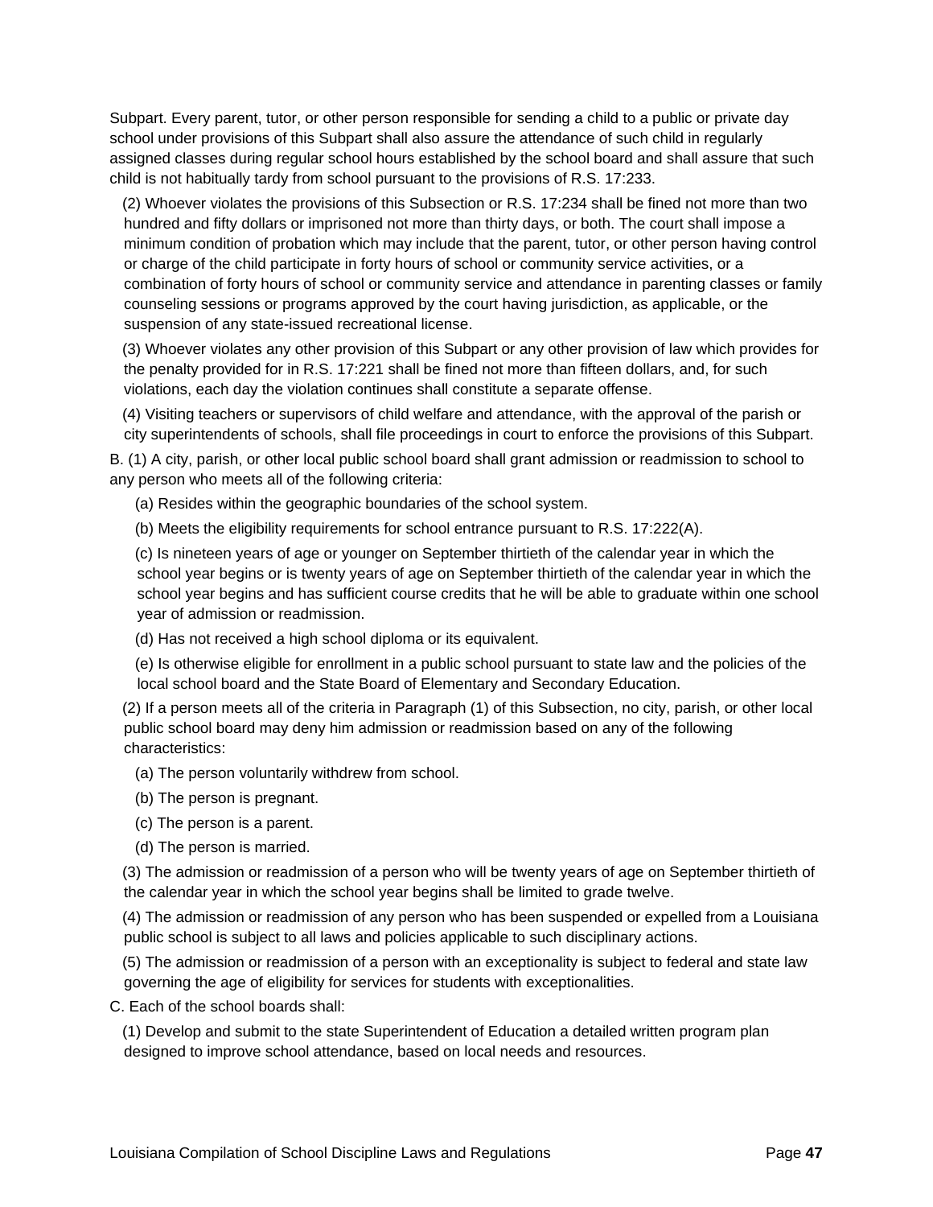Subpart. Every parent, tutor, or other person responsible for sending a child to a public or private day school under provisions of this Subpart shall also assure the attendance of such child in regularly assigned classes during regular school hours established by the school board and shall assure that such child is not habitually tardy from school pursuant to the provisions of R.S. 17:233.

(2) Whoever violates the provisions of this Subsection or R.S. 17:234 shall be fined not more than two hundred and fifty dollars or imprisoned not more than thirty days, or both. The court shall impose a minimum condition of probation which may include that the parent, tutor, or other person having control or charge of the child participate in forty hours of school or community service activities, or a combination of forty hours of school or community service and attendance in parenting classes or family counseling sessions or programs approved by the court having jurisdiction, as applicable, or the suspension of any state-issued recreational license.

(3) Whoever violates any other provision of this Subpart or any other provision of law which provides for the penalty provided for in R.S. 17:221 shall be fined not more than fifteen dollars, and, for such violations, each day the violation continues shall constitute a separate offense.

(4) Visiting teachers or supervisors of child welfare and attendance, with the approval of the parish or city superintendents of schools, shall file proceedings in court to enforce the provisions of this Subpart.

B. (1) A city, parish, or other local public school board shall grant admission or readmission to school to any person who meets all of the following criteria:

(a) Resides within the geographic boundaries of the school system.

(b) Meets the eligibility requirements for school entrance pursuant to R.S. 17:222(A).

(c) Is nineteen years of age or younger on September thirtieth of the calendar year in which the school year begins or is twenty years of age on September thirtieth of the calendar year in which the school year begins and has sufficient course credits that he will be able to graduate within one school year of admission or readmission.

(d) Has not received a high school diploma or its equivalent.

(e) Is otherwise eligible for enrollment in a public school pursuant to state law and the policies of the local school board and the State Board of Elementary and Secondary Education.

(2) If a person meets all of the criteria in Paragraph (1) of this Subsection, no city, parish, or other local public school board may deny him admission or readmission based on any of the following characteristics:

(a) The person voluntarily withdrew from school.

(b) The person is pregnant.

(c) The person is a parent.

(d) The person is married.

(3) The admission or readmission of a person who will be twenty years of age on September thirtieth of the calendar year in which the school year begins shall be limited to grade twelve.

(4) The admission or readmission of any person who has been suspended or expelled from a Louisiana public school is subject to all laws and policies applicable to such disciplinary actions.

(5) The admission or readmission of a person with an exceptionality is subject to federal and state law governing the age of eligibility for services for students with exceptionalities.

C. Each of the school boards shall:

(1) Develop and submit to the state Superintendent of Education a detailed written program plan designed to improve school attendance, based on local needs and resources.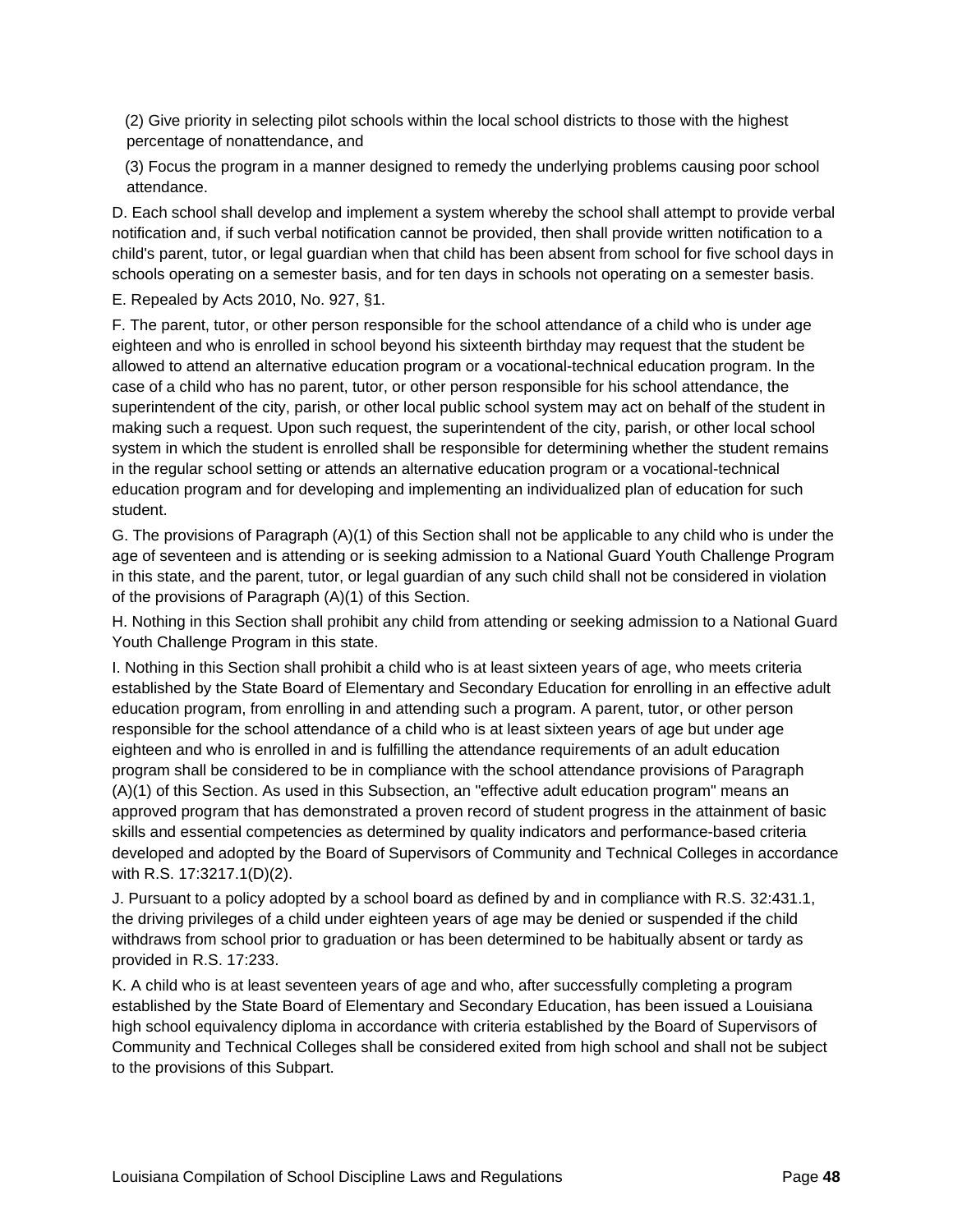(2) Give priority in selecting pilot schools within the local school districts to those with the highest percentage of nonattendance, and

(3) Focus the program in a manner designed to remedy the underlying problems causing poor school attendance.

D. Each school shall develop and implement a system whereby the school shall attempt to provide verbal notification and, if such verbal notification cannot be provided, then shall provide written notification to a child's parent, tutor, or legal guardian when that child has been absent from school for five school days in schools operating on a semester basis, and for ten days in schools not operating on a semester basis.

E. Repealed by Acts 2010, No. 927, §1.

F. The parent, tutor, or other person responsible for the school attendance of a child who is under age eighteen and who is enrolled in school beyond his sixteenth birthday may request that the student be allowed to attend an alternative education program or a vocational-technical education program. In the case of a child who has no parent, tutor, or other person responsible for his school attendance, the superintendent of the city, parish, or other local public school system may act on behalf of the student in making such a request. Upon such request, the superintendent of the city, parish, or other local school system in which the student is enrolled shall be responsible for determining whether the student remains in the regular school setting or attends an alternative education program or a vocational-technical education program and for developing and implementing an individualized plan of education for such student.

G. The provisions of Paragraph (A)(1) of this Section shall not be applicable to any child who is under the age of seventeen and is attending or is seeking admission to a National Guard Youth Challenge Program in this state, and the parent, tutor, or legal guardian of any such child shall not be considered in violation of the provisions of Paragraph (A)(1) of this Section.

H. Nothing in this Section shall prohibit any child from attending or seeking admission to a National Guard Youth Challenge Program in this state.

I. Nothing in this Section shall prohibit a child who is at least sixteen years of age, who meets criteria established by the State Board of Elementary and Secondary Education for enrolling in an effective adult education program, from enrolling in and attending such a program. A parent, tutor, or other person responsible for the school attendance of a child who is at least sixteen years of age but under age eighteen and who is enrolled in and is fulfilling the attendance requirements of an adult education program shall be considered to be in compliance with the school attendance provisions of Paragraph (A)(1) of this Section. As used in this Subsection, an "effective adult education program" means an approved program that has demonstrated a proven record of student progress in the attainment of basic skills and essential competencies as determined by quality indicators and performance-based criteria developed and adopted by the Board of Supervisors of Community and Technical Colleges in accordance with R.S. 17:3217.1(D)(2).

J. Pursuant to a policy adopted by a school board as defined by and in compliance with R.S. 32:431.1, the driving privileges of a child under eighteen years of age may be denied or suspended if the child withdraws from school prior to graduation or has been determined to be habitually absent or tardy as provided in R.S. 17:233.

K. A child who is at least seventeen years of age and who, after successfully completing a program established by the State Board of Elementary and Secondary Education, has been issued a Louisiana high school equivalency diploma in accordance with criteria established by the Board of Supervisors of Community and Technical Colleges shall be considered exited from high school and shall not be subject to the provisions of this Subpart.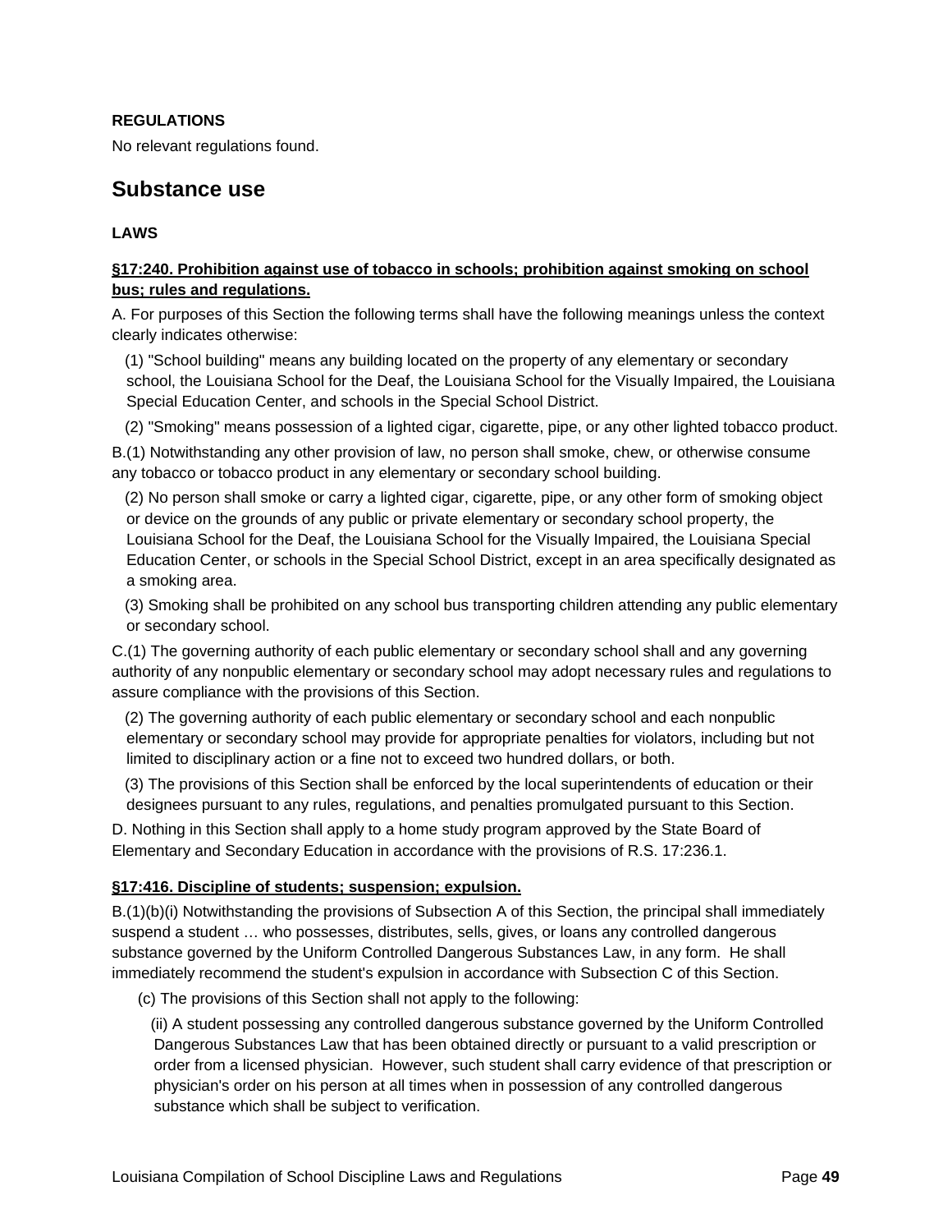**REGULATIONS**

No relevant regulations found.

## Substance use

**LAWS**

**§17:240. Prohibition against use of tobacco in schools; prohibition against smoking on school bus; rules and regulations.**

A. For purposes of this Section the following terms shall have the following meanings unless the context clearly indicates otherwise:

(1) "School building" means any building located on the property of any elementary or secondary school, the Louisiana School for the Deaf, the Louisiana School for the Visually Impaired, the Louisiana Special Education Center, and schools in the Special School District.

(2) "Smoking" means possession of a lighted cigar, cigarette, pipe, or any other lighted tobacco product.

B.(1) Notwithstanding any other provision of law, no person shall smoke, chew, or otherwise consume any tobacco or tobacco product in any elementary or secondary school building.

(2) No person shall smoke or carry a lighted cigar, cigarette, pipe, or any other form of smoking object or device on the grounds of any public or private elementary or secondary school property, the Louisiana School for the Deaf, the Louisiana School for the Visually Impaired, the Louisiana Special Education Center, or schools in the Special School District, except in an area specifically designated as a smoking area.

(3) Smoking shall be prohibited on any school bus transporting children attending any public elementary or secondary school.

C.(1) The governing authority of each public elementary or secondary school shall and any governing authority of any nonpublic elementary or secondary school may adopt necessary rules and regulations to assure compliance with the provisions of this Section.

(2) The governing authority of each public elementary or secondary school and each nonpublic elementary or secondary school may provide for appropriate penalties for violators, including but not limited to disciplinary action or a fine not to exceed two hundred dollars, or both.

(3) The provisions of this Section shall be enforced by the local superintendents of education or their designees pursuant to any rules, regulations, and penalties promulgated pursuant to this Section.

D. Nothing in this Section shall apply to a home study program approved by the State Board of Elementary and Secondary Education in accordance with the provisions of R.S. 17:236.1.

**§17:416. Discipline of students; suspension; expulsion.**

B.(1)(b)(i) Notwithstanding the provisions of Subsection A of this Section, the principal shall immediately suspend a student … who possesses, distributes, sells, gives, or loans any controlled dangerous substance governed by the Uniform Controlled Dangerous Substances Law, in any form. He shall immediately recommend the student's expulsion in accordance with Subsection C of this Section.

(c) The provisions of this Section shall not apply to the following:

(ii) A student possessing any controlled dangerous substance governed by the Uniform Controlled Dangerous Substances Law that has been obtained directly or pursuant to a valid prescription or order from a licensed physician. However, such student shall carry evidence of that prescription or physician's order on his person at all times when in possession of any controlled dangerous substance which shall be subject to verification.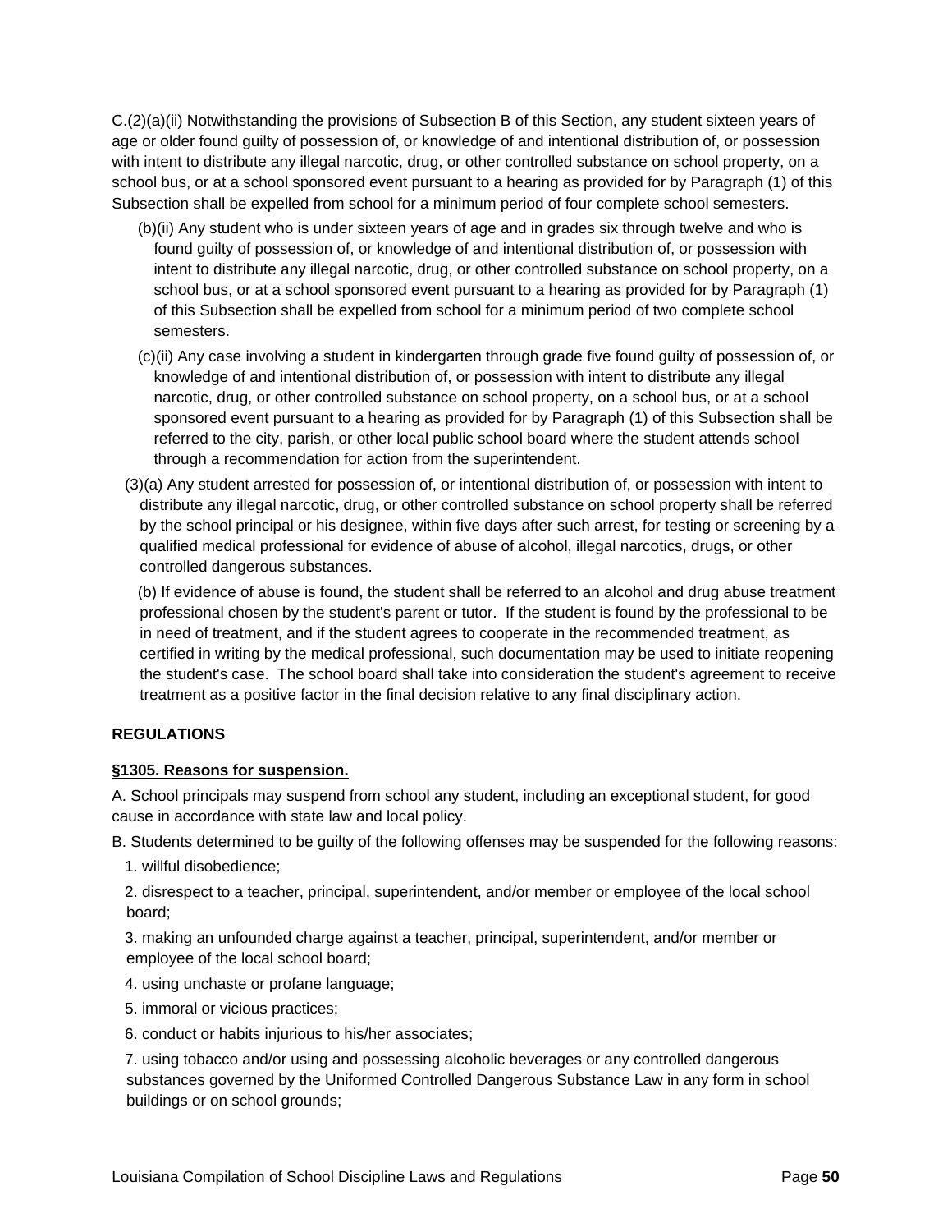C.(2)(a)(ii) Notwithstanding the provisions of Subsection B of this Section, any student sixteen years of age or older found guilty of possession of, or knowledge of and intentional distribution of, or possession with intent to distribute any illegal narcotic, drug, or other controlled substance on school property, on a school bus, or at a school sponsored event pursuant to a hearing as provided for by Paragraph (1) of this Subsection shall be expelled from school for a minimum period of four complete school semesters.

(b)(ii) Any student who is under sixteen years of age and in grades six through twelve and who is found guilty of possession of, or knowledge of and intentional distribution of, or possession with intent to distribute any illegal narcotic, drug, or other controlled substance on school property, on a school bus, or at a school sponsored event pursuant to a hearing as provided for by Paragraph (1) of this Subsection shall be expelled from school for a minimum period of two complete school semesters.

(c)(ii) Any case involving a student in kindergarten through grade five found guilty of possession of, or knowledge of and intentional distribution of, or possession with intent to distribute any illegal narcotic, drug, or other controlled substance on school property, on a school bus, or at a school sponsored event pursuant to a hearing as provided for by Paragraph (1) of this Subsection shall be referred to the city, parish, or other local public school board where the student attends school through a recommendation for action from the superintendent.

(3)(a) Any student arrested for possession of, or intentional distribution of, or possession with intent to distribute any illegal narcotic, drug, or other controlled substance on school property shall be referred by the school principal or his designee, within five days after such arrest, for testing or screening by a qualified medical professional for evidence of abuse of alcohol, illegal narcotics, drugs, or other controlled dangerous substances.

(b) If evidence of abuse is found, the student shall be referred to an alcohol and drug abuse treatment professional chosen by the student's parent or tutor. If the student is found by the professional to be in need of treatment, and if the student agrees to cooperate in the recommended treatment, as certified in writing by the medical professional, such documentation may be used to initiate reopening the student's case. The school board shall take into consideration the student's agreement to receive treatment as a positive factor in the final decision relative to any final disciplinary action.

**REGULATIONS**

**§1305. Reasons for suspension.**

A. School principals may suspend from school any student, including an exceptional student, for good cause in accordance with state law and local policy.

B. Students determined to be guilty of the following offenses may be suspended for the following reasons:

1. willful disobedience;
2. disrespect to a teacher, principal, superintendent, and/or member or employee of the local school board;
3. making an unfounded charge against a teacher, principal, superintendent, and/or member or employee of the local school board;
4. using unchaste or profane language;
5. immoral or vicious practices;
6. conduct or habits injurious to his/her associates;
7. using tobacco and/or using and possessing alcoholic beverages or any controlled dangerous substances governed by the Uniformed Controlled Dangerous Substance Law in any form in school buildings or on school grounds;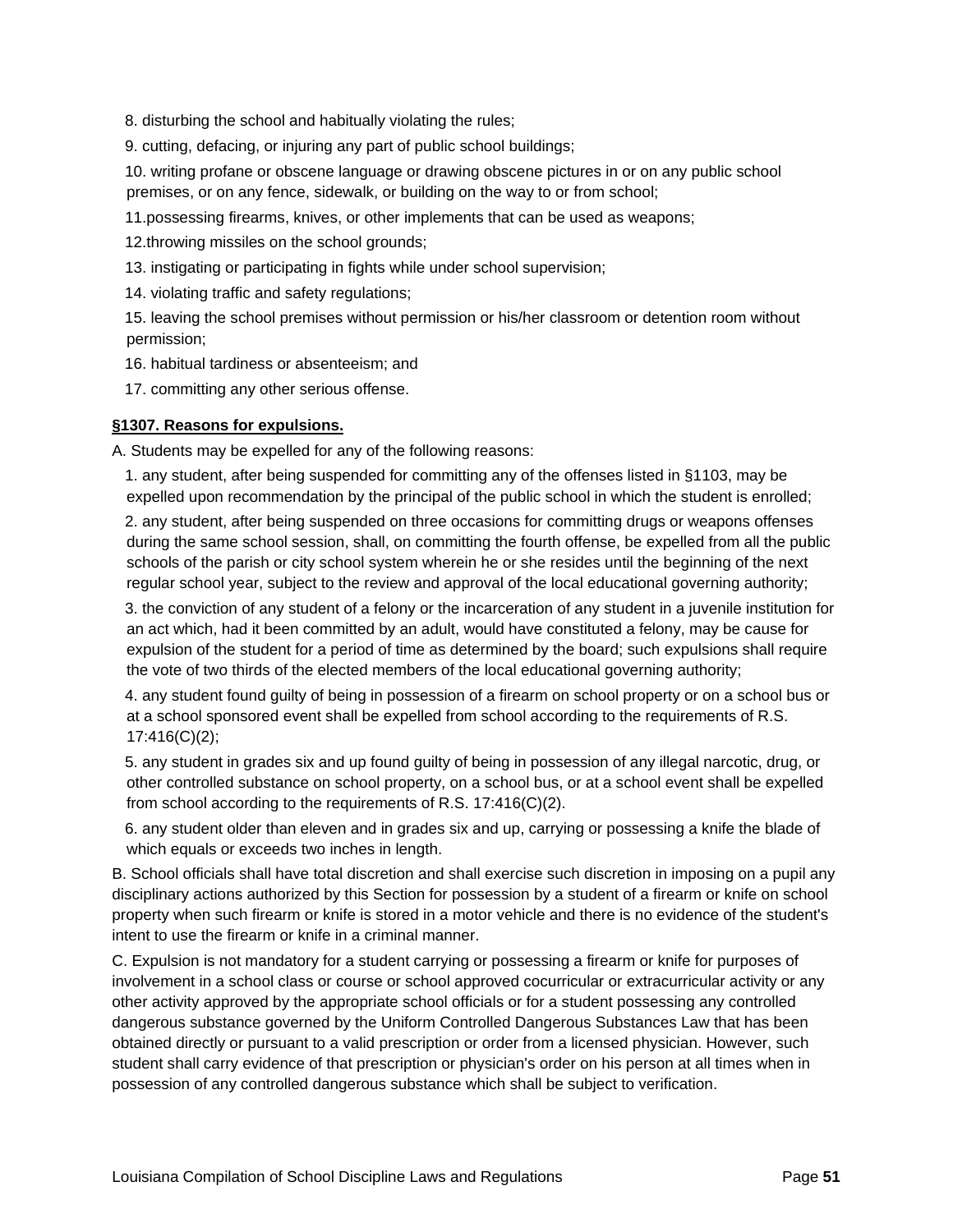8. disturbing the school and habitually violating the rules;

9. cutting, defacing, or injuring any part of public school buildings;

10. writing profane or obscene language or drawing obscene pictures in or on any public school premises, or on any fence, sidewalk, or building on the way to or from school;

11.possessing firearms, knives, or other implements that can be used as weapons;

12.throwing missiles on the school grounds;

13. instigating or participating in fights while under school supervision;

14. violating traffic and safety regulations;

15. leaving the school premises without permission or his/her classroom or detention room without permission;

16. habitual tardiness or absenteeism; and

17. committing any other serious offense.

**§1307. Reasons for expulsions.**

A. Students may be expelled for any of the following reasons:

1. any student, after being suspended for committing any of the offenses listed in §1103, may be expelled upon recommendation by the principal of the public school in which the student is enrolled;

2. any student, after being suspended on three occasions for committing drugs or weapons offenses during the same school session, shall, on committing the fourth offense, be expelled from all the public schools of the parish or city school system wherein he or she resides until the beginning of the next regular school year, subject to the review and approval of the local educational governing authority;

3. the conviction of any student of a felony or the incarceration of any student in a juvenile institution for an act which, had it been committed by an adult, would have constituted a felony, may be cause for expulsion of the student for a period of time as determined by the board; such expulsions shall require the vote of two thirds of the elected members of the local educational governing authority;

4. any student found guilty of being in possession of a firearm on school property or on a school bus or at a school sponsored event shall be expelled from school according to the requirements of R.S. 17:416(C)(2);

5. any student in grades six and up found guilty of being in possession of any illegal narcotic, drug, or other controlled substance on school property, on a school bus, or at a school event shall be expelled from school according to the requirements of R.S. 17:416(C)(2).

6. any student older than eleven and in grades six and up, carrying or possessing a knife the blade of which equals or exceeds two inches in length.

B. School officials shall have total discretion and shall exercise such discretion in imposing on a pupil any disciplinary actions authorized by this Section for possession by a student of a firearm or knife on school property when such firearm or knife is stored in a motor vehicle and there is no evidence of the student's intent to use the firearm or knife in a criminal manner.

C. Expulsion is not mandatory for a student carrying or possessing a firearm or knife for purposes of involvement in a school class or course or school approved cocurricular or extracurricular activity or any other activity approved by the appropriate school officials or for a student possessing any controlled dangerous substance governed by the Uniform Controlled Dangerous Substances Law that has been obtained directly or pursuant to a valid prescription or order from a licensed physician. However, such student shall carry evidence of that prescription or physician's order on his person at all times when in possession of any controlled dangerous substance which shall be subject to verification.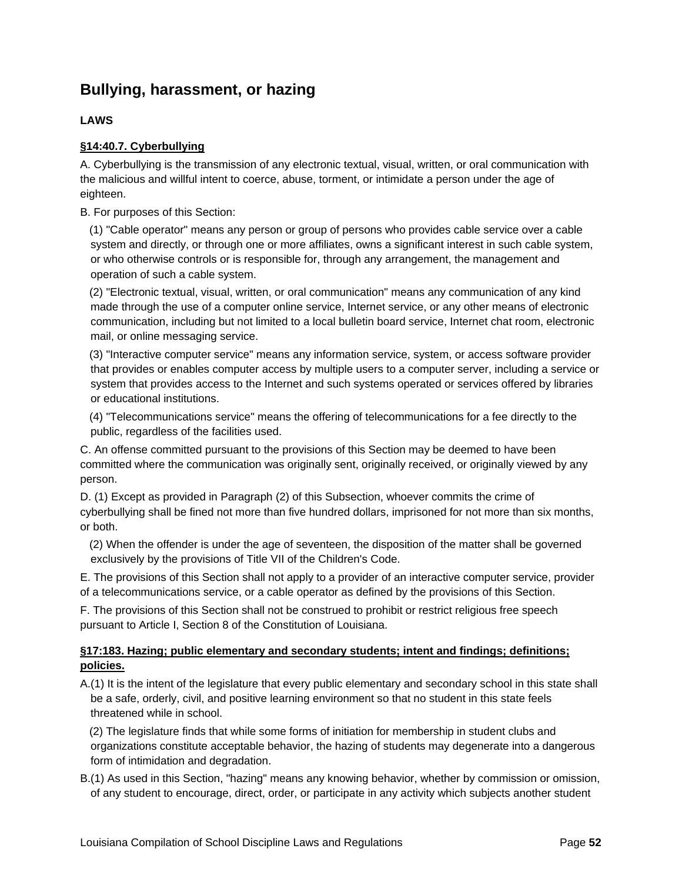## Bullying, harassment, or hazing

### LAWS

**§14:40.7. Cyberbullying**

A. Cyberbullying is the transmission of any electronic textual, visual, written, or oral communication with the malicious and willful intent to coerce, abuse, torment, or intimidate a person under the age of eighteen.

B. For purposes of this Section:

(1) "Cable operator" means any person or group of persons who provides cable service over a cable system and directly, or through one or more affiliates, owns a significant interest in such cable system, or who otherwise controls or is responsible for, through any arrangement, the management and operation of such a cable system.

(2) "Electronic textual, visual, written, or oral communication" means any communication of any kind made through the use of a computer online service, Internet service, or any other means of electronic communication, including but not limited to a local bulletin board service, Internet chat room, electronic mail, or online messaging service.

(3) "Interactive computer service" means any information service, system, or access software provider that provides or enables computer access by multiple users to a computer server, including a service or system that provides access to the Internet and such systems operated or services offered by libraries or educational institutions.

(4) "Telecommunications service" means the offering of telecommunications for a fee directly to the public, regardless of the facilities used.

C. An offense committed pursuant to the provisions of this Section may be deemed to have been committed where the communication was originally sent, originally received, or originally viewed by any person.

D. (1) Except as provided in Paragraph (2) of this Subsection, whoever commits the crime of cyberbullying shall be fined not more than five hundred dollars, imprisoned for not more than six months, or both.

(2) When the offender is under the age of seventeen, the disposition of the matter shall be governed exclusively by the provisions of Title VII of the Children's Code.

E. The provisions of this Section shall not apply to a provider of an interactive computer service, provider of a telecommunications service, or a cable operator as defined by the provisions of this Section.

F. The provisions of this Section shall not be construed to prohibit or restrict religious free speech pursuant to Article I, Section 8 of the Constitution of Louisiana.

**§17:183. Hazing; public elementary and secondary students; intent and findings; definitions; policies.**

A.(1) It is the intent of the legislature that every public elementary and secondary school in this state shall be a safe, orderly, civil, and positive learning environment so that no student in this state feels threatened while in school.

(2) The legislature finds that while some forms of initiation for membership in student clubs and organizations constitute acceptable behavior, the hazing of students may degenerate into a dangerous form of intimidation and degradation.

B.(1) As used in this Section, "hazing" means any knowing behavior, whether by commission or omission, of any student to encourage, direct, order, or participate in any activity which subjects another student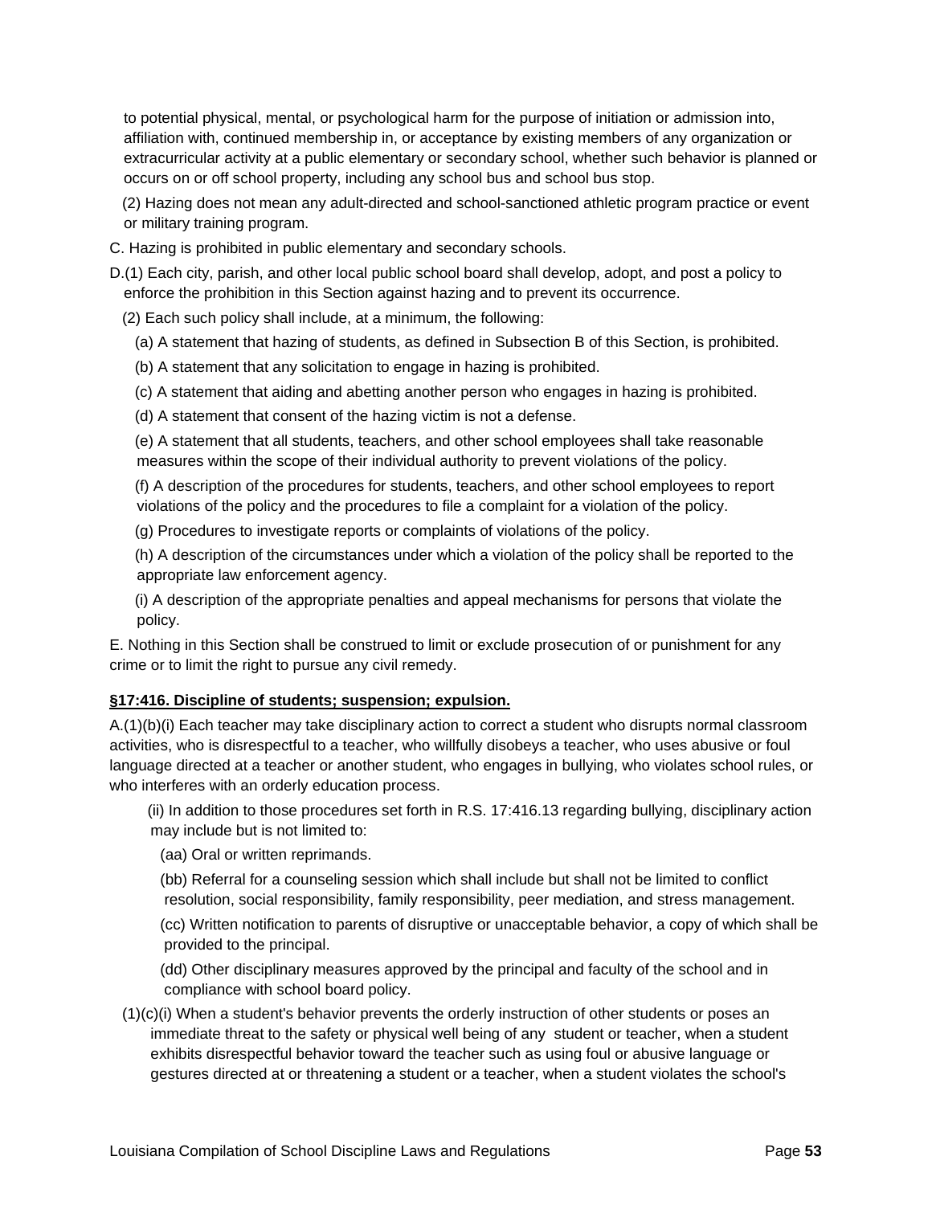to potential physical, mental, or psychological harm for the purpose of initiation or admission into, affiliation with, continued membership in, or acceptance by existing members of any organization or extracurricular activity at a public elementary or secondary school, whether such behavior is planned or occurs on or off school property, including any school bus and school bus stop.

(2) Hazing does not mean any adult-directed and school-sanctioned athletic program practice or event or military training program.

C. Hazing is prohibited in public elementary and secondary schools.

D.(1) Each city, parish, and other local public school board shall develop, adopt, and post a policy to enforce the prohibition in this Section against hazing and to prevent its occurrence.

(2) Each such policy shall include, at a minimum, the following:

(a) A statement that hazing of students, as defined in Subsection B of this Section, is prohibited.

(b) A statement that any solicitation to engage in hazing is prohibited.

(c) A statement that aiding and abetting another person who engages in hazing is prohibited.

(d) A statement that consent of the hazing victim is not a defense.

(e) A statement that all students, teachers, and other school employees shall take reasonable measures within the scope of their individual authority to prevent violations of the policy.

(f) A description of the procedures for students, teachers, and other school employees to report violations of the policy and the procedures to file a complaint for a violation of the policy.

(g) Procedures to investigate reports or complaints of violations of the policy.

(h) A description of the circumstances under which a violation of the policy shall be reported to the appropriate law enforcement agency.

(i) A description of the appropriate penalties and appeal mechanisms for persons that violate the policy.

E. Nothing in this Section shall be construed to limit or exclude prosecution of or punishment for any crime or to limit the right to pursue any civil remedy.

**§17:416. Discipline of students; suspension; expulsion.**

A.(1)(b)(i) Each teacher may take disciplinary action to correct a student who disrupts normal classroom activities, who is disrespectful to a teacher, who willfully disobeys a teacher, who uses abusive or foul language directed at a teacher or another student, who engages in bullying, who violates school rules, or who interferes with an orderly education process.

(ii) In addition to those procedures set forth in R.S. 17:416.13 regarding bullying, disciplinary action may include but is not limited to:

(aa) Oral or written reprimands.

(bb) Referral for a counseling session which shall include but shall not be limited to conflict resolution, social responsibility, family responsibility, peer mediation, and stress management.

(cc) Written notification to parents of disruptive or unacceptable behavior, a copy of which shall be provided to the principal.

(dd) Other disciplinary measures approved by the principal and faculty of the school and in compliance with school board policy.

(1)(c)(i) When a student's behavior prevents the orderly instruction of other students or poses an immediate threat to the safety or physical well being of any student or teacher, when a student exhibits disrespectful behavior toward the teacher such as using foul or abusive language or gestures directed at or threatening a student or a teacher, when a student violates the school's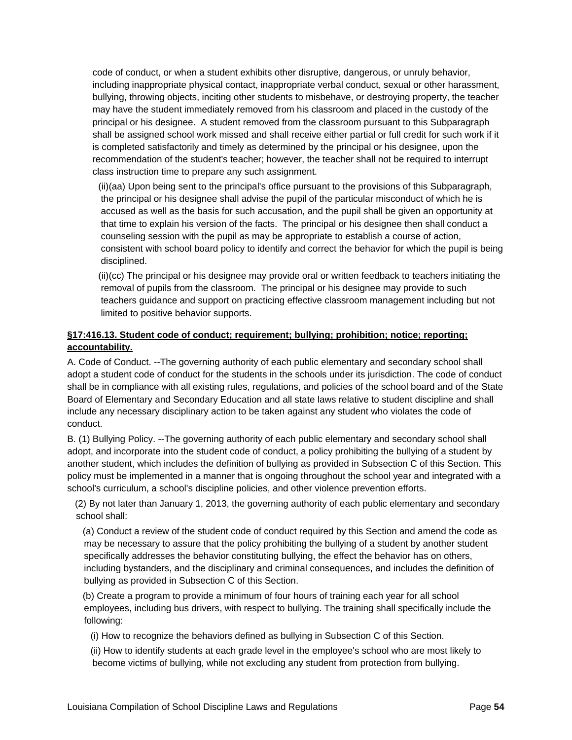code of conduct, or when a student exhibits other disruptive, dangerous, or unruly behavior, including inappropriate physical contact, inappropriate verbal conduct, sexual or other harassment, bullying, throwing objects, inciting other students to misbehave, or destroying property, the teacher may have the student immediately removed from his classroom and placed in the custody of the principal or his designee. A student removed from the classroom pursuant to this Subparagraph shall be assigned school work missed and shall receive either partial or full credit for such work if it is completed satisfactorily and timely as determined by the principal or his designee, upon the recommendation of the student's teacher; however, the teacher shall not be required to interrupt class instruction time to prepare any such assignment.

(ii)(aa) Upon being sent to the principal's office pursuant to the provisions of this Subparagraph, the principal or his designee shall advise the pupil of the particular misconduct of which he is accused as well as the basis for such accusation, and the pupil shall be given an opportunity at that time to explain his version of the facts. The principal or his designee then shall conduct a counseling session with the pupil as may be appropriate to establish a course of action, consistent with school board policy to identify and correct the behavior for which the pupil is being disciplined.

(ii)(cc) The principal or his designee may provide oral or written feedback to teachers initiating the removal of pupils from the classroom. The principal or his designee may provide to such teachers guidance and support on practicing effective classroom management including but not limited to positive behavior supports.

**§17:416.13. Student code of conduct; requirement; bullying; prohibition; notice; reporting; accountability.**

A. Code of Conduct. --The governing authority of each public elementary and secondary school shall adopt a student code of conduct for the students in the schools under its jurisdiction. The code of conduct shall be in compliance with all existing rules, regulations, and policies of the school board and of the State Board of Elementary and Secondary Education and all state laws relative to student discipline and shall include any necessary disciplinary action to be taken against any student who violates the code of conduct.

B. (1) Bullying Policy. --The governing authority of each public elementary and secondary school shall adopt, and incorporate into the student code of conduct, a policy prohibiting the bullying of a student by another student, which includes the definition of bullying as provided in Subsection C of this Section. This policy must be implemented in a manner that is ongoing throughout the school year and integrated with a school's curriculum, a school's discipline policies, and other violence prevention efforts.

(2) By not later than January 1, 2013, the governing authority of each public elementary and secondary school shall:

(a) Conduct a review of the student code of conduct required by this Section and amend the code as may be necessary to assure that the policy prohibiting the bullying of a student by another student specifically addresses the behavior constituting bullying, the effect the behavior has on others, including bystanders, and the disciplinary and criminal consequences, and includes the definition of bullying as provided in Subsection C of this Section.

(b) Create a program to provide a minimum of four hours of training each year for all school employees, including bus drivers, with respect to bullying. The training shall specifically include the following:

(i) How to recognize the behaviors defined as bullying in Subsection C of this Section.

(ii) How to identify students at each grade level in the employee's school who are most likely to become victims of bullying, while not excluding any student from protection from bullying.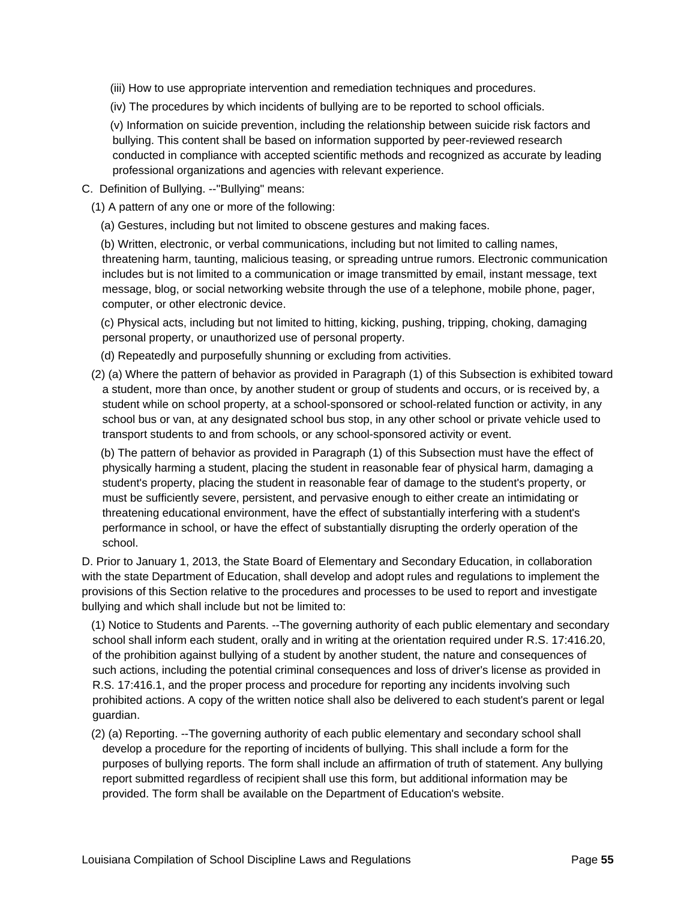(iii) How to use appropriate intervention and remediation techniques and procedures.

(iv) The procedures by which incidents of bullying are to be reported to school officials.

(v) Information on suicide prevention, including the relationship between suicide risk factors and bullying. This content shall be based on information supported by peer-reviewed research conducted in compliance with accepted scientific methods and recognized as accurate by leading professional organizations and agencies with relevant experience.

C. Definition of Bullying. --"Bullying" means:

(1) A pattern of any one or more of the following:

(a) Gestures, including but not limited to obscene gestures and making faces.

(b) Written, electronic, or verbal communications, including but not limited to calling names, threatening harm, taunting, malicious teasing, or spreading untrue rumors. Electronic communication includes but is not limited to a communication or image transmitted by email, instant message, text message, blog, or social networking website through the use of a telephone, mobile phone, pager, computer, or other electronic device.

(c) Physical acts, including but not limited to hitting, kicking, pushing, tripping, choking, damaging personal property, or unauthorized use of personal property.

(d) Repeatedly and purposefully shunning or excluding from activities.

(2) (a) Where the pattern of behavior as provided in Paragraph (1) of this Subsection is exhibited toward a student, more than once, by another student or group of students and occurs, or is received by, a student while on school property, at a school-sponsored or school-related function or activity, in any school bus or van, at any designated school bus stop, in any other school or private vehicle used to transport students to and from schools, or any school-sponsored activity or event.

(b) The pattern of behavior as provided in Paragraph (1) of this Subsection must have the effect of physically harming a student, placing the student in reasonable fear of physical harm, damaging a student's property, placing the student in reasonable fear of damage to the student's property, or must be sufficiently severe, persistent, and pervasive enough to either create an intimidating or threatening educational environment, have the effect of substantially interfering with a student's performance in school, or have the effect of substantially disrupting the orderly operation of the school.

D. Prior to January 1, 2013, the State Board of Elementary and Secondary Education, in collaboration with the state Department of Education, shall develop and adopt rules and regulations to implement the provisions of this Section relative to the procedures and processes to be used to report and investigate bullying and which shall include but not be limited to:

(1) Notice to Students and Parents. --The governing authority of each public elementary and secondary school shall inform each student, orally and in writing at the orientation required under R.S. 17:416.20, of the prohibition against bullying of a student by another student, the nature and consequences of such actions, including the potential criminal consequences and loss of driver's license as provided in R.S. 17:416.1, and the proper process and procedure for reporting any incidents involving such prohibited actions. A copy of the written notice shall also be delivered to each student's parent or legal guardian.

(2) (a) Reporting. --The governing authority of each public elementary and secondary school shall develop a procedure for the reporting of incidents of bullying. This shall include a form for the purposes of bullying reports. The form shall include an affirmation of truth of statement. Any bullying report submitted regardless of recipient shall use this form, but additional information may be provided. The form shall be available on the Department of Education's website.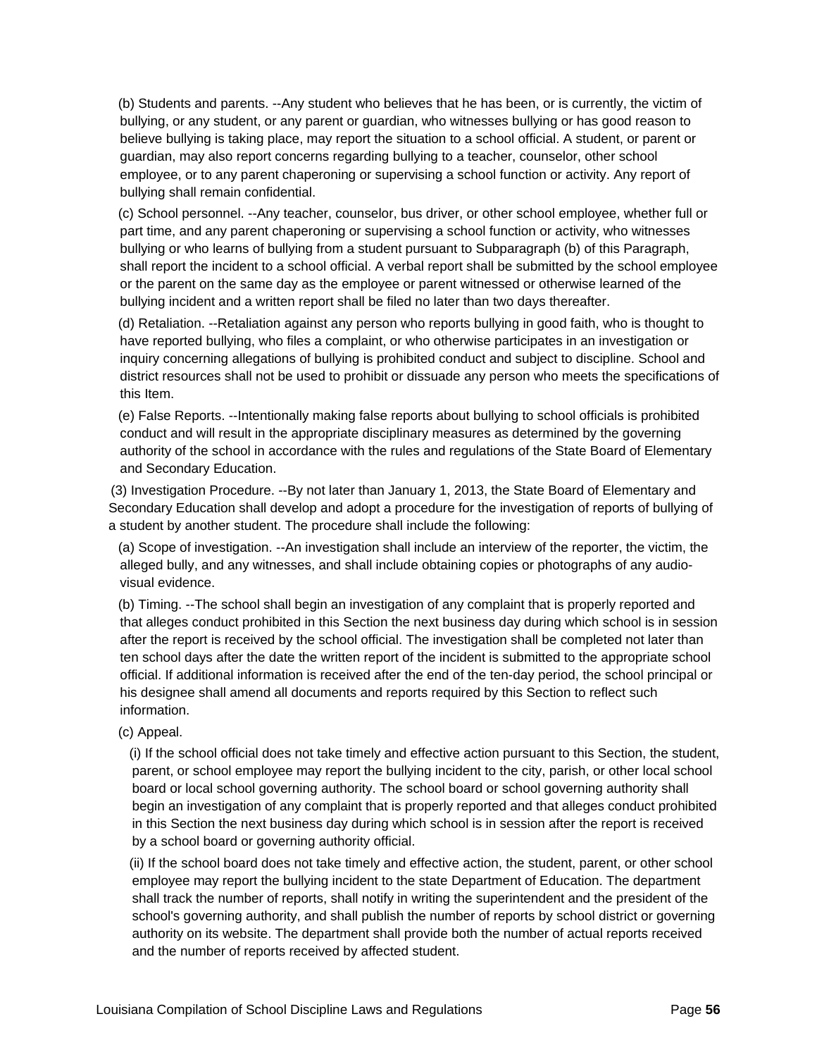(b) Students and parents. --Any student who believes that he has been, or is currently, the victim of bullying, or any student, or any parent or guardian, who witnesses bullying or has good reason to believe bullying is taking place, may report the situation to a school official. A student, or parent or guardian, may also report concerns regarding bullying to a teacher, counselor, other school employee, or to any parent chaperoning or supervising a school function or activity. Any report of bullying shall remain confidential.

(c) School personnel. --Any teacher, counselor, bus driver, or other school employee, whether full or part time, and any parent chaperoning or supervising a school function or activity, who witnesses bullying or who learns of bullying from a student pursuant to Subparagraph (b) of this Paragraph, shall report the incident to a school official. A verbal report shall be submitted by the school employee or the parent on the same day as the employee or parent witnessed or otherwise learned of the bullying incident and a written report shall be filed no later than two days thereafter.

(d) Retaliation. --Retaliation against any person who reports bullying in good faith, who is thought to have reported bullying, who files a complaint, or who otherwise participates in an investigation or inquiry concerning allegations of bullying is prohibited conduct and subject to discipline. School and district resources shall not be used to prohibit or dissuade any person who meets the specifications of this Item.

(e) False Reports. --Intentionally making false reports about bullying to school officials is prohibited conduct and will result in the appropriate disciplinary measures as determined by the governing authority of the school in accordance with the rules and regulations of the State Board of Elementary and Secondary Education.

(3) Investigation Procedure. --By not later than January 1, 2013, the State Board of Elementary and Secondary Education shall develop and adopt a procedure for the investigation of reports of bullying of a student by another student. The procedure shall include the following:

(a) Scope of investigation. --An investigation shall include an interview of the reporter, the victim, the alleged bully, and any witnesses, and shall include obtaining copies or photographs of any audio-visual evidence.

(b) Timing. --The school shall begin an investigation of any complaint that is properly reported and that alleges conduct prohibited in this Section the next business day during which school is in session after the report is received by the school official. The investigation shall be completed not later than ten school days after the date the written report of the incident is submitted to the appropriate school official. If additional information is received after the end of the ten-day period, the school principal or his designee shall amend all documents and reports required by this Section to reflect such information.

(c) Appeal.

(i) If the school official does not take timely and effective action pursuant to this Section, the student, parent, or school employee may report the bullying incident to the city, parish, or other local school board or local school governing authority. The school board or school governing authority shall begin an investigation of any complaint that is properly reported and that alleges conduct prohibited in this Section the next business day during which school is in session after the report is received by a school board or governing authority official.

(ii) If the school board does not take timely and effective action, the student, parent, or other school employee may report the bullying incident to the state Department of Education. The department shall track the number of reports, shall notify in writing the superintendent and the president of the school's governing authority, and shall publish the number of reports by school district or governing authority on its website. The department shall provide both the number of actual reports received and the number of reports received by affected student.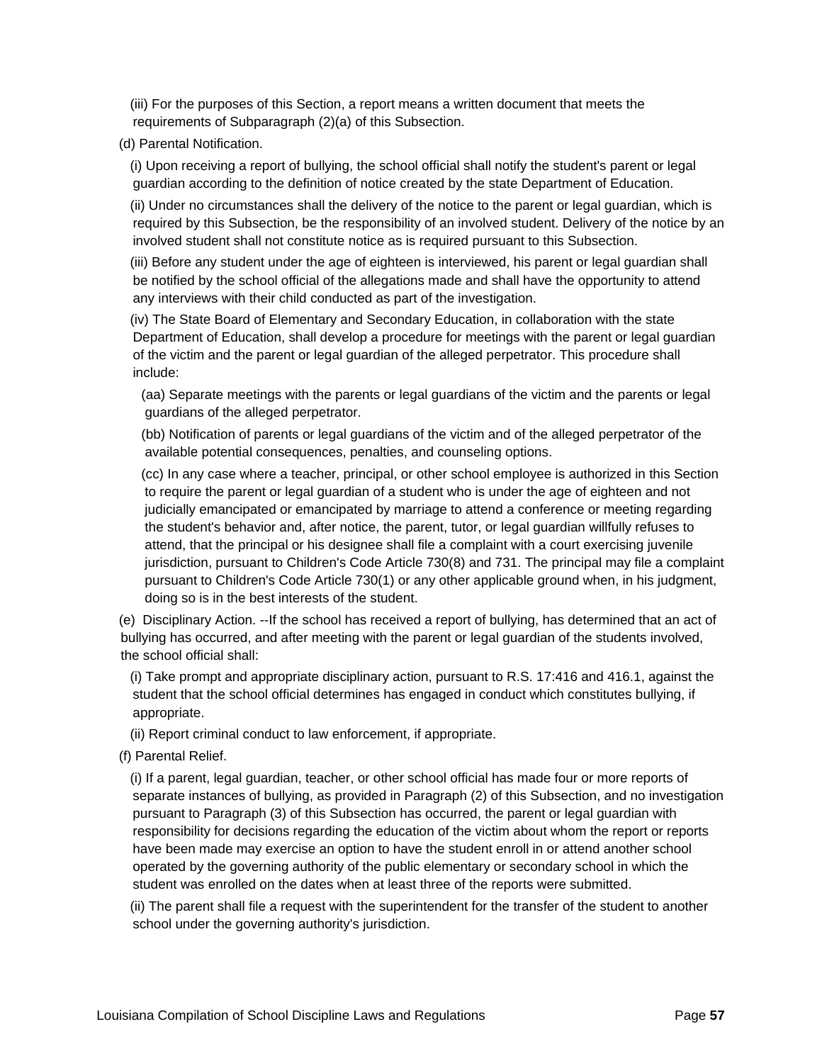(iii) For the purposes of this Section, a report means a written document that meets the requirements of Subparagraph (2)(a) of this Subsection.

(d) Parental Notification.

(i) Upon receiving a report of bullying, the school official shall notify the student's parent or legal guardian according to the definition of notice created by the state Department of Education.

(ii) Under no circumstances shall the delivery of the notice to the parent or legal guardian, which is required by this Subsection, be the responsibility of an involved student. Delivery of the notice by an involved student shall not constitute notice as is required pursuant to this Subsection.

(iii) Before any student under the age of eighteen is interviewed, his parent or legal guardian shall be notified by the school official of the allegations made and shall have the opportunity to attend any interviews with their child conducted as part of the investigation.

(iv) The State Board of Elementary and Secondary Education, in collaboration with the state Department of Education, shall develop a procedure for meetings with the parent or legal guardian of the victim and the parent or legal guardian of the alleged perpetrator. This procedure shall include:

(aa) Separate meetings with the parents or legal guardians of the victim and the parents or legal guardians of the alleged perpetrator.

(bb) Notification of parents or legal guardians of the victim and of the alleged perpetrator of the available potential consequences, penalties, and counseling options.

(cc) In any case where a teacher, principal, or other school employee is authorized in this Section to require the parent or legal guardian of a student who is under the age of eighteen and not judicially emancipated or emancipated by marriage to attend a conference or meeting regarding the student's behavior and, after notice, the parent, tutor, or legal guardian willfully refuses to attend, that the principal or his designee shall file a complaint with a court exercising juvenile jurisdiction, pursuant to Children's Code Article 730(8) and 731. The principal may file a complaint pursuant to Children's Code Article 730(1) or any other applicable ground when, in his judgment, doing so is in the best interests of the student.

(e) Disciplinary Action. --If the school has received a report of bullying, has determined that an act of bullying has occurred, and after meeting with the parent or legal guardian of the students involved, the school official shall:

(i) Take prompt and appropriate disciplinary action, pursuant to R.S. 17:416 and 416.1, against the student that the school official determines has engaged in conduct which constitutes bullying, if appropriate.

(ii) Report criminal conduct to law enforcement, if appropriate.

(f) Parental Relief.

(i) If a parent, legal guardian, teacher, or other school official has made four or more reports of separate instances of bullying, as provided in Paragraph (2) of this Subsection, and no investigation pursuant to Paragraph (3) of this Subsection has occurred, the parent or legal guardian with responsibility for decisions regarding the education of the victim about whom the report or reports have been made may exercise an option to have the student enroll in or attend another school operated by the governing authority of the public elementary or secondary school in which the student was enrolled on the dates when at least three of the reports were submitted.

(ii) The parent shall file a request with the superintendent for the transfer of the student to another school under the governing authority's jurisdiction.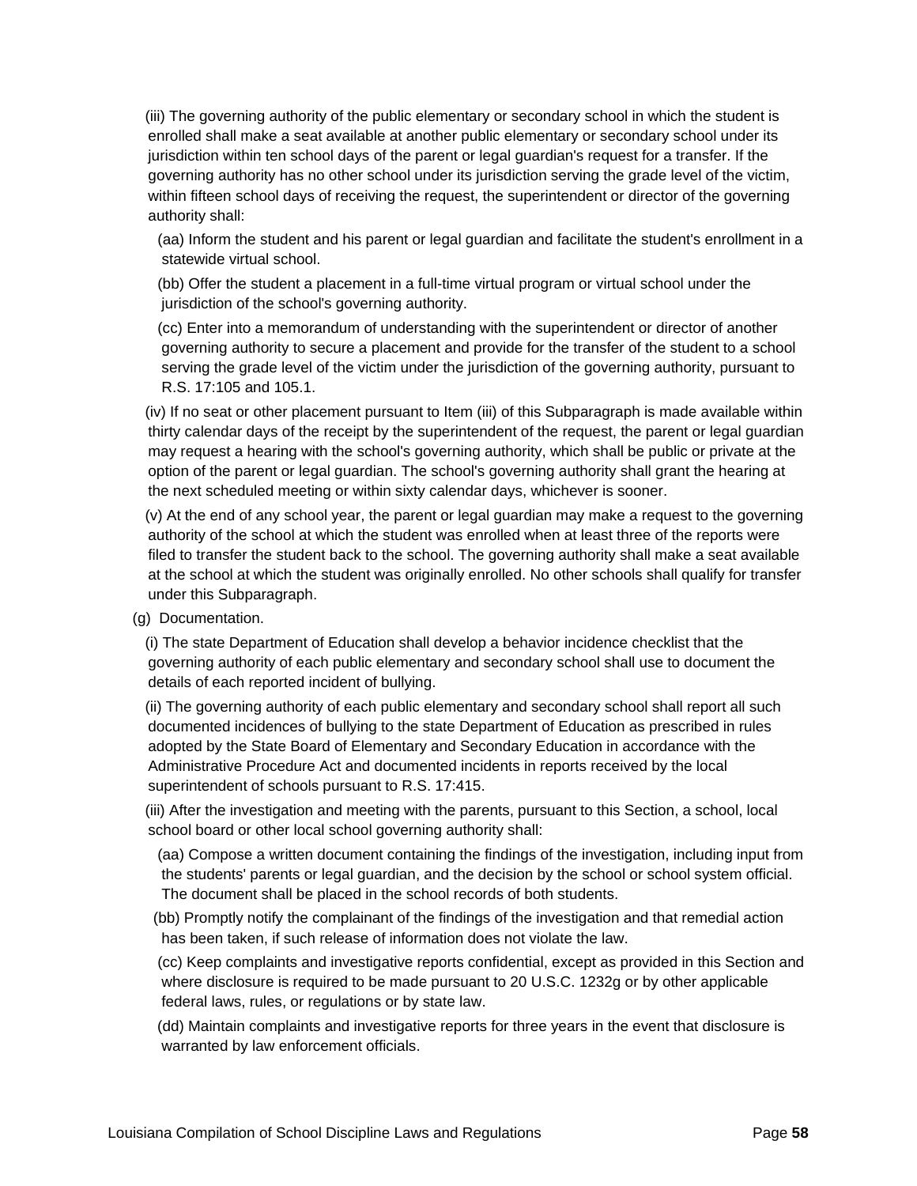(iii) The governing authority of the public elementary or secondary school in which the student is enrolled shall make a seat available at another public elementary or secondary school under its jurisdiction within ten school days of the parent or legal guardian's request for a transfer. If the governing authority has no other school under its jurisdiction serving the grade level of the victim, within fifteen school days of receiving the request, the superintendent or director of the governing authority shall:

(aa) Inform the student and his parent or legal guardian and facilitate the student's enrollment in a statewide virtual school.

(bb) Offer the student a placement in a full-time virtual program or virtual school under the jurisdiction of the school's governing authority.

(cc) Enter into a memorandum of understanding with the superintendent or director of another governing authority to secure a placement and provide for the transfer of the student to a school serving the grade level of the victim under the jurisdiction of the governing authority, pursuant to R.S. 17:105 and 105.1.

(iv) If no seat or other placement pursuant to Item (iii) of this Subparagraph is made available within thirty calendar days of the receipt by the superintendent of the request, the parent or legal guardian may request a hearing with the school's governing authority, which shall be public or private at the option of the parent or legal guardian. The school's governing authority shall grant the hearing at the next scheduled meeting or within sixty calendar days, whichever is sooner.

(v) At the end of any school year, the parent or legal guardian may make a request to the governing authority of the school at which the student was enrolled when at least three of the reports were filed to transfer the student back to the school. The governing authority shall make a seat available at the school at which the student was originally enrolled. No other schools shall qualify for transfer under this Subparagraph.

(g) Documentation.

(i) The state Department of Education shall develop a behavior incidence checklist that the governing authority of each public elementary and secondary school shall use to document the details of each reported incident of bullying.

(ii) The governing authority of each public elementary and secondary school shall report all such documented incidences of bullying to the state Department of Education as prescribed in rules adopted by the State Board of Elementary and Secondary Education in accordance with the Administrative Procedure Act and documented incidents in reports received by the local superintendent of schools pursuant to R.S. 17:415.

(iii) After the investigation and meeting with the parents, pursuant to this Section, a school, local school board or other local school governing authority shall:

(aa) Compose a written document containing the findings of the investigation, including input from the students' parents or legal guardian, and the decision by the school or school system official. The document shall be placed in the school records of both students.

(bb) Promptly notify the complainant of the findings of the investigation and that remedial action has been taken, if such release of information does not violate the law.

(cc) Keep complaints and investigative reports confidential, except as provided in this Section and where disclosure is required to be made pursuant to 20 U.S.C. 1232g or by other applicable federal laws, rules, or regulations or by state law.

(dd) Maintain complaints and investigative reports for three years in the event that disclosure is warranted by law enforcement officials.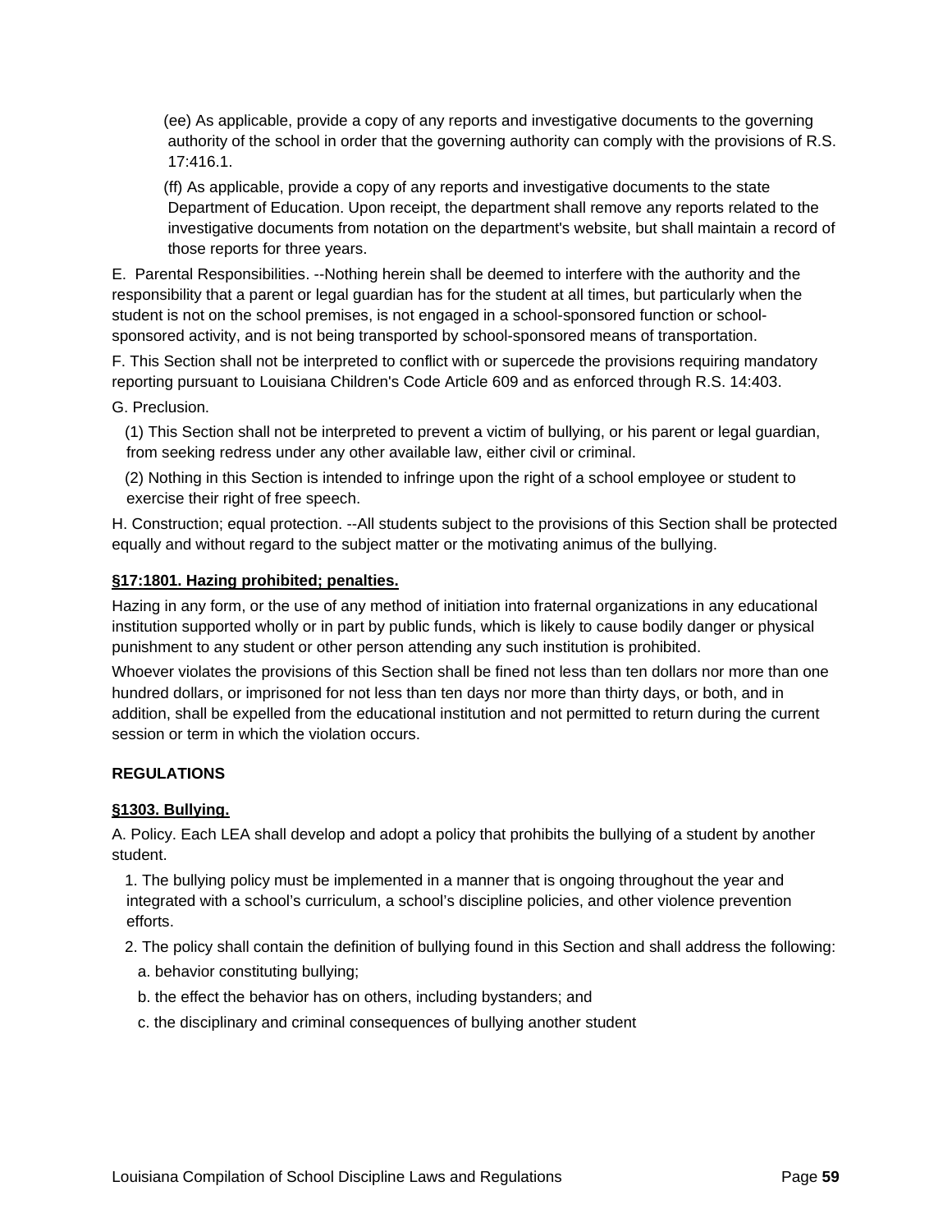(ee) As applicable, provide a copy of any reports and investigative documents to the governing authority of the school in order that the governing authority can comply with the provisions of R.S. 17:416.1.

(ff) As applicable, provide a copy of any reports and investigative documents to the state Department of Education. Upon receipt, the department shall remove any reports related to the investigative documents from notation on the department's website, but shall maintain a record of those reports for three years.

E. Parental Responsibilities. --Nothing herein shall be deemed to interfere with the authority and the responsibility that a parent or legal guardian has for the student at all times, but particularly when the student is not on the school premises, is not engaged in a school-sponsored function or school-sponsored activity, and is not being transported by school-sponsored means of transportation.

F. This Section shall not be interpreted to conflict with or supercede the provisions requiring mandatory reporting pursuant to Louisiana Children's Code Article 609 and as enforced through R.S. 14:403.

G. Preclusion.

(1) This Section shall not be interpreted to prevent a victim of bullying, or his parent or legal guardian, from seeking redress under any other available law, either civil or criminal.

(2) Nothing in this Section is intended to infringe upon the right of a school employee or student to exercise their right of free speech.

H. Construction; equal protection. --All students subject to the provisions of this Section shall be protected equally and without regard to the subject matter or the motivating animus of the bullying.

**§17:1801. Hazing prohibited; penalties.**

Hazing in any form, or the use of any method of initiation into fraternal organizations in any educational institution supported wholly or in part by public funds, which is likely to cause bodily danger or physical punishment to any student or other person attending any such institution is prohibited.

Whoever violates the provisions of this Section shall be fined not less than ten dollars nor more than one hundred dollars, or imprisoned for not less than ten days nor more than thirty days, or both, and in addition, shall be expelled from the educational institution and not permitted to return during the current session or term in which the violation occurs.

**REGULATIONS**

**§1303. Bullying.**

A. Policy. Each LEA shall develop and adopt a policy that prohibits the bullying of a student by another student.

1. The bullying policy must be implemented in a manner that is ongoing throughout the year and integrated with a school's curriculum, a school's discipline policies, and other violence prevention efforts.

2. The policy shall contain the definition of bullying found in this Section and shall address the following:

a. behavior constituting bullying;

b. the effect the behavior has on others, including bystanders; and

c. the disciplinary and criminal consequences of bullying another student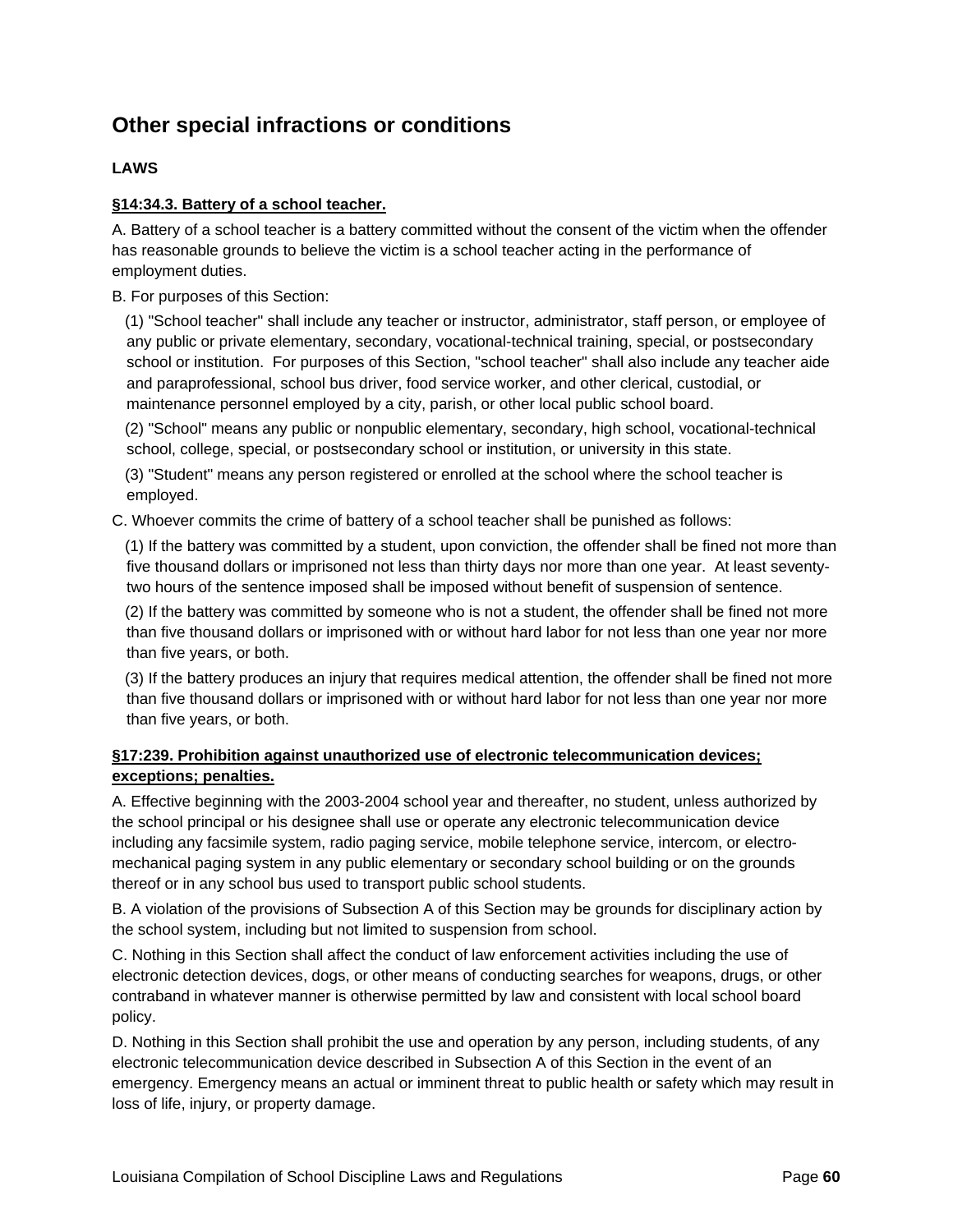## Other special infractions or conditions

### LAWS

**§14:34.3. Battery of a school teacher.**

A. Battery of a school teacher is a battery committed without the consent of the victim when the offender has reasonable grounds to believe the victim is a school teacher acting in the performance of employment duties.

B. For purposes of this Section:

(1) "School teacher" shall include any teacher or instructor, administrator, staff person, or employee of any public or private elementary, secondary, vocational-technical training, special, or postsecondary school or institution. For purposes of this Section, "school teacher" shall also include any teacher aide and paraprofessional, school bus driver, food service worker, and other clerical, custodial, or maintenance personnel employed by a city, parish, or other local public school board.

(2) "School" means any public or nonpublic elementary, secondary, high school, vocational-technical school, college, special, or postsecondary school or institution, or university in this state.

(3) "Student" means any person registered or enrolled at the school where the school teacher is employed.

C. Whoever commits the crime of battery of a school teacher shall be punished as follows:

(1) If the battery was committed by a student, upon conviction, the offender shall be fined not more than five thousand dollars or imprisoned not less than thirty days nor more than one year. At least seventy-two hours of the sentence imposed shall be imposed without benefit of suspension of sentence.

(2) If the battery was committed by someone who is not a student, the offender shall be fined not more than five thousand dollars or imprisoned with or without hard labor for not less than one year nor more than five years, or both.

(3) If the battery produces an injury that requires medical attention, the offender shall be fined not more than five thousand dollars or imprisoned with or without hard labor for not less than one year nor more than five years, or both.

**§17:239. Prohibition against unauthorized use of electronic telecommunication devices; exceptions; penalties.**

A. Effective beginning with the 2003-2004 school year and thereafter, no student, unless authorized by the school principal or his designee shall use or operate any electronic telecommunication device including any facsimile system, radio paging service, mobile telephone service, intercom, or electro-mechanical paging system in any public elementary or secondary school building or on the grounds thereof or in any school bus used to transport public school students.

B. A violation of the provisions of Subsection A of this Section may be grounds for disciplinary action by the school system, including but not limited to suspension from school.

C. Nothing in this Section shall affect the conduct of law enforcement activities including the use of electronic detection devices, dogs, or other means of conducting searches for weapons, drugs, or other contraband in whatever manner is otherwise permitted by law and consistent with local school board policy.

D. Nothing in this Section shall prohibit the use and operation by any person, including students, of any electronic telecommunication device described in Subsection A of this Section in the event of an emergency. Emergency means an actual or imminent threat to public health or safety which may result in loss of life, injury, or property damage.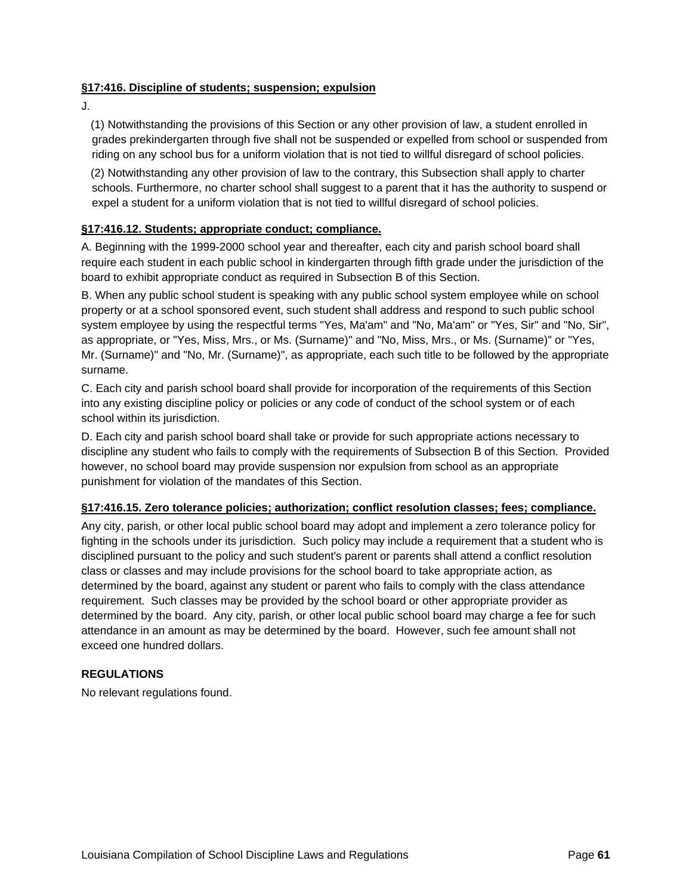**§17:416. Discipline of students; suspension; expulsion**

J.

(1) Notwithstanding the provisions of this Section or any other provision of law, a student enrolled in grades prekindergarten through five shall not be suspended or expelled from school or suspended from riding on any school bus for a uniform violation that is not tied to willful disregard of school policies.

(2) Notwithstanding any other provision of law to the contrary, this Subsection shall apply to charter schools. Furthermore, no charter school shall suggest to a parent that it has the authority to suspend or expel a student for a uniform violation that is not tied to willful disregard of school policies.

**§17:416.12. Students; appropriate conduct; compliance.**

A. Beginning with the 1999-2000 school year and thereafter, each city and parish school board shall require each student in each public school in kindergarten through fifth grade under the jurisdiction of the board to exhibit appropriate conduct as required in Subsection B of this Section.

B. When any public school student is speaking with any public school system employee while on school property or at a school sponsored event, such student shall address and respond to such public school system employee by using the respectful terms "Yes, Ma'am" and "No, Ma'am" or "Yes, Sir" and "No, Sir", as appropriate, or "Yes, Miss, Mrs., or Ms. (Surname)" and "No, Miss, Mrs., or Ms. (Surname)" or "Yes, Mr. (Surname)" and "No, Mr. (Surname)", as appropriate, each such title to be followed by the appropriate surname.

C. Each city and parish school board shall provide for incorporation of the requirements of this Section into any existing discipline policy or policies or any code of conduct of the school system or of each school within its jurisdiction.

D. Each city and parish school board shall take or provide for such appropriate actions necessary to discipline any student who fails to comply with the requirements of Subsection B of this Section. Provided however, no school board may provide suspension nor expulsion from school as an appropriate punishment for violation of the mandates of this Section.

**§17:416.15. Zero tolerance policies; authorization; conflict resolution classes; fees; compliance.**

Any city, parish, or other local public school board may adopt and implement a zero tolerance policy for fighting in the schools under its jurisdiction. Such policy may include a requirement that a student who is disciplined pursuant to the policy and such student's parent or parents shall attend a conflict resolution class or classes and may include provisions for the school board to take appropriate action, as determined by the board, against any student or parent who fails to comply with the class attendance requirement. Such classes may be provided by the school board or other appropriate provider as determined by the board. Any city, parish, or other local public school board may charge a fee for such attendance in an amount as may be determined by the board. However, such fee amount shall not exceed one hundred dollars.

**REGULATIONS**

No relevant regulations found.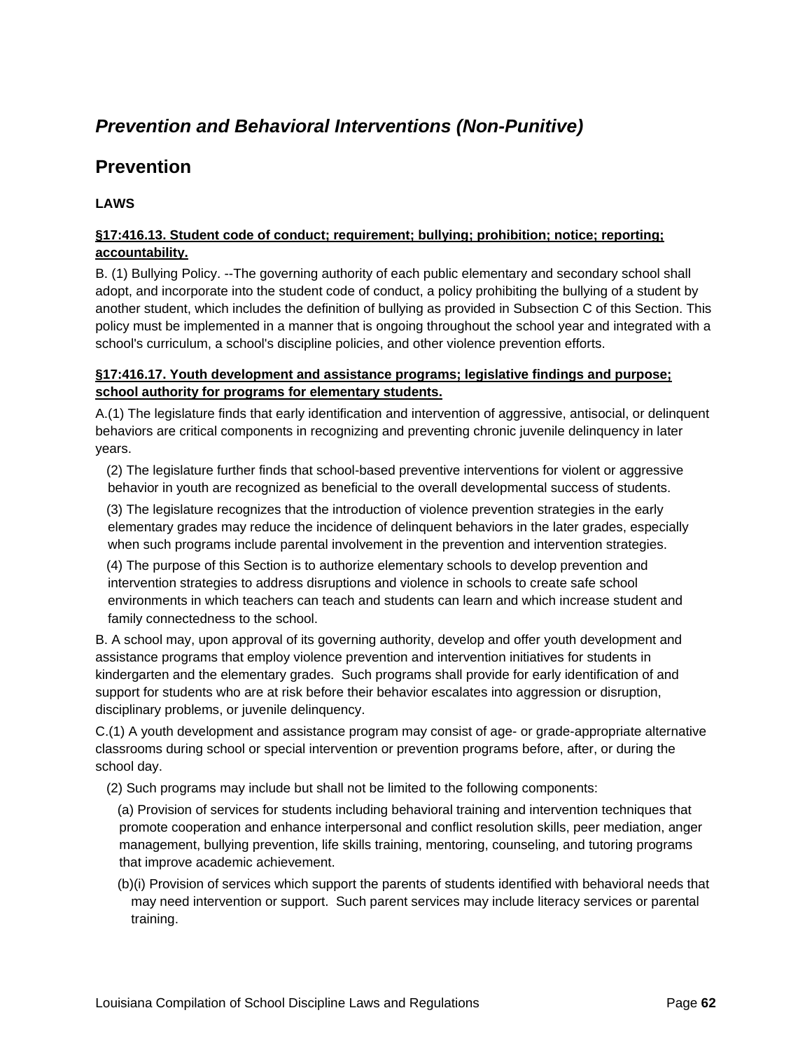## *Prevention and Behavioral Interventions (Non-Punitive)*

## Prevention

### LAWS

**§17:416.13. Student code of conduct; requirement; bullying; prohibition; notice; reporting; accountability.**

B. (1) Bullying Policy. --The governing authority of each public elementary and secondary school shall adopt, and incorporate into the student code of conduct, a policy prohibiting the bullying of a student by another student, which includes the definition of bullying as provided in Subsection C of this Section. This policy must be implemented in a manner that is ongoing throughout the school year and integrated with a school's curriculum, a school's discipline policies, and other violence prevention efforts.

**§17:416.17. Youth development and assistance programs; legislative findings and purpose; school authority for programs for elementary students.**

A.(1) The legislature finds that early identification and intervention of aggressive, antisocial, or delinquent behaviors are critical components in recognizing and preventing chronic juvenile delinquency in later years.

(2) The legislature further finds that school-based preventive interventions for violent or aggressive behavior in youth are recognized as beneficial to the overall developmental success of students.

(3) The legislature recognizes that the introduction of violence prevention strategies in the early elementary grades may reduce the incidence of delinquent behaviors in the later grades, especially when such programs include parental involvement in the prevention and intervention strategies.

(4) The purpose of this Section is to authorize elementary schools to develop prevention and intervention strategies to address disruptions and violence in schools to create safe school environments in which teachers can teach and students can learn and which increase student and family connectedness to the school.

B. A school may, upon approval of its governing authority, develop and offer youth development and assistance programs that employ violence prevention and intervention initiatives for students in kindergarten and the elementary grades. Such programs shall provide for early identification of and support for students who are at risk before their behavior escalates into aggression or disruption, disciplinary problems, or juvenile delinquency.

C.(1) A youth development and assistance program may consist of age- or grade-appropriate alternative classrooms during school or special intervention or prevention programs before, after, or during the school day.

(2) Such programs may include but shall not be limited to the following components:

(a) Provision of services for students including behavioral training and intervention techniques that promote cooperation and enhance interpersonal and conflict resolution skills, peer mediation, anger management, bullying prevention, life skills training, mentoring, counseling, and tutoring programs that improve academic achievement.

(b)(i) Provision of services which support the parents of students identified with behavioral needs that may need intervention or support. Such parent services may include literacy services or parental training.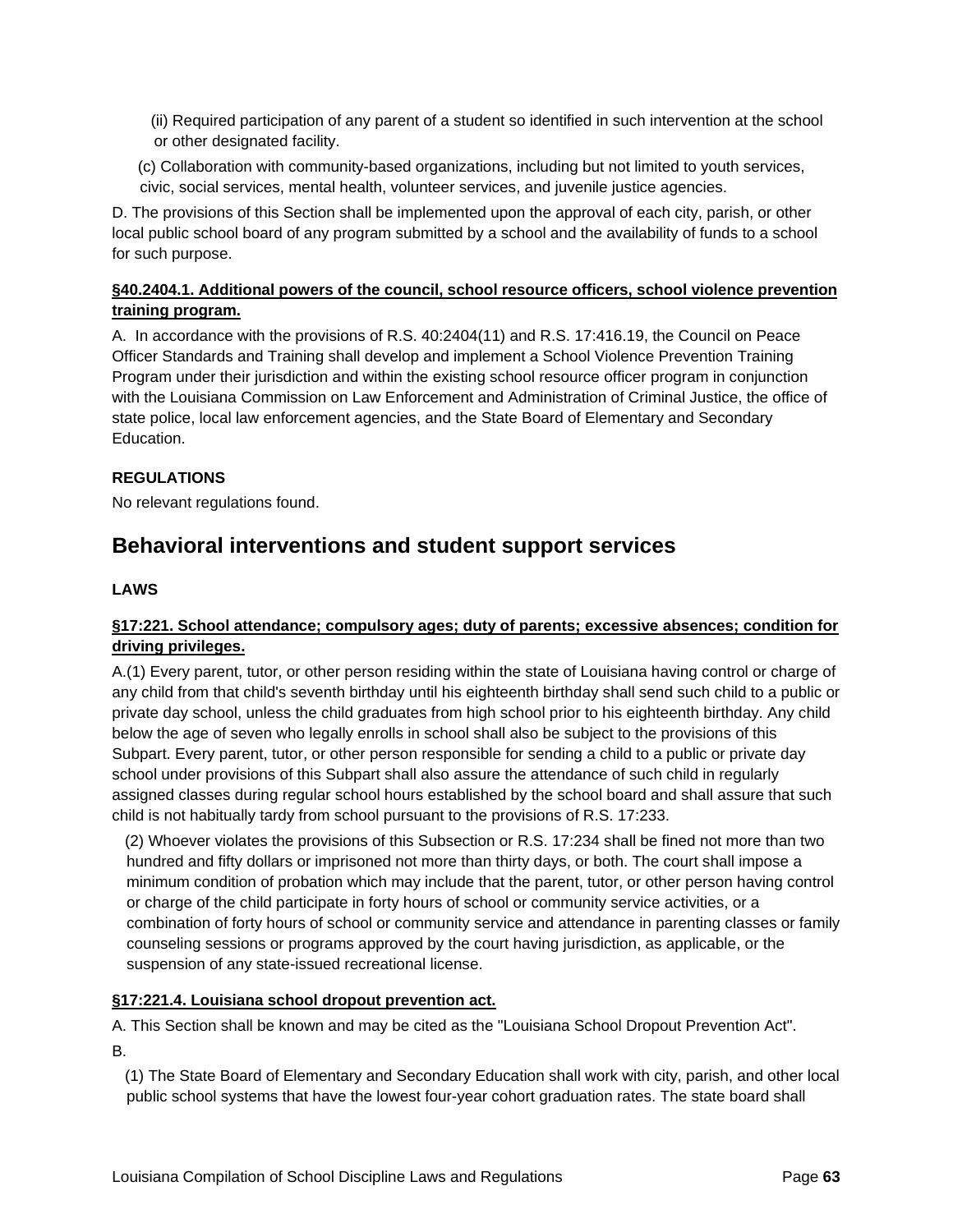(ii) Required participation of any parent of a student so identified in such intervention at the school or other designated facility.

(c) Collaboration with community-based organizations, including but not limited to youth services, civic, social services, mental health, volunteer services, and juvenile justice agencies.

D. The provisions of this Section shall be implemented upon the approval of each city, parish, or other local public school board of any program submitted by a school and the availability of funds to a school for such purpose.

**§40.2404.1. Additional powers of the council, school resource officers, school violence prevention training program.**

A. In accordance with the provisions of R.S. 40:2404(11) and R.S. 17:416.19, the Council on Peace Officer Standards and Training shall develop and implement a School Violence Prevention Training Program under their jurisdiction and within the existing school resource officer program in conjunction with the Louisiana Commission on Law Enforcement and Administration of Criminal Justice, the office of state police, local law enforcement agencies, and the State Board of Elementary and Secondary Education.

**REGULATIONS**

No relevant regulations found.

## Behavioral interventions and student support services

**LAWS**

**§17:221. School attendance; compulsory ages; duty of parents; excessive absences; condition for driving privileges.**

A.(1) Every parent, tutor, or other person residing within the state of Louisiana having control or charge of any child from that child's seventh birthday until his eighteenth birthday shall send such child to a public or private day school, unless the child graduates from high school prior to his eighteenth birthday. Any child below the age of seven who legally enrolls in school shall also be subject to the provisions of this Subpart. Every parent, tutor, or other person responsible for sending a child to a public or private day school under provisions of this Subpart shall also assure the attendance of such child in regularly assigned classes during regular school hours established by the school board and shall assure that such child is not habitually tardy from school pursuant to the provisions of R.S. 17:233.

(2) Whoever violates the provisions of this Subsection or R.S. 17:234 shall be fined not more than two hundred and fifty dollars or imprisoned not more than thirty days, or both. The court shall impose a minimum condition of probation which may include that the parent, tutor, or other person having control or charge of the child participate in forty hours of school or community service activities, or a combination of forty hours of school or community service and attendance in parenting classes or family counseling sessions or programs approved by the court having jurisdiction, as applicable, or the suspension of any state-issued recreational license.

**§17:221.4. Louisiana school dropout prevention act.**

A. This Section shall be known and may be cited as the "Louisiana School Dropout Prevention Act".

B.

(1) The State Board of Elementary and Secondary Education shall work with city, parish, and other local public school systems that have the lowest four-year cohort graduation rates. The state board shall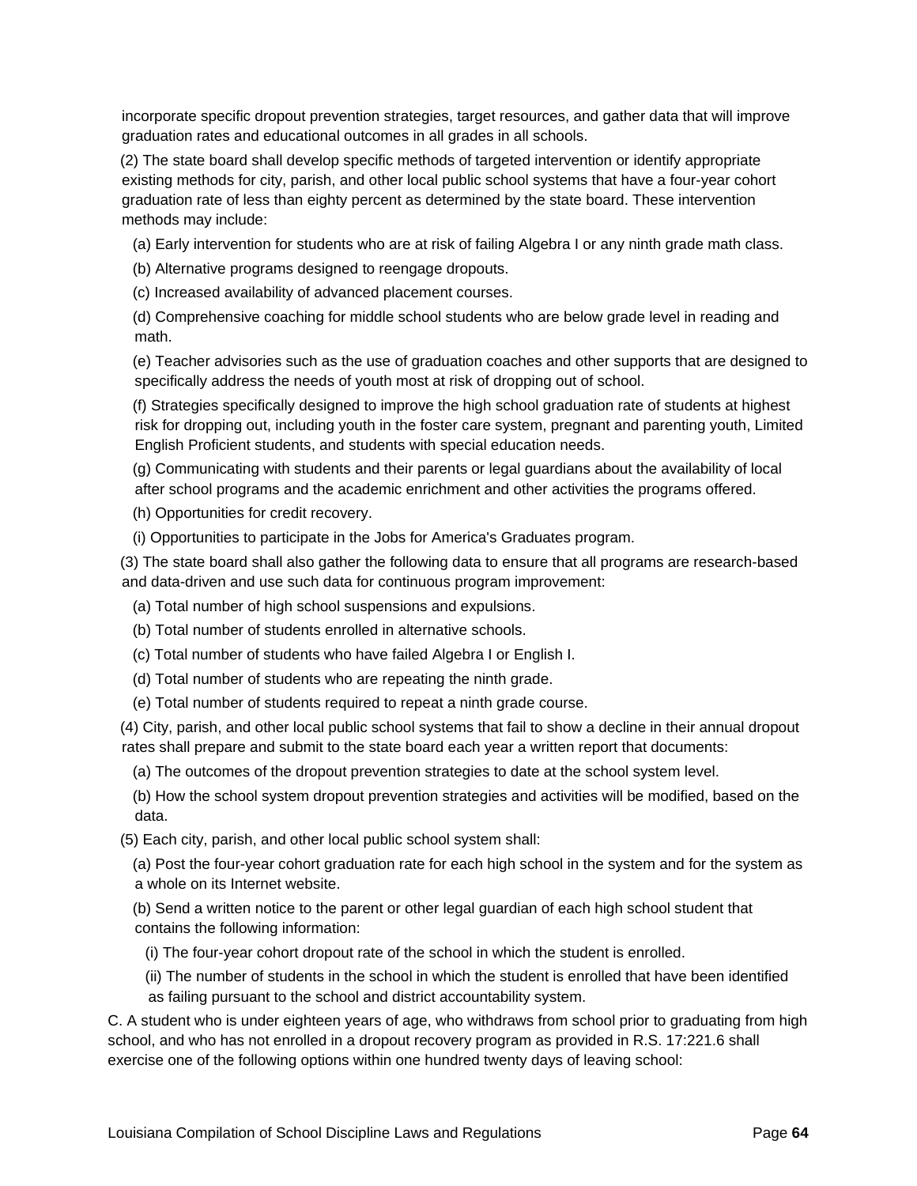incorporate specific dropout prevention strategies, target resources, and gather data that will improve graduation rates and educational outcomes in all grades in all schools.

(2) The state board shall develop specific methods of targeted intervention or identify appropriate existing methods for city, parish, and other local public school systems that have a four-year cohort graduation rate of less than eighty percent as determined by the state board. These intervention methods may include:

(a) Early intervention for students who are at risk of failing Algebra I or any ninth grade math class.

(b) Alternative programs designed to reengage dropouts.

(c) Increased availability of advanced placement courses.

(d) Comprehensive coaching for middle school students who are below grade level in reading and math.

(e) Teacher advisories such as the use of graduation coaches and other supports that are designed to specifically address the needs of youth most at risk of dropping out of school.

(f) Strategies specifically designed to improve the high school graduation rate of students at highest risk for dropping out, including youth in the foster care system, pregnant and parenting youth, Limited English Proficient students, and students with special education needs.

(g) Communicating with students and their parents or legal guardians about the availability of local after school programs and the academic enrichment and other activities the programs offered.

(h) Opportunities for credit recovery.

(i) Opportunities to participate in the Jobs for America's Graduates program.

(3) The state board shall also gather the following data to ensure that all programs are research-based and data-driven and use such data for continuous program improvement:

(a) Total number of high school suspensions and expulsions.

(b) Total number of students enrolled in alternative schools.

(c) Total number of students who have failed Algebra I or English I.

(d) Total number of students who are repeating the ninth grade.

(e) Total number of students required to repeat a ninth grade course.

(4) City, parish, and other local public school systems that fail to show a decline in their annual dropout rates shall prepare and submit to the state board each year a written report that documents:

(a) The outcomes of the dropout prevention strategies to date at the school system level.

(b) How the school system dropout prevention strategies and activities will be modified, based on the data.

(5) Each city, parish, and other local public school system shall:

(a) Post the four-year cohort graduation rate for each high school in the system and for the system as a whole on its Internet website.

(b) Send a written notice to the parent or other legal guardian of each high school student that contains the following information:

(i) The four-year cohort dropout rate of the school in which the student is enrolled.

(ii) The number of students in the school in which the student is enrolled that have been identified as failing pursuant to the school and district accountability system.

C. A student who is under eighteen years of age, who withdraws from school prior to graduating from high school, and who has not enrolled in a dropout recovery program as provided in R.S. 17:221.6 shall exercise one of the following options within one hundred twenty days of leaving school: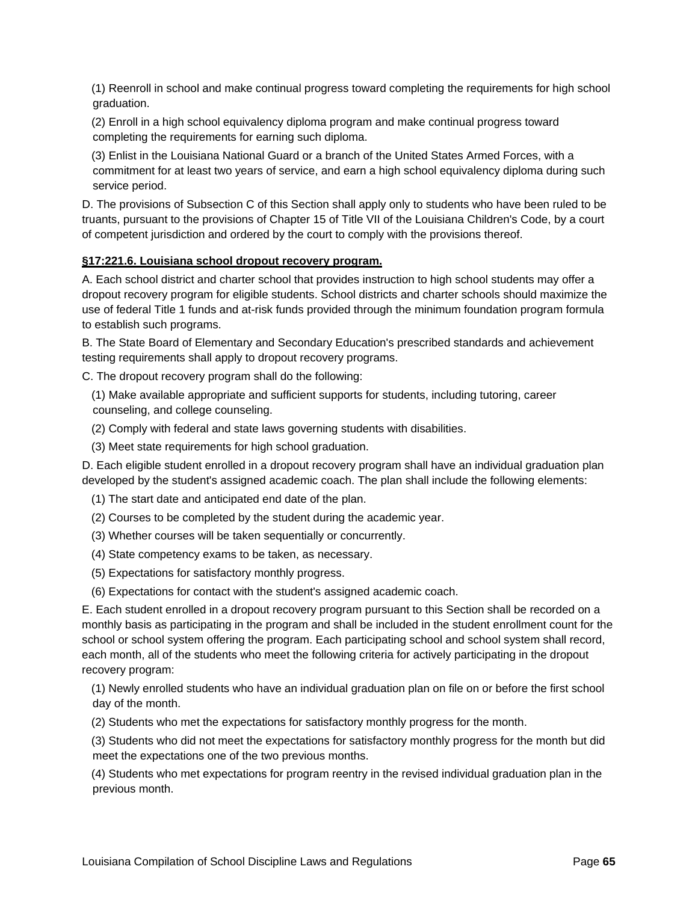(1) Reenroll in school and make continual progress toward completing the requirements for high school graduation.

(2) Enroll in a high school equivalency diploma program and make continual progress toward completing the requirements for earning such diploma.

(3) Enlist in the Louisiana National Guard or a branch of the United States Armed Forces, with a commitment for at least two years of service, and earn a high school equivalency diploma during such service period.

D. The provisions of Subsection C of this Section shall apply only to students who have been ruled to be truants, pursuant to the provisions of Chapter 15 of Title VII of the Louisiana Children's Code, by a court of competent jurisdiction and ordered by the court to comply with the provisions thereof.

**§17:221.6. Louisiana school dropout recovery program.**

A. Each school district and charter school that provides instruction to high school students may offer a dropout recovery program for eligible students. School districts and charter schools should maximize the use of federal Title 1 funds and at-risk funds provided through the minimum foundation program formula to establish such programs.

B. The State Board of Elementary and Secondary Education's prescribed standards and achievement testing requirements shall apply to dropout recovery programs.

C. The dropout recovery program shall do the following:

(1) Make available appropriate and sufficient supports for students, including tutoring, career counseling, and college counseling.

(2) Comply with federal and state laws governing students with disabilities.

(3) Meet state requirements for high school graduation.

D. Each eligible student enrolled in a dropout recovery program shall have an individual graduation plan developed by the student's assigned academic coach. The plan shall include the following elements:

(1) The start date and anticipated end date of the plan.

(2) Courses to be completed by the student during the academic year.

(3) Whether courses will be taken sequentially or concurrently.

(4) State competency exams to be taken, as necessary.

(5) Expectations for satisfactory monthly progress.

(6) Expectations for contact with the student's assigned academic coach.

E. Each student enrolled in a dropout recovery program pursuant to this Section shall be recorded on a monthly basis as participating in the program and shall be included in the student enrollment count for the school or school system offering the program. Each participating school and school system shall record, each month, all of the students who meet the following criteria for actively participating in the dropout recovery program:

(1) Newly enrolled students who have an individual graduation plan on file on or before the first school day of the month.

(2) Students who met the expectations for satisfactory monthly progress for the month.

(3) Students who did not meet the expectations for satisfactory monthly progress for the month but did meet the expectations one of the two previous months.

(4) Students who met expectations for program reentry in the revised individual graduation plan in the previous month.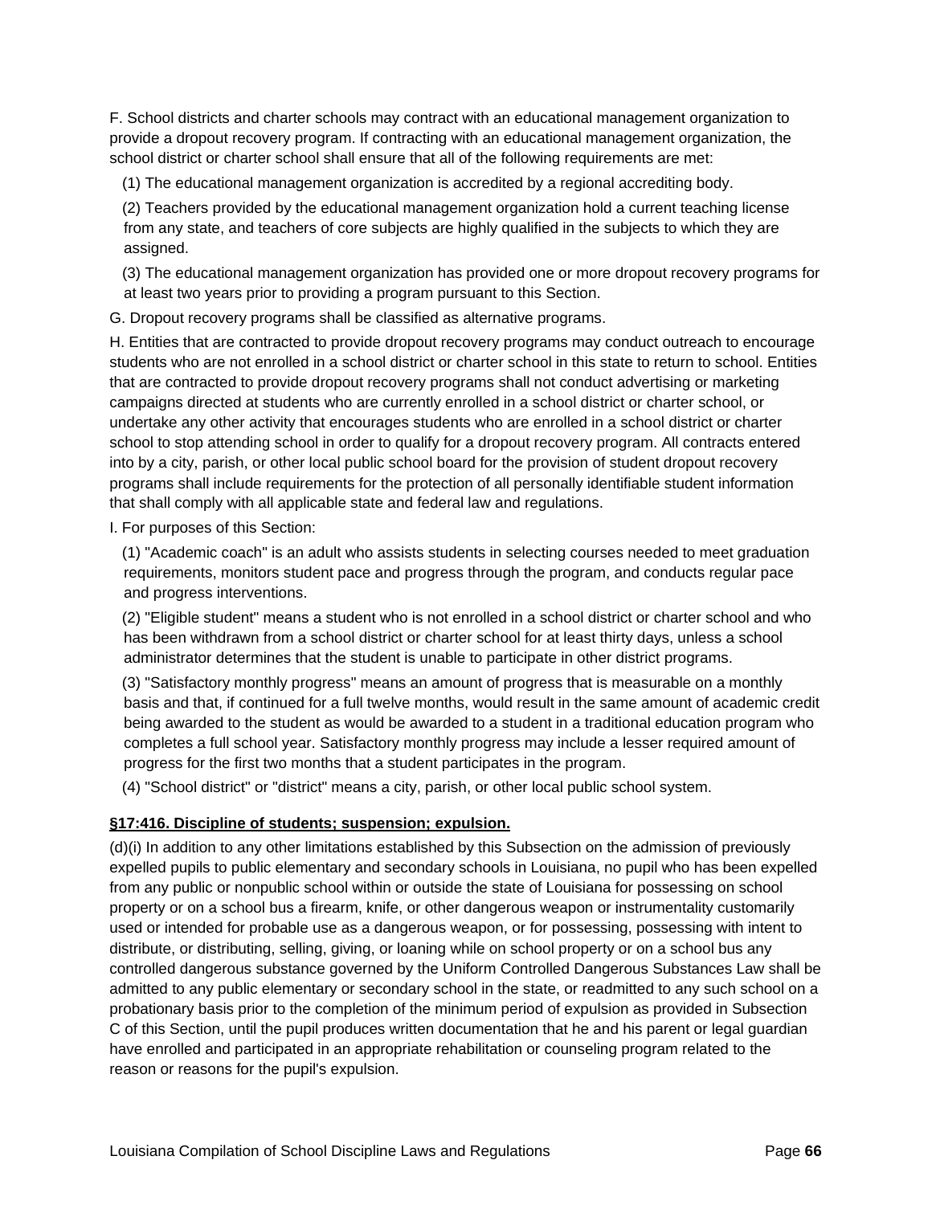F. School districts and charter schools may contract with an educational management organization to provide a dropout recovery program. If contracting with an educational management organization, the school district or charter school shall ensure that all of the following requirements are met:

(1) The educational management organization is accredited by a regional accrediting body.

(2) Teachers provided by the educational management organization hold a current teaching license from any state, and teachers of core subjects are highly qualified in the subjects to which they are assigned.

(3) The educational management organization has provided one or more dropout recovery programs for at least two years prior to providing a program pursuant to this Section.

G. Dropout recovery programs shall be classified as alternative programs.

H. Entities that are contracted to provide dropout recovery programs may conduct outreach to encourage students who are not enrolled in a school district or charter school in this state to return to school. Entities that are contracted to provide dropout recovery programs shall not conduct advertising or marketing campaigns directed at students who are currently enrolled in a school district or charter school, or undertake any other activity that encourages students who are enrolled in a school district or charter school to stop attending school in order to qualify for a dropout recovery program. All contracts entered into by a city, parish, or other local public school board for the provision of student dropout recovery programs shall include requirements for the protection of all personally identifiable student information that shall comply with all applicable state and federal law and regulations.

I. For purposes of this Section:

(1) "Academic coach" is an adult who assists students in selecting courses needed to meet graduation requirements, monitors student pace and progress through the program, and conducts regular pace and progress interventions.

(2) "Eligible student" means a student who is not enrolled in a school district or charter school and who has been withdrawn from a school district or charter school for at least thirty days, unless a school administrator determines that the student is unable to participate in other district programs.

(3) "Satisfactory monthly progress" means an amount of progress that is measurable on a monthly basis and that, if continued for a full twelve months, would result in the same amount of academic credit being awarded to the student as would be awarded to a student in a traditional education program who completes a full school year. Satisfactory monthly progress may include a lesser required amount of progress for the first two months that a student participates in the program.

(4) "School district" or "district" means a city, parish, or other local public school system.

**§17:416. Discipline of students; suspension; expulsion.**

(d)(i) In addition to any other limitations established by this Subsection on the admission of previously expelled pupils to public elementary and secondary schools in Louisiana, no pupil who has been expelled from any public or nonpublic school within or outside the state of Louisiana for possessing on school property or on a school bus a firearm, knife, or other dangerous weapon or instrumentality customarily used or intended for probable use as a dangerous weapon, or for possessing, possessing with intent to distribute, or distributing, selling, giving, or loaning while on school property or on a school bus any controlled dangerous substance governed by the Uniform Controlled Dangerous Substances Law shall be admitted to any public elementary or secondary school in the state, or readmitted to any such school on a probationary basis prior to the completion of the minimum period of expulsion as provided in Subsection C of this Section, until the pupil produces written documentation that he and his parent or legal guardian have enrolled and participated in an appropriate rehabilitation or counseling program related to the reason or reasons for the pupil's expulsion.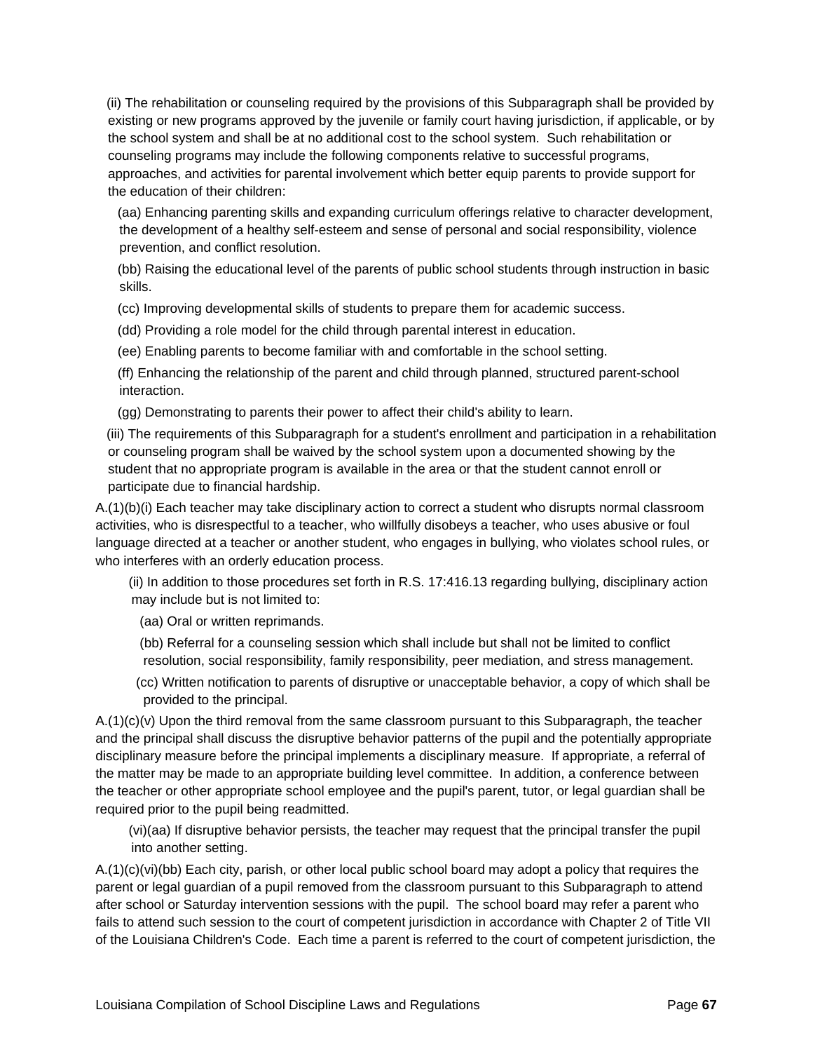(ii) The rehabilitation or counseling required by the provisions of this Subparagraph shall be provided by existing or new programs approved by the juvenile or family court having jurisdiction, if applicable, or by the school system and shall be at no additional cost to the school system. Such rehabilitation or counseling programs may include the following components relative to successful programs, approaches, and activities for parental involvement which better equip parents to provide support for the education of their children:

(aa) Enhancing parenting skills and expanding curriculum offerings relative to character development, the development of a healthy self-esteem and sense of personal and social responsibility, violence prevention, and conflict resolution.

(bb) Raising the educational level of the parents of public school students through instruction in basic skills.

(cc) Improving developmental skills of students to prepare them for academic success.

(dd) Providing a role model for the child through parental interest in education.

(ee) Enabling parents to become familiar with and comfortable in the school setting.

(ff) Enhancing the relationship of the parent and child through planned, structured parent-school interaction.

(gg) Demonstrating to parents their power to affect their child's ability to learn.

(iii) The requirements of this Subparagraph for a student's enrollment and participation in a rehabilitation or counseling program shall be waived by the school system upon a documented showing by the student that no appropriate program is available in the area or that the student cannot enroll or participate due to financial hardship.

A.(1)(b)(i) Each teacher may take disciplinary action to correct a student who disrupts normal classroom activities, who is disrespectful to a teacher, who willfully disobeys a teacher, who uses abusive or foul language directed at a teacher or another student, who engages in bullying, who violates school rules, or who interferes with an orderly education process.

(ii) In addition to those procedures set forth in R.S. 17:416.13 regarding bullying, disciplinary action may include but is not limited to:

(aa) Oral or written reprimands.

(bb) Referral for a counseling session which shall include but shall not be limited to conflict resolution, social responsibility, family responsibility, peer mediation, and stress management.

(cc) Written notification to parents of disruptive or unacceptable behavior, a copy of which shall be provided to the principal.

A.(1)(c)(v) Upon the third removal from the same classroom pursuant to this Subparagraph, the teacher and the principal shall discuss the disruptive behavior patterns of the pupil and the potentially appropriate disciplinary measure before the principal implements a disciplinary measure. If appropriate, a referral of the matter may be made to an appropriate building level committee. In addition, a conference between the teacher or other appropriate school employee and the pupil's parent, tutor, or legal guardian shall be required prior to the pupil being readmitted.

(vi)(aa) If disruptive behavior persists, the teacher may request that the principal transfer the pupil into another setting.

A.(1)(c)(vi)(bb) Each city, parish, or other local public school board may adopt a policy that requires the parent or legal guardian of a pupil removed from the classroom pursuant to this Subparagraph to attend after school or Saturday intervention sessions with the pupil. The school board may refer a parent who fails to attend such session to the court of competent jurisdiction in accordance with Chapter 2 of Title VII of the Louisiana Children's Code. Each time a parent is referred to the court of competent jurisdiction, the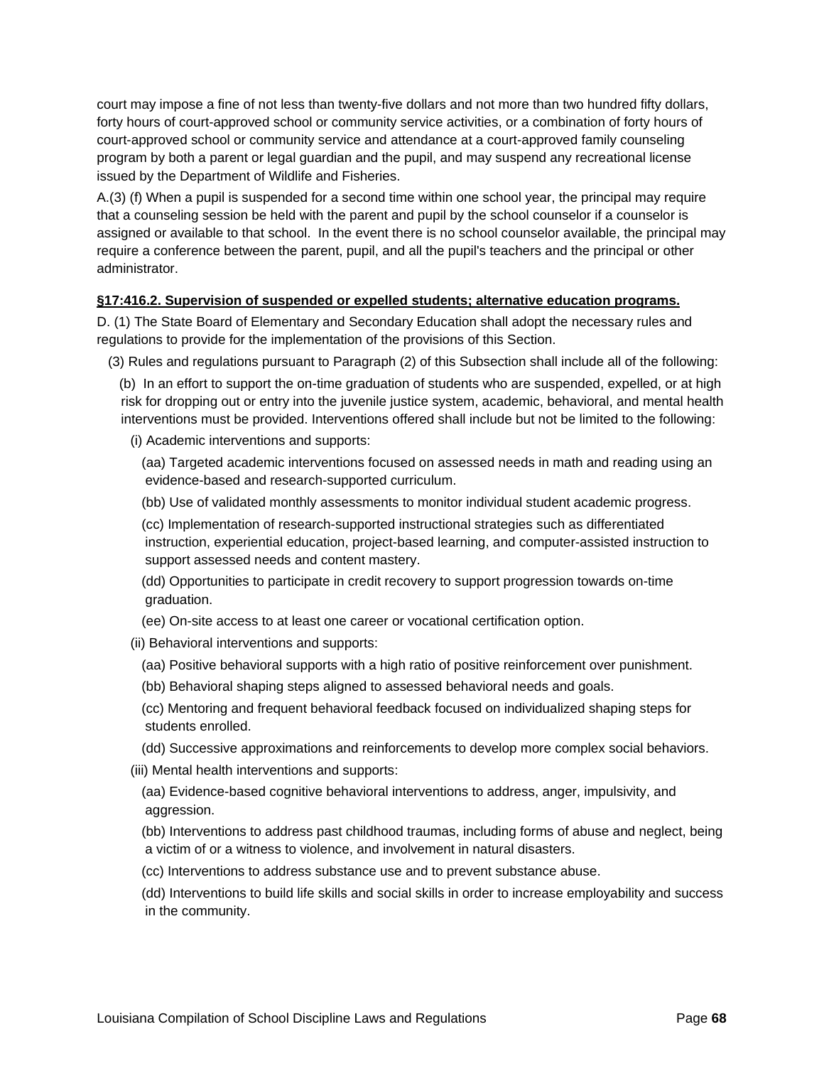court may impose a fine of not less than twenty-five dollars and not more than two hundred fifty dollars, forty hours of court-approved school or community service activities, or a combination of forty hours of court-approved school or community service and attendance at a court-approved family counseling program by both a parent or legal guardian and the pupil, and may suspend any recreational license issued by the Department of Wildlife and Fisheries.

A.(3) (f) When a pupil is suspended for a second time within one school year, the principal may require that a counseling session be held with the parent and pupil by the school counselor if a counselor is assigned or available to that school. In the event there is no school counselor available, the principal may require a conference between the parent, pupil, and all the pupil's teachers and the principal or other administrator.

**§17:416.2. Supervision of suspended or expelled students; alternative education programs.**

D. (1) The State Board of Elementary and Secondary Education shall adopt the necessary rules and regulations to provide for the implementation of the provisions of this Section.

(3) Rules and regulations pursuant to Paragraph (2) of this Subsection shall include all of the following:

(b) In an effort to support the on-time graduation of students who are suspended, expelled, or at high risk for dropping out or entry into the juvenile justice system, academic, behavioral, and mental health interventions must be provided. Interventions offered shall include but not be limited to the following:

(i) Academic interventions and supports:

(aa) Targeted academic interventions focused on assessed needs in math and reading using an evidence-based and research-supported curriculum.

(bb) Use of validated monthly assessments to monitor individual student academic progress.

(cc) Implementation of research-supported instructional strategies such as differentiated instruction, experiential education, project-based learning, and computer-assisted instruction to support assessed needs and content mastery.

(dd) Opportunities to participate in credit recovery to support progression towards on-time graduation.

(ee) On-site access to at least one career or vocational certification option.

(ii) Behavioral interventions and supports:

(aa) Positive behavioral supports with a high ratio of positive reinforcement over punishment.

(bb) Behavioral shaping steps aligned to assessed behavioral needs and goals.

(cc) Mentoring and frequent behavioral feedback focused on individualized shaping steps for students enrolled.

(dd) Successive approximations and reinforcements to develop more complex social behaviors.

(iii) Mental health interventions and supports:

(aa) Evidence-based cognitive behavioral interventions to address, anger, impulsivity, and aggression.

(bb) Interventions to address past childhood traumas, including forms of abuse and neglect, being a victim of or a witness to violence, and involvement in natural disasters.

(cc) Interventions to address substance use and to prevent substance abuse.

(dd) Interventions to build life skills and social skills in order to increase employability and success in the community.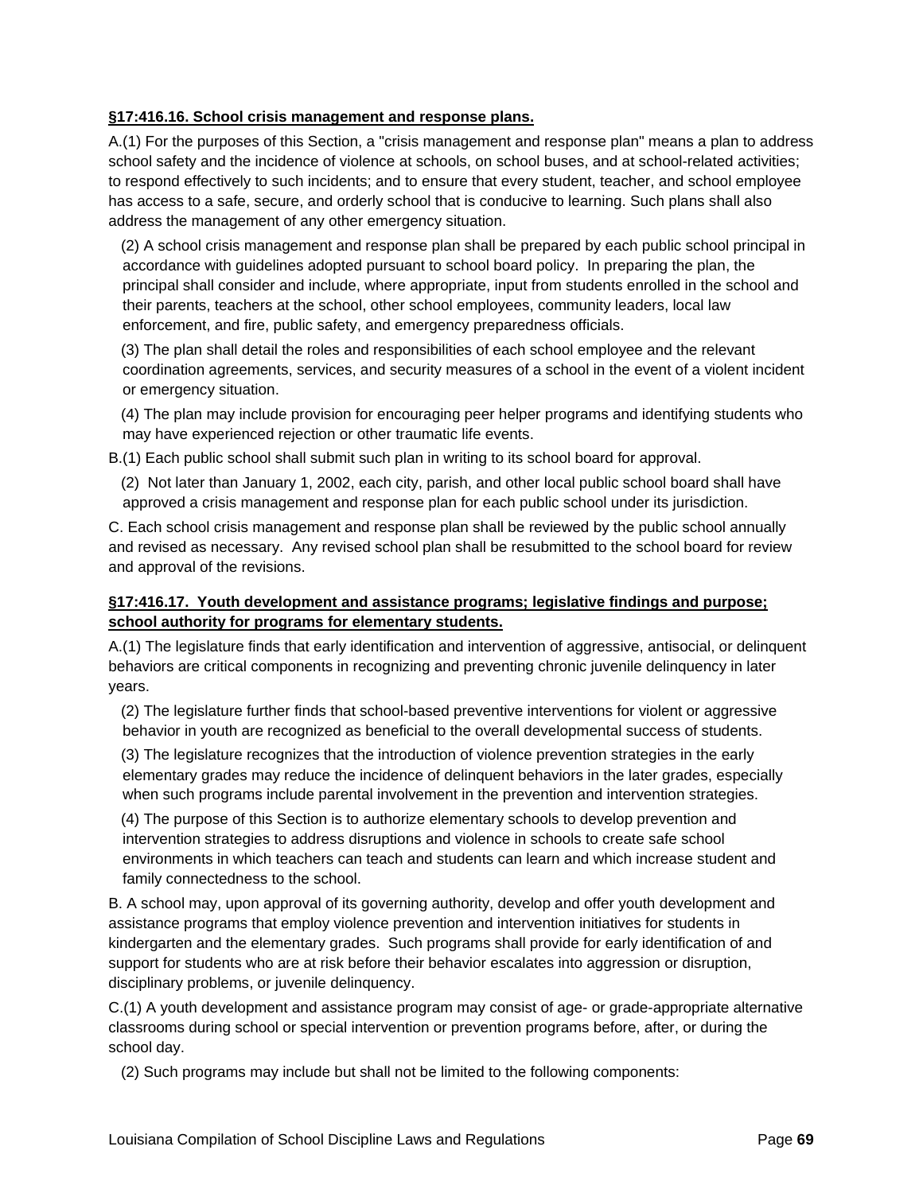**§17:416.16. School crisis management and response plans.**

A.(1) For the purposes of this Section, a "crisis management and response plan" means a plan to address school safety and the incidence of violence at schools, on school buses, and at school-related activities; to respond effectively to such incidents; and to ensure that every student, teacher, and school employee has access to a safe, secure, and orderly school that is conducive to learning. Such plans shall also address the management of any other emergency situation.

(2) A school crisis management and response plan shall be prepared by each public school principal in accordance with guidelines adopted pursuant to school board policy. In preparing the plan, the principal shall consider and include, where appropriate, input from students enrolled in the school and their parents, teachers at the school, other school employees, community leaders, local law enforcement, and fire, public safety, and emergency preparedness officials.

(3) The plan shall detail the roles and responsibilities of each school employee and the relevant coordination agreements, services, and security measures of a school in the event of a violent incident or emergency situation.

(4) The plan may include provision for encouraging peer helper programs and identifying students who may have experienced rejection or other traumatic life events.

B.(1) Each public school shall submit such plan in writing to its school board for approval.

(2) Not later than January 1, 2002, each city, parish, and other local public school board shall have approved a crisis management and response plan for each public school under its jurisdiction.

C. Each school crisis management and response plan shall be reviewed by the public school annually and revised as necessary. Any revised school plan shall be resubmitted to the school board for review and approval of the revisions.

**§17:416.17. Youth development and assistance programs; legislative findings and purpose; school authority for programs for elementary students.**

A.(1) The legislature finds that early identification and intervention of aggressive, antisocial, or delinquent behaviors are critical components in recognizing and preventing chronic juvenile delinquency in later years.

(2) The legislature further finds that school-based preventive interventions for violent or aggressive behavior in youth are recognized as beneficial to the overall developmental success of students.

(3) The legislature recognizes that the introduction of violence prevention strategies in the early elementary grades may reduce the incidence of delinquent behaviors in the later grades, especially when such programs include parental involvement in the prevention and intervention strategies.

(4) The purpose of this Section is to authorize elementary schools to develop prevention and intervention strategies to address disruptions and violence in schools to create safe school environments in which teachers can teach and students can learn and which increase student and family connectedness to the school.

B. A school may, upon approval of its governing authority, develop and offer youth development and assistance programs that employ violence prevention and intervention initiatives for students in kindergarten and the elementary grades. Such programs shall provide for early identification of and support for students who are at risk before their behavior escalates into aggression or disruption, disciplinary problems, or juvenile delinquency.

C.(1) A youth development and assistance program may consist of age- or grade-appropriate alternative classrooms during school or special intervention or prevention programs before, after, or during the school day.

(2) Such programs may include but shall not be limited to the following components: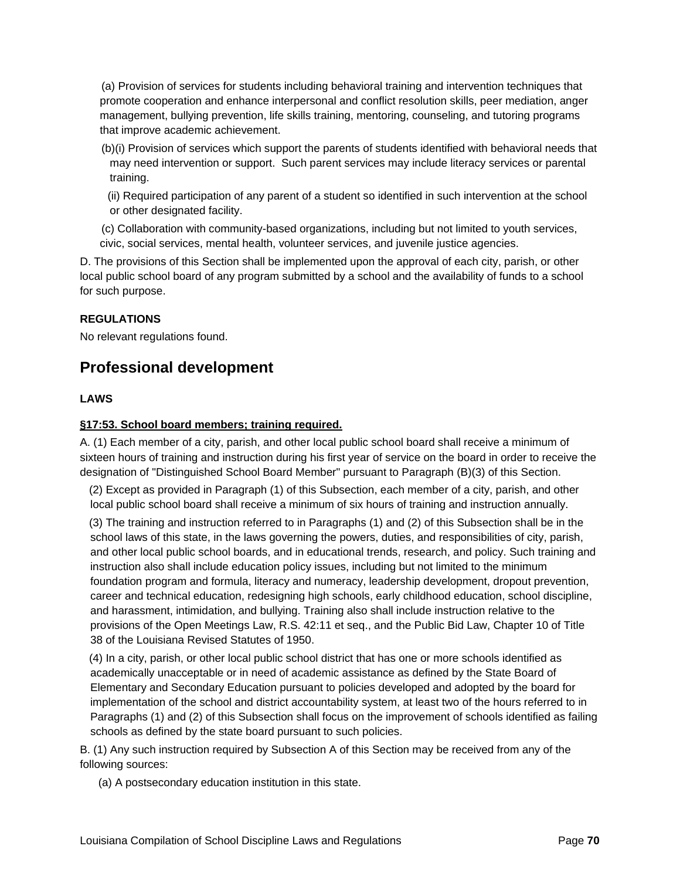(a) Provision of services for students including behavioral training and intervention techniques that promote cooperation and enhance interpersonal and conflict resolution skills, peer mediation, anger management, bullying prevention, life skills training, mentoring, counseling, and tutoring programs that improve academic achievement.

(b)(i) Provision of services which support the parents of students identified with behavioral needs that may need intervention or support. Such parent services may include literacy services or parental training.

(ii) Required participation of any parent of a student so identified in such intervention at the school or other designated facility.

(c) Collaboration with community-based organizations, including but not limited to youth services, civic, social services, mental health, volunteer services, and juvenile justice agencies.

D. The provisions of this Section shall be implemented upon the approval of each city, parish, or other local public school board of any program submitted by a school and the availability of funds to a school for such purpose.

**REGULATIONS**

No relevant regulations found.

## Professional development

**LAWS**

**§17:53. School board members; training required.**

A. (1) Each member of a city, parish, and other local public school board shall receive a minimum of sixteen hours of training and instruction during his first year of service on the board in order to receive the designation of "Distinguished School Board Member" pursuant to Paragraph (B)(3) of this Section.

(2) Except as provided in Paragraph (1) of this Subsection, each member of a city, parish, and other local public school board shall receive a minimum of six hours of training and instruction annually.

(3) The training and instruction referred to in Paragraphs (1) and (2) of this Subsection shall be in the school laws of this state, in the laws governing the powers, duties, and responsibilities of city, parish, and other local public school boards, and in educational trends, research, and policy. Such training and instruction also shall include education policy issues, including but not limited to the minimum foundation program and formula, literacy and numeracy, leadership development, dropout prevention, career and technical education, redesigning high schools, early childhood education, school discipline, and harassment, intimidation, and bullying. Training also shall include instruction relative to the provisions of the Open Meetings Law, R.S. 42:11 et seq., and the Public Bid Law, Chapter 10 of Title 38 of the Louisiana Revised Statutes of 1950.

(4) In a city, parish, or other local public school district that has one or more schools identified as academically unacceptable or in need of academic assistance as defined by the State Board of Elementary and Secondary Education pursuant to policies developed and adopted by the board for implementation of the school and district accountability system, at least two of the hours referred to in Paragraphs (1) and (2) of this Subsection shall focus on the improvement of schools identified as failing schools as defined by the state board pursuant to such policies.

B. (1) Any such instruction required by Subsection A of this Section may be received from any of the following sources:

(a) A postsecondary education institution in this state.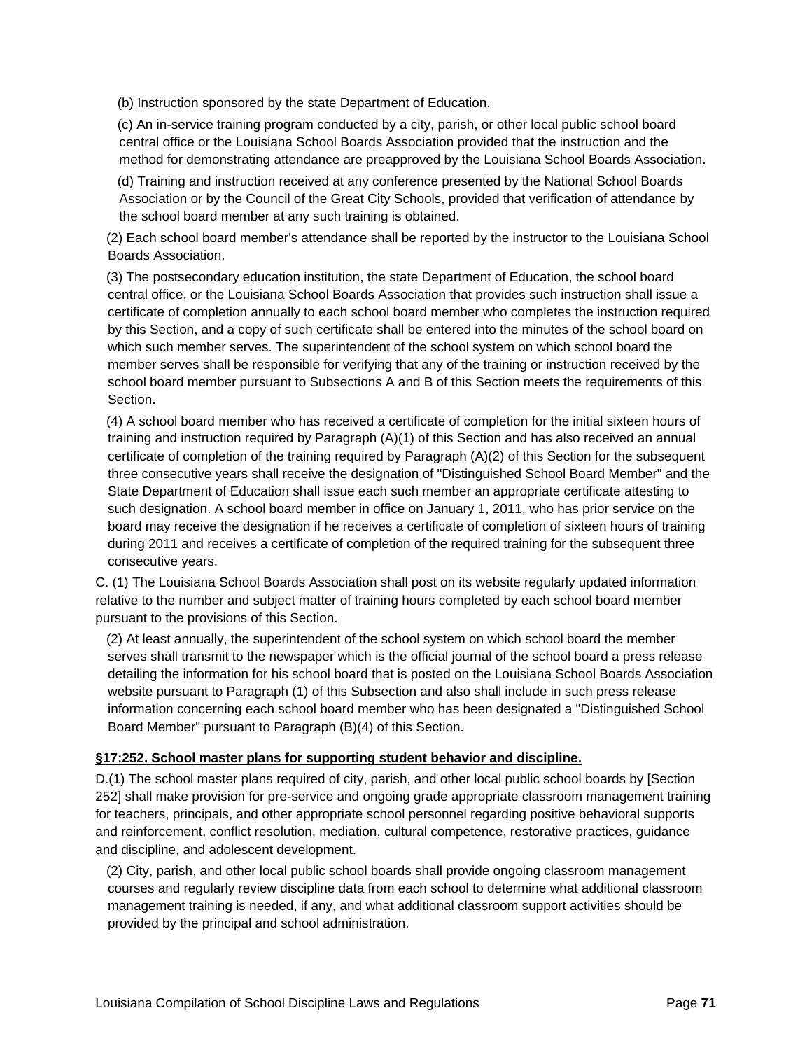(b) Instruction sponsored by the state Department of Education.

(c) An in-service training program conducted by a city, parish, or other local public school board central office or the Louisiana School Boards Association provided that the instruction and the method for demonstrating attendance are preapproved by the Louisiana School Boards Association.

(d) Training and instruction received at any conference presented by the National School Boards Association or by the Council of the Great City Schools, provided that verification of attendance by the school board member at any such training is obtained.

(2) Each school board member's attendance shall be reported by the instructor to the Louisiana School Boards Association.

(3) The postsecondary education institution, the state Department of Education, the school board central office, or the Louisiana School Boards Association that provides such instruction shall issue a certificate of completion annually to each school board member who completes the instruction required by this Section, and a copy of such certificate shall be entered into the minutes of the school board on which such member serves. The superintendent of the school system on which school board the member serves shall be responsible for verifying that any of the training or instruction received by the school board member pursuant to Subsections A and B of this Section meets the requirements of this Section.

(4) A school board member who has received a certificate of completion for the initial sixteen hours of training and instruction required by Paragraph (A)(1) of this Section and has also received an annual certificate of completion of the training required by Paragraph (A)(2) of this Section for the subsequent three consecutive years shall receive the designation of "Distinguished School Board Member" and the State Department of Education shall issue each such member an appropriate certificate attesting to such designation. A school board member in office on January 1, 2011, who has prior service on the board may receive the designation if he receives a certificate of completion of sixteen hours of training during 2011 and receives a certificate of completion of the required training for the subsequent three consecutive years.

C. (1) The Louisiana School Boards Association shall post on its website regularly updated information relative to the number and subject matter of training hours completed by each school board member pursuant to the provisions of this Section.

(2) At least annually, the superintendent of the school system on which school board the member serves shall transmit to the newspaper which is the official journal of the school board a press release detailing the information for his school board that is posted on the Louisiana School Boards Association website pursuant to Paragraph (1) of this Subsection and also shall include in such press release information concerning each school board member who has been designated a "Distinguished School Board Member" pursuant to Paragraph (B)(4) of this Section.

**§17:252. School master plans for supporting student behavior and discipline.**

D.(1) The school master plans required of city, parish, and other local public school boards by [Section 252] shall make provision for pre-service and ongoing grade appropriate classroom management training for teachers, principals, and other appropriate school personnel regarding positive behavioral supports and reinforcement, conflict resolution, mediation, cultural competence, restorative practices, guidance and discipline, and adolescent development.

(2) City, parish, and other local public school boards shall provide ongoing classroom management courses and regularly review discipline data from each school to determine what additional classroom management training is needed, if any, and what additional classroom support activities should be provided by the principal and school administration.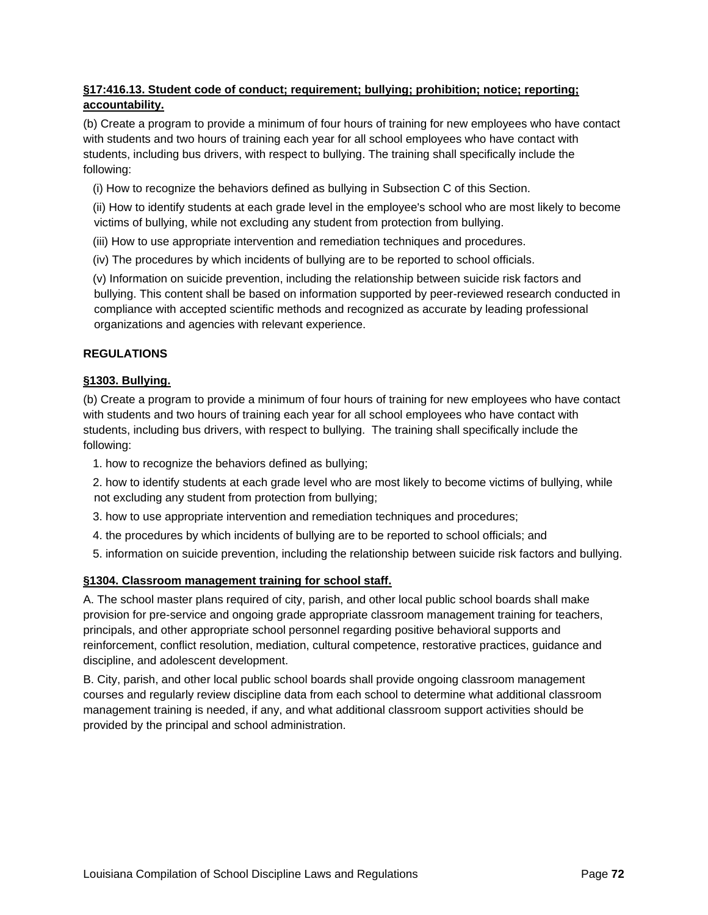**§17:416.13. Student code of conduct; requirement; bullying; prohibition; notice; reporting; accountability.**

(b) Create a program to provide a minimum of four hours of training for new employees who have contact with students and two hours of training each year for all school employees who have contact with students, including bus drivers, with respect to bullying. The training shall specifically include the following:

(i) How to recognize the behaviors defined as bullying in Subsection C of this Section.

(ii) How to identify students at each grade level in the employee's school who are most likely to become victims of bullying, while not excluding any student from protection from bullying.

(iii) How to use appropriate intervention and remediation techniques and procedures.

(iv) The procedures by which incidents of bullying are to be reported to school officials.

(v) Information on suicide prevention, including the relationship between suicide risk factors and bullying. This content shall be based on information supported by peer-reviewed research conducted in compliance with accepted scientific methods and recognized as accurate by leading professional organizations and agencies with relevant experience.

**REGULATIONS**

**§1303. Bullying.**

(b) Create a program to provide a minimum of four hours of training for new employees who have contact with students and two hours of training each year for all school employees who have contact with students, including bus drivers, with respect to bullying. The training shall specifically include the following:

1. how to recognize the behaviors defined as bullying;
2. how to identify students at each grade level who are most likely to become victims of bullying, while not excluding any student from protection from bullying;
3. how to use appropriate intervention and remediation techniques and procedures;
4. the procedures by which incidents of bullying are to be reported to school officials; and
5. information on suicide prevention, including the relationship between suicide risk factors and bullying.

**§1304. Classroom management training for school staff.**

A. The school master plans required of city, parish, and other local public school boards shall make provision for pre-service and ongoing grade appropriate classroom management training for teachers, principals, and other appropriate school personnel regarding positive behavioral supports and reinforcement, conflict resolution, mediation, cultural competence, restorative practices, guidance and discipline, and adolescent development.

B. City, parish, and other local public school boards shall provide ongoing classroom management courses and regularly review discipline data from each school to determine what additional classroom management training is needed, if any, and what additional classroom support activities should be provided by the principal and school administration.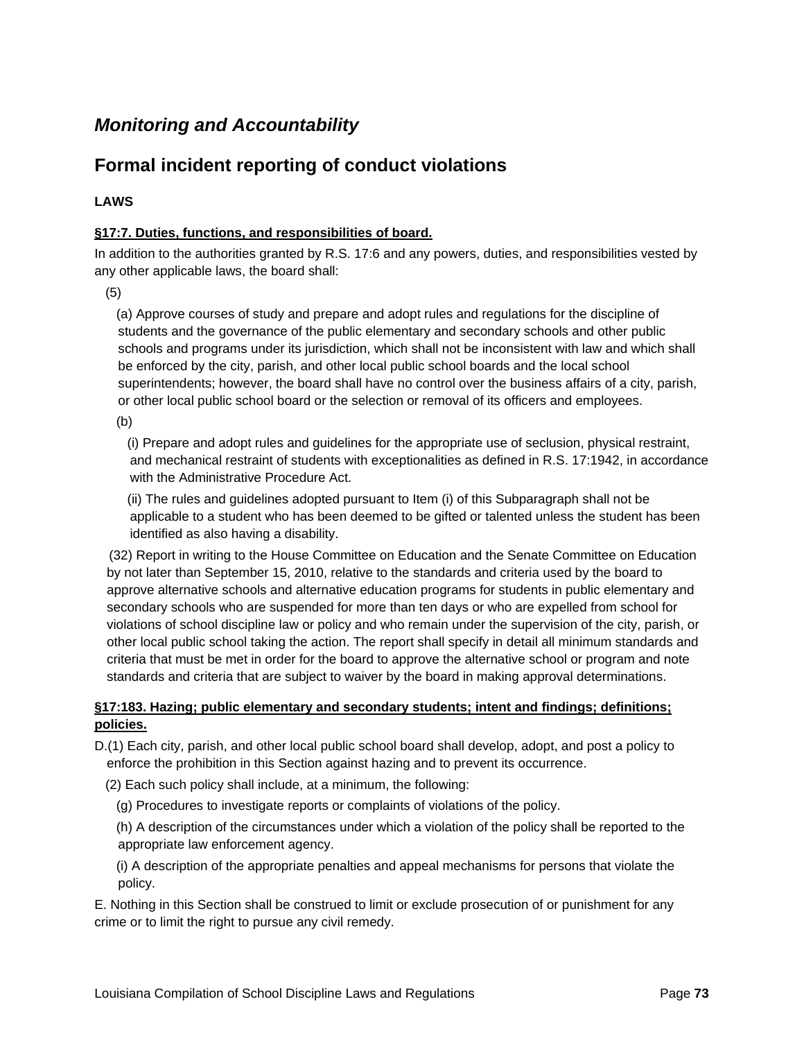## *Monitoring and Accountability*

## Formal incident reporting of conduct violations

### LAWS

**§17:7. Duties, functions, and responsibilities of board.**

In addition to the authorities granted by R.S. 17:6 and any powers, duties, and responsibilities vested by any other applicable laws, the board shall:

(5)

(a) Approve courses of study and prepare and adopt rules and regulations for the discipline of students and the governance of the public elementary and secondary schools and other public schools and programs under its jurisdiction, which shall not be inconsistent with law and which shall be enforced by the city, parish, and other local public school boards and the local school superintendents; however, the board shall have no control over the business affairs of a city, parish, or other local public school board or the selection or removal of its officers and employees.

(b)

(i) Prepare and adopt rules and guidelines for the appropriate use of seclusion, physical restraint, and mechanical restraint of students with exceptionalities as defined in R.S. 17:1942, in accordance with the Administrative Procedure Act.

(ii) The rules and guidelines adopted pursuant to Item (i) of this Subparagraph shall not be applicable to a student who has been deemed to be gifted or talented unless the student has been identified as also having a disability.

(32) Report in writing to the House Committee on Education and the Senate Committee on Education by not later than September 15, 2010, relative to the standards and criteria used by the board to approve alternative schools and alternative education programs for students in public elementary and secondary schools who are suspended for more than ten days or who are expelled from school for violations of school discipline law or policy and who remain under the supervision of the city, parish, or other local public school taking the action. The report shall specify in detail all minimum standards and criteria that must be met in order for the board to approve the alternative school or program and note standards and criteria that are subject to waiver by the board in making approval determinations.

**§17:183. Hazing; public elementary and secondary students; intent and findings; definitions; policies.**

D.(1) Each city, parish, and other local public school board shall develop, adopt, and post a policy to enforce the prohibition in this Section against hazing and to prevent its occurrence.

(2) Each such policy shall include, at a minimum, the following:

(g) Procedures to investigate reports or complaints of violations of the policy.

(h) A description of the circumstances under which a violation of the policy shall be reported to the appropriate law enforcement agency.

(i) A description of the appropriate penalties and appeal mechanisms for persons that violate the policy.

E. Nothing in this Section shall be construed to limit or exclude prosecution of or punishment for any crime or to limit the right to pursue any civil remedy.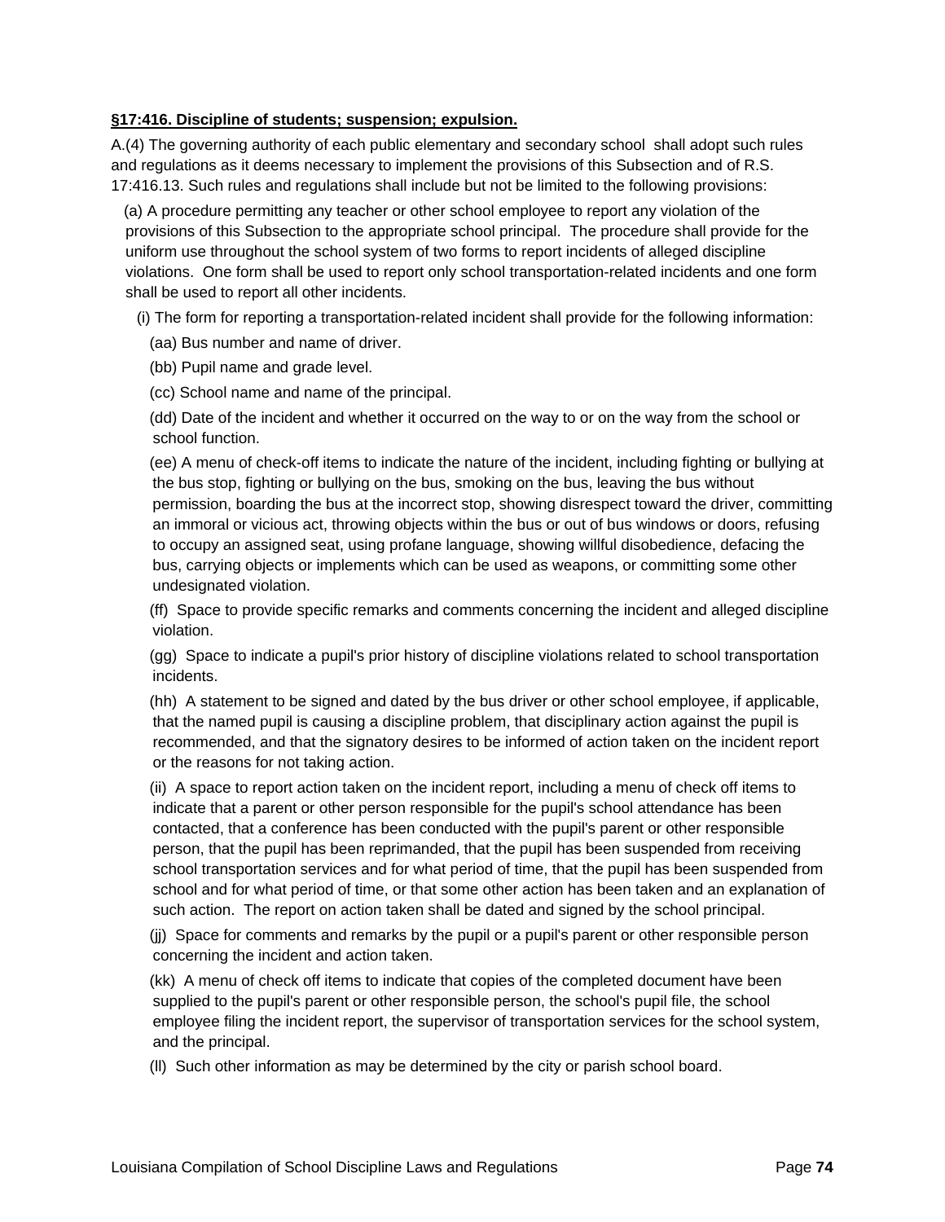**§17:416. Discipline of students; suspension; expulsion.**

A.(4) The governing authority of each public elementary and secondary school shall adopt such rules and regulations as it deems necessary to implement the provisions of this Subsection and of R.S. 17:416.13. Such rules and regulations shall include but not be limited to the following provisions:

(a) A procedure permitting any teacher or other school employee to report any violation of the provisions of this Subsection to the appropriate school principal. The procedure shall provide for the uniform use throughout the school system of two forms to report incidents of alleged discipline violations. One form shall be used to report only school transportation-related incidents and one form shall be used to report all other incidents.

(i) The form for reporting a transportation-related incident shall provide for the following information:

(aa) Bus number and name of driver.

(bb) Pupil name and grade level.

(cc) School name and name of the principal.

(dd) Date of the incident and whether it occurred on the way to or on the way from the school or school function.

(ee) A menu of check-off items to indicate the nature of the incident, including fighting or bullying at the bus stop, fighting or bullying on the bus, smoking on the bus, leaving the bus without permission, boarding the bus at the incorrect stop, showing disrespect toward the driver, committing an immoral or vicious act, throwing objects within the bus or out of bus windows or doors, refusing to occupy an assigned seat, using profane language, showing willful disobedience, defacing the bus, carrying objects or implements which can be used as weapons, or committing some other undesignated violation.

(ff) Space to provide specific remarks and comments concerning the incident and alleged discipline violation.

(gg) Space to indicate a pupil's prior history of discipline violations related to school transportation incidents.

(hh) A statement to be signed and dated by the bus driver or other school employee, if applicable, that the named pupil is causing a discipline problem, that disciplinary action against the pupil is recommended, and that the signatory desires to be informed of action taken on the incident report or the reasons for not taking action.

(ii) A space to report action taken on the incident report, including a menu of check off items to indicate that a parent or other person responsible for the pupil's school attendance has been contacted, that a conference has been conducted with the pupil's parent or other responsible person, that the pupil has been reprimanded, that the pupil has been suspended from receiving school transportation services and for what period of time, that the pupil has been suspended from school and for what period of time, or that some other action has been taken and an explanation of such action. The report on action taken shall be dated and signed by the school principal.

(jj) Space for comments and remarks by the pupil or a pupil's parent or other responsible person concerning the incident and action taken.

(kk) A menu of check off items to indicate that copies of the completed document have been supplied to the pupil's parent or other responsible person, the school's pupil file, the school employee filing the incident report, the supervisor of transportation services for the school system, and the principal.

(ll) Such other information as may be determined by the city or parish school board.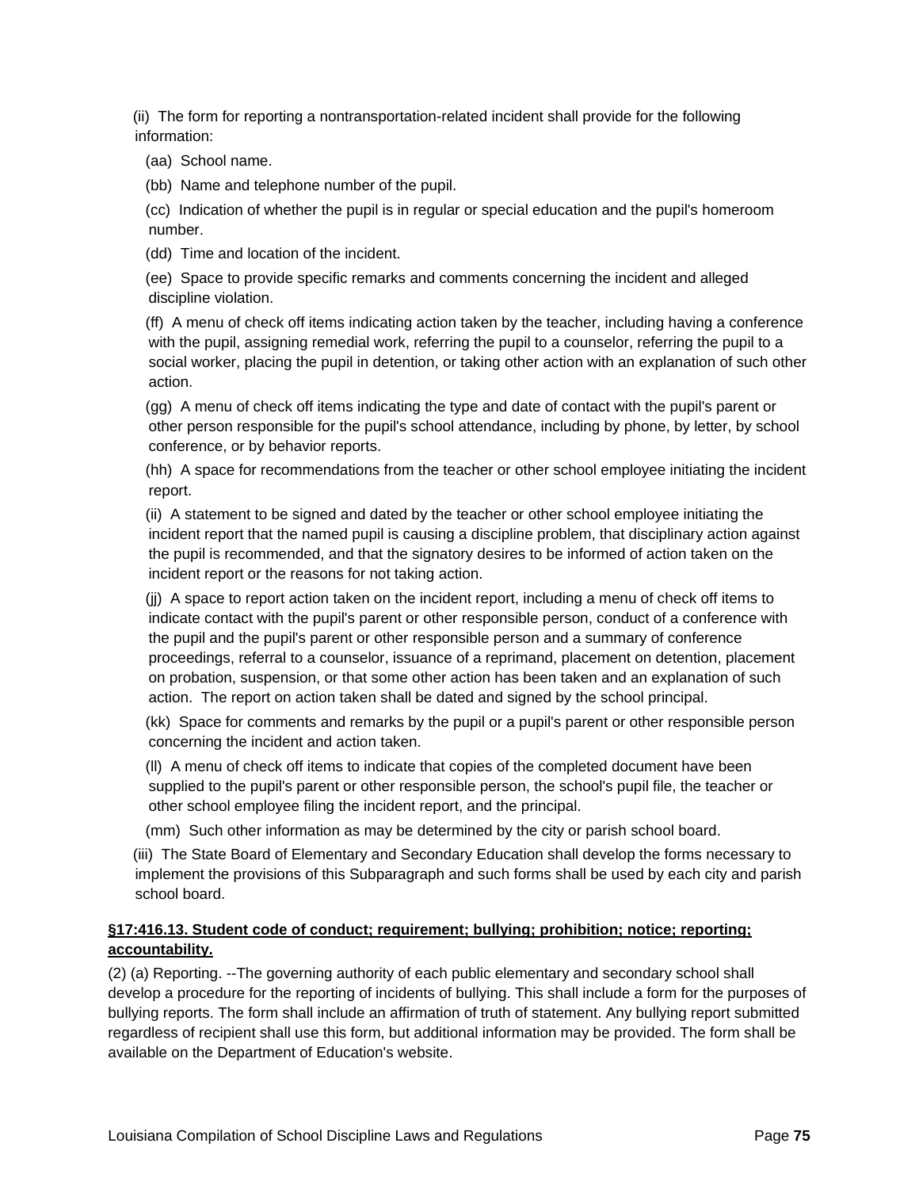(ii) The form for reporting a nontransportation-related incident shall provide for the following information:

(aa) School name.

(bb) Name and telephone number of the pupil.

(cc) Indication of whether the pupil is in regular or special education and the pupil's homeroom number.

(dd) Time and location of the incident.

(ee) Space to provide specific remarks and comments concerning the incident and alleged discipline violation.

(ff) A menu of check off items indicating action taken by the teacher, including having a conference with the pupil, assigning remedial work, referring the pupil to a counselor, referring the pupil to a social worker, placing the pupil in detention, or taking other action with an explanation of such other action.

(gg) A menu of check off items indicating the type and date of contact with the pupil's parent or other person responsible for the pupil's school attendance, including by phone, by letter, by school conference, or by behavior reports.

(hh) A space for recommendations from the teacher or other school employee initiating the incident report.

(ii) A statement to be signed and dated by the teacher or other school employee initiating the incident report that the named pupil is causing a discipline problem, that disciplinary action against the pupil is recommended, and that the signatory desires to be informed of action taken on the incident report or the reasons for not taking action.

(jj) A space to report action taken on the incident report, including a menu of check off items to indicate contact with the pupil's parent or other responsible person, conduct of a conference with the pupil and the pupil's parent or other responsible person and a summary of conference proceedings, referral to a counselor, issuance of a reprimand, placement on detention, placement on probation, suspension, or that some other action has been taken and an explanation of such action. The report on action taken shall be dated and signed by the school principal.

(kk) Space for comments and remarks by the pupil or a pupil's parent or other responsible person concerning the incident and action taken.

(ll) A menu of check off items to indicate that copies of the completed document have been supplied to the pupil's parent or other responsible person, the school's pupil file, the teacher or other school employee filing the incident report, and the principal.

(mm) Such other information as may be determined by the city or parish school board.

(iii) The State Board of Elementary and Secondary Education shall develop the forms necessary to implement the provisions of this Subparagraph and such forms shall be used by each city and parish school board.

**§17:416.13. Student code of conduct; requirement; bullying; prohibition; notice; reporting; accountability.**

(2) (a) Reporting. --The governing authority of each public elementary and secondary school shall develop a procedure for the reporting of incidents of bullying. This shall include a form for the purposes of bullying reports. The form shall include an affirmation of truth of statement. Any bullying report submitted regardless of recipient shall use this form, but additional information may be provided. The form shall be available on the Department of Education's website.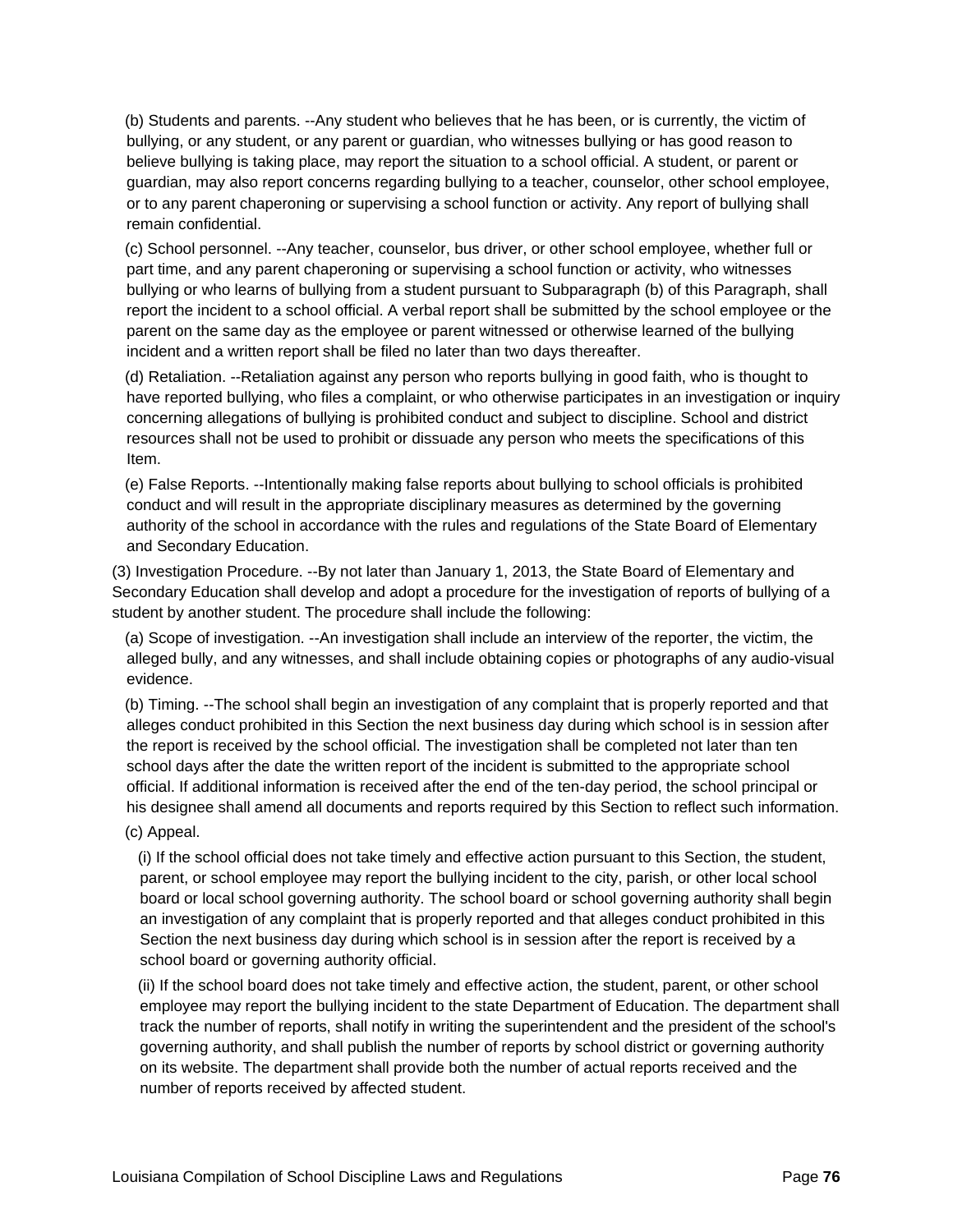(b) Students and parents. --Any student who believes that he has been, or is currently, the victim of bullying, or any student, or any parent or guardian, who witnesses bullying or has good reason to believe bullying is taking place, may report the situation to a school official. A student, or parent or guardian, may also report concerns regarding bullying to a teacher, counselor, other school employee, or to any parent chaperoning or supervising a school function or activity. Any report of bullying shall remain confidential.

(c) School personnel. --Any teacher, counselor, bus driver, or other school employee, whether full or part time, and any parent chaperoning or supervising a school function or activity, who witnesses bullying or who learns of bullying from a student pursuant to Subparagraph (b) of this Paragraph, shall report the incident to a school official. A verbal report shall be submitted by the school employee or the parent on the same day as the employee or parent witnessed or otherwise learned of the bullying incident and a written report shall be filed no later than two days thereafter.

(d) Retaliation. --Retaliation against any person who reports bullying in good faith, who is thought to have reported bullying, who files a complaint, or who otherwise participates in an investigation or inquiry concerning allegations of bullying is prohibited conduct and subject to discipline. School and district resources shall not be used to prohibit or dissuade any person who meets the specifications of this Item.

(e) False Reports. --Intentionally making false reports about bullying to school officials is prohibited conduct and will result in the appropriate disciplinary measures as determined by the governing authority of the school in accordance with the rules and regulations of the State Board of Elementary and Secondary Education.

(3) Investigation Procedure. --By not later than January 1, 2013, the State Board of Elementary and Secondary Education shall develop and adopt a procedure for the investigation of reports of bullying of a student by another student. The procedure shall include the following:

(a) Scope of investigation. --An investigation shall include an interview of the reporter, the victim, the alleged bully, and any witnesses, and shall include obtaining copies or photographs of any audio-visual evidence.

(b) Timing. --The school shall begin an investigation of any complaint that is properly reported and that alleges conduct prohibited in this Section the next business day during which school is in session after the report is received by the school official. The investigation shall be completed not later than ten school days after the date the written report of the incident is submitted to the appropriate school official. If additional information is received after the end of the ten-day period, the school principal or his designee shall amend all documents and reports required by this Section to reflect such information.

(c) Appeal.

(i) If the school official does not take timely and effective action pursuant to this Section, the student, parent, or school employee may report the bullying incident to the city, parish, or other local school board or local school governing authority. The school board or school governing authority shall begin an investigation of any complaint that is properly reported and that alleges conduct prohibited in this Section the next business day during which school is in session after the report is received by a school board or governing authority official.

(ii) If the school board does not take timely and effective action, the student, parent, or other school employee may report the bullying incident to the state Department of Education. The department shall track the number of reports, shall notify in writing the superintendent and the president of the school's governing authority, and shall publish the number of reports by school district or governing authority on its website. The department shall provide both the number of actual reports received and the number of reports received by affected student.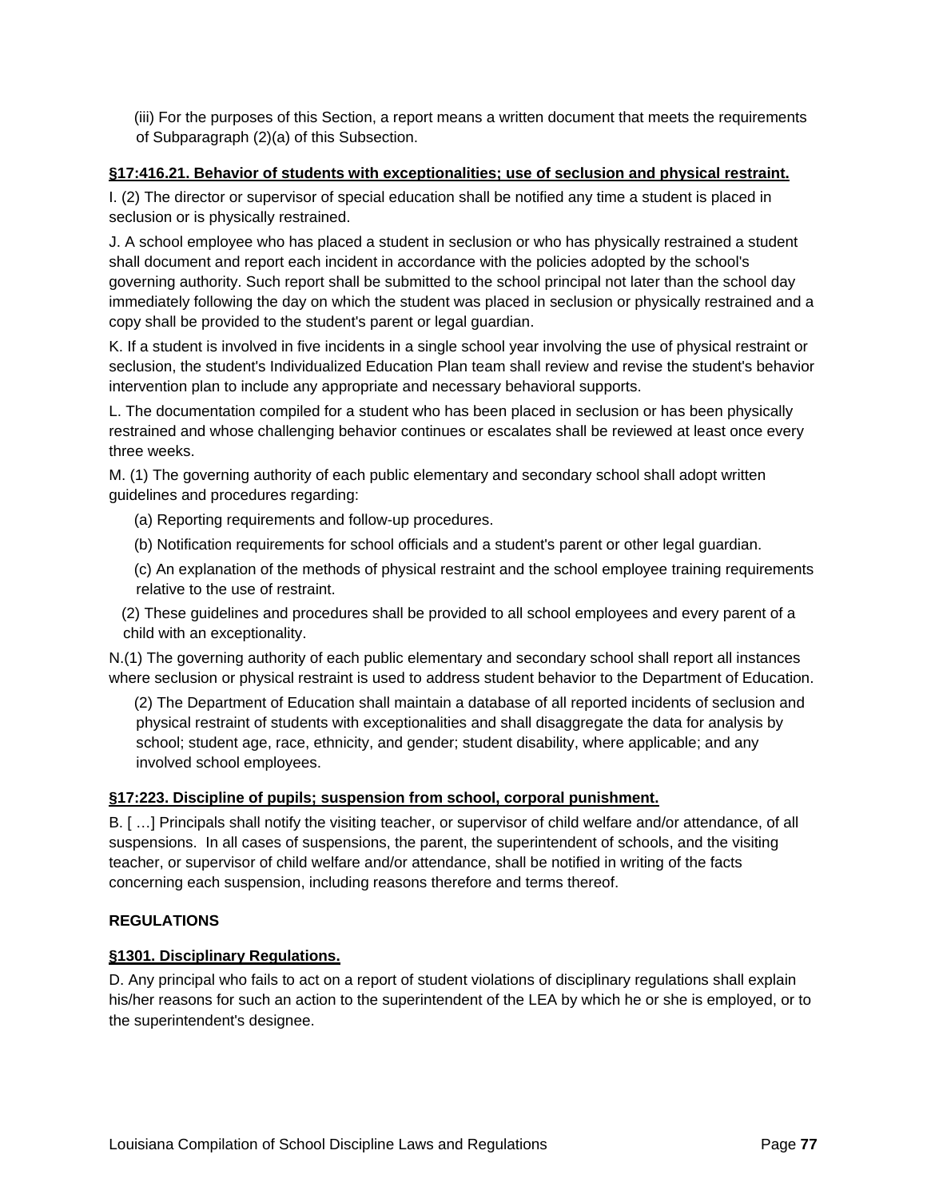(iii) For the purposes of this Section, a report means a written document that meets the requirements of Subparagraph (2)(a) of this Subsection.

**§17:416.21. Behavior of students with exceptionalities; use of seclusion and physical restraint.**

I. (2) The director or supervisor of special education shall be notified any time a student is placed in seclusion or is physically restrained.

J. A school employee who has placed a student in seclusion or who has physically restrained a student shall document and report each incident in accordance with the policies adopted by the school's governing authority. Such report shall be submitted to the school principal not later than the school day immediately following the day on which the student was placed in seclusion or physically restrained and a copy shall be provided to the student's parent or legal guardian.

K. If a student is involved in five incidents in a single school year involving the use of physical restraint or seclusion, the student's Individualized Education Plan team shall review and revise the student's behavior intervention plan to include any appropriate and necessary behavioral supports.

L. The documentation compiled for a student who has been placed in seclusion or has been physically restrained and whose challenging behavior continues or escalates shall be reviewed at least once every three weeks.

M. (1) The governing authority of each public elementary and secondary school shall adopt written guidelines and procedures regarding:

(a) Reporting requirements and follow-up procedures.

(b) Notification requirements for school officials and a student's parent or other legal guardian.

(c) An explanation of the methods of physical restraint and the school employee training requirements relative to the use of restraint.

(2) These guidelines and procedures shall be provided to all school employees and every parent of a child with an exceptionality.

N.(1) The governing authority of each public elementary and secondary school shall report all instances where seclusion or physical restraint is used to address student behavior to the Department of Education.

(2) The Department of Education shall maintain a database of all reported incidents of seclusion and physical restraint of students with exceptionalities and shall disaggregate the data for analysis by school; student age, race, ethnicity, and gender; student disability, where applicable; and any involved school employees.

**§17:223. Discipline of pupils; suspension from school, corporal punishment.**

B. [ …] Principals shall notify the visiting teacher, or supervisor of child welfare and/or attendance, of all suspensions. In all cases of suspensions, the parent, the superintendent of schools, and the visiting teacher, or supervisor of child welfare and/or attendance, shall be notified in writing of the facts concerning each suspension, including reasons therefore and terms thereof.

**REGULATIONS**

**§1301. Disciplinary Regulations.**

D. Any principal who fails to act on a report of student violations of disciplinary regulations shall explain his/her reasons for such an action to the superintendent of the LEA by which he or she is employed, or to the superintendent's designee.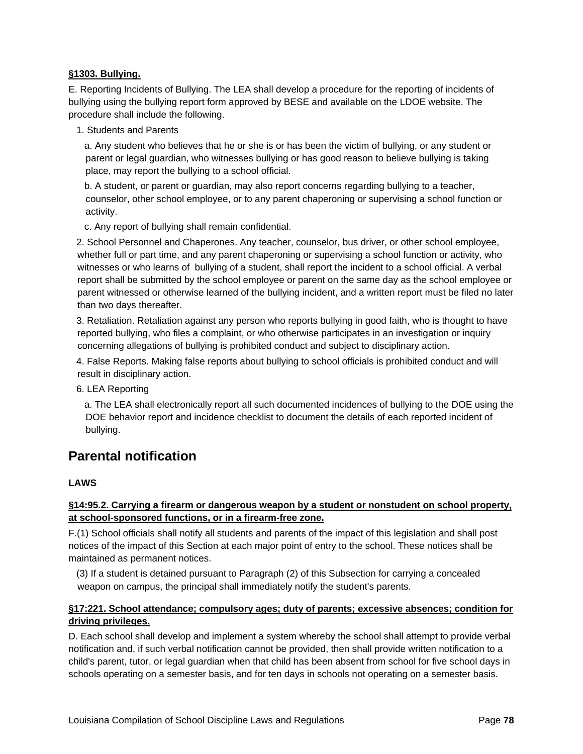**§1303. Bullying.**

E. Reporting Incidents of Bullying. The LEA shall develop a procedure for the reporting of incidents of bullying using the bullying report form approved by BESE and available on the LDOE website. The procedure shall include the following.

1. Students and Parents

   a. Any student who believes that he or she is or has been the victim of bullying, or any student or parent or legal guardian, who witnesses bullying or has good reason to believe bullying is taking place, may report the bullying to a school official.

   b. A student, or parent or guardian, may also report concerns regarding bullying to a teacher, counselor, other school employee, or to any parent chaperoning or supervising a school function or activity.

   c. Any report of bullying shall remain confidential.

2. School Personnel and Chaperones. Any teacher, counselor, bus driver, or other school employee, whether full or part time, and any parent chaperoning or supervising a school function or activity, who witnesses or who learns of bullying of a student, shall report the incident to a school official. A verbal report shall be submitted by the school employee or parent on the same day as the school employee or parent witnessed or otherwise learned of the bullying incident, and a written report must be filed no later than two days thereafter.

3. Retaliation. Retaliation against any person who reports bullying in good faith, who is thought to have reported bullying, who files a complaint, or who otherwise participates in an investigation or inquiry concerning allegations of bullying is prohibited conduct and subject to disciplinary action.

4. False Reports. Making false reports about bullying to school officials is prohibited conduct and will result in disciplinary action.

6. LEA Reporting

   a. The LEA shall electronically report all such documented incidences of bullying to the DOE using the DOE behavior report and incidence checklist to document the details of each reported incident of bullying.

## Parental notification

**LAWS**

**§14:95.2. Carrying a firearm or dangerous weapon by a student or nonstudent on school property, at school-sponsored functions, or in a firearm-free zone.**

F.(1) School officials shall notify all students and parents of the impact of this legislation and shall post notices of the impact of this Section at each major point of entry to the school. These notices shall be maintained as permanent notices.

(3) If a student is detained pursuant to Paragraph (2) of this Subsection for carrying a concealed weapon on campus, the principal shall immediately notify the student's parents.

**§17:221. School attendance; compulsory ages; duty of parents; excessive absences; condition for driving privileges.**

D. Each school shall develop and implement a system whereby the school shall attempt to provide verbal notification and, if such verbal notification cannot be provided, then shall provide written notification to a child's parent, tutor, or legal guardian when that child has been absent from school for five school days in schools operating on a semester basis, and for ten days in schools not operating on a semester basis.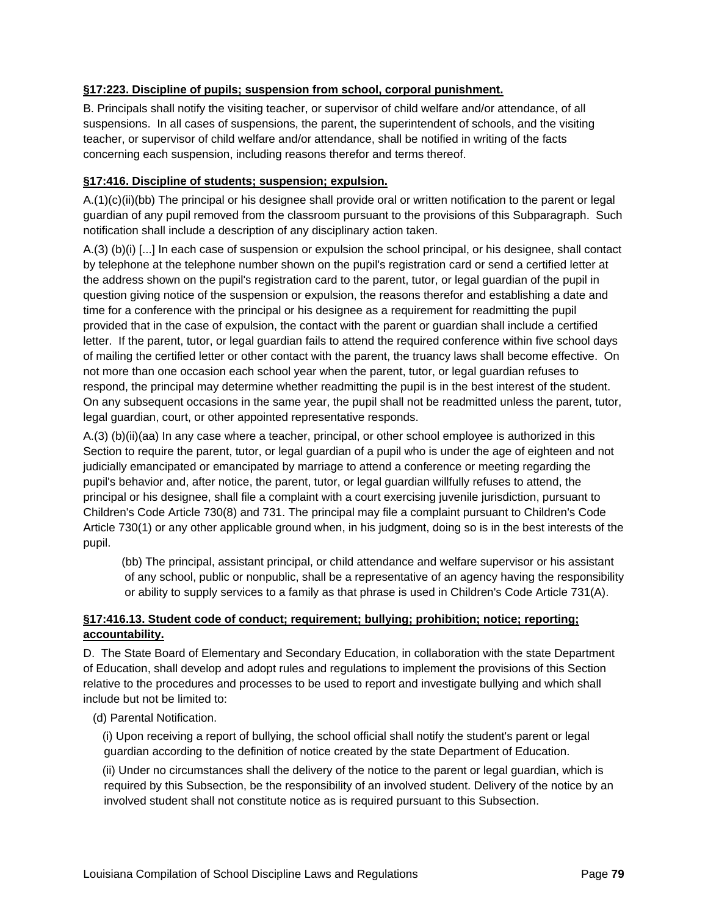**§17:223. Discipline of pupils; suspension from school, corporal punishment.**

B. Principals shall notify the visiting teacher, or supervisor of child welfare and/or attendance, of all suspensions. In all cases of suspensions, the parent, the superintendent of schools, and the visiting teacher, or supervisor of child welfare and/or attendance, shall be notified in writing of the facts concerning each suspension, including reasons therefor and terms thereof.

**§17:416. Discipline of students; suspension; expulsion.**

A.(1)(c)(ii)(bb) The principal or his designee shall provide oral or written notification to the parent or legal guardian of any pupil removed from the classroom pursuant to the provisions of this Subparagraph. Such notification shall include a description of any disciplinary action taken.

A.(3) (b)(i) [...] In each case of suspension or expulsion the school principal, or his designee, shall contact by telephone at the telephone number shown on the pupil's registration card or send a certified letter at the address shown on the pupil's registration card to the parent, tutor, or legal guardian of the pupil in question giving notice of the suspension or expulsion, the reasons therefor and establishing a date and time for a conference with the principal or his designee as a requirement for readmitting the pupil provided that in the case of expulsion, the contact with the parent or guardian shall include a certified letter. If the parent, tutor, or legal guardian fails to attend the required conference within five school days of mailing the certified letter or other contact with the parent, the truancy laws shall become effective. On not more than one occasion each school year when the parent, tutor, or legal guardian refuses to respond, the principal may determine whether readmitting the pupil is in the best interest of the student. On any subsequent occasions in the same year, the pupil shall not be readmitted unless the parent, tutor, legal guardian, court, or other appointed representative responds.

A.(3) (b)(ii)(aa) In any case where a teacher, principal, or other school employee is authorized in this Section to require the parent, tutor, or legal guardian of a pupil who is under the age of eighteen and not judicially emancipated or emancipated by marriage to attend a conference or meeting regarding the pupil's behavior and, after notice, the parent, tutor, or legal guardian willfully refuses to attend, the principal or his designee, shall file a complaint with a court exercising juvenile jurisdiction, pursuant to Children's Code Article 730(8) and 731. The principal may file a complaint pursuant to Children's Code Article 730(1) or any other applicable ground when, in his judgment, doing so is in the best interests of the pupil.

(bb) The principal, assistant principal, or child attendance and welfare supervisor or his assistant of any school, public or nonpublic, shall be a representative of an agency having the responsibility or ability to supply services to a family as that phrase is used in Children's Code Article 731(A).

**§17:416.13. Student code of conduct; requirement; bullying; prohibition; notice; reporting; accountability.**

D. The State Board of Elementary and Secondary Education, in collaboration with the state Department of Education, shall develop and adopt rules and regulations to implement the provisions of this Section relative to the procedures and processes to be used to report and investigate bullying and which shall include but not be limited to:

(d) Parental Notification.

(i) Upon receiving a report of bullying, the school official shall notify the student's parent or legal guardian according to the definition of notice created by the state Department of Education.

(ii) Under no circumstances shall the delivery of the notice to the parent or legal guardian, which is required by this Subsection, be the responsibility of an involved student. Delivery of the notice by an involved student shall not constitute notice as is required pursuant to this Subsection.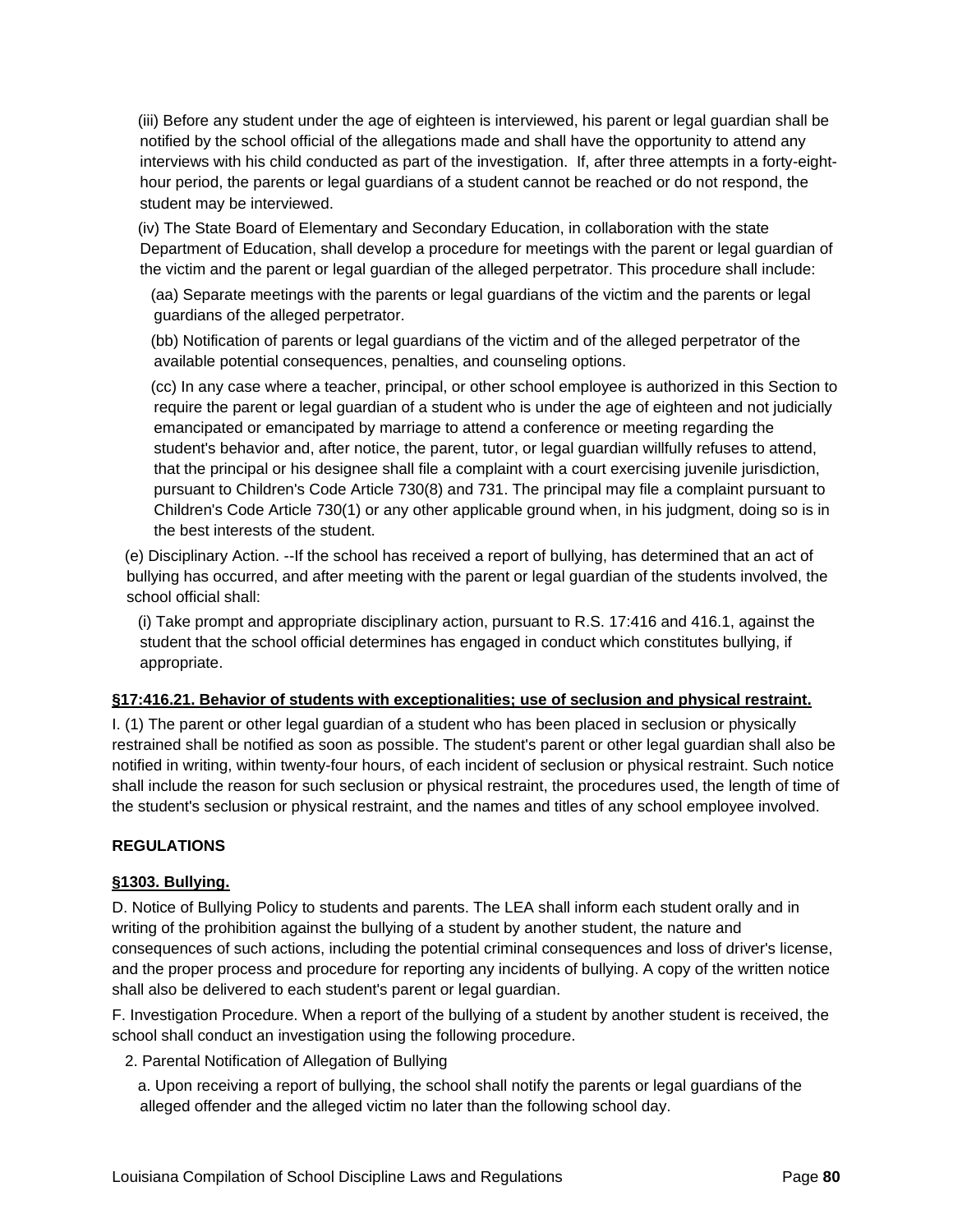(iii) Before any student under the age of eighteen is interviewed, his parent or legal guardian shall be notified by the school official of the allegations made and shall have the opportunity to attend any interviews with his child conducted as part of the investigation. If, after three attempts in a forty-eight-hour period, the parents or legal guardians of a student cannot be reached or do not respond, the student may be interviewed.

(iv) The State Board of Elementary and Secondary Education, in collaboration with the state Department of Education, shall develop a procedure for meetings with the parent or legal guardian of the victim and the parent or legal guardian of the alleged perpetrator. This procedure shall include:

(aa) Separate meetings with the parents or legal guardians of the victim and the parents or legal guardians of the alleged perpetrator.

(bb) Notification of parents or legal guardians of the victim and of the alleged perpetrator of the available potential consequences, penalties, and counseling options.

(cc) In any case where a teacher, principal, or other school employee is authorized in this Section to require the parent or legal guardian of a student who is under the age of eighteen and not judicially emancipated or emancipated by marriage to attend a conference or meeting regarding the student's behavior and, after notice, the parent, tutor, or legal guardian willfully refuses to attend, that the principal or his designee shall file a complaint with a court exercising juvenile jurisdiction, pursuant to Children's Code Article 730(8) and 731. The principal may file a complaint pursuant to Children's Code Article 730(1) or any other applicable ground when, in his judgment, doing so is in the best interests of the student.

(e) Disciplinary Action. --If the school has received a report of bullying, has determined that an act of bullying has occurred, and after meeting with the parent or legal guardian of the students involved, the school official shall:

(i) Take prompt and appropriate disciplinary action, pursuant to R.S. 17:416 and 416.1, against the student that the school official determines has engaged in conduct which constitutes bullying, if appropriate.

**§17:416.21. Behavior of students with exceptionalities; use of seclusion and physical restraint.**

I. (1) The parent or other legal guardian of a student who has been placed in seclusion or physically restrained shall be notified as soon as possible. The student's parent or other legal guardian shall also be notified in writing, within twenty-four hours, of each incident of seclusion or physical restraint. Such notice shall include the reason for such seclusion or physical restraint, the procedures used, the length of time of the student's seclusion or physical restraint, and the names and titles of any school employee involved.

**REGULATIONS**

**§1303. Bullying.**

D. Notice of Bullying Policy to students and parents. The LEA shall inform each student orally and in writing of the prohibition against the bullying of a student by another student, the nature and consequences of such actions, including the potential criminal consequences and loss of driver's license, and the proper process and procedure for reporting any incidents of bullying. A copy of the written notice shall also be delivered to each student's parent or legal guardian.

F. Investigation Procedure. When a report of the bullying of a student by another student is received, the school shall conduct an investigation using the following procedure.

2. Parental Notification of Allegation of Bullying

a. Upon receiving a report of bullying, the school shall notify the parents or legal guardians of the alleged offender and the alleged victim no later than the following school day.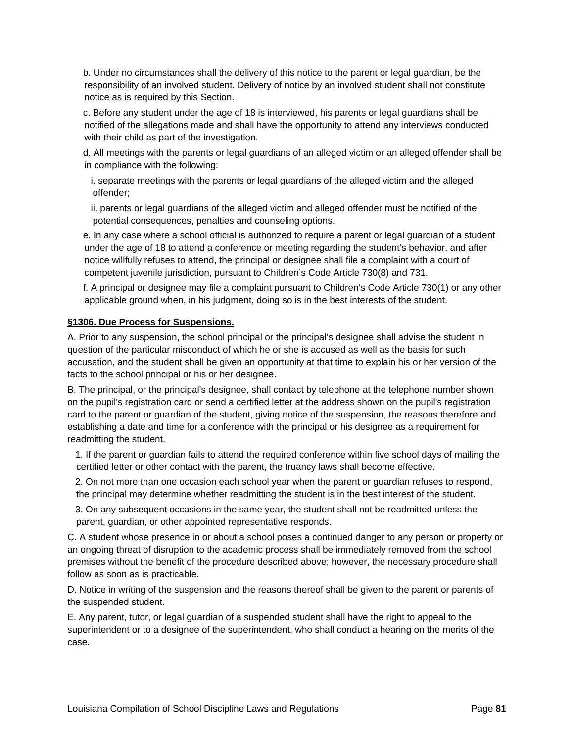b. Under no circumstances shall the delivery of this notice to the parent or legal guardian, be the responsibility of an involved student. Delivery of notice by an involved student shall not constitute notice as is required by this Section.

c. Before any student under the age of 18 is interviewed, his parents or legal guardians shall be notified of the allegations made and shall have the opportunity to attend any interviews conducted with their child as part of the investigation.

d. All meetings with the parents or legal guardians of an alleged victim or an alleged offender shall be in compliance with the following:

i. separate meetings with the parents or legal guardians of the alleged victim and the alleged offender;

ii. parents or legal guardians of the alleged victim and alleged offender must be notified of the potential consequences, penalties and counseling options.

e. In any case where a school official is authorized to require a parent or legal guardian of a student under the age of 18 to attend a conference or meeting regarding the student's behavior, and after notice willfully refuses to attend, the principal or designee shall file a complaint with a court of competent juvenile jurisdiction, pursuant to Children's Code Article 730(8) and 731.

f. A principal or designee may file a complaint pursuant to Children's Code Article 730(1) or any other applicable ground when, in his judgment, doing so is in the best interests of the student.

**§1306. Due Process for Suspensions.**

A. Prior to any suspension, the school principal or the principal's designee shall advise the student in question of the particular misconduct of which he or she is accused as well as the basis for such accusation, and the student shall be given an opportunity at that time to explain his or her version of the facts to the school principal or his or her designee.

B. The principal, or the principal's designee, shall contact by telephone at the telephone number shown on the pupil's registration card or send a certified letter at the address shown on the pupil's registration card to the parent or guardian of the student, giving notice of the suspension, the reasons therefore and establishing a date and time for a conference with the principal or his designee as a requirement for readmitting the student.

1. If the parent or guardian fails to attend the required conference within five school days of mailing the certified letter or other contact with the parent, the truancy laws shall become effective.

2. On not more than one occasion each school year when the parent or guardian refuses to respond, the principal may determine whether readmitting the student is in the best interest of the student.

3. On any subsequent occasions in the same year, the student shall not be readmitted unless the parent, guardian, or other appointed representative responds.

C. A student whose presence in or about a school poses a continued danger to any person or property or an ongoing threat of disruption to the academic process shall be immediately removed from the school premises without the benefit of the procedure described above; however, the necessary procedure shall follow as soon as is practicable.

D. Notice in writing of the suspension and the reasons thereof shall be given to the parent or parents of the suspended student.

E. Any parent, tutor, or legal guardian of a suspended student shall have the right to appeal to the superintendent or to a designee of the superintendent, who shall conduct a hearing on the merits of the case.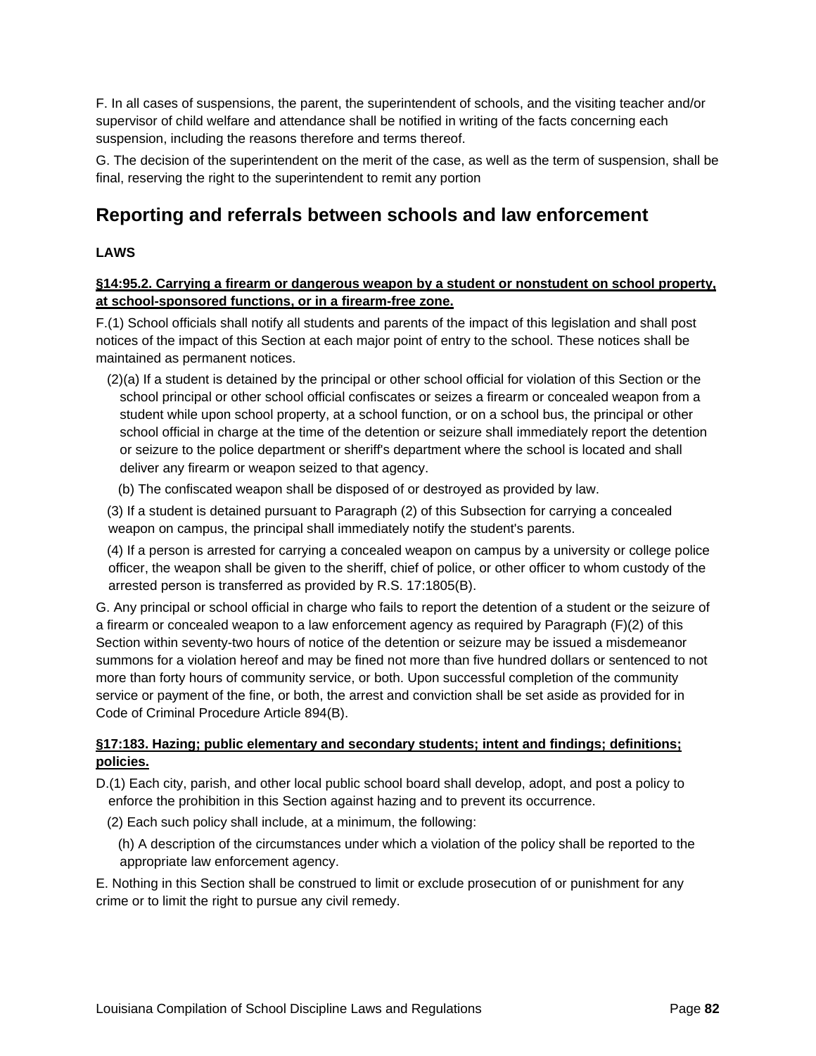F. In all cases of suspensions, the parent, the superintendent of schools, and the visiting teacher and/or supervisor of child welfare and attendance shall be notified in writing of the facts concerning each suspension, including the reasons therefore and terms thereof.

G. The decision of the superintendent on the merit of the case, as well as the term of suspension, shall be final, reserving the right to the superintendent to remit any portion

## Reporting and referrals between schools and law enforcement

**LAWS**

**§14:95.2. Carrying a firearm or dangerous weapon by a student or nonstudent on school property, at school-sponsored functions, or in a firearm-free zone.**

F.(1) School officials shall notify all students and parents of the impact of this legislation and shall post notices of the impact of this Section at each major point of entry to the school. These notices shall be maintained as permanent notices.

(2)(a) If a student is detained by the principal or other school official for violation of this Section or the school principal or other school official confiscates or seizes a firearm or concealed weapon from a student while upon school property, at a school function, or on a school bus, the principal or other school official in charge at the time of the detention or seizure shall immediately report the detention or seizure to the police department or sheriff's department where the school is located and shall deliver any firearm or weapon seized to that agency.

(b) The confiscated weapon shall be disposed of or destroyed as provided by law.

(3) If a student is detained pursuant to Paragraph (2) of this Subsection for carrying a concealed weapon on campus, the principal shall immediately notify the student's parents.

(4) If a person is arrested for carrying a concealed weapon on campus by a university or college police officer, the weapon shall be given to the sheriff, chief of police, or other officer to whom custody of the arrested person is transferred as provided by R.S. 17:1805(B).

G. Any principal or school official in charge who fails to report the detention of a student or the seizure of a firearm or concealed weapon to a law enforcement agency as required by Paragraph (F)(2) of this Section within seventy-two hours of notice of the detention or seizure may be issued a misdemeanor summons for a violation hereof and may be fined not more than five hundred dollars or sentenced to not more than forty hours of community service, or both. Upon successful completion of the community service or payment of the fine, or both, the arrest and conviction shall be set aside as provided for in Code of Criminal Procedure Article 894(B).

**§17:183. Hazing; public elementary and secondary students; intent and findings; definitions; policies.**

D.(1) Each city, parish, and other local public school board shall develop, adopt, and post a policy to enforce the prohibition in this Section against hazing and to prevent its occurrence.

(2) Each such policy shall include, at a minimum, the following:

(h) A description of the circumstances under which a violation of the policy shall be reported to the appropriate law enforcement agency.

E. Nothing in this Section shall be construed to limit or exclude prosecution of or punishment for any crime or to limit the right to pursue any civil remedy.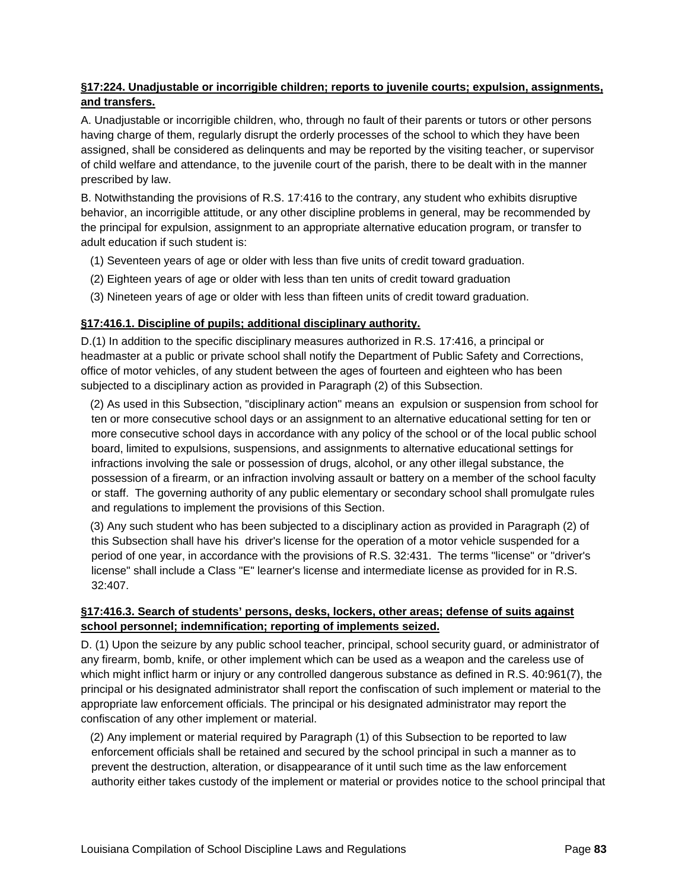**§17:224. Unadjustable or incorrigible children; reports to juvenile courts; expulsion, assignments, and transfers.**

A. Unadjustable or incorrigible children, who, through no fault of their parents or tutors or other persons having charge of them, regularly disrupt the orderly processes of the school to which they have been assigned, shall be considered as delinquents and may be reported by the visiting teacher, or supervisor of child welfare and attendance, to the juvenile court of the parish, there to be dealt with in the manner prescribed by law.

B. Notwithstanding the provisions of R.S. 17:416 to the contrary, any student who exhibits disruptive behavior, an incorrigible attitude, or any other discipline problems in general, may be recommended by the principal for expulsion, assignment to an appropriate alternative education program, or transfer to adult education if such student is:

(1) Seventeen years of age or older with less than five units of credit toward graduation.

(2) Eighteen years of age or older with less than ten units of credit toward graduation

(3) Nineteen years of age or older with less than fifteen units of credit toward graduation.

**§17:416.1. Discipline of pupils; additional disciplinary authority.**

D.(1) In addition to the specific disciplinary measures authorized in R.S. 17:416, a principal or headmaster at a public or private school shall notify the Department of Public Safety and Corrections, office of motor vehicles, of any student between the ages of fourteen and eighteen who has been subjected to a disciplinary action as provided in Paragraph (2) of this Subsection.

(2) As used in this Subsection, "disciplinary action" means an expulsion or suspension from school for ten or more consecutive school days or an assignment to an alternative educational setting for ten or more consecutive school days in accordance with any policy of the school or of the local public school board, limited to expulsions, suspensions, and assignments to alternative educational settings for infractions involving the sale or possession of drugs, alcohol, or any other illegal substance, the possession of a firearm, or an infraction involving assault or battery on a member of the school faculty or staff. The governing authority of any public elementary or secondary school shall promulgate rules and regulations to implement the provisions of this Section.

(3) Any such student who has been subjected to a disciplinary action as provided in Paragraph (2) of this Subsection shall have his driver's license for the operation of a motor vehicle suspended for a period of one year, in accordance with the provisions of R.S. 32:431. The terms "license" or "driver's license" shall include a Class "E" learner's license and intermediate license as provided for in R.S. 32:407.

**§17:416.3. Search of students' persons, desks, lockers, other areas; defense of suits against school personnel; indemnification; reporting of implements seized.**

D. (1) Upon the seizure by any public school teacher, principal, school security guard, or administrator of any firearm, bomb, knife, or other implement which can be used as a weapon and the careless use of which might inflict harm or injury or any controlled dangerous substance as defined in R.S. 40:961(7), the principal or his designated administrator shall report the confiscation of such implement or material to the appropriate law enforcement officials. The principal or his designated administrator may report the confiscation of any other implement or material.

(2) Any implement or material required by Paragraph (1) of this Subsection to be reported to law enforcement officials shall be retained and secured by the school principal in such a manner as to prevent the destruction, alteration, or disappearance of it until such time as the law enforcement authority either takes custody of the implement or material or provides notice to the school principal that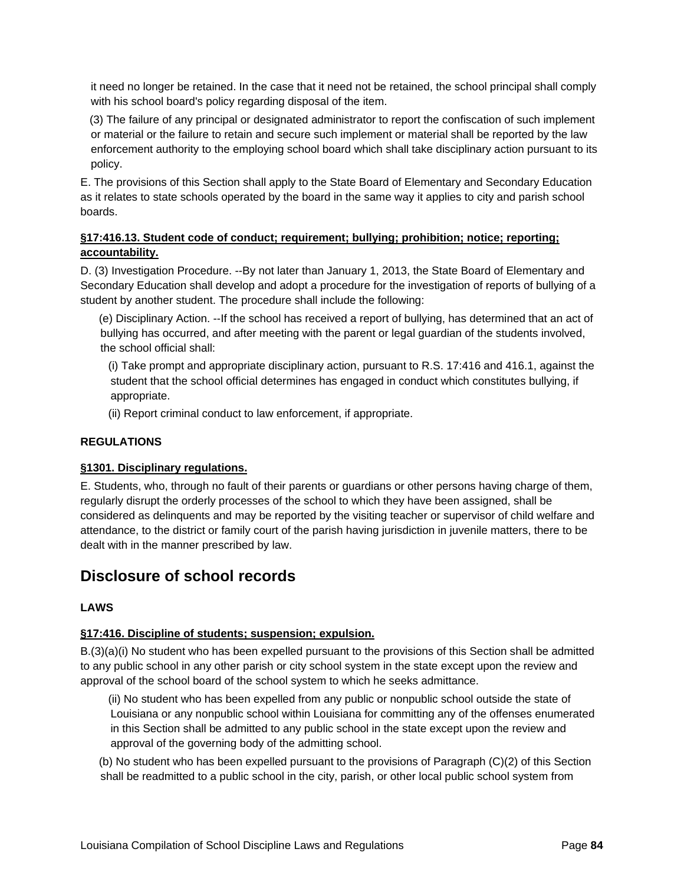it need no longer be retained. In the case that it need not be retained, the school principal shall comply with his school board's policy regarding disposal of the item.

(3) The failure of any principal or designated administrator to report the confiscation of such implement or material or the failure to retain and secure such implement or material shall be reported by the law enforcement authority to the employing school board which shall take disciplinary action pursuant to its policy.

E. The provisions of this Section shall apply to the State Board of Elementary and Secondary Education as it relates to state schools operated by the board in the same way it applies to city and parish school boards.

**§17:416.13. Student code of conduct; requirement; bullying; prohibition; notice; reporting; accountability.**

D. (3) Investigation Procedure. --By not later than January 1, 2013, the State Board of Elementary and Secondary Education shall develop and adopt a procedure for the investigation of reports of bullying of a student by another student. The procedure shall include the following:

(e) Disciplinary Action. --If the school has received a report of bullying, has determined that an act of bullying has occurred, and after meeting with the parent or legal guardian of the students involved, the school official shall:

(i) Take prompt and appropriate disciplinary action, pursuant to R.S. 17:416 and 416.1, against the student that the school official determines has engaged in conduct which constitutes bullying, if appropriate.

(ii) Report criminal conduct to law enforcement, if appropriate.

**REGULATIONS**

**§1301. Disciplinary regulations.**

E. Students, who, through no fault of their parents or guardians or other persons having charge of them, regularly disrupt the orderly processes of the school to which they have been assigned, shall be considered as delinquents and may be reported by the visiting teacher or supervisor of child welfare and attendance, to the district or family court of the parish having jurisdiction in juvenile matters, there to be dealt with in the manner prescribed by law.

## Disclosure of school records

**LAWS**

**§17:416. Discipline of students; suspension; expulsion.**

B.(3)(a)(i) No student who has been expelled pursuant to the provisions of this Section shall be admitted to any public school in any other parish or city school system in the state except upon the review and approval of the school board of the school system to which he seeks admittance.

(ii) No student who has been expelled from any public or nonpublic school outside the state of Louisiana or any nonpublic school within Louisiana for committing any of the offenses enumerated in this Section shall be admitted to any public school in the state except upon the review and approval of the governing body of the admitting school.

(b) No student who has been expelled pursuant to the provisions of Paragraph (C)(2) of this Section shall be readmitted to a public school in the city, parish, or other local public school system from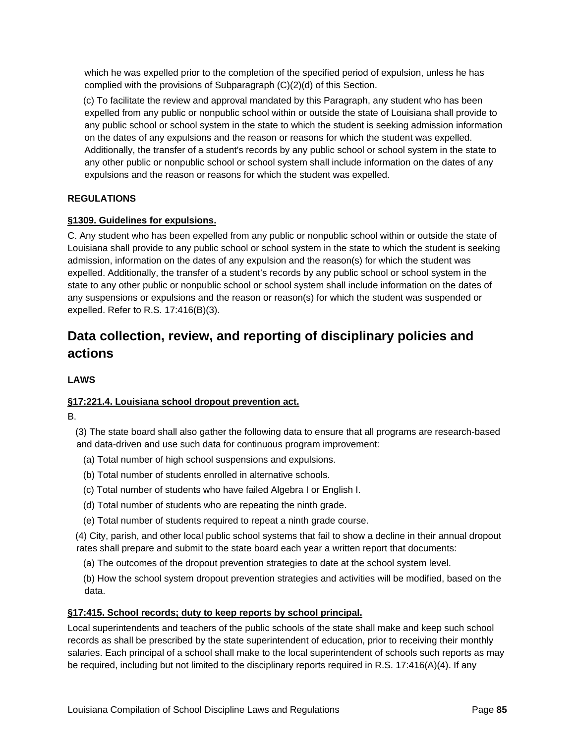which he was expelled prior to the completion of the specified period of expulsion, unless he has complied with the provisions of Subparagraph (C)(2)(d) of this Section.

(c) To facilitate the review and approval mandated by this Paragraph, any student who has been expelled from any public or nonpublic school within or outside the state of Louisiana shall provide to any public school or school system in the state to which the student is seeking admission information on the dates of any expulsions and the reason or reasons for which the student was expelled. Additionally, the transfer of a student's records by any public school or school system in the state to any other public or nonpublic school or school system shall include information on the dates of any expulsions and the reason or reasons for which the student was expelled.

**REGULATIONS**

**§1309. Guidelines for expulsions.**

C. Any student who has been expelled from any public or nonpublic school within or outside the state of Louisiana shall provide to any public school or school system in the state to which the student is seeking admission, information on the dates of any expulsion and the reason(s) for which the student was expelled. Additionally, the transfer of a student's records by any public school or school system in the state to any other public or nonpublic school or school system shall include information on the dates of any suspensions or expulsions and the reason or reason(s) for which the student was suspended or expelled. Refer to R.S. 17:416(B)(3).

## Data collection, review, and reporting of disciplinary policies and actions

**LAWS**

**§17:221.4. Louisiana school dropout prevention act.**

B.

(3) The state board shall also gather the following data to ensure that all programs are research-based and data-driven and use such data for continuous program improvement:

(a) Total number of high school suspensions and expulsions.

(b) Total number of students enrolled in alternative schools.

(c) Total number of students who have failed Algebra I or English I.

(d) Total number of students who are repeating the ninth grade.

(e) Total number of students required to repeat a ninth grade course.

(4) City, parish, and other local public school systems that fail to show a decline in their annual dropout rates shall prepare and submit to the state board each year a written report that documents:

(a) The outcomes of the dropout prevention strategies to date at the school system level.

(b) How the school system dropout prevention strategies and activities will be modified, based on the data.

**§17:415. School records; duty to keep reports by school principal.**

Local superintendents and teachers of the public schools of the state shall make and keep such school records as shall be prescribed by the state superintendent of education, prior to receiving their monthly salaries. Each principal of a school shall make to the local superintendent of schools such reports as may be required, including but not limited to the disciplinary reports required in R.S. 17:416(A)(4). If any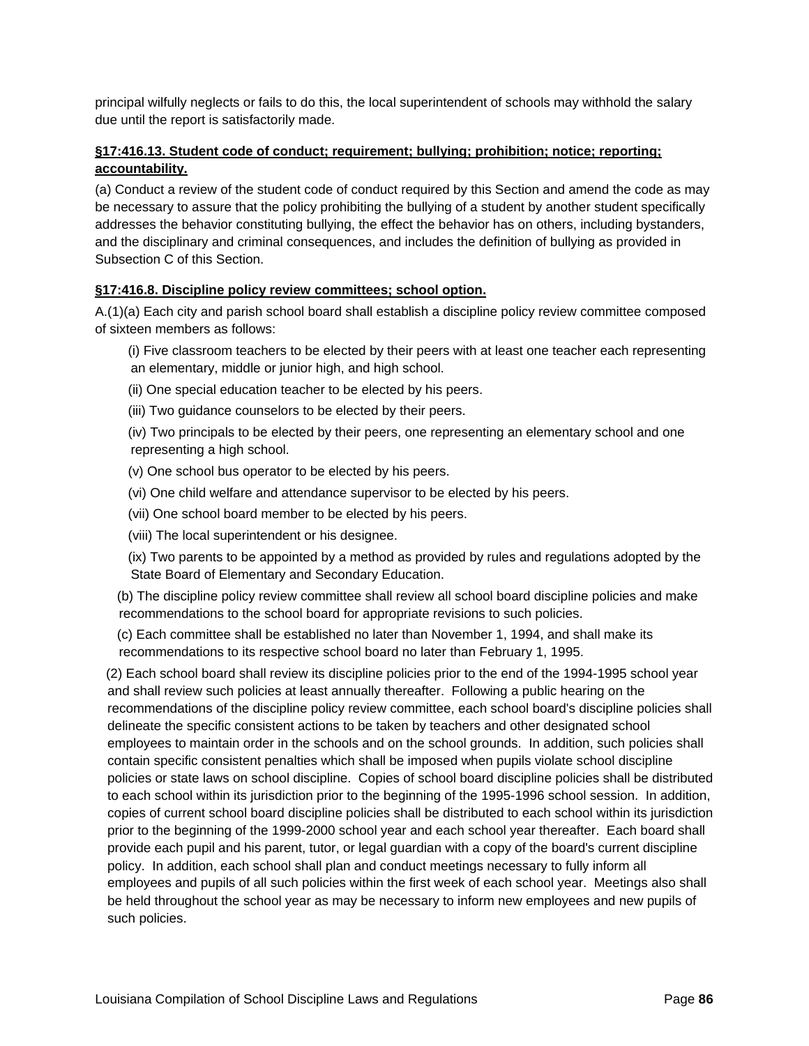principal wilfully neglects or fails to do this, the local superintendent of schools may withhold the salary due until the report is satisfactorily made.

**§17:416.13. Student code of conduct; requirement; bullying; prohibition; notice; reporting; accountability.**

(a) Conduct a review of the student code of conduct required by this Section and amend the code as may be necessary to assure that the policy prohibiting the bullying of a student by another student specifically addresses the behavior constituting bullying, the effect the behavior has on others, including bystanders, and the disciplinary and criminal consequences, and includes the definition of bullying as provided in Subsection C of this Section.

**§17:416.8. Discipline policy review committees; school option.**

A.(1)(a) Each city and parish school board shall establish a discipline policy review committee composed of sixteen members as follows:

(i) Five classroom teachers to be elected by their peers with at least one teacher each representing an elementary, middle or junior high, and high school.

(ii) One special education teacher to be elected by his peers.

(iii) Two guidance counselors to be elected by their peers.

(iv) Two principals to be elected by their peers, one representing an elementary school and one representing a high school.

(v) One school bus operator to be elected by his peers.

(vi) One child welfare and attendance supervisor to be elected by his peers.

(vii) One school board member to be elected by his peers.

(viii) The local superintendent or his designee.

(ix) Two parents to be appointed by a method as provided by rules and regulations adopted by the State Board of Elementary and Secondary Education.

(b) The discipline policy review committee shall review all school board discipline policies and make recommendations to the school board for appropriate revisions to such policies.

(c) Each committee shall be established no later than November 1, 1994, and shall make its recommendations to its respective school board no later than February 1, 1995.

(2) Each school board shall review its discipline policies prior to the end of the 1994-1995 school year and shall review such policies at least annually thereafter. Following a public hearing on the recommendations of the discipline policy review committee, each school board's discipline policies shall delineate the specific consistent actions to be taken by teachers and other designated school employees to maintain order in the schools and on the school grounds. In addition, such policies shall contain specific consistent penalties which shall be imposed when pupils violate school discipline policies or state laws on school discipline. Copies of school board discipline policies shall be distributed to each school within its jurisdiction prior to the beginning of the 1995-1996 school session. In addition, copies of current school board discipline policies shall be distributed to each school within its jurisdiction prior to the beginning of the 1999-2000 school year and each school year thereafter. Each board shall provide each pupil and his parent, tutor, or legal guardian with a copy of the board's current discipline policy. In addition, each school shall plan and conduct meetings necessary to fully inform all employees and pupils of all such policies within the first week of each school year. Meetings also shall be held throughout the school year as may be necessary to inform new employees and new pupils of such policies.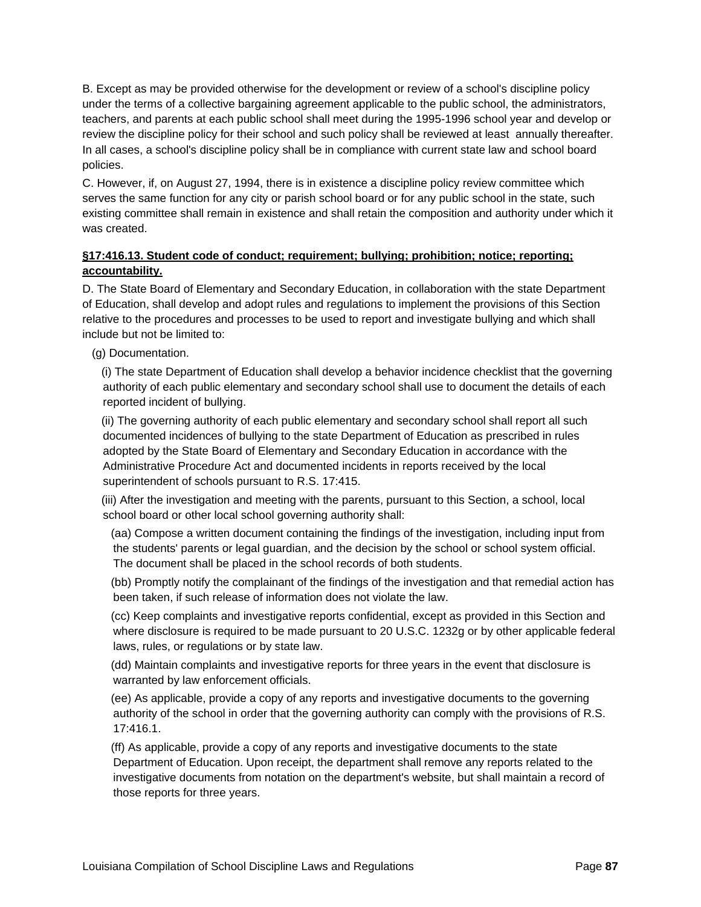B. Except as may be provided otherwise for the development or review of a school's discipline policy under the terms of a collective bargaining agreement applicable to the public school, the administrators, teachers, and parents at each public school shall meet during the 1995-1996 school year and develop or review the discipline policy for their school and such policy shall be reviewed at least annually thereafter. In all cases, a school's discipline policy shall be in compliance with current state law and school board policies.

C. However, if, on August 27, 1994, there is in existence a discipline policy review committee which serves the same function for any city or parish school board or for any public school in the state, such existing committee shall remain in existence and shall retain the composition and authority under which it was created.

**§17:416.13. Student code of conduct; requirement; bullying; prohibition; notice; reporting; accountability.**

D. The State Board of Elementary and Secondary Education, in collaboration with the state Department of Education, shall develop and adopt rules and regulations to implement the provisions of this Section relative to the procedures and processes to be used to report and investigate bullying and which shall include but not be limited to:

(g) Documentation.

(i) The state Department of Education shall develop a behavior incidence checklist that the governing authority of each public elementary and secondary school shall use to document the details of each reported incident of bullying.

(ii) The governing authority of each public elementary and secondary school shall report all such documented incidences of bullying to the state Department of Education as prescribed in rules adopted by the State Board of Elementary and Secondary Education in accordance with the Administrative Procedure Act and documented incidents in reports received by the local superintendent of schools pursuant to R.S. 17:415.

(iii) After the investigation and meeting with the parents, pursuant to this Section, a school, local school board or other local school governing authority shall:

(aa) Compose a written document containing the findings of the investigation, including input from the students' parents or legal guardian, and the decision by the school or school system official. The document shall be placed in the school records of both students.

(bb) Promptly notify the complainant of the findings of the investigation and that remedial action has been taken, if such release of information does not violate the law.

(cc) Keep complaints and investigative reports confidential, except as provided in this Section and where disclosure is required to be made pursuant to 20 U.S.C. 1232g or by other applicable federal laws, rules, or regulations or by state law.

(dd) Maintain complaints and investigative reports for three years in the event that disclosure is warranted by law enforcement officials.

(ee) As applicable, provide a copy of any reports and investigative documents to the governing authority of the school in order that the governing authority can comply with the provisions of R.S. 17:416.1.

(ff) As applicable, provide a copy of any reports and investigative documents to the state Department of Education. Upon receipt, the department shall remove any reports related to the investigative documents from notation on the department's website, but shall maintain a record of those reports for three years.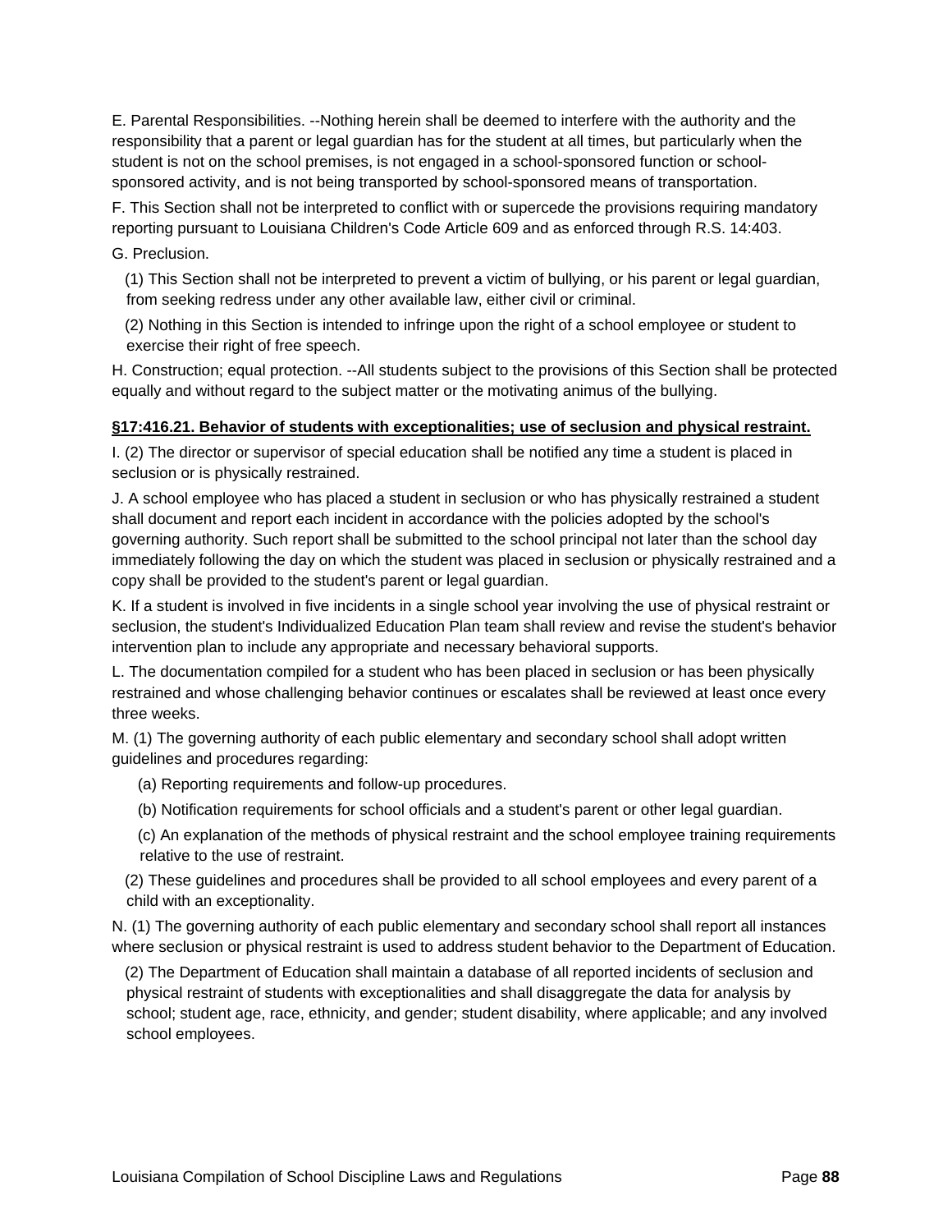E. Parental Responsibilities. --Nothing herein shall be deemed to interfere with the authority and the responsibility that a parent or legal guardian has for the student at all times, but particularly when the student is not on the school premises, is not engaged in a school-sponsored function or school-sponsored activity, and is not being transported by school-sponsored means of transportation.

F. This Section shall not be interpreted to conflict with or supercede the provisions requiring mandatory reporting pursuant to Louisiana Children's Code Article 609 and as enforced through R.S. 14:403.

G. Preclusion.

(1) This Section shall not be interpreted to prevent a victim of bullying, or his parent or legal guardian, from seeking redress under any other available law, either civil or criminal.

(2) Nothing in this Section is intended to infringe upon the right of a school employee or student to exercise their right of free speech.

H. Construction; equal protection. --All students subject to the provisions of this Section shall be protected equally and without regard to the subject matter or the motivating animus of the bullying.

**§17:416.21. Behavior of students with exceptionalities; use of seclusion and physical restraint.**

I. (2) The director or supervisor of special education shall be notified any time a student is placed in seclusion or is physically restrained.

J. A school employee who has placed a student in seclusion or who has physically restrained a student shall document and report each incident in accordance with the policies adopted by the school's governing authority. Such report shall be submitted to the school principal not later than the school day immediately following the day on which the student was placed in seclusion or physically restrained and a copy shall be provided to the student's parent or legal guardian.

K. If a student is involved in five incidents in a single school year involving the use of physical restraint or seclusion, the student's Individualized Education Plan team shall review and revise the student's behavior intervention plan to include any appropriate and necessary behavioral supports.

L. The documentation compiled for a student who has been placed in seclusion or has been physically restrained and whose challenging behavior continues or escalates shall be reviewed at least once every three weeks.

M. (1) The governing authority of each public elementary and secondary school shall adopt written guidelines and procedures regarding:

(a) Reporting requirements and follow-up procedures.

(b) Notification requirements for school officials and a student's parent or other legal guardian.

(c) An explanation of the methods of physical restraint and the school employee training requirements relative to the use of restraint.

(2) These guidelines and procedures shall be provided to all school employees and every parent of a child with an exceptionality.

N. (1) The governing authority of each public elementary and secondary school shall report all instances where seclusion or physical restraint is used to address student behavior to the Department of Education.

(2) The Department of Education shall maintain a database of all reported incidents of seclusion and physical restraint of students with exceptionalities and shall disaggregate the data for analysis by school; student age, race, ethnicity, and gender; student disability, where applicable; and any involved school employees.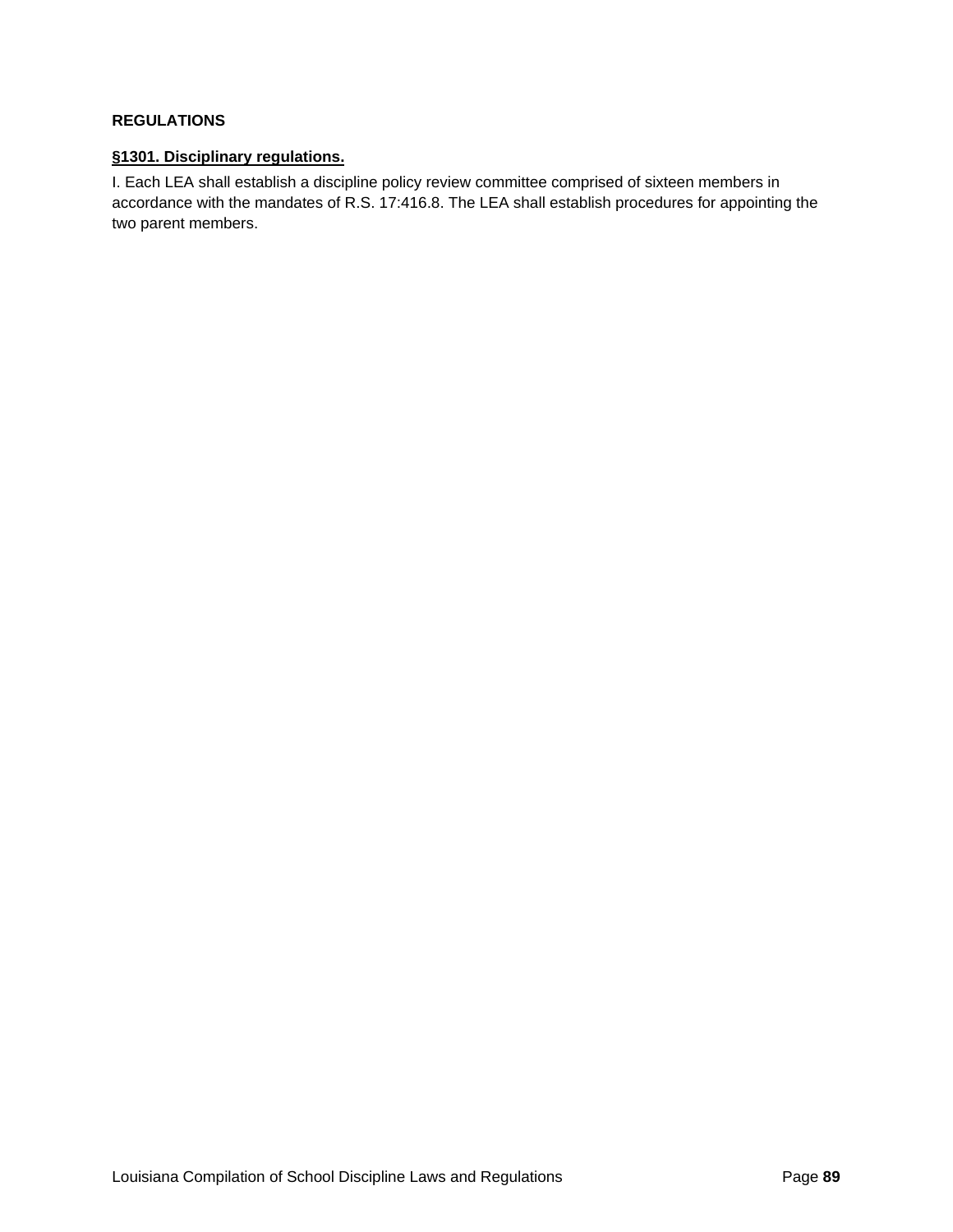**REGULATIONS**

**§1301. Disciplinary regulations.**

I. Each LEA shall establish a discipline policy review committee comprised of sixteen members in accordance with the mandates of R.S. 17:416.8. The LEA shall establish procedures for appointing the two parent members.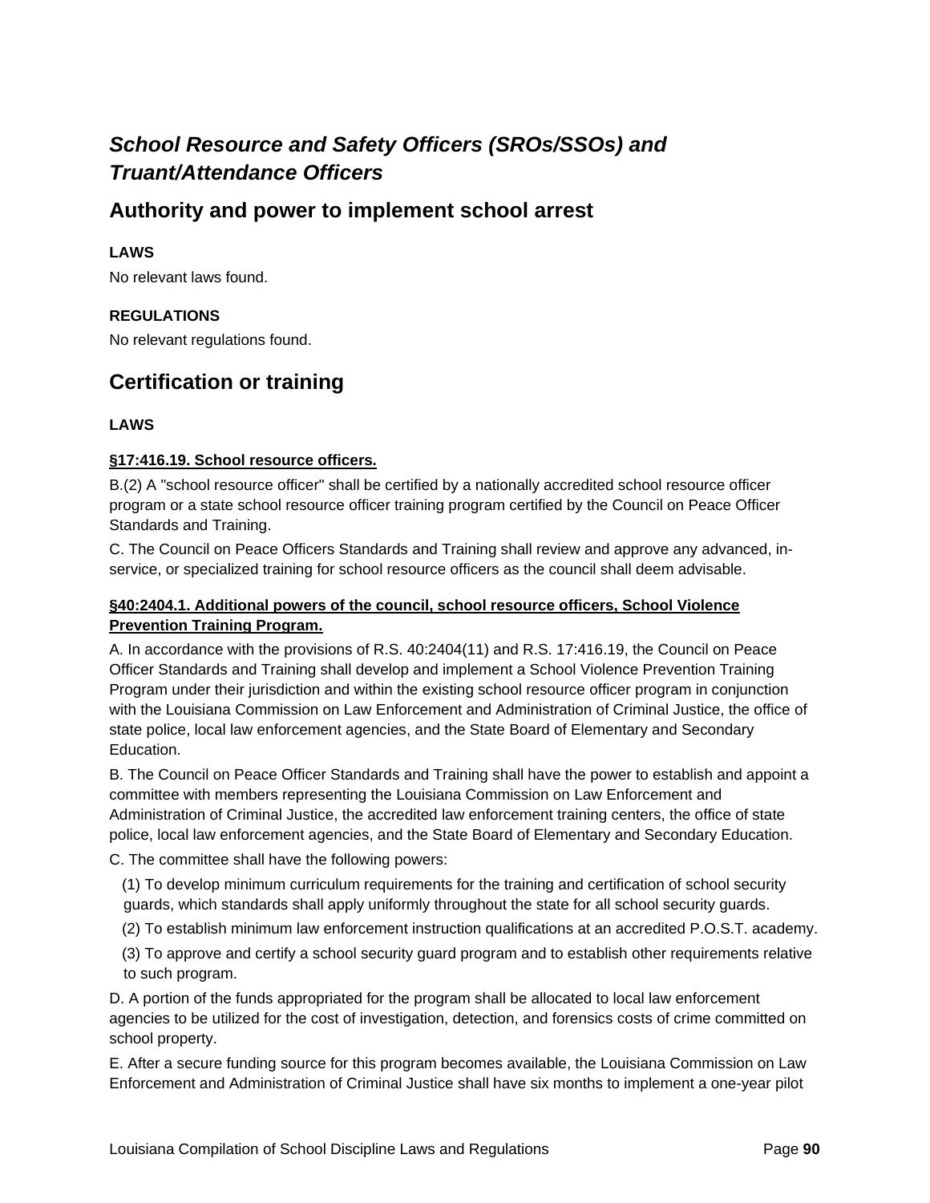## *School Resource and Safety Officers (SROs/SSOs) and Truant/Attendance Officers*

### Authority and power to implement school arrest

**LAWS**

No relevant laws found.

**REGULATIONS**

No relevant regulations found.

### Certification or training

**LAWS**

**§17:416.19. School resource officers.**

B.(2) A "school resource officer" shall be certified by a nationally accredited school resource officer program or a state school resource officer training program certified by the Council on Peace Officer Standards and Training.

C. The Council on Peace Officers Standards and Training shall review and approve any advanced, in-service, or specialized training for school resource officers as the council shall deem advisable.

**§40:2404.1. Additional powers of the council, school resource officers, School Violence Prevention Training Program.**

A. In accordance with the provisions of R.S. 40:2404(11) and R.S. 17:416.19, the Council on Peace Officer Standards and Training shall develop and implement a School Violence Prevention Training Program under their jurisdiction and within the existing school resource officer program in conjunction with the Louisiana Commission on Law Enforcement and Administration of Criminal Justice, the office of state police, local law enforcement agencies, and the State Board of Elementary and Secondary Education.

B. The Council on Peace Officer Standards and Training shall have the power to establish and appoint a committee with members representing the Louisiana Commission on Law Enforcement and Administration of Criminal Justice, the accredited law enforcement training centers, the office of state police, local law enforcement agencies, and the State Board of Elementary and Secondary Education.

C. The committee shall have the following powers:

(1) To develop minimum curriculum requirements for the training and certification of school security guards, which standards shall apply uniformly throughout the state for all school security guards.

(2) To establish minimum law enforcement instruction qualifications at an accredited P.O.S.T. academy.

(3) To approve and certify a school security guard program and to establish other requirements relative to such program.

D. A portion of the funds appropriated for the program shall be allocated to local law enforcement agencies to be utilized for the cost of investigation, detection, and forensics costs of crime committed on school property.

E. After a secure funding source for this program becomes available, the Louisiana Commission on Law Enforcement and Administration of Criminal Justice shall have six months to implement a one-year pilot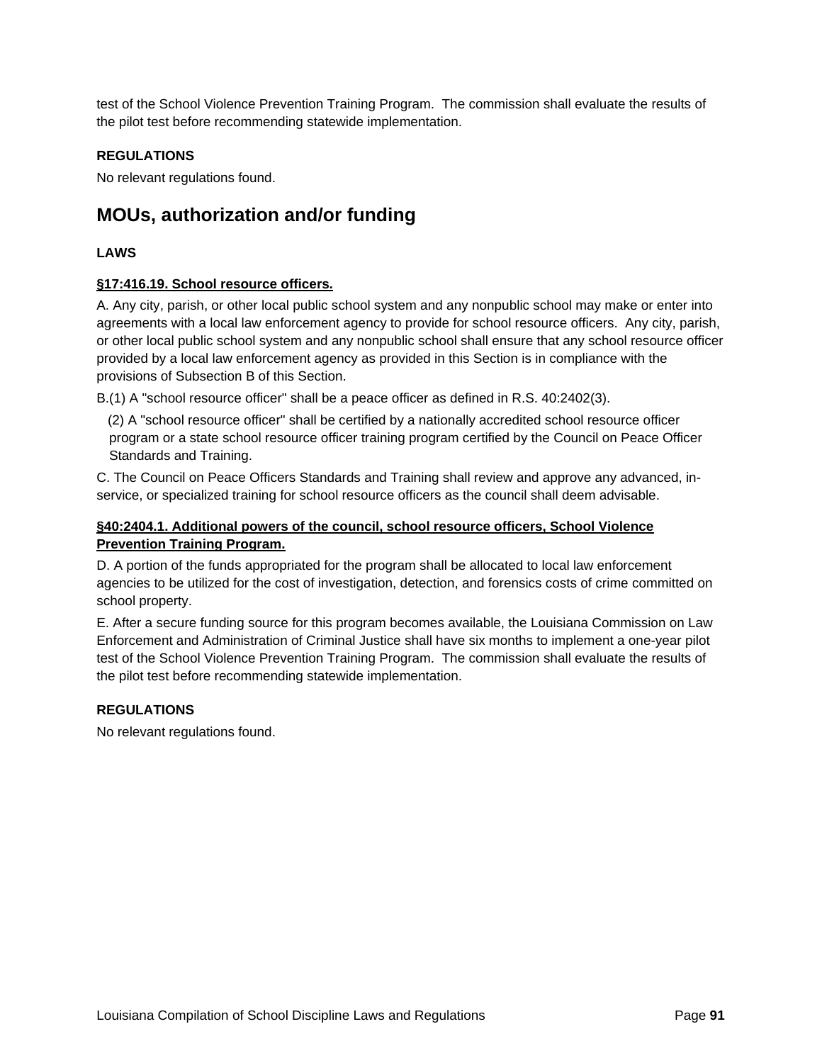test of the School Violence Prevention Training Program. The commission shall evaluate the results of the pilot test before recommending statewide implementation.

**REGULATIONS**

No relevant regulations found.

## MOUs, authorization and/or funding

**LAWS**

**§17:416.19. School resource officers.**

A. Any city, parish, or other local public school system and any nonpublic school may make or enter into agreements with a local law enforcement agency to provide for school resource officers. Any city, parish, or other local public school system and any nonpublic school shall ensure that any school resource officer provided by a local law enforcement agency as provided in this Section is in compliance with the provisions of Subsection B of this Section.

B.(1) A "school resource officer" shall be a peace officer as defined in R.S. 40:2402(3).

(2) A "school resource officer" shall be certified by a nationally accredited school resource officer program or a state school resource officer training program certified by the Council on Peace Officer Standards and Training.

C. The Council on Peace Officers Standards and Training shall review and approve any advanced, in-service, or specialized training for school resource officers as the council shall deem advisable.

**§40:2404.1. Additional powers of the council, school resource officers, School Violence Prevention Training Program.**

D. A portion of the funds appropriated for the program shall be allocated to local law enforcement agencies to be utilized for the cost of investigation, detection, and forensics costs of crime committed on school property.

E. After a secure funding source for this program becomes available, the Louisiana Commission on Law Enforcement and Administration of Criminal Justice shall have six months to implement a one-year pilot test of the School Violence Prevention Training Program. The commission shall evaluate the results of the pilot test before recommending statewide implementation.

**REGULATIONS**

No relevant regulations found.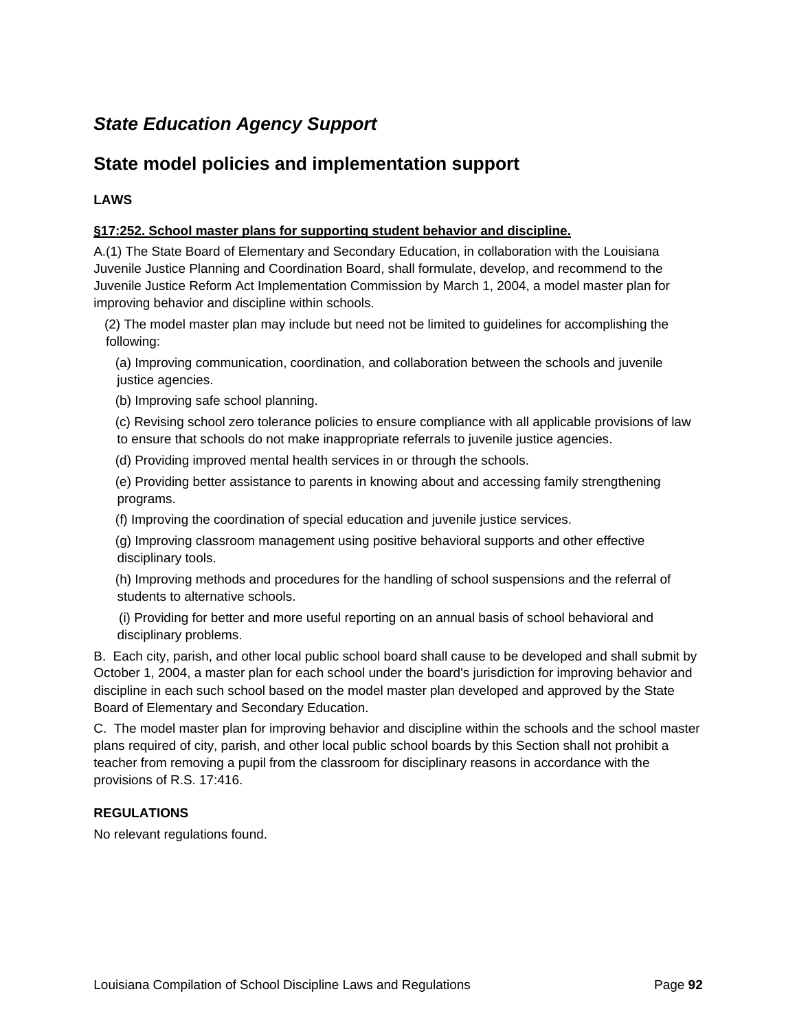## *State Education Agency Support*

## State model policies and implementation support

**LAWS**

**§17:252. School master plans for supporting student behavior and discipline.**

A.(1) The State Board of Elementary and Secondary Education, in collaboration with the Louisiana Juvenile Justice Planning and Coordination Board, shall formulate, develop, and recommend to the Juvenile Justice Reform Act Implementation Commission by March 1, 2004, a model master plan for improving behavior and discipline within schools.

(2) The model master plan may include but need not be limited to guidelines for accomplishing the following:

(a) Improving communication, coordination, and collaboration between the schools and juvenile justice agencies.

(b) Improving safe school planning.

(c) Revising school zero tolerance policies to ensure compliance with all applicable provisions of law to ensure that schools do not make inappropriate referrals to juvenile justice agencies.

(d) Providing improved mental health services in or through the schools.

(e) Providing better assistance to parents in knowing about and accessing family strengthening programs.

(f) Improving the coordination of special education and juvenile justice services.

(g) Improving classroom management using positive behavioral supports and other effective disciplinary tools.

(h) Improving methods and procedures for the handling of school suspensions and the referral of students to alternative schools.

(i) Providing for better and more useful reporting on an annual basis of school behavioral and disciplinary problems.

B. Each city, parish, and other local public school board shall cause to be developed and shall submit by October 1, 2004, a master plan for each school under the board's jurisdiction for improving behavior and discipline in each such school based on the model master plan developed and approved by the State Board of Elementary and Secondary Education.

C. The model master plan for improving behavior and discipline within the schools and the school master plans required of city, parish, and other local public school boards by this Section shall not prohibit a teacher from removing a pupil from the classroom for disciplinary reasons in accordance with the provisions of R.S. 17:416.

**REGULATIONS**

No relevant regulations found.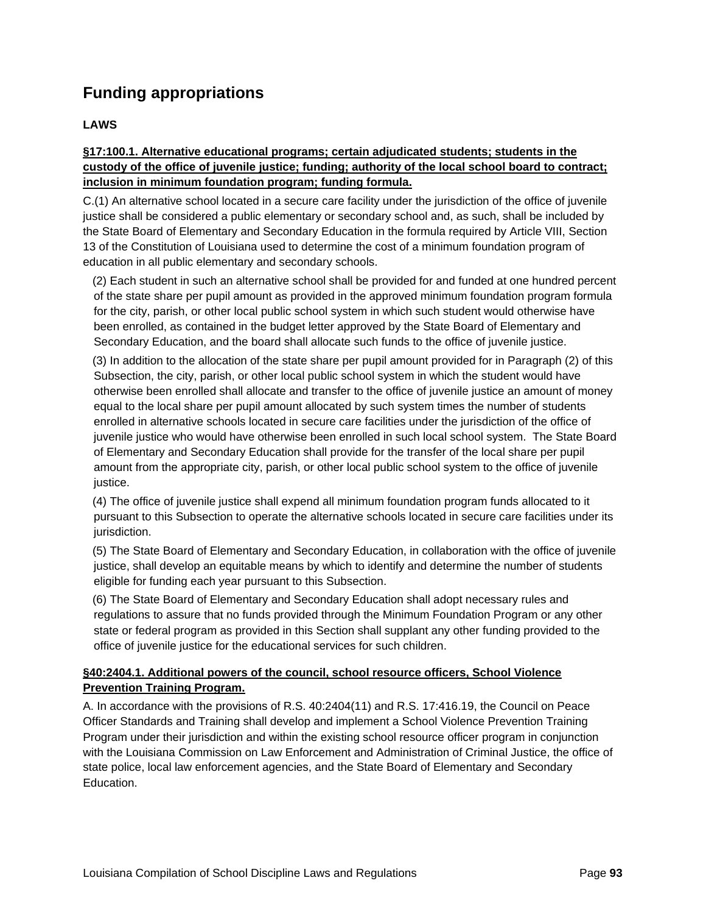## Funding appropriations

### LAWS

**§17:100.1. Alternative educational programs; certain adjudicated students; students in the custody of the office of juvenile justice; funding; authority of the local school board to contract; inclusion in minimum foundation program; funding formula.**

C.(1) An alternative school located in a secure care facility under the jurisdiction of the office of juvenile justice shall be considered a public elementary or secondary school and, as such, shall be included by the State Board of Elementary and Secondary Education in the formula required by Article VIII, Section 13 of the Constitution of Louisiana used to determine the cost of a minimum foundation program of education in all public elementary and secondary schools.

(2) Each student in such an alternative school shall be provided for and funded at one hundred percent of the state share per pupil amount as provided in the approved minimum foundation program formula for the city, parish, or other local public school system in which such student would otherwise have been enrolled, as contained in the budget letter approved by the State Board of Elementary and Secondary Education, and the board shall allocate such funds to the office of juvenile justice.

(3) In addition to the allocation of the state share per pupil amount provided for in Paragraph (2) of this Subsection, the city, parish, or other local public school system in which the student would have otherwise been enrolled shall allocate and transfer to the office of juvenile justice an amount of money equal to the local share per pupil amount allocated by such system times the number of students enrolled in alternative schools located in secure care facilities under the jurisdiction of the office of juvenile justice who would have otherwise been enrolled in such local school system. The State Board of Elementary and Secondary Education shall provide for the transfer of the local share per pupil amount from the appropriate city, parish, or other local public school system to the office of juvenile justice.

(4) The office of juvenile justice shall expend all minimum foundation program funds allocated to it pursuant to this Subsection to operate the alternative schools located in secure care facilities under its jurisdiction.

(5) The State Board of Elementary and Secondary Education, in collaboration with the office of juvenile justice, shall develop an equitable means by which to identify and determine the number of students eligible for funding each year pursuant to this Subsection.

(6) The State Board of Elementary and Secondary Education shall adopt necessary rules and regulations to assure that no funds provided through the Minimum Foundation Program or any other state or federal program as provided in this Section shall supplant any other funding provided to the office of juvenile justice for the educational services for such children.

**§40:2404.1. Additional powers of the council, school resource officers, School Violence Prevention Training Program.**

A. In accordance with the provisions of R.S. 40:2404(11) and R.S. 17:416.19, the Council on Peace Officer Standards and Training shall develop and implement a School Violence Prevention Training Program under their jurisdiction and within the existing school resource officer program in conjunction with the Louisiana Commission on Law Enforcement and Administration of Criminal Justice, the office of state police, local law enforcement agencies, and the State Board of Elementary and Secondary Education.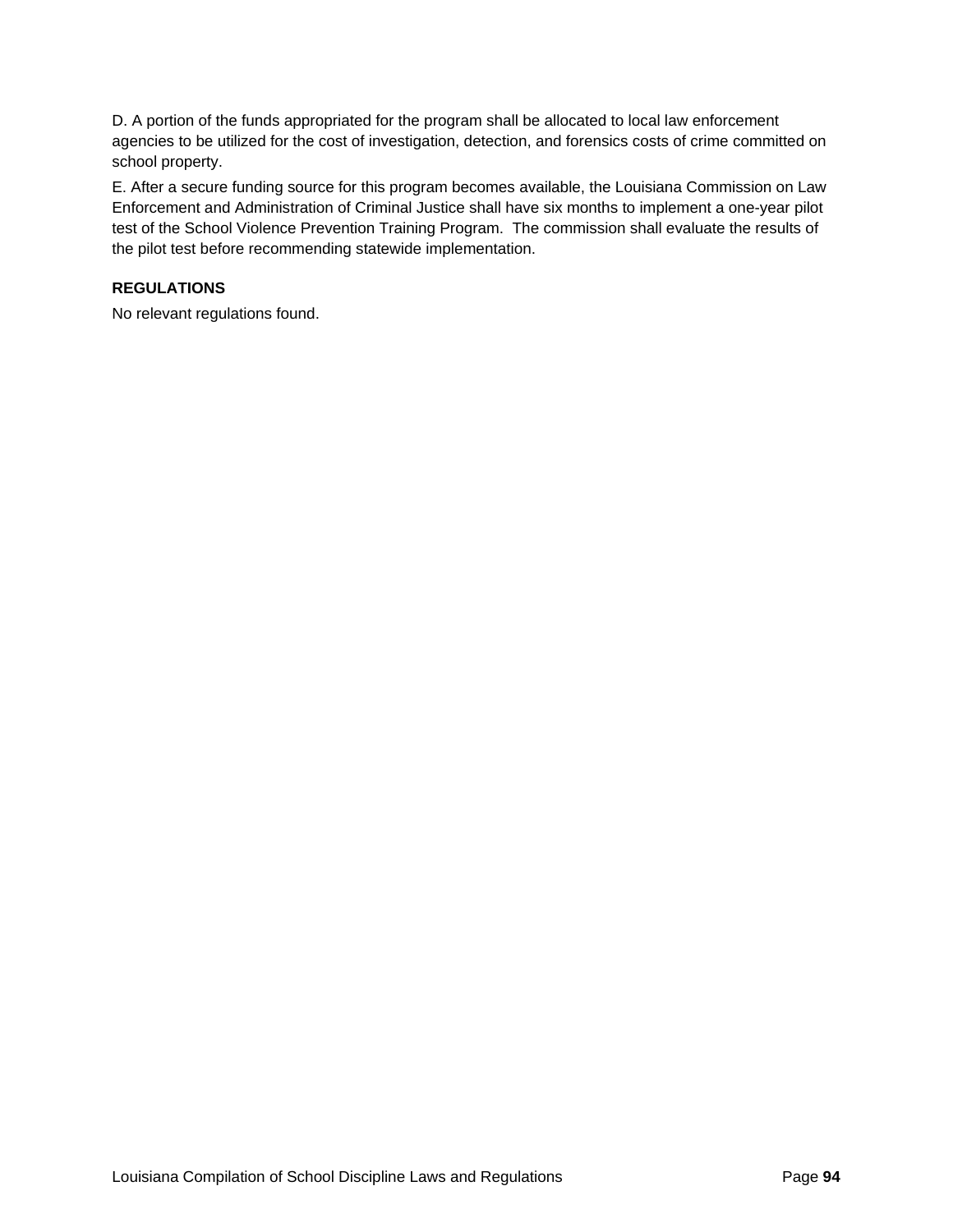D. A portion of the funds appropriated for the program shall be allocated to local law enforcement agencies to be utilized for the cost of investigation, detection, and forensics costs of crime committed on school property.

E. After a secure funding source for this program becomes available, the Louisiana Commission on Law Enforcement and Administration of Criminal Justice shall have six months to implement a one-year pilot test of the School Violence Prevention Training Program. The commission shall evaluate the results of the pilot test before recommending statewide implementation.

**REGULATIONS**

No relevant regulations found.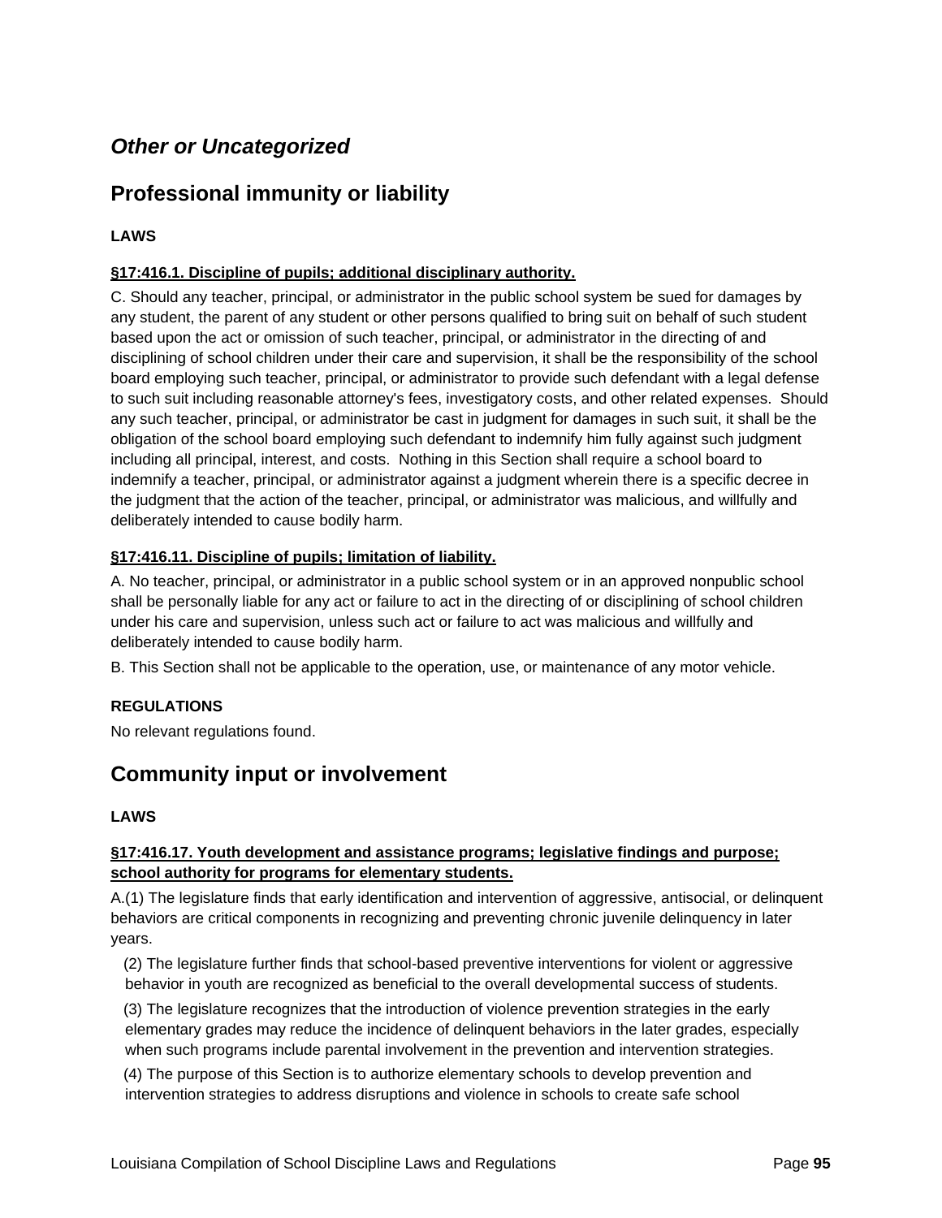### *Other or Uncategorized*

## Professional immunity or liability

**LAWS**

**§17:416.1. Discipline of pupils; additional disciplinary authority.**

C. Should any teacher, principal, or administrator in the public school system be sued for damages by any student, the parent of any student or other persons qualified to bring suit on behalf of such student based upon the act or omission of such teacher, principal, or administrator in the directing of and disciplining of school children under their care and supervision, it shall be the responsibility of the school board employing such teacher, principal, or administrator to provide such defendant with a legal defense to such suit including reasonable attorney's fees, investigatory costs, and other related expenses. Should any such teacher, principal, or administrator be cast in judgment for damages in such suit, it shall be the obligation of the school board employing such defendant to indemnify him fully against such judgment including all principal, interest, and costs. Nothing in this Section shall require a school board to indemnify a teacher, principal, or administrator against a judgment wherein there is a specific decree in the judgment that the action of the teacher, principal, or administrator was malicious, and willfully and deliberately intended to cause bodily harm.

**§17:416.11. Discipline of pupils; limitation of liability.**

A. No teacher, principal, or administrator in a public school system or in an approved nonpublic school shall be personally liable for any act or failure to act in the directing of or disciplining of school children under his care and supervision, unless such act or failure to act was malicious and willfully and deliberately intended to cause bodily harm.

B. This Section shall not be applicable to the operation, use, or maintenance of any motor vehicle.

**REGULATIONS**

No relevant regulations found.

## Community input or involvement

**LAWS**

**§17:416.17. Youth development and assistance programs; legislative findings and purpose; school authority for programs for elementary students.**

A.(1) The legislature finds that early identification and intervention of aggressive, antisocial, or delinquent behaviors are critical components in recognizing and preventing chronic juvenile delinquency in later years.

(2) The legislature further finds that school-based preventive interventions for violent or aggressive behavior in youth are recognized as beneficial to the overall developmental success of students.

(3) The legislature recognizes that the introduction of violence prevention strategies in the early elementary grades may reduce the incidence of delinquent behaviors in the later grades, especially when such programs include parental involvement in the prevention and intervention strategies.

(4) The purpose of this Section is to authorize elementary schools to develop prevention and intervention strategies to address disruptions and violence in schools to create safe school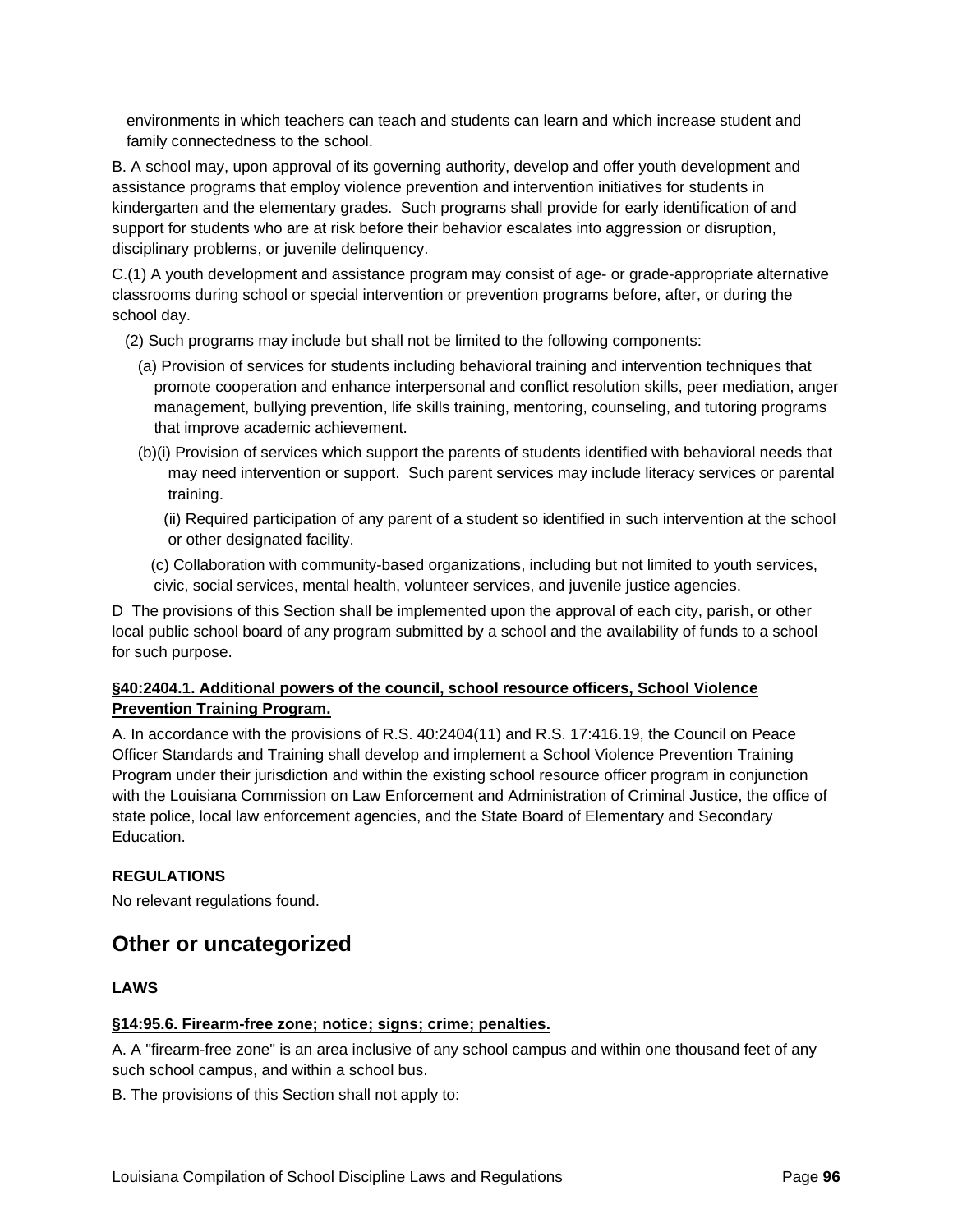environments in which teachers can teach and students can learn and which increase student and family connectedness to the school.

B. A school may, upon approval of its governing authority, develop and offer youth development and assistance programs that employ violence prevention and intervention initiatives for students in kindergarten and the elementary grades. Such programs shall provide for early identification of and support for students who are at risk before their behavior escalates into aggression or disruption, disciplinary problems, or juvenile delinquency.

C.(1) A youth development and assistance program may consist of age- or grade-appropriate alternative classrooms during school or special intervention or prevention programs before, after, or during the school day.

(2) Such programs may include but shall not be limited to the following components:

(a) Provision of services for students including behavioral training and intervention techniques that promote cooperation and enhance interpersonal and conflict resolution skills, peer mediation, anger management, bullying prevention, life skills training, mentoring, counseling, and tutoring programs that improve academic achievement.

(b)(i) Provision of services which support the parents of students identified with behavioral needs that may need intervention or support. Such parent services may include literacy services or parental training.

(ii) Required participation of any parent of a student so identified in such intervention at the school or other designated facility.

(c) Collaboration with community-based organizations, including but not limited to youth services, civic, social services, mental health, volunteer services, and juvenile justice agencies.

D The provisions of this Section shall be implemented upon the approval of each city, parish, or other local public school board of any program submitted by a school and the availability of funds to a school for such purpose.

**§40:2404.1. Additional powers of the council, school resource officers, School Violence Prevention Training Program.**

A. In accordance with the provisions of R.S. 40:2404(11) and R.S. 17:416.19, the Council on Peace Officer Standards and Training shall develop and implement a School Violence Prevention Training Program under their jurisdiction and within the existing school resource officer program in conjunction with the Louisiana Commission on Law Enforcement and Administration of Criminal Justice, the office of state police, local law enforcement agencies, and the State Board of Elementary and Secondary Education.

**REGULATIONS**

No relevant regulations found.

## Other or uncategorized

**LAWS**

**§14:95.6. Firearm-free zone; notice; signs; crime; penalties.**

A. A "firearm-free zone" is an area inclusive of any school campus and within one thousand feet of any such school campus, and within a school bus.

B. The provisions of this Section shall not apply to: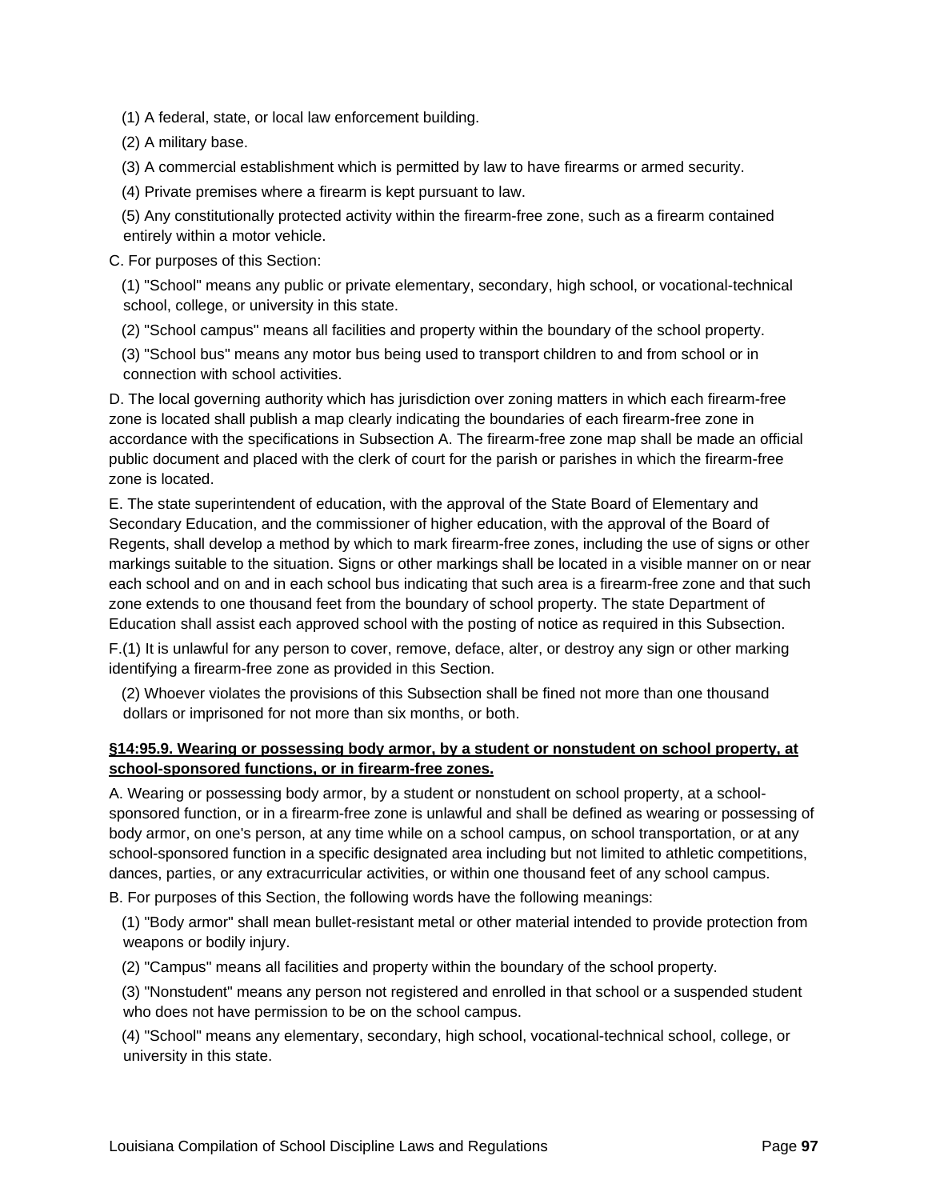(1) A federal, state, or local law enforcement building.

(2) A military base.

(3) A commercial establishment which is permitted by law to have firearms or armed security.

(4) Private premises where a firearm is kept pursuant to law.

(5) Any constitutionally protected activity within the firearm-free zone, such as a firearm contained entirely within a motor vehicle.

C. For purposes of this Section:

(1) "School" means any public or private elementary, secondary, high school, or vocational-technical school, college, or university in this state.

(2) "School campus" means all facilities and property within the boundary of the school property.

(3) "School bus" means any motor bus being used to transport children to and from school or in connection with school activities.

D. The local governing authority which has jurisdiction over zoning matters in which each firearm-free zone is located shall publish a map clearly indicating the boundaries of each firearm-free zone in accordance with the specifications in Subsection A. The firearm-free zone map shall be made an official public document and placed with the clerk of court for the parish or parishes in which the firearm-free zone is located.

E. The state superintendent of education, with the approval of the State Board of Elementary and Secondary Education, and the commissioner of higher education, with the approval of the Board of Regents, shall develop a method by which to mark firearm-free zones, including the use of signs or other markings suitable to the situation. Signs or other markings shall be located in a visible manner on or near each school and on and in each school bus indicating that such area is a firearm-free zone and that such zone extends to one thousand feet from the boundary of school property. The state Department of Education shall assist each approved school with the posting of notice as required in this Subsection.

F.(1) It is unlawful for any person to cover, remove, deface, alter, or destroy any sign or other marking identifying a firearm-free zone as provided in this Section.

(2) Whoever violates the provisions of this Subsection shall be fined not more than one thousand dollars or imprisoned for not more than six months, or both.

**§14:95.9. Wearing or possessing body armor, by a student or nonstudent on school property, at school-sponsored functions, or in firearm-free zones.**

A. Wearing or possessing body armor, by a student or nonstudent on school property, at a school-sponsored function, or in a firearm-free zone is unlawful and shall be defined as wearing or possessing of body armor, on one's person, at any time while on a school campus, on school transportation, or at any school-sponsored function in a specific designated area including but not limited to athletic competitions, dances, parties, or any extracurricular activities, or within one thousand feet of any school campus.

B. For purposes of this Section, the following words have the following meanings:

(1) "Body armor" shall mean bullet-resistant metal or other material intended to provide protection from weapons or bodily injury.

(2) "Campus" means all facilities and property within the boundary of the school property.

(3) "Nonstudent" means any person not registered and enrolled in that school or a suspended student who does not have permission to be on the school campus.

(4) "School" means any elementary, secondary, high school, vocational-technical school, college, or university in this state.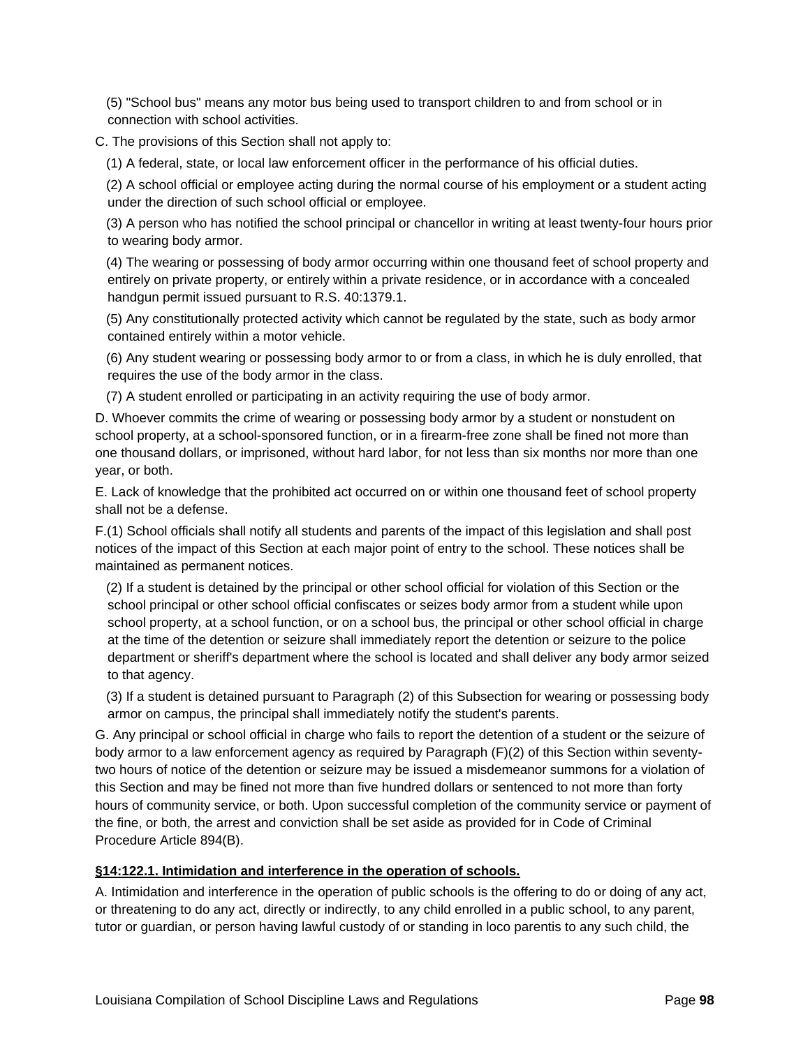(5) "School bus" means any motor bus being used to transport children to and from school or in connection with school activities.

C. The provisions of this Section shall not apply to:

(1) A federal, state, or local law enforcement officer in the performance of his official duties.

(2) A school official or employee acting during the normal course of his employment or a student acting under the direction of such school official or employee.

(3) A person who has notified the school principal or chancellor in writing at least twenty-four hours prior to wearing body armor.

(4) The wearing or possessing of body armor occurring within one thousand feet of school property and entirely on private property, or entirely within a private residence, or in accordance with a concealed handgun permit issued pursuant to R.S. 40:1379.1.

(5) Any constitutionally protected activity which cannot be regulated by the state, such as body armor contained entirely within a motor vehicle.

(6) Any student wearing or possessing body armor to or from a class, in which he is duly enrolled, that requires the use of the body armor in the class.

(7) A student enrolled or participating in an activity requiring the use of body armor.

D. Whoever commits the crime of wearing or possessing body armor by a student or nonstudent on school property, at a school-sponsored function, or in a firearm-free zone shall be fined not more than one thousand dollars, or imprisoned, without hard labor, for not less than six months nor more than one year, or both.

E. Lack of knowledge that the prohibited act occurred on or within one thousand feet of school property shall not be a defense.

F.(1) School officials shall notify all students and parents of the impact of this legislation and shall post notices of the impact of this Section at each major point of entry to the school. These notices shall be maintained as permanent notices.

(2) If a student is detained by the principal or other school official for violation of this Section or the school principal or other school official confiscates or seizes body armor from a student while upon school property, at a school function, or on a school bus, the principal or other school official in charge at the time of the detention or seizure shall immediately report the detention or seizure to the police department or sheriff's department where the school is located and shall deliver any body armor seized to that agency.

(3) If a student is detained pursuant to Paragraph (2) of this Subsection for wearing or possessing body armor on campus, the principal shall immediately notify the student's parents.

G. Any principal or school official in charge who fails to report the detention of a student or the seizure of body armor to a law enforcement agency as required by Paragraph (F)(2) of this Section within seventy-two hours of notice of the detention or seizure may be issued a misdemeanor summons for a violation of this Section and may be fined not more than five hundred dollars or sentenced to not more than forty hours of community service, or both. Upon successful completion of the community service or payment of the fine, or both, the arrest and conviction shall be set aside as provided for in Code of Criminal Procedure Article 894(B).

**§14:122.1. Intimidation and interference in the operation of schools.**

A. Intimidation and interference in the operation of public schools is the offering to do or doing of any act, or threatening to do any act, directly or indirectly, to any child enrolled in a public school, to any parent, tutor or guardian, or person having lawful custody of or standing in loco parentis to any such child, the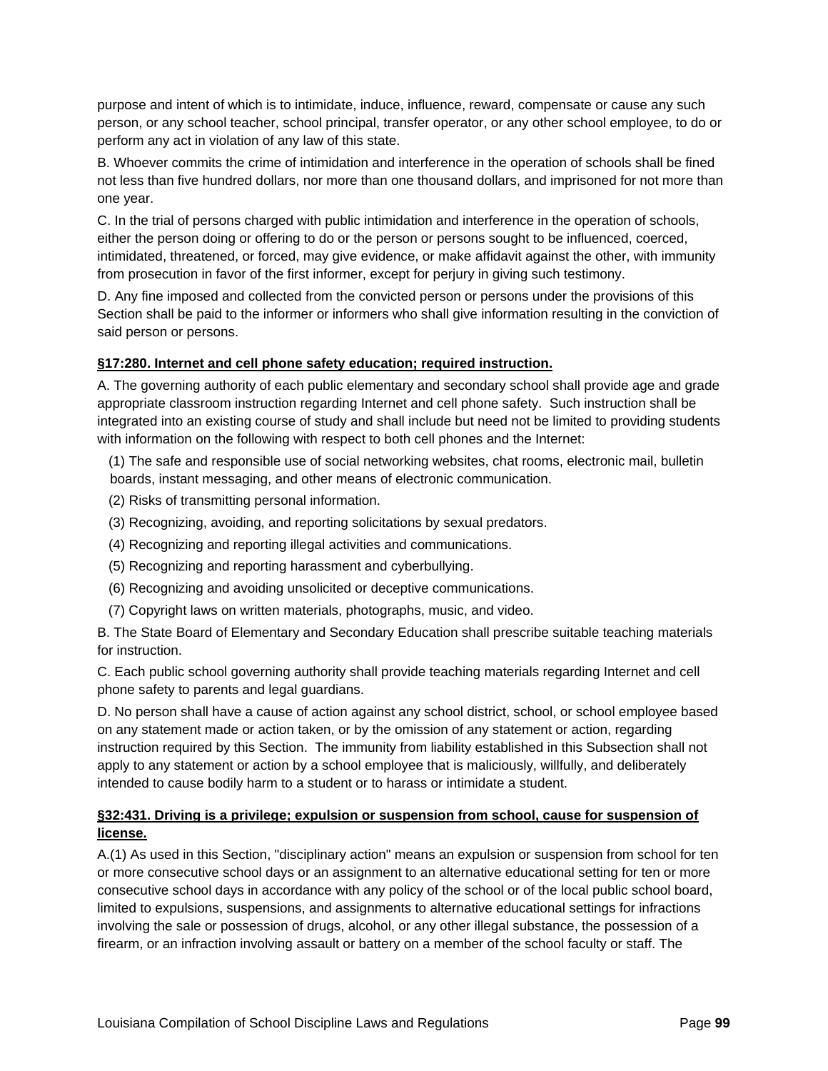purpose and intent of which is to intimidate, induce, influence, reward, compensate or cause any such person, or any school teacher, school principal, transfer operator, or any other school employee, to do or perform any act in violation of any law of this state.

B. Whoever commits the crime of intimidation and interference in the operation of schools shall be fined not less than five hundred dollars, nor more than one thousand dollars, and imprisoned for not more than one year.

C. In the trial of persons charged with public intimidation and interference in the operation of schools, either the person doing or offering to do or the person or persons sought to be influenced, coerced, intimidated, threatened, or forced, may give evidence, or make affidavit against the other, with immunity from prosecution in favor of the first informer, except for perjury in giving such testimony.

D. Any fine imposed and collected from the convicted person or persons under the provisions of this Section shall be paid to the informer or informers who shall give information resulting in the conviction of said person or persons.

**§17:280. Internet and cell phone safety education; required instruction.**

A. The governing authority of each public elementary and secondary school shall provide age and grade appropriate classroom instruction regarding Internet and cell phone safety. Such instruction shall be integrated into an existing course of study and shall include but need not be limited to providing students with information on the following with respect to both cell phones and the Internet:

(1) The safe and responsible use of social networking websites, chat rooms, electronic mail, bulletin boards, instant messaging, and other means of electronic communication.

(2) Risks of transmitting personal information.

(3) Recognizing, avoiding, and reporting solicitations by sexual predators.

(4) Recognizing and reporting illegal activities and communications.

(5) Recognizing and reporting harassment and cyberbullying.

(6) Recognizing and avoiding unsolicited or deceptive communications.

(7) Copyright laws on written materials, photographs, music, and video.

B. The State Board of Elementary and Secondary Education shall prescribe suitable teaching materials for instruction.

C. Each public school governing authority shall provide teaching materials regarding Internet and cell phone safety to parents and legal guardians.

D. No person shall have a cause of action against any school district, school, or school employee based on any statement made or action taken, or by the omission of any statement or action, regarding instruction required by this Section. The immunity from liability established in this Subsection shall not apply to any statement or action by a school employee that is maliciously, willfully, and deliberately intended to cause bodily harm to a student or to harass or intimidate a student.

**§32:431. Driving is a privilege; expulsion or suspension from school, cause for suspension of license.**

A.(1) As used in this Section, "disciplinary action" means an expulsion or suspension from school for ten or more consecutive school days or an assignment to an alternative educational setting for ten or more consecutive school days in accordance with any policy of the school or of the local public school board, limited to expulsions, suspensions, and assignments to alternative educational settings for infractions involving the sale or possession of drugs, alcohol, or any other illegal substance, the possession of a firearm, or an infraction involving assault or battery on a member of the school faculty or staff. The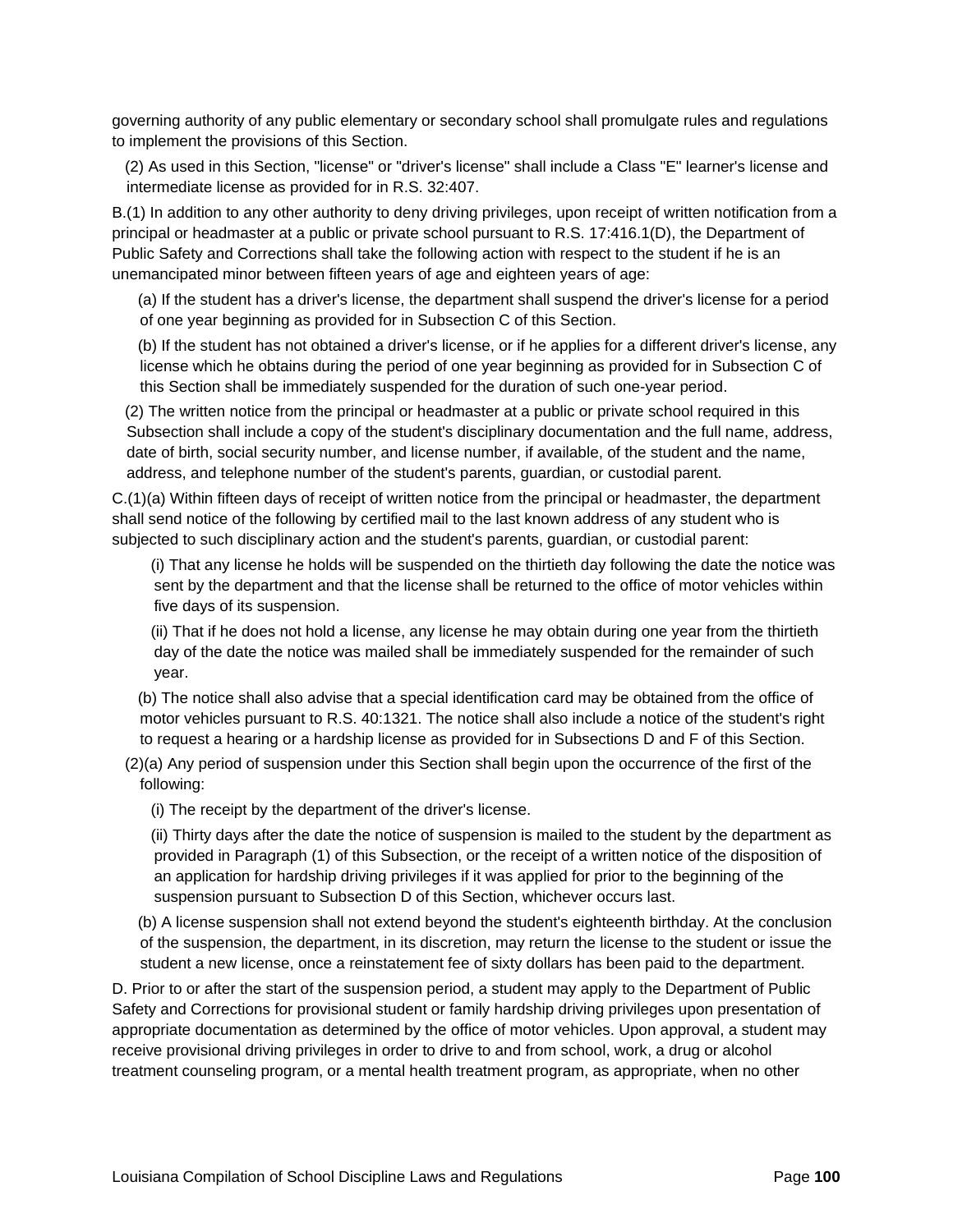governing authority of any public elementary or secondary school shall promulgate rules and regulations to implement the provisions of this Section.

(2) As used in this Section, "license" or "driver's license" shall include a Class "E" learner's license and intermediate license as provided for in R.S. 32:407.

B.(1) In addition to any other authority to deny driving privileges, upon receipt of written notification from a principal or headmaster at a public or private school pursuant to R.S. 17:416.1(D), the Department of Public Safety and Corrections shall take the following action with respect to the student if he is an unemancipated minor between fifteen years of age and eighteen years of age:

(a) If the student has a driver's license, the department shall suspend the driver's license for a period of one year beginning as provided for in Subsection C of this Section.

(b) If the student has not obtained a driver's license, or if he applies for a different driver's license, any license which he obtains during the period of one year beginning as provided for in Subsection C of this Section shall be immediately suspended for the duration of such one-year period.

(2) The written notice from the principal or headmaster at a public or private school required in this Subsection shall include a copy of the student's disciplinary documentation and the full name, address, date of birth, social security number, and license number, if available, of the student and the name, address, and telephone number of the student's parents, guardian, or custodial parent.

C.(1)(a) Within fifteen days of receipt of written notice from the principal or headmaster, the department shall send notice of the following by certified mail to the last known address of any student who is subjected to such disciplinary action and the student's parents, guardian, or custodial parent:

(i) That any license he holds will be suspended on the thirtieth day following the date the notice was sent by the department and that the license shall be returned to the office of motor vehicles within five days of its suspension.

(ii) That if he does not hold a license, any license he may obtain during one year from the thirtieth day of the date the notice was mailed shall be immediately suspended for the remainder of such year.

(b) The notice shall also advise that a special identification card may be obtained from the office of motor vehicles pursuant to R.S. 40:1321. The notice shall also include a notice of the student's right to request a hearing or a hardship license as provided for in Subsections D and F of this Section.

(2)(a) Any period of suspension under this Section shall begin upon the occurrence of the first of the following:

(i) The receipt by the department of the driver's license.

(ii) Thirty days after the date the notice of suspension is mailed to the student by the department as provided in Paragraph (1) of this Subsection, or the receipt of a written notice of the disposition of an application for hardship driving privileges if it was applied for prior to the beginning of the suspension pursuant to Subsection D of this Section, whichever occurs last.

(b) A license suspension shall not extend beyond the student's eighteenth birthday. At the conclusion of the suspension, the department, in its discretion, may return the license to the student or issue the student a new license, once a reinstatement fee of sixty dollars has been paid to the department.

D. Prior to or after the start of the suspension period, a student may apply to the Department of Public Safety and Corrections for provisional student or family hardship driving privileges upon presentation of appropriate documentation as determined by the office of motor vehicles. Upon approval, a student may receive provisional driving privileges in order to drive to and from school, work, a drug or alcohol treatment counseling program, or a mental health treatment program, as appropriate, when no other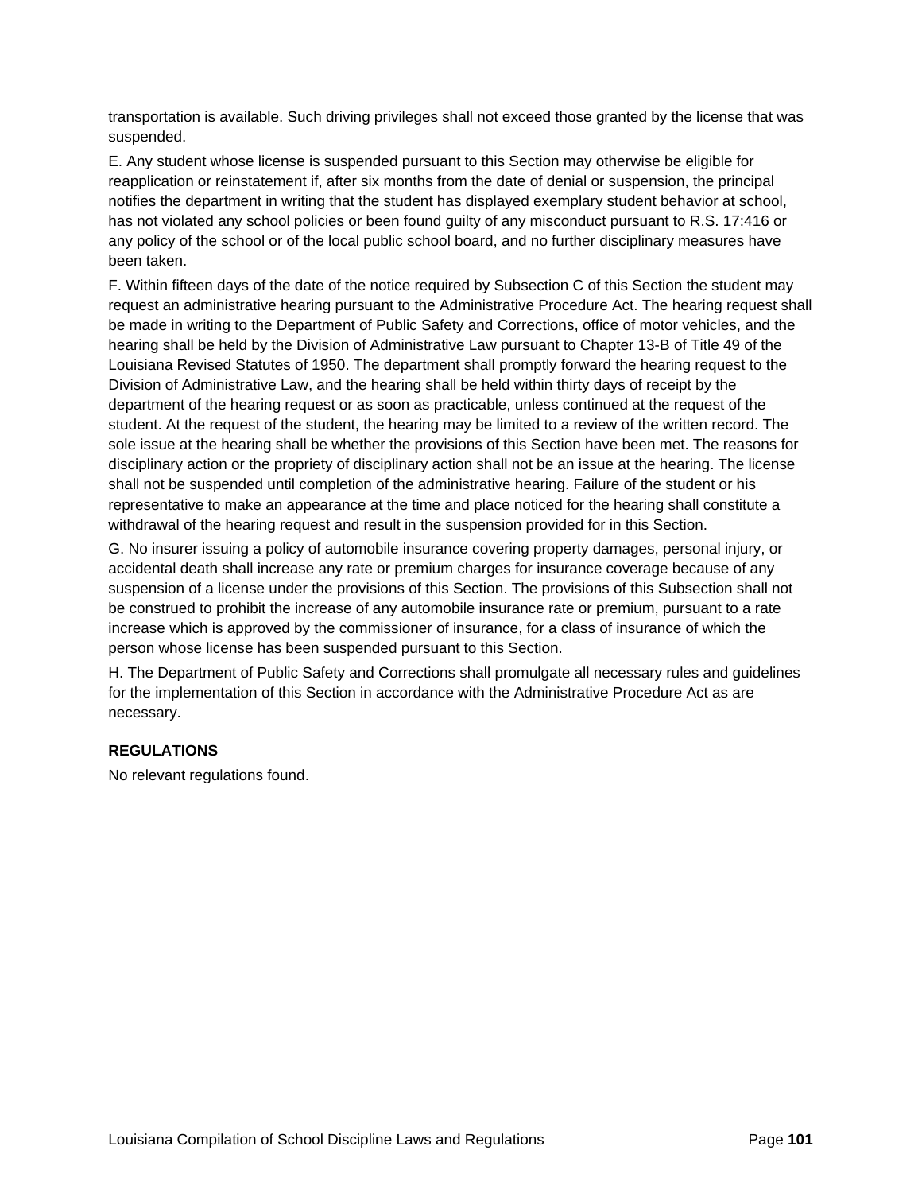transportation is available. Such driving privileges shall not exceed those granted by the license that was suspended.

E. Any student whose license is suspended pursuant to this Section may otherwise be eligible for reapplication or reinstatement if, after six months from the date of denial or suspension, the principal notifies the department in writing that the student has displayed exemplary student behavior at school, has not violated any school policies or been found guilty of any misconduct pursuant to R.S. 17:416 or any policy of the school or of the local public school board, and no further disciplinary measures have been taken.

F. Within fifteen days of the date of the notice required by Subsection C of this Section the student may request an administrative hearing pursuant to the Administrative Procedure Act. The hearing request shall be made in writing to the Department of Public Safety and Corrections, office of motor vehicles, and the hearing shall be held by the Division of Administrative Law pursuant to Chapter 13-B of Title 49 of the Louisiana Revised Statutes of 1950. The department shall promptly forward the hearing request to the Division of Administrative Law, and the hearing shall be held within thirty days of receipt by the department of the hearing request or as soon as practicable, unless continued at the request of the student. At the request of the student, the hearing may be limited to a review of the written record. The sole issue at the hearing shall be whether the provisions of this Section have been met. The reasons for disciplinary action or the propriety of disciplinary action shall not be an issue at the hearing. The license shall not be suspended until completion of the administrative hearing. Failure of the student or his representative to make an appearance at the time and place noticed for the hearing shall constitute a withdrawal of the hearing request and result in the suspension provided for in this Section.

G. No insurer issuing a policy of automobile insurance covering property damages, personal injury, or accidental death shall increase any rate or premium charges for insurance coverage because of any suspension of a license under the provisions of this Section. The provisions of this Subsection shall not be construed to prohibit the increase of any automobile insurance rate or premium, pursuant to a rate increase which is approved by the commissioner of insurance, for a class of insurance of which the person whose license has been suspended pursuant to this Section.

H. The Department of Public Safety and Corrections shall promulgate all necessary rules and guidelines for the implementation of this Section in accordance with the Administrative Procedure Act as are necessary.

**REGULATIONS**

No relevant regulations found.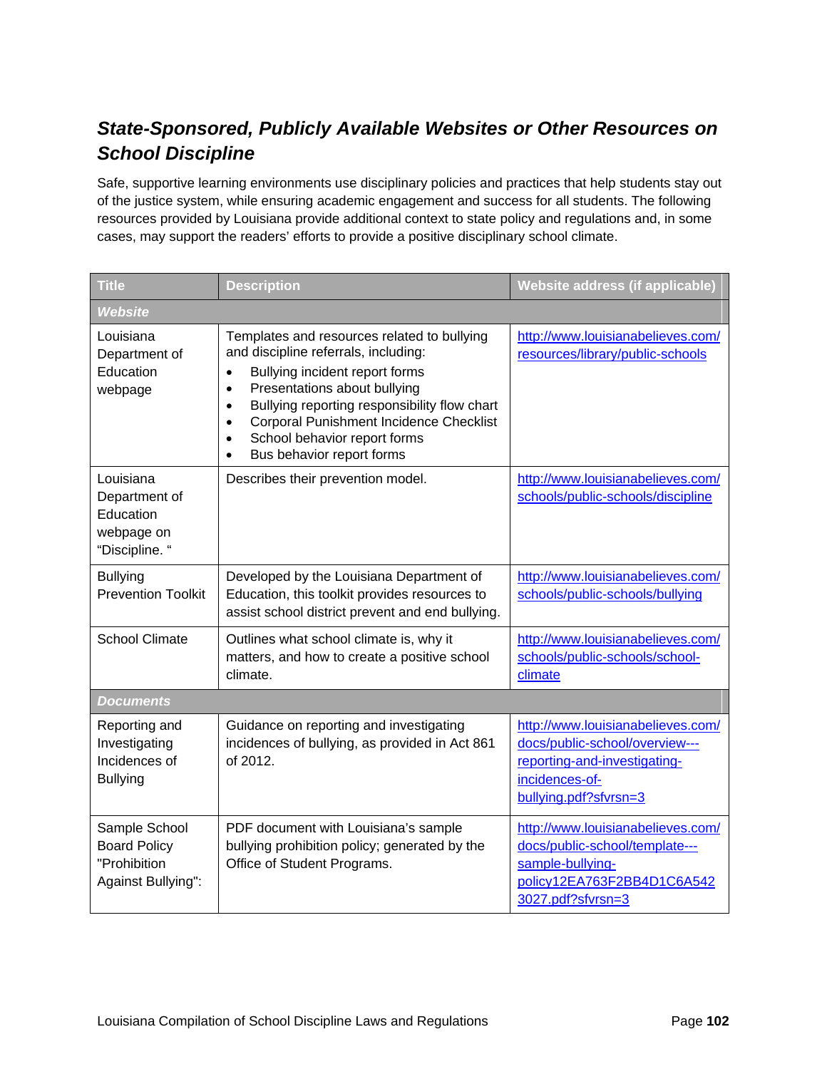## *State-Sponsored, Publicly Available Websites or Other Resources on School Discipline*

Safe, supportive learning environments use disciplinary policies and practices that help students stay out of the justice system, while ensuring academic engagement and success for all students. The following resources provided by Louisiana provide additional context to state policy and regulations and, in some cases, may support the readers' efforts to provide a positive disciplinary school climate.

| Title | Description | Website address (if applicable) |
|---|---|---|
| ***Website*** | | |
| Louisiana Department of Education webpage | Templates and resources related to bullying and discipline referrals, including:<br>• Bullying incident report forms<br>• Presentations about bullying<br>• Bullying reporting responsibility flow chart<br>• Corporal Punishment Incidence Checklist<br>• School behavior report forms<br>• Bus behavior report forms | http://www.louisianabelieves.com/resources/library/public-schools |
| Louisiana Department of Education webpage on "Discipline. " | Describes their prevention model. | http://www.louisianabelieves.com/schools/public-schools/discipline |
| Bullying Prevention Toolkit | Developed by the Louisiana Department of Education, this toolkit provides resources to assist school district prevent and end bullying. | http://www.louisianabelieves.com/schools/public-schools/bullying |
| School Climate | Outlines what school climate is, why it matters, and how to create a positive school climate. | http://www.louisianabelieves.com/schools/public-schools/school-climate |
| ***Documents*** | | |
| Reporting and Investigating Incidences of Bullying | Guidance on reporting and investigating incidences of bullying, as provided in Act 861 of 2012. | http://www.louisianabelieves.com/docs/public-school/overview---reporting-and-investigating-incidences-of-bullying.pdf?sfvrsn=3 |
| Sample School Board Policy "Prohibition Against Bullying": | PDF document with Louisiana's sample bullying prohibition policy; generated by the Office of Student Programs. | http://www.louisianabelieves.com/docs/public-school/template---sample-bullying-policy12EA763F2BB4D1C6A5423027.pdf?sfvrsn=3 |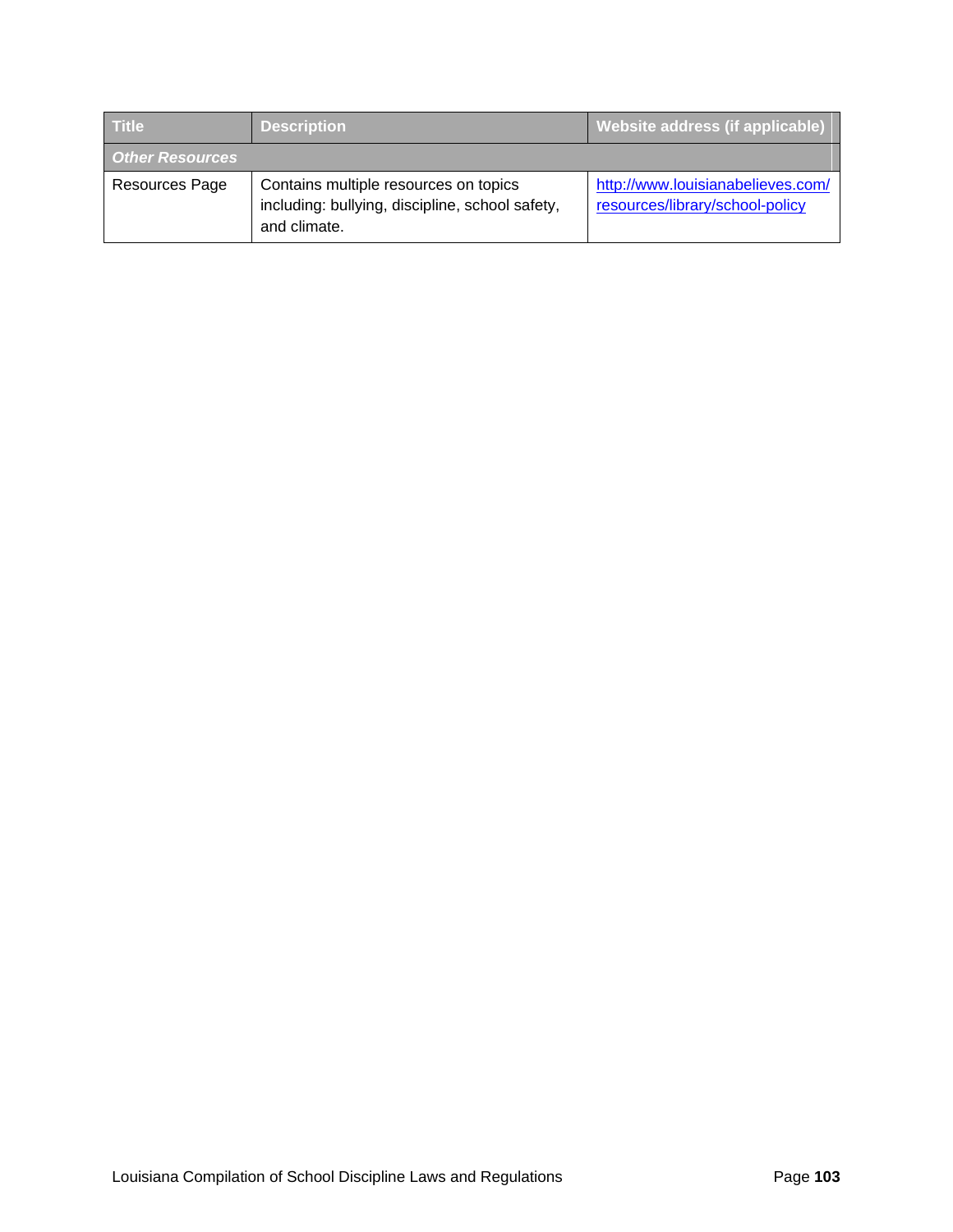| Title | Description | Website address (if applicable) |
|---|---|---|
| ***Other Resources*** | | |
| Resources Page | Contains multiple resources on topics including: bullying, discipline, school safety, and climate. | http://www.louisianabelieves.com/resources/library/school-policy |